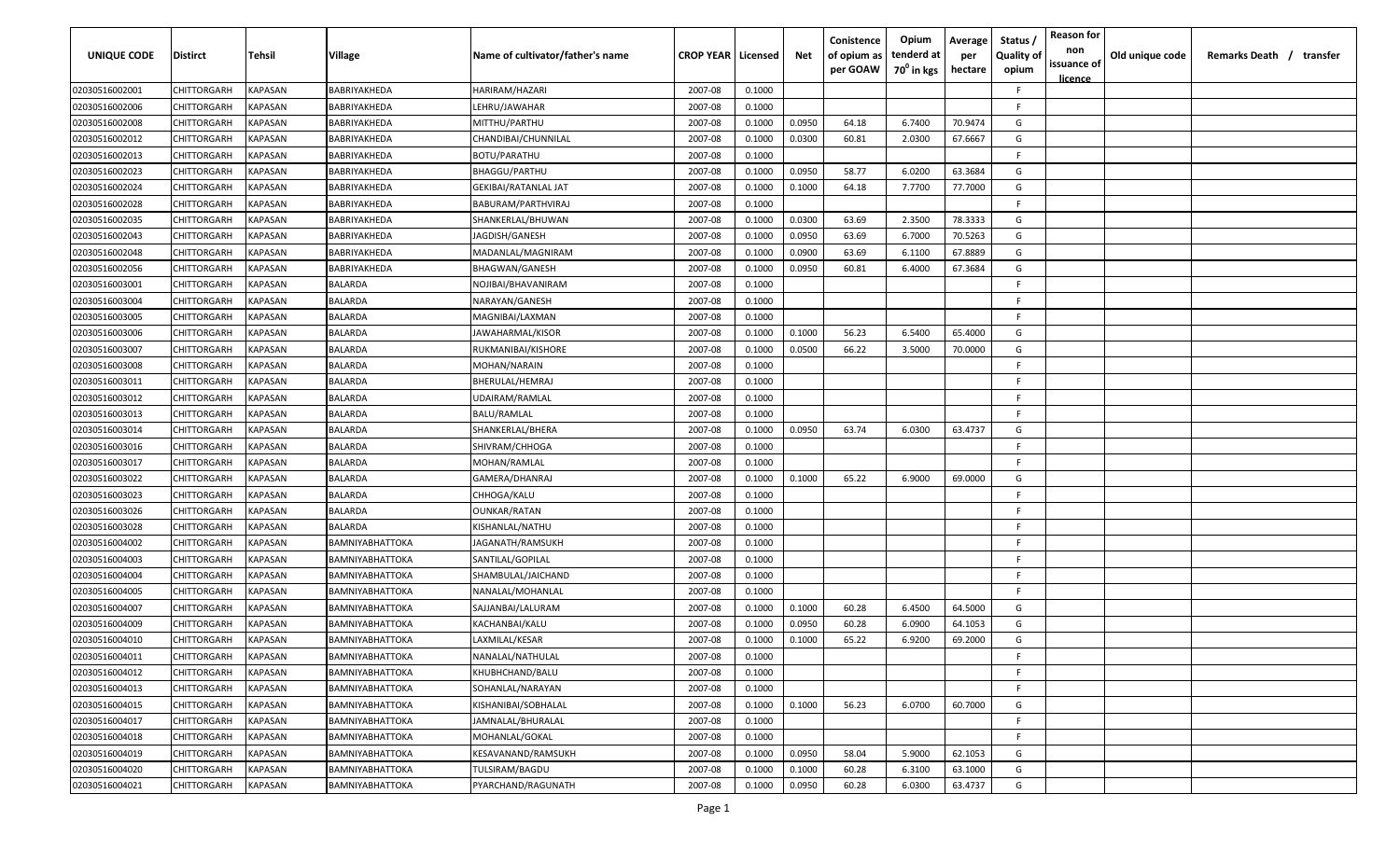| UNIQUE CODE | Distirct | Tehsil | Village | Name of cultivator/father's name | CROP YEAR | Licensed | Net | Conistence of opium as per GOAW | Opium tenderd at $70^0$ in kgs | Average per hectare | Status / Quality of opium | Reason for non issuance of licence | Old unique code | Remarks Death / transfer |
|---|---|---|---|---|---|---|---|---|---|---|---|---|---|---|
| 02030516002001 | CHITTORGARH | KAPASAN | BABRIYAKHEDA | HARIRAM/HAZARI | 2007-08 | 0.1000 | | | | | F | | | |
| 02030516002006 | CHITTORGARH | KAPASAN | BABRIYAKHEDA | LEHRU/JAWAHAR | 2007-08 | 0.1000 | | | | | F | | | |
| 02030516002008 | CHITTORGARH | KAPASAN | BABRIYAKHEDA | MITTHU/PARTHU | 2007-08 | 0.1000 | 0.0950 | 64.18 | 6.7400 | 70.9474 | G | | | |
| 02030516002012 | CHITTORGARH | KAPASAN | BABRIYAKHEDA | CHANDIBAI/CHUNNILAL | 2007-08 | 0.1000 | 0.0300 | 60.81 | 2.0300 | 67.6667 | G | | | |
| 02030516002013 | CHITTORGARH | KAPASAN | BABRIYAKHEDA | BOTU/PARATHU | 2007-08 | 0.1000 | | | | | F | | | |
| 02030516002023 | CHITTORGARH | KAPASAN | BABRIYAKHEDA | BHAGGU/PARTHU | 2007-08 | 0.1000 | 0.0950 | 58.77 | 6.0200 | 63.3684 | G | | | |
| 02030516002024 | CHITTORGARH | KAPASAN | BABRIYAKHEDA | GEKIBAI/RATANLAL JAT | 2007-08 | 0.1000 | 0.1000 | 64.18 | 7.7700 | 77.7000 | G | | | |
| 02030516002028 | CHITTORGARH | KAPASAN | BABRIYAKHEDA | BABURAM/PARTHVIRAJ | 2007-08 | 0.1000 | | | | | F | | | |
| 02030516002035 | CHITTORGARH | KAPASAN | BABRIYAKHEDA | SHANKERLAL/BHUWAN | 2007-08 | 0.1000 | 0.0300 | 63.69 | 2.3500 | 78.3333 | G | | | |
| 02030516002043 | CHITTORGARH | KAPASAN | BABRIYAKHEDA | JAGDISH/GANESH | 2007-08 | 0.1000 | 0.0950 | 63.69 | 6.7000 | 70.5263 | G | | | |
| 02030516002048 | CHITTORGARH | KAPASAN | BABRIYAKHEDA | MADANLAL/MAGNIRAM | 2007-08 | 0.1000 | 0.0900 | 63.69 | 6.1100 | 67.8889 | G | | | |
| 02030516002056 | CHITTORGARH | KAPASAN | BABRIYAKHEDA | BHAGWAN/GANESH | 2007-08 | 0.1000 | 0.0950 | 60.81 | 6.4000 | 67.3684 | G | | | |
| 02030516003001 | CHITTORGARH | KAPASAN | BALARDA | NOJIBAI/BHAVANIRAM | 2007-08 | 0.1000 | | | | | F | | | |
| 02030516003004 | CHITTORGARH | KAPASAN | BALARDA | NARAYAN/GANESH | 2007-08 | 0.1000 | | | | | F | | | |
| 02030516003005 | CHITTORGARH | KAPASAN | BALARDA | MAGNIBAI/LAXMAN | 2007-08 | 0.1000 | | | | | F | | | |
| 02030516003006 | CHITTORGARH | KAPASAN | BALARDA | JAWAHARMAL/KISOR | 2007-08 | 0.1000 | 0.1000 | 56.23 | 6.5400 | 65.4000 | G | | | |
| 02030516003007 | CHITTORGARH | KAPASAN | BALARDA | RUKMANIBAI/KISHORE | 2007-08 | 0.1000 | 0.0500 | 66.22 | 3.5000 | 70.0000 | G | | | |
| 02030516003008 | CHITTORGARH | KAPASAN | BALARDA | MOHAN/NARAIN | 2007-08 | 0.1000 | | | | | F | | | |
| 02030516003011 | CHITTORGARH | KAPASAN | BALARDA | BHERULAL/HEMRAJ | 2007-08 | 0.1000 | | | | | F | | | |
| 02030516003012 | CHITTORGARH | KAPASAN | BALARDA | UDAIRAM/RAMLAL | 2007-08 | 0.1000 | | | | | F | | | |
| 02030516003013 | CHITTORGARH | KAPASAN | BALARDA | BALU/RAMLAL | 2007-08 | 0.1000 | | | | | F | | | |
| 02030516003014 | CHITTORGARH | KAPASAN | BALARDA | SHANKERLAL/BHERA | 2007-08 | 0.1000 | 0.0950 | 63.74 | 6.0300 | 63.4737 | G | | | |
| 02030516003016 | CHITTORGARH | KAPASAN | BALARDA | SHIVRAM/CHHOGA | 2007-08 | 0.1000 | | | | | F | | | |
| 02030516003017 | CHITTORGARH | KAPASAN | BALARDA | MOHAN/RAMLAL | 2007-08 | 0.1000 | | | | | F | | | |
| 02030516003022 | CHITTORGARH | KAPASAN | BALARDA | GAMERA/DHANRAJ | 2007-08 | 0.1000 | 0.1000 | 65.22 | 6.9000 | 69.0000 | G | | | |
| 02030516003023 | CHITTORGARH | KAPASAN | BALARDA | CHHOGA/KALU | 2007-08 | 0.1000 | | | | | F | | | |
| 02030516003026 | CHITTORGARH | KAPASAN | BALARDA | OUNKAR/RATAN | 2007-08 | 0.1000 | | | | | F | | | |
| 02030516003028 | CHITTORGARH | KAPASAN | BALARDA | KISHANLAL/NATHU | 2007-08 | 0.1000 | | | | | F | | | |
| 02030516004002 | CHITTORGARH | KAPASAN | BAMNIYABHATTOKA | JAGANATH/RAMSUKH | 2007-08 | 0.1000 | | | | | F | | | |
| 02030516004003 | CHITTORGARH | KAPASAN | BAMNIYABHATTOKA | SANTILAL/GOPILAL | 2007-08 | 0.1000 | | | | | F | | | |
| 02030516004004 | CHITTORGARH | KAPASAN | BAMNIYABHATTOKA | SHAMBULAL/JAICHAND | 2007-08 | 0.1000 | | | | | F | | | |
| 02030516004005 | CHITTORGARH | KAPASAN | BAMNIYABHATTOKA | NANALAL/MOHANLAL | 2007-08 | 0.1000 | | | | | F | | | |
| 02030516004007 | CHITTORGARH | KAPASAN | BAMNIYABHATTOKA | SAJJANBAI/LALURAM | 2007-08 | 0.1000 | 0.1000 | 60.28 | 6.4500 | 64.5000 | G | | | |
| 02030516004009 | CHITTORGARH | KAPASAN | BAMNIYABHATTOKA | KACHANBAI/KALU | 2007-08 | 0.1000 | 0.0950 | 60.28 | 6.0900 | 64.1053 | G | | | |
| 02030516004010 | CHITTORGARH | KAPASAN | BAMNIYABHATTOKA | LAXMILAL/KESAR | 2007-08 | 0.1000 | 0.1000 | 65.22 | 6.9200 | 69.2000 | G | | | |
| 02030516004011 | CHITTORGARH | KAPASAN | BAMNIYABHATTOKA | NANALAL/NATHULAL | 2007-08 | 0.1000 | | | | | F | | | |
| 02030516004012 | CHITTORGARH | KAPASAN | BAMNIYABHATTOKA | KHUBHCHAND/BALU | 2007-08 | 0.1000 | | | | | F | | | |
| 02030516004013 | CHITTORGARH | KAPASAN | BAMNIYABHATTOKA | SOHANLAL/NARAYAN | 2007-08 | 0.1000 | | | | | F | | | |
| 02030516004015 | CHITTORGARH | KAPASAN | BAMNIYABHATTOKA | KISHANIBAI/SOBHALAL | 2007-08 | 0.1000 | 0.1000 | 56.23 | 6.0700 | 60.7000 | G | | | |
| 02030516004017 | CHITTORGARH | KAPASAN | BAMNIYABHATTOKA | JAMNALAL/BHURALAL | 2007-08 | 0.1000 | | | | | F | | | |
| 02030516004018 | CHITTORGARH | KAPASAN | BAMNIYABHATTOKA | MOHANLAL/GOKAL | 2007-08 | 0.1000 | | | | | F | | | |
| 02030516004019 | CHITTORGARH | KAPASAN | BAMNIYABHATTOKA | KESAVANAND/RAMSUKH | 2007-08 | 0.1000 | 0.0950 | 58.04 | 5.9000 | 62.1053 | G | | | |
| 02030516004020 | CHITTORGARH | KAPASAN | BAMNIYABHATTOKA | TULSIRAM/BAGDU | 2007-08 | 0.1000 | 0.1000 | 60.28 | 6.3100 | 63.1000 | G | | | |
| 02030516004021 | CHITTORGARH | KAPASAN | BAMNIYABHATTOKA | PYARCHAND/RAGUNATH | 2007-08 | 0.1000 | 0.0950 | 60.28 | 6.0300 | 63.4737 | G | | | |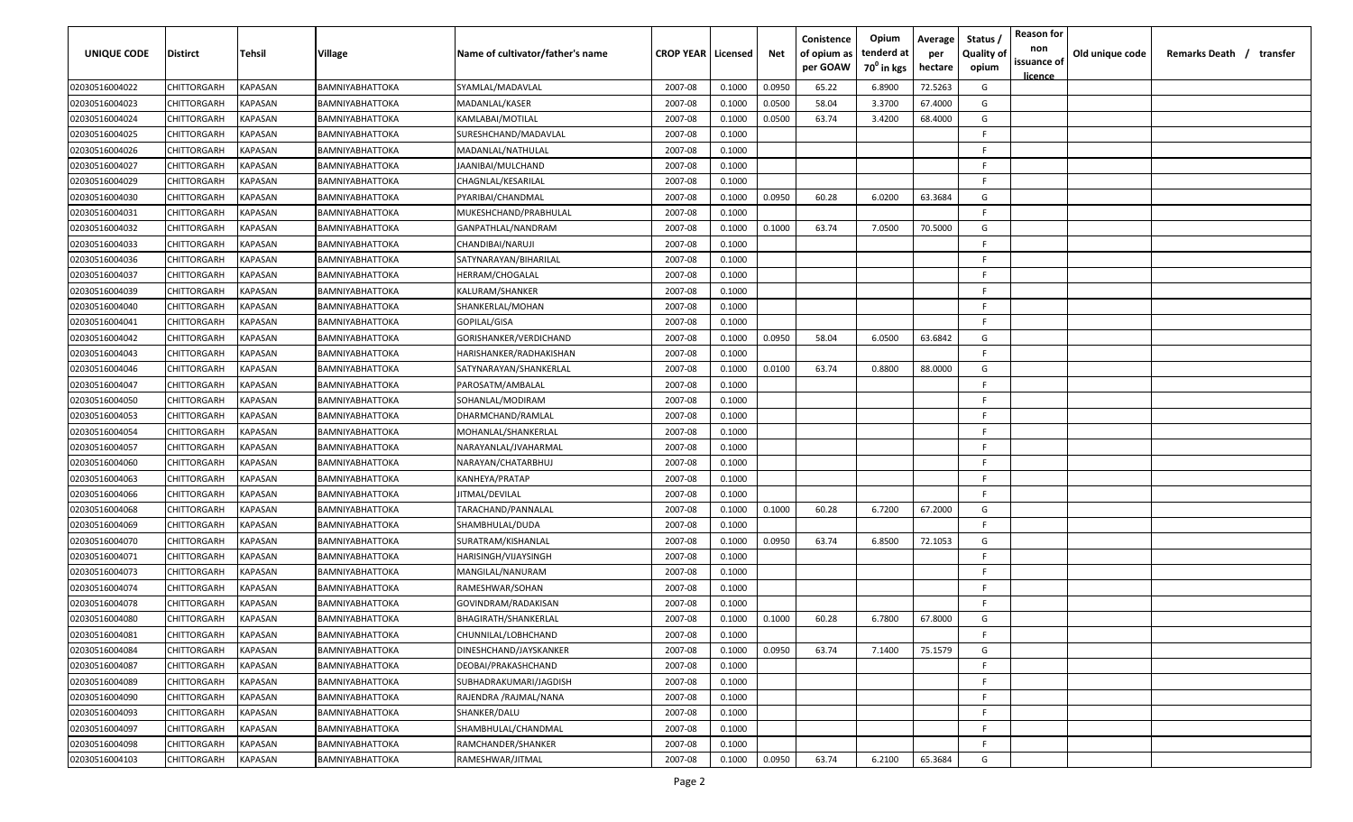| UNIQUE CODE | Distirct | Tehsil | Village | Name of cultivator/father's name | CROP YEAR | Licensed | Net | Conistence of opium as per GOAW | Opium tenderd at 70° in kgs | Average per hectare | Status / Quality of opium | Reason for non issuance of licence | Old unique code | Remarks Death / transfer |
|---|---|---|---|---|---|---|---|---|---|---|---|---|---|---|
| 02030516004022 | CHITTORGARH | KAPASAN | BAMNIYABHATTOKA | SYAMLAL/MADAVLAL | 2007-08 | 0.1000 | 0.0950 | 65.22 | 6.8900 | 72.5263 | G | | | |
| 02030516004023 | CHITTORGARH | KAPASAN | BAMNIYABHATTOKA | MADANLAL/KASER | 2007-08 | 0.1000 | 0.0500 | 58.04 | 3.3700 | 67.4000 | G | | | |
| 02030516004024 | CHITTORGARH | KAPASAN | BAMNIYABHATTOKA | KAMLABAI/MOTILAL | 2007-08 | 0.1000 | 0.0500 | 63.74 | 3.4200 | 68.4000 | G | | | |
| 02030516004025 | CHITTORGARH | KAPASAN | BAMNIYABHATTOKA | SURESHCHAND/MADAVLAL | 2007-08 | 0.1000 | | | | | F | | | |
| 02030516004026 | CHITTORGARH | KAPASAN | BAMNIYABHATTOKA | MADANLAL/NATHULAL | 2007-08 | 0.1000 | | | | | F | | | |
| 02030516004027 | CHITTORGARH | KAPASAN | BAMNIYABHATTOKA | JAANIBAI/MULCHAND | 2007-08 | 0.1000 | | | | | F | | | |
| 02030516004029 | CHITTORGARH | KAPASAN | BAMNIYABHATTOKA | CHAGNLAL/KESARILAL | 2007-08 | 0.1000 | | | | | F | | | |
| 02030516004030 | CHITTORGARH | KAPASAN | BAMNIYABHATTOKA | PYARIBAI/CHANDMAL | 2007-08 | 0.1000 | 0.0950 | 60.28 | 6.0200 | 63.3684 | G | | | |
| 02030516004031 | CHITTORGARH | KAPASAN | BAMNIYABHATTOKA | MUKESHCHAND/PRABHULAL | 2007-08 | 0.1000 | | | | | F | | | |
| 02030516004032 | CHITTORGARH | KAPASAN | BAMNIYABHATTOKA | GANPATHLAL/NANDRAM | 2007-08 | 0.1000 | 0.1000 | 63.74 | 7.0500 | 70.5000 | G | | | |
| 02030516004033 | CHITTORGARH | KAPASAN | BAMNIYABHATTOKA | CHANDIBAI/NARUJI | 2007-08 | 0.1000 | | | | | F | | | |
| 02030516004036 | CHITTORGARH | KAPASAN | BAMNIYABHATTOKA | SATYNARAYAN/BIHARILAL | 2007-08 | 0.1000 | | | | | F | | | |
| 02030516004037 | CHITTORGARH | KAPASAN | BAMNIYABHATTOKA | HERRAM/CHOGALAL | 2007-08 | 0.1000 | | | | | F | | | |
| 02030516004039 | CHITTORGARH | KAPASAN | BAMNIYABHATTOKA | KALURAM/SHANKER | 2007-08 | 0.1000 | | | | | F | | | |
| 02030516004040 | CHITTORGARH | KAPASAN | BAMNIYABHATTOKA | SHANKERLAL/MOHAN | 2007-08 | 0.1000 | | | | | F | | | |
| 02030516004041 | CHITTORGARH | KAPASAN | BAMNIYABHATTOKA | GOPILAL/GISA | 2007-08 | 0.1000 | | | | | F | | | |
| 02030516004042 | CHITTORGARH | KAPASAN | BAMNIYABHATTOKA | GORISHANKER/VERDICHAND | 2007-08 | 0.1000 | 0.0950 | 58.04 | 6.0500 | 63.6842 | G | | | |
| 02030516004043 | CHITTORGARH | KAPASAN | BAMNIYABHATTOKA | HARISHANKER/RADHAKISHAN | 2007-08 | 0.1000 | | | | | F | | | |
| 02030516004046 | CHITTORGARH | KAPASAN | BAMNIYABHATTOKA | SATYNARAYAN/SHANKERLAL | 2007-08 | 0.1000 | 0.0100 | 63.74 | 0.8800 | 88.0000 | G | | | |
| 02030516004047 | CHITTORGARH | KAPASAN | BAMNIYABHATTOKA | PAROSATM/AMBALAL | 2007-08 | 0.1000 | | | | | F | | | |
| 02030516004050 | CHITTORGARH | KAPASAN | BAMNIYABHATTOKA | SOHANLAL/MODIRAM | 2007-08 | 0.1000 | | | | | F | | | |
| 02030516004053 | CHITTORGARH | KAPASAN | BAMNIYABHATTOKA | DHARMCHAND/RAMLAL | 2007-08 | 0.1000 | | | | | F | | | |
| 02030516004054 | CHITTORGARH | KAPASAN | BAMNIYABHATTOKA | MOHANLAL/SHANKERLAL | 2007-08 | 0.1000 | | | | | F | | | |
| 02030516004057 | CHITTORGARH | KAPASAN | BAMNIYABHATTOKA | NARAYANLAL/JVAHARMAL | 2007-08 | 0.1000 | | | | | F | | | |
| 02030516004060 | CHITTORGARH | KAPASAN | BAMNIYABHATTOKA | NARAYAN/CHATARBHUJ | 2007-08 | 0.1000 | | | | | F | | | |
| 02030516004063 | CHITTORGARH | KAPASAN | BAMNIYABHATTOKA | KANHEYA/PRATAP | 2007-08 | 0.1000 | | | | | F | | | |
| 02030516004066 | CHITTORGARH | KAPASAN | BAMNIYABHATTOKA | JITMAL/DEVILAL | 2007-08 | 0.1000 | | | | | F | | | |
| 02030516004068 | CHITTORGARH | KAPASAN | BAMNIYABHATTOKA | TARACHAND/PANNALAL | 2007-08 | 0.1000 | 0.1000 | 60.28 | 6.7200 | 67.2000 | G | | | |
| 02030516004069 | CHITTORGARH | KAPASAN | BAMNIYABHATTOKA | SHAMBHULAL/DUDA | 2007-08 | 0.1000 | | | | | F | | | |
| 02030516004070 | CHITTORGARH | KAPASAN | BAMNIYABHATTOKA | SURATRAM/KISHANLAL | 2007-08 | 0.1000 | 0.0950 | 63.74 | 6.8500 | 72.1053 | G | | | |
| 02030516004071 | CHITTORGARH | KAPASAN | BAMNIYABHATTOKA | HARISINGH/VIJAYSINGH | 2007-08 | 0.1000 | | | | | F | | | |
| 02030516004073 | CHITTORGARH | KAPASAN | BAMNIYABHATTOKA | MANGILAL/NANURAM | 2007-08 | 0.1000 | | | | | F | | | |
| 02030516004074 | CHITTORGARH | KAPASAN | BAMNIYABHATTOKA | RAMESHWAR/SOHAN | 2007-08 | 0.1000 | | | | | F | | | |
| 02030516004078 | CHITTORGARH | KAPASAN | BAMNIYABHATTOKA | GOVINDRAM/RADAKISAN | 2007-08 | 0.1000 | | | | | F | | | |
| 02030516004080 | CHITTORGARH | KAPASAN | BAMNIYABHATTOKA | BHAGIRATH/SHANKERLAL | 2007-08 | 0.1000 | 0.1000 | 60.28 | 6.7800 | 67.8000 | G | | | |
| 02030516004081 | CHITTORGARH | KAPASAN | BAMNIYABHATTOKA | CHUNNILAL/LOBHCHAND | 2007-08 | 0.1000 | | | | | F | | | |
| 02030516004084 | CHITTORGARH | KAPASAN | BAMNIYABHATTOKA | DINESHCHAND/JAYSKANKER | 2007-08 | 0.1000 | 0.0950 | 63.74 | 7.1400 | 75.1579 | G | | | |
| 02030516004087 | CHITTORGARH | KAPASAN | BAMNIYABHATTOKA | DEOBAI/PRAKASHCHAND | 2007-08 | 0.1000 | | | | | F | | | |
| 02030516004089 | CHITTORGARH | KAPASAN | BAMNIYABHATTOKA | SUBHADRAKUMARI/JAGDISH | 2007-08 | 0.1000 | | | | | F | | | |
| 02030516004090 | CHITTORGARH | KAPASAN | BAMNIYABHATTOKA | RAJENDRA /RAJMAL/NANA | 2007-08 | 0.1000 | | | | | F | | | |
| 02030516004093 | CHITTORGARH | KAPASAN | BAMNIYABHATTOKA | SHANKER/DALU | 2007-08 | 0.1000 | | | | | F | | | |
| 02030516004097 | CHITTORGARH | KAPASAN | BAMNIYABHATTOKA | SHAMBHULAL/CHANDMAL | 2007-08 | 0.1000 | | | | | F | | | |
| 02030516004098 | CHITTORGARH | KAPASAN | BAMNIYABHATTOKA | RAMCHANDER/SHANKER | 2007-08 | 0.1000 | | | | | F | | | |
| 02030516004103 | CHITTORGARH | KAPASAN | BAMNIYABHATTOKA | RAMESHWAR/JITMAL | 2007-08 | 0.1000 | 0.0950 | 63.74 | 6.2100 | 65.3684 | G | | | |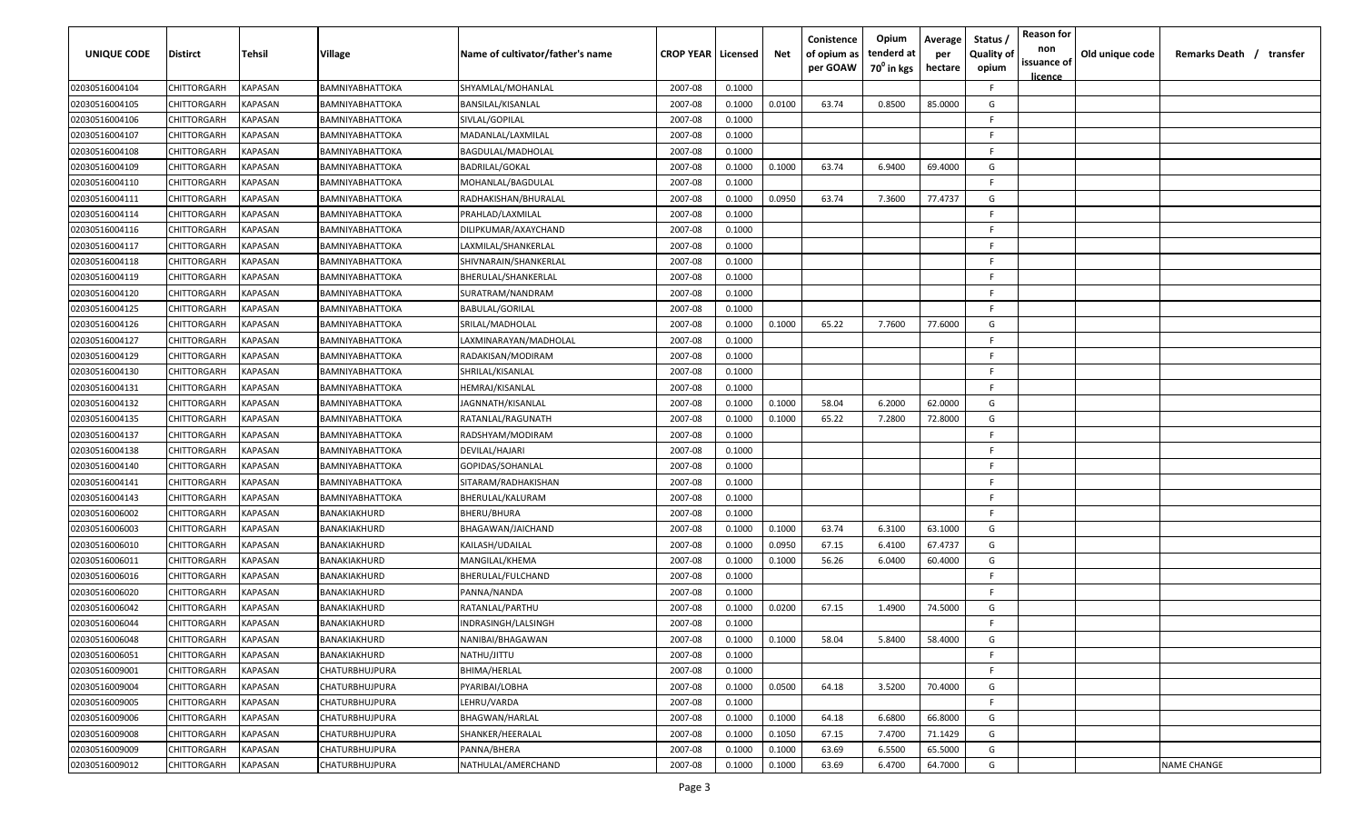| UNIQUE CODE | Distirct | Tehsil | Village | Name of cultivator/father's name | CROP YEAR | Licensed | Net | Conistence of opium as per GOAW | Opium tenderd at $70^0$ in kgs | Average per hectare | Status / Quality of opium | Reason for non issuance of licence | Old unique code | Remarks Death / transfer |
|---|---|---|---|---|---|---|---|---|---|---|---|---|---|---|
| 02030516004104 | CHITTORGARH | KAPASAN | BAMNIYABHATTOKA | SHYAMLAL/MOHANLAL | 2007-08 | 0.1000 | | | | | F | | | |
| 02030516004105 | CHITTORGARH | KAPASAN | BAMNIYABHATTOKA | BANSILAL/KISANLAL | 2007-08 | 0.1000 | 0.0100 | 63.74 | 0.8500 | 85.0000 | G | | | |
| 02030516004106 | CHITTORGARH | KAPASAN | BAMNIYABHATTOKA | SIVLAL/GOPILAL | 2007-08 | 0.1000 | | | | | F | | | |
| 02030516004107 | CHITTORGARH | KAPASAN | BAMNIYABHATTOKA | MADANLAL/LAXMILAL | 2007-08 | 0.1000 | | | | | F | | | |
| 02030516004108 | CHITTORGARH | KAPASAN | BAMNIYABHATTOKA | BAGDULAL/MADHOLAL | 2007-08 | 0.1000 | | | | | F | | | |
| 02030516004109 | CHITTORGARH | KAPASAN | BAMNIYABHATTOKA | BADRILAL/GOKAL | 2007-08 | 0.1000 | 0.1000 | 63.74 | 6.9400 | 69.4000 | G | | | |
| 02030516004110 | CHITTORGARH | KAPASAN | BAMNIYABHATTOKA | MOHANLAL/BAGDULAL | 2007-08 | 0.1000 | | | | | F | | | |
| 02030516004111 | CHITTORGARH | KAPASAN | BAMNIYABHATTOKA | RADHAKISHAN/BHURALAL | 2007-08 | 0.1000 | 0.0950 | 63.74 | 7.3600 | 77.4737 | G | | | |
| 02030516004114 | CHITTORGARH | KAPASAN | BAMNIYABHATTOKA | PRAHLAD/LAXMILAL | 2007-08 | 0.1000 | | | | | F | | | |
| 02030516004116 | CHITTORGARH | KAPASAN | BAMNIYABHATTOKA | DILIPKUMAR/AXAYCHAND | 2007-08 | 0.1000 | | | | | F | | | |
| 02030516004117 | CHITTORGARH | KAPASAN | BAMNIYABHATTOKA | LAXMILAL/SHANKERLAL | 2007-08 | 0.1000 | | | | | F | | | |
| 02030516004118 | CHITTORGARH | KAPASAN | BAMNIYABHATTOKA | SHIVNARAIN/SHANKERLAL | 2007-08 | 0.1000 | | | | | F | | | |
| 02030516004119 | CHITTORGARH | KAPASAN | BAMNIYABHATTOKA | BHERULAL/SHANKERLAL | 2007-08 | 0.1000 | | | | | F | | | |
| 02030516004120 | CHITTORGARH | KAPASAN | BAMNIYABHATTOKA | SURATRAM/NANDRAM | 2007-08 | 0.1000 | | | | | F | | | |
| 02030516004125 | CHITTORGARH | KAPASAN | BAMNIYABHATTOKA | BABULAL/GORILAL | 2007-08 | 0.1000 | | | | | F | | | |
| 02030516004126 | CHITTORGARH | KAPASAN | BAMNIYABHATTOKA | SRILAL/MADHOLAL | 2007-08 | 0.1000 | 0.1000 | 65.22 | 7.7600 | 77.6000 | G | | | |
| 02030516004127 | CHITTORGARH | KAPASAN | BAMNIYABHATTOKA | LAXMINARAYAN/MADHOLAL | 2007-08 | 0.1000 | | | | | F | | | |
| 02030516004129 | CHITTORGARH | KAPASAN | BAMNIYABHATTOKA | RADAKISAN/MODIRAM | 2007-08 | 0.1000 | | | | | F | | | |
| 02030516004130 | CHITTORGARH | KAPASAN | BAMNIYABHATTOKA | SHRILAL/KISANLAL | 2007-08 | 0.1000 | | | | | F | | | |
| 02030516004131 | CHITTORGARH | KAPASAN | BAMNIYABHATTOKA | HEMRAJ/KISANLAL | 2007-08 | 0.1000 | | | | | F | | | |
| 02030516004132 | CHITTORGARH | KAPASAN | BAMNIYABHATTOKA | JAGNNATH/KISANLAL | 2007-08 | 0.1000 | 0.1000 | 58.04 | 6.2000 | 62.0000 | G | | | |
| 02030516004135 | CHITTORGARH | KAPASAN | BAMNIYABHATTOKA | RATANLAL/RAGUNATH | 2007-08 | 0.1000 | 0.1000 | 65.22 | 7.2800 | 72.8000 | G | | | |
| 02030516004137 | CHITTORGARH | KAPASAN | BAMNIYABHATTOKA | RADSHYAM/MODIRAM | 2007-08 | 0.1000 | | | | | F | | | |
| 02030516004138 | CHITTORGARH | KAPASAN | BAMNIYABHATTOKA | DEVILAL/HAJARI | 2007-08 | 0.1000 | | | | | F | | | |
| 02030516004140 | CHITTORGARH | KAPASAN | BAMNIYABHATTOKA | GOPIDAS/SOHANLAL | 2007-08 | 0.1000 | | | | | F | | | |
| 02030516004141 | CHITTORGARH | KAPASAN | BAMNIYABHATTOKA | SITARAM/RADHAKISHAN | 2007-08 | 0.1000 | | | | | F | | | |
| 02030516004143 | CHITTORGARH | KAPASAN | BAMNIYABHATTOKA | BHERULAL/KALURAM | 2007-08 | 0.1000 | | | | | F | | | |
| 02030516006002 | CHITTORGARH | KAPASAN | BANAKIAKHURD | BHERU/BHURA | 2007-08 | 0.1000 | | | | | F | | | |
| 02030516006003 | CHITTORGARH | KAPASAN | BANAKIAKHURD | BHAGAWAN/JAICHAND | 2007-08 | 0.1000 | 0.1000 | 63.74 | 6.3100 | 63.1000 | G | | | |
| 02030516006010 | CHITTORGARH | KAPASAN | BANAKIAKHURD | KAILASH/UDAILAL | 2007-08 | 0.1000 | 0.0950 | 67.15 | 6.4100 | 67.4737 | G | | | |
| 02030516006011 | CHITTORGARH | KAPASAN | BANAKIAKHURD | MANGILAL/KHEMA | 2007-08 | 0.1000 | 0.1000 | 56.26 | 6.0400 | 60.4000 | G | | | |
| 02030516006016 | CHITTORGARH | KAPASAN | BANAKIAKHURD | BHERULAL/FULCHAND | 2007-08 | 0.1000 | | | | | F | | | |
| 02030516006020 | CHITTORGARH | KAPASAN | BANAKIAKHURD | PANNA/NANDA | 2007-08 | 0.1000 | | | | | F | | | |
| 02030516006042 | CHITTORGARH | KAPASAN | BANAKIAKHURD | RATANLAL/PARTHU | 2007-08 | 0.1000 | 0.0200 | 67.15 | 1.4900 | 74.5000 | G | | | |
| 02030516006044 | CHITTORGARH | KAPASAN | BANAKIAKHURD | INDRASINGH/LALSINGH | 2007-08 | 0.1000 | | | | | F | | | |
| 02030516006048 | CHITTORGARH | KAPASAN | BANAKIAKHURD | NANIBAI/BHAGAWAN | 2007-08 | 0.1000 | 0.1000 | 58.04 | 5.8400 | 58.4000 | G | | | |
| 02030516006051 | CHITTORGARH | KAPASAN | BANAKIAKHURD | NATHU/JITTU | 2007-08 | 0.1000 | | | | | F | | | |
| 02030516009001 | CHITTORGARH | KAPASAN | CHATURBHUJPURA | BHIMA/HERLAL | 2007-08 | 0.1000 | | | | | F | | | |
| 02030516009004 | CHITTORGARH | KAPASAN | CHATURBHUJPURA | PYARIBAI/LOBHA | 2007-08 | 0.1000 | 0.0500 | 64.18 | 3.5200 | 70.4000 | G | | | |
| 02030516009005 | CHITTORGARH | KAPASAN | CHATURBHUJPURA | LEHRU/VARDA | 2007-08 | 0.1000 | | | | | F | | | |
| 02030516009006 | CHITTORGARH | KAPASAN | CHATURBHUJPURA | BHAGWAN/HARLAL | 2007-08 | 0.1000 | 0.1000 | 64.18 | 6.6800 | 66.8000 | G | | | |
| 02030516009008 | CHITTORGARH | KAPASAN | CHATURBHUJPURA | SHANKER/HEERALAL | 2007-08 | 0.1000 | 0.1050 | 67.15 | 7.4700 | 71.1429 | G | | | |
| 02030516009009 | CHITTORGARH | KAPASAN | CHATURBHUJPURA | PANNA/BHERA | 2007-08 | 0.1000 | 0.1000 | 63.69 | 6.5500 | 65.5000 | G | | | |
| 02030516009012 | CHITTORGARH | KAPASAN | CHATURBHUJPURA | NATHULAL/AMERCHAND | 2007-08 | 0.1000 | 0.1000 | 63.69 | 6.4700 | 64.7000 | G | | | NAME CHANGE |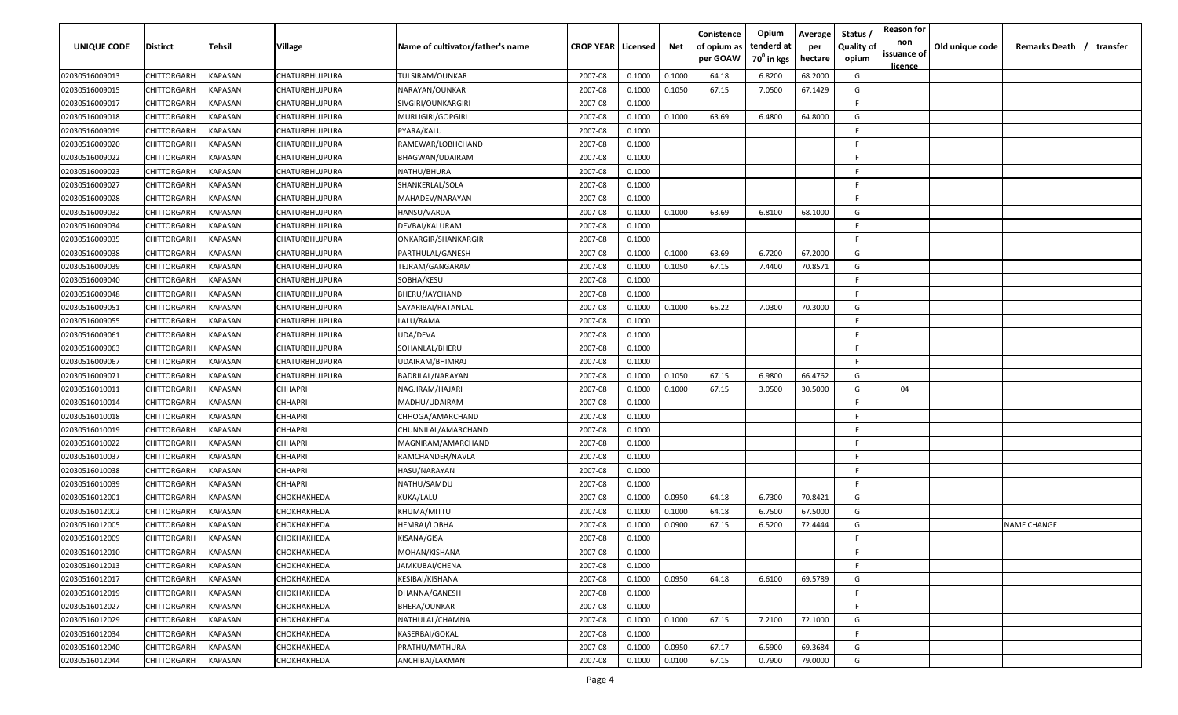| UNIQUE CODE | Distirct | Tehsil | Village | Name of cultivator/father's name | CROP YEAR | Licensed | Net | Conistence of opium as per GOAW | Opium tenderd at 70° in kgs | Average per hectare | Status / Quality of opium | Reason for non issuance of licence | Old unique code | Remarks Death / transfer |
|---|---|---|---|---|---|---|---|---|---|---|---|---|---|---|
| 02030516009013 | CHITTORGARH | KAPASAN | CHATURBHUJPURA | TULSIRAM/OUNKAR | 2007-08 | 0.1000 | 0.1000 | 64.18 | 6.8200 | 68.2000 | G | | | |
| 02030516009015 | CHITTORGARH | KAPASAN | CHATURBHUJPURA | NARAYAN/OUNKAR | 2007-08 | 0.1000 | 0.1050 | 67.15 | 7.0500 | 67.1429 | G | | | |
| 02030516009017 | CHITTORGARH | KAPASAN | CHATURBHUJPURA | SIVGIRI/OUNKARGIRI | 2007-08 | 0.1000 | | | | | F | | | |
| 02030516009018 | CHITTORGARH | KAPASAN | CHATURBHUJPURA | MURLIGIRI/GOPGIRI | 2007-08 | 0.1000 | 0.1000 | 63.69 | 6.4800 | 64.8000 | G | | | |
| 02030516009019 | CHITTORGARH | KAPASAN | CHATURBHUJPURA | PYARA/KALU | 2007-08 | 0.1000 | | | | | F | | | |
| 02030516009020 | CHITTORGARH | KAPASAN | CHATURBHUJPURA | RAMEWAR/LOBHCHAND | 2007-08 | 0.1000 | | | | | F | | | |
| 02030516009022 | CHITTORGARH | KAPASAN | CHATURBHUJPURA | BHAGWAN/UDAIRAM | 2007-08 | 0.1000 | | | | | F | | | |
| 02030516009023 | CHITTORGARH | KAPASAN | CHATURBHUJPURA | NATHU/BHURA | 2007-08 | 0.1000 | | | | | F | | | |
| 02030516009027 | CHITTORGARH | KAPASAN | CHATURBHUJPURA | SHANKERLAL/SOLA | 2007-08 | 0.1000 | | | | | F | | | |
| 02030516009028 | CHITTORGARH | KAPASAN | CHATURBHUJPURA | MAHADEV/NARAYAN | 2007-08 | 0.1000 | | | | | F | | | |
| 02030516009032 | CHITTORGARH | KAPASAN | CHATURBHUJPURA | HANSU/VARDA | 2007-08 | 0.1000 | 0.1000 | 63.69 | 6.8100 | 68.1000 | G | | | |
| 02030516009034 | CHITTORGARH | KAPASAN | CHATURBHUJPURA | DEVBAI/KALURAM | 2007-08 | 0.1000 | | | | | F | | | |
| 02030516009035 | CHITTORGARH | KAPASAN | CHATURBHUJPURA | ONKARGIR/SHANKARGIR | 2007-08 | 0.1000 | | | | | F | | | |
| 02030516009038 | CHITTORGARH | KAPASAN | CHATURBHUJPURA | PARTHULAL/GANESH | 2007-08 | 0.1000 | 0.1000 | 63.69 | 6.7200 | 67.2000 | G | | | |
| 02030516009039 | CHITTORGARH | KAPASAN | CHATURBHUJPURA | TEJRAM/GANGARAM | 2007-08 | 0.1000 | 0.1050 | 67.15 | 7.4400 | 70.8571 | G | | | |
| 02030516009040 | CHITTORGARH | KAPASAN | CHATURBHUJPURA | SOBHA/KESU | 2007-08 | 0.1000 | | | | | F | | | |
| 02030516009048 | CHITTORGARH | KAPASAN | CHATURBHUJPURA | BHERU/JAYCHAND | 2007-08 | 0.1000 | | | | | F | | | |
| 02030516009051 | CHITTORGARH | KAPASAN | CHATURBHUJPURA | SAYARIBAI/RATANLAL | 2007-08 | 0.1000 | 0.1000 | 65.22 | 7.0300 | 70.3000 | G | | | |
| 02030516009055 | CHITTORGARH | KAPASAN | CHATURBHUJPURA | LALU/RAMA | 2007-08 | 0.1000 | | | | | F | | | |
| 02030516009061 | CHITTORGARH | KAPASAN | CHATURBHUJPURA | UDA/DEVA | 2007-08 | 0.1000 | | | | | F | | | |
| 02030516009063 | CHITTORGARH | KAPASAN | CHATURBHUJPURA | SOHANLAL/BHERU | 2007-08 | 0.1000 | | | | | F | | | |
| 02030516009067 | CHITTORGARH | KAPASAN | CHATURBHUJPURA | UDAIRAM/BHIMRAJ | 2007-08 | 0.1000 | | | | | F | | | |
| 02030516009071 | CHITTORGARH | KAPASAN | CHATURBHUJPURA | BADRILAL/NARAYAN | 2007-08 | 0.1000 | 0.1050 | 67.15 | 6.9800 | 66.4762 | G | | | |
| 02030516010011 | CHITTORGARH | KAPASAN | CHHAPRI | NAGJIRAM/HAJARI | 2007-08 | 0.1000 | 0.1000 | 67.15 | 3.0500 | 30.5000 | G | 04 | | |
| 02030516010014 | CHITTORGARH | KAPASAN | CHHAPRI | MADHU/UDAIRAM | 2007-08 | 0.1000 | | | | | F | | | |
| 02030516010018 | CHITTORGARH | KAPASAN | CHHAPRI | CHHOGA/AMARCHAND | 2007-08 | 0.1000 | | | | | F | | | |
| 02030516010019 | CHITTORGARH | KAPASAN | CHHAPRI | CHUNNILAL/AMARCHAND | 2007-08 | 0.1000 | | | | | F | | | |
| 02030516010022 | CHITTORGARH | KAPASAN | CHHAPRI | MAGNIRAM/AMARCHAND | 2007-08 | 0.1000 | | | | | F | | | |
| 02030516010037 | CHITTORGARH | KAPASAN | CHHAPRI | RAMCHANDER/NAVLA | 2007-08 | 0.1000 | | | | | F | | | |
| 02030516010038 | CHITTORGARH | KAPASAN | CHHAPRI | HASU/NARAYAN | 2007-08 | 0.1000 | | | | | F | | | |
| 02030516010039 | CHITTORGARH | KAPASAN | CHHAPRI | NATHU/SAMDU | 2007-08 | 0.1000 | | | | | F | | | |
| 02030516012001 | CHITTORGARH | KAPASAN | CHOKHAKHEDA | KUKA/LALU | 2007-08 | 0.1000 | 0.0950 | 64.18 | 6.7300 | 70.8421 | G | | | |
| 02030516012002 | CHITTORGARH | KAPASAN | CHOKHAKHEDA | KHUMA/MITTU | 2007-08 | 0.1000 | 0.1000 | 64.18 | 6.7500 | 67.5000 | G | | | |
| 02030516012005 | CHITTORGARH | KAPASAN | CHOKHAKHEDA | HEMRAJ/LOBHA | 2007-08 | 0.1000 | 0.0900 | 67.15 | 6.5200 | 72.4444 | G | | | NAME CHANGE |
| 02030516012009 | CHITTORGARH | KAPASAN | CHOKHAKHEDA | KISANA/GISA | 2007-08 | 0.1000 | | | | | F | | | |
| 02030516012010 | CHITTORGARH | KAPASAN | CHOKHAKHEDA | MOHAN/KISHANA | 2007-08 | 0.1000 | | | | | F | | | |
| 02030516012013 | CHITTORGARH | KAPASAN | CHOKHAKHEDA | JAMKUBAI/CHENA | 2007-08 | 0.1000 | | | | | F | | | |
| 02030516012017 | CHITTORGARH | KAPASAN | CHOKHAKHEDA | KESIBAI/KISHANA | 2007-08 | 0.1000 | 0.0950 | 64.18 | 6.6100 | 69.5789 | G | | | |
| 02030516012019 | CHITTORGARH | KAPASAN | CHOKHAKHEDA | DHANNA/GANESH | 2007-08 | 0.1000 | | | | | F | | | |
| 02030516012027 | CHITTORGARH | KAPASAN | CHOKHAKHEDA | BHERA/OUNKAR | 2007-08 | 0.1000 | | | | | F | | | |
| 02030516012029 | CHITTORGARH | KAPASAN | CHOKHAKHEDA | NATHULAL/CHAMNA | 2007-08 | 0.1000 | 0.1000 | 67.15 | 7.2100 | 72.1000 | G | | | |
| 02030516012034 | CHITTORGARH | KAPASAN | CHOKHAKHEDA | KASERBAI/GOKAL | 2007-08 | 0.1000 | | | | | F | | | |
| 02030516012040 | CHITTORGARH | KAPASAN | CHOKHAKHEDA | PRATHU/MATHURA | 2007-08 | 0.1000 | 0.0950 | 67.17 | 6.5900 | 69.3684 | G | | | |
| 02030516012044 | CHITTORGARH | KAPASAN | CHOKHAKHEDA | ANCHIBAI/LAXMAN | 2007-08 | 0.1000 | 0.0100 | 67.15 | 0.7900 | 79.0000 | G | | | |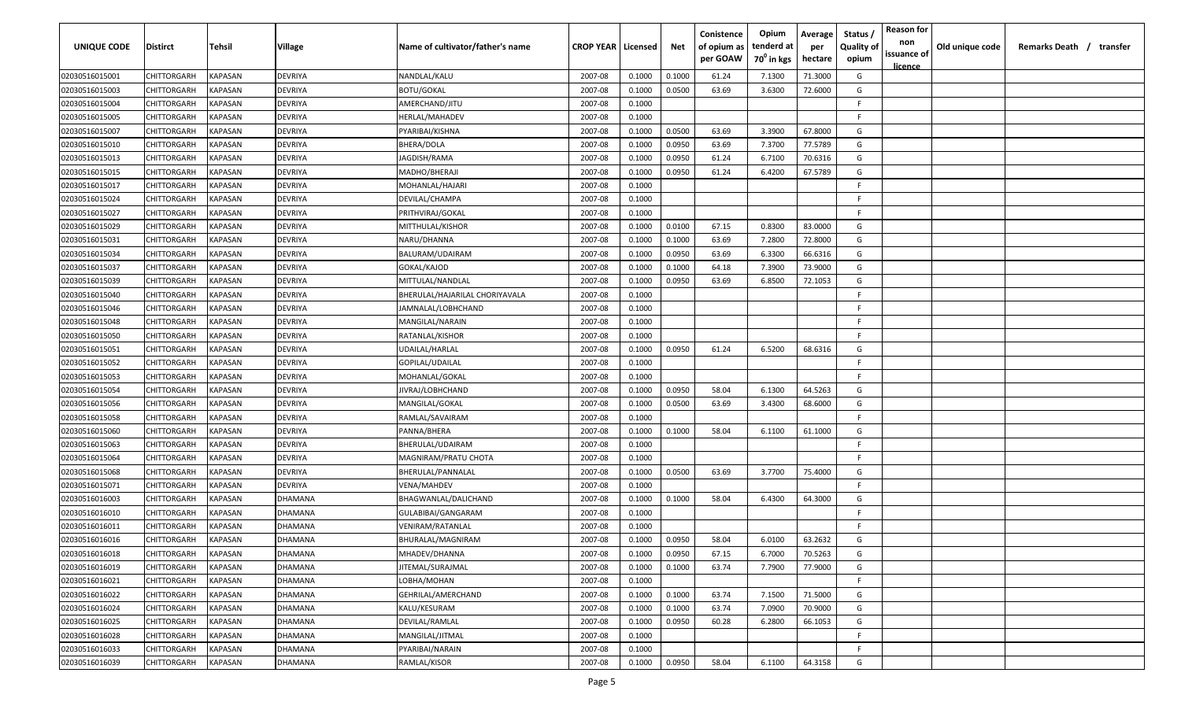| UNIQUE CODE | Distirct | Tehsil | Village | Name of cultivator/father's name | CROP YEAR | Licensed | Net | Conistence of opium as per GOAW | Opium tenderd at $70^0$ in kgs | Average per hectare | Status / Quality of opium | Reason for non issuance of licence | Old unique code | Remarks Death / transfer |
|---|---|---|---|---|---|---|---|---|---|---|---|---|---|---|
| 02030516015001 | CHITTORGARH | KAPASAN | DEVRIYA | NANDLAL/KALU | 2007-08 | 0.1000 | 0.1000 | 61.24 | 7.1300 | 71.3000 | G | | | |
| 02030516015003 | CHITTORGARH | KAPASAN | DEVRIYA | BOTU/GOKAL | 2007-08 | 0.1000 | 0.0500 | 63.69 | 3.6300 | 72.6000 | G | | | |
| 02030516015004 | CHITTORGARH | KAPASAN | DEVRIYA | AMERCHAND/JITU | 2007-08 | 0.1000 | | | | | F | | | |
| 02030516015005 | CHITTORGARH | KAPASAN | DEVRIYA | HERLAL/MAHADEV | 2007-08 | 0.1000 | | | | | F | | | |
| 02030516015007 | CHITTORGARH | KAPASAN | DEVRIYA | PYARIBAI/KISHNA | 2007-08 | 0.1000 | 0.0500 | 63.69 | 3.3900 | 67.8000 | G | | | |
| 02030516015010 | CHITTORGARH | KAPASAN | DEVRIYA | BHERA/DOLA | 2007-08 | 0.1000 | 0.0950 | 63.69 | 7.3700 | 77.5789 | G | | | |
| 02030516015013 | CHITTORGARH | KAPASAN | DEVRIYA | JAGDISH/RAMA | 2007-08 | 0.1000 | 0.0950 | 61.24 | 6.7100 | 70.6316 | G | | | |
| 02030516015015 | CHITTORGARH | KAPASAN | DEVRIYA | MADHO/BHERAJI | 2007-08 | 0.1000 | 0.0950 | 61.24 | 6.4200 | 67.5789 | G | | | |
| 02030516015017 | CHITTORGARH | KAPASAN | DEVRIYA | MOHANLAL/HAJARI | 2007-08 | 0.1000 | | | | | F | | | |
| 02030516015024 | CHITTORGARH | KAPASAN | DEVRIYA | DEVILAL/CHAMPA | 2007-08 | 0.1000 | | | | | F | | | |
| 02030516015027 | CHITTORGARH | KAPASAN | DEVRIYA | PRITHVIRAJ/GOKAL | 2007-08 | 0.1000 | | | | | F | | | |
| 02030516015029 | CHITTORGARH | KAPASAN | DEVRIYA | MITTHULAL/KISHOR | 2007-08 | 0.1000 | 0.0100 | 67.15 | 0.8300 | 83.0000 | G | | | |
| 02030516015031 | CHITTORGARH | KAPASAN | DEVRIYA | NARU/DHANNA | 2007-08 | 0.1000 | 0.1000 | 63.69 | 7.2800 | 72.8000 | G | | | |
| 02030516015034 | CHITTORGARH | KAPASAN | DEVRIYA | BALURAM/UDAIRAM | 2007-08 | 0.1000 | 0.0950 | 63.69 | 6.3300 | 66.6316 | G | | | |
| 02030516015037 | CHITTORGARH | KAPASAN | DEVRIYA | GOKAL/KAJOD | 2007-08 | 0.1000 | 0.1000 | 64.18 | 7.3900 | 73.9000 | G | | | |
| 02030516015039 | CHITTORGARH | KAPASAN | DEVRIYA | MITTULAL/NANDLAL | 2007-08 | 0.1000 | 0.0950 | 63.69 | 6.8500 | 72.1053 | G | | | |
| 02030516015040 | CHITTORGARH | KAPASAN | DEVRIYA | BHERULAL/HAJARILAL CHORIYAVALA | 2007-08 | 0.1000 | | | | | F | | | |
| 02030516015046 | CHITTORGARH | KAPASAN | DEVRIYA | JAMNALAL/LOBHCHAND | 2007-08 | 0.1000 | | | | | F | | | |
| 02030516015048 | CHITTORGARH | KAPASAN | DEVRIYA | MANGILAL/NARAIN | 2007-08 | 0.1000 | | | | | F | | | |
| 02030516015050 | CHITTORGARH | KAPASAN | DEVRIYA | RATANLAL/KISHOR | 2007-08 | 0.1000 | | | | | F | | | |
| 02030516015051 | CHITTORGARH | KAPASAN | DEVRIYA | UDAILAL/HARLAL | 2007-08 | 0.1000 | 0.0950 | 61.24 | 6.5200 | 68.6316 | G | | | |
| 02030516015052 | CHITTORGARH | KAPASAN | DEVRIYA | GOPILAL/UDAILAL | 2007-08 | 0.1000 | | | | | F | | | |
| 02030516015053 | CHITTORGARH | KAPASAN | DEVRIYA | MOHANLAL/GOKAL | 2007-08 | 0.1000 | | | | | F | | | |
| 02030516015054 | CHITTORGARH | KAPASAN | DEVRIYA | JIVRAJ/LOBHCHAND | 2007-08 | 0.1000 | 0.0950 | 58.04 | 6.1300 | 64.5263 | G | | | |
| 02030516015056 | CHITTORGARH | KAPASAN | DEVRIYA | MANGILAL/GOKAL | 2007-08 | 0.1000 | 0.0500 | 63.69 | 3.4300 | 68.6000 | G | | | |
| 02030516015058 | CHITTORGARH | KAPASAN | DEVRIYA | RAMLAL/SAVAIRAM | 2007-08 | 0.1000 | | | | | F | | | |
| 02030516015060 | CHITTORGARH | KAPASAN | DEVRIYA | PANNA/BHERA | 2007-08 | 0.1000 | 0.1000 | 58.04 | 6.1100 | 61.1000 | G | | | |
| 02030516015063 | CHITTORGARH | KAPASAN | DEVRIYA | BHERULAL/UDAIRAM | 2007-08 | 0.1000 | | | | | F | | | |
| 02030516015064 | CHITTORGARH | KAPASAN | DEVRIYA | MAGNIRAM/PRATU CHOTA | 2007-08 | 0.1000 | | | | | F | | | |
| 02030516015068 | CHITTORGARH | KAPASAN | DEVRIYA | BHERULAL/PANNALAL | 2007-08 | 0.1000 | 0.0500 | 63.69 | 3.7700 | 75.4000 | G | | | |
| 02030516015071 | CHITTORGARH | KAPASAN | DEVRIYA | VENA/MAHDEV | 2007-08 | 0.1000 | | | | | F | | | |
| 02030516016003 | CHITTORGARH | KAPASAN | DHAMANA | BHAGWANLAL/DALICHAND | 2007-08 | 0.1000 | 0.1000 | 58.04 | 6.4300 | 64.3000 | G | | | |
| 02030516016010 | CHITTORGARH | KAPASAN | DHAMANA | GULABIBAI/GANGARAM | 2007-08 | 0.1000 | | | | | F | | | |
| 02030516016011 | CHITTORGARH | KAPASAN | DHAMANA | VENIRAM/RATANLAL | 2007-08 | 0.1000 | | | | | F | | | |
| 02030516016016 | CHITTORGARH | KAPASAN | DHAMANA | BHURALAL/MAGNIRAM | 2007-08 | 0.1000 | 0.0950 | 58.04 | 6.0100 | 63.2632 | G | | | |
| 02030516016018 | CHITTORGARH | KAPASAN | DHAMANA | MHADEV/DHANNA | 2007-08 | 0.1000 | 0.0950 | 67.15 | 6.7000 | 70.5263 | G | | | |
| 02030516016019 | CHITTORGARH | KAPASAN | DHAMANA | JITEMAL/SURAJMAL | 2007-08 | 0.1000 | 0.1000 | 63.74 | 7.7900 | 77.9000 | G | | | |
| 02030516016021 | CHITTORGARH | KAPASAN | DHAMANA | LOBHA/MOHAN | 2007-08 | 0.1000 | | | | | F | | | |
| 02030516016022 | CHITTORGARH | KAPASAN | DHAMANA | GEHRILAL/AMERCHAND | 2007-08 | 0.1000 | 0.1000 | 63.74 | 7.1500 | 71.5000 | G | | | |
| 02030516016024 | CHITTORGARH | KAPASAN | DHAMANA | KALU/KESURAM | 2007-08 | 0.1000 | 0.1000 | 63.74 | 7.0900 | 70.9000 | G | | | |
| 02030516016025 | CHITTORGARH | KAPASAN | DHAMANA | DEVILAL/RAMLAL | 2007-08 | 0.1000 | 0.0950 | 60.28 | 6.2800 | 66.1053 | G | | | |
| 02030516016028 | CHITTORGARH | KAPASAN | DHAMANA | MANGILAL/JITMAL | 2007-08 | 0.1000 | | | | | F | | | |
| 02030516016033 | CHITTORGARH | KAPASAN | DHAMANA | PYARIBAI/NARAIN | 2007-08 | 0.1000 | | | | | F | | | |
| 02030516016039 | CHITTORGARH | KAPASAN | DHAMANA | RAMLAL/KISOR | 2007-08 | 0.1000 | 0.0950 | 58.04 | 6.1100 | 64.3158 | G | | | |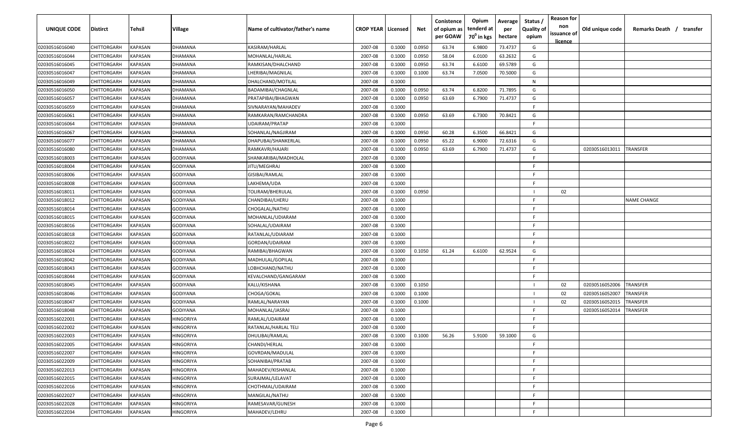| UNIQUE CODE | Distirct | Tehsil | Village | Name of cultivator/father's name | CROP YEAR | Licensed | Net | Conistence of opium as per GOAW | Opium tenderd at 70° in kgs | Average per hectare | Status / Quality of opium | Reason for non issuance of licence | Old unique code | Remarks Death / transfer |
|---|---|---|---|---|---|---|---|---|---|---|---|---|---|---|
| 02030516016040 | CHITTORGARH | KAPASAN | DHAMANA | KASIRAM/HARLAL | 2007-08 | 0.1000 | 0.0950 | 63.74 | 6.9800 | 73.4737 | G | | | |
| 02030516016044 | CHITTORGARH | KAPASAN | DHAMANA | MOHANLAL/HARLAL | 2007-08 | 0.1000 | 0.0950 | 58.04 | 6.0100 | 63.2632 | G | | | |
| 02030516016045 | CHITTORGARH | KAPASAN | DHAMANA | RAMKISAN/DHALCHAND | 2007-08 | 0.1000 | 0.0950 | 63.74 | 6.6100 | 69.5789 | G | | | |
| 02030516016047 | CHITTORGARH | KAPASAN | DHAMANA | LHERIBAI/MAGNILAL | 2007-08 | 0.1000 | 0.1000 | 63.74 | 7.0500 | 70.5000 | G | | | |
| 02030516016049 | CHITTORGARH | KAPASAN | DHAMANA | DHALCHAND/MOTILAL | 2007-08 | 0.1000 | | | | | N | | | |
| 02030516016050 | CHITTORGARH | KAPASAN | DHAMANA | BADAMIBAI/CHAGNLAL | 2007-08 | 0.1000 | 0.0950 | 63.74 | 6.8200 | 71.7895 | G | | | |
| 02030516016057 | CHITTORGARH | KAPASAN | DHAMANA | PRATAPIBAI/BHAGWAN | 2007-08 | 0.1000 | 0.0950 | 63.69 | 6.7900 | 71.4737 | G | | | |
| 02030516016059 | CHITTORGARH | KAPASAN | DHAMANA | SIVNARAYAN/MAHADEV | 2007-08 | 0.1000 | | | | | F | | | |
| 02030516016061 | CHITTORGARH | KAPASAN | DHAMANA | RAMKARAN/RAMCHANDRA | 2007-08 | 0.1000 | 0.0950 | 63.69 | 6.7300 | 70.8421 | G | | | |
| 02030516016064 | CHITTORGARH | KAPASAN | DHAMANA | UDAIRAM/PRATAP | 2007-08 | 0.1000 | | | | | F | | | |
| 02030516016067 | CHITTORGARH | KAPASAN | DHAMANA | SOHANLAL/NAGJIRAM | 2007-08 | 0.1000 | 0.0950 | 60.28 | 6.3500 | 66.8421 | G | | | |
| 02030516016077 | CHITTORGARH | KAPASAN | DHAMANA | DHAPUBAI/SHANKERLAL | 2007-08 | 0.1000 | 0.0950 | 65.22 | 6.9000 | 72.6316 | G | | | |
| 02030516016080 | CHITTORGARH | KAPASAN | DHAMANA | RAMKAVRI/HAJARI | 2007-08 | 0.1000 | 0.0950 | 63.69 | 6.7900 | 71.4737 | G | | 02030516013011 | TRANSFER |
| 02030516018003 | CHITTORGARH | KAPASAN | GODIYANA | SHANKARIBAI/MADHOLAL | 2007-08 | 0.1000 | | | | | F | | | |
| 02030516018004 | CHITTORGARH | KAPASAN | GODIYANA | JITU/MEGHRAJ | 2007-08 | 0.1000 | | | | | F | | | |
| 02030516018006 | CHITTORGARH | KAPASAN | GODIYANA | GISIBAI/RAMLAL | 2007-08 | 0.1000 | | | | | F | | | |
| 02030516018008 | CHITTORGARH | KAPASAN | GODIYANA | LAKHEMA/UDA | 2007-08 | 0.1000 | | | | | F | | | |
| 02030516018011 | CHITTORGARH | KAPASAN | GODIYANA | TOLIRAM/BHERULAL | 2007-08 | 0.1000 | 0.0950 | | | | I | 02 | | |
| 02030516018012 | CHITTORGARH | KAPASAN | GODIYANA | CHANDIBAI/LHERU | 2007-08 | 0.1000 | | | | | F | | | NAME CHANGE |
| 02030516018014 | CHITTORGARH | KAPASAN | GODIYANA | CHOGALAL/NATHU | 2007-08 | 0.1000 | | | | | F | | | |
| 02030516018015 | CHITTORGARH | KAPASAN | GODIYANA | MOHANLAL/UDIARAM | 2007-08 | 0.1000 | | | | | F | | | |
| 02030516018016 | CHITTORGARH | KAPASAN | GODIYANA | SOHALAL/UDAIRAM | 2007-08 | 0.1000 | | | | | F | | | |
| 02030516018018 | CHITTORGARH | KAPASAN | GODIYANA | RATANLAL/UDIARAM | 2007-08 | 0.1000 | | | | | F | | | |
| 02030516018022 | CHITTORGARH | KAPASAN | GODIYANA | GORDAN/UDAIRAM | 2007-08 | 0.1000 | | | | | F | | | |
| 02030516018024 | CHITTORGARH | KAPASAN | GODIYANA | RAMIBAI/BHAGWAN | 2007-08 | 0.1000 | 0.1050 | 61.24 | 6.6100 | 62.9524 | G | | | |
| 02030516018042 | CHITTORGARH | KAPASAN | GODIYANA | MADHULAL/GOPILAL | 2007-08 | 0.1000 | | | | | F | | | |
| 02030516018043 | CHITTORGARH | KAPASAN | GODIYANA | LOBHCHAND/NATHU | 2007-08 | 0.1000 | | | | | F | | | |
| 02030516018044 | CHITTORGARH | KAPASAN | GODIYANA | KEVALCHAND/GANGARAM | 2007-08 | 0.1000 | | | | | F | | | |
| 02030516018045 | CHITTORGARH | KAPASAN | GODIYANA | KALU/KISHANA | 2007-08 | 0.1000 | 0.1050 | | | | I | 02 | 02030516052006 | TRANSFER |
| 02030516018046 | CHITTORGARH | KAPASAN | GODIYANA | CHOGA/GOKAL | 2007-08 | 0.1000 | 0.1000 | | | | I | 02 | 02030516052007 | TRANSFER |
| 02030516018047 | CHITTORGARH | KAPASAN | GODIYANA | RAMLAL/NARAYAN | 2007-08 | 0.1000 | 0.1000 | | | | I | 02 | 02030516052015 | TRANSFER |
| 02030516018048 | CHITTORGARH | KAPASAN | GODIYANA | MOHANLAL/JASRAJ | 2007-08 | 0.1000 | | | | | F | | 02030516052014 | TRANSFER |
| 02030516022001 | CHITTORGARH | KAPASAN | HINGORIYA | RAMLAL/UDAIRAM | 2007-08 | 0.1000 | | | | | F | | | |
| 02030516022002 | CHITTORGARH | KAPASAN | HINGORIYA | RATANLAL/HARLAL TELI | 2007-08 | 0.1000 | | | | | F | | | |
| 02030516022003 | CHITTORGARH | KAPASAN | HINGORIYA | DHULIBAI/RAMLAL | 2007-08 | 0.1000 | 0.1000 | 56.26 | 5.9100 | 59.1000 | G | | | |
| 02030516022005 | CHITTORGARH | KAPASAN | HINGORIYA | CHANDI/HERLAL | 2007-08 | 0.1000 | | | | | F | | | |
| 02030516022007 | CHITTORGARH | KAPASAN | HINGORIYA | GOVRDAN/MADULAL | 2007-08 | 0.1000 | | | | | F | | | |
| 02030516022009 | CHITTORGARH | KAPASAN | HINGORIYA | SOHANIBAI/PRATAB | 2007-08 | 0.1000 | | | | | F | | | |
| 02030516022013 | CHITTORGARH | KAPASAN | HINGORIYA | MAHADEV/KISHANLAL | 2007-08 | 0.1000 | | | | | F | | | |
| 02030516022015 | CHITTORGARH | KAPASAN | HINGORIYA | SURAJMAL/LELAVAT | 2007-08 | 0.1000 | | | | | F | | | |
| 02030516022016 | CHITTORGARH | KAPASAN | HINGORIYA | CHOTHMAL/UDAIRAM | 2007-08 | 0.1000 | | | | | F | | | |
| 02030516022027 | CHITTORGARH | KAPASAN | HINGORIYA | MANGILAL/NATHU | 2007-08 | 0.1000 | | | | | F | | | |
| 02030516022028 | CHITTORGARH | KAPASAN | HINGORIYA | RAMESAVAR/GUNESH | 2007-08 | 0.1000 | | | | | F | | | |
| 02030516022034 | CHITTORGARH | KAPASAN | HINGORIYA | MAHADEV/LEHRU | 2007-08 | 0.1000 | | | | | F | | | |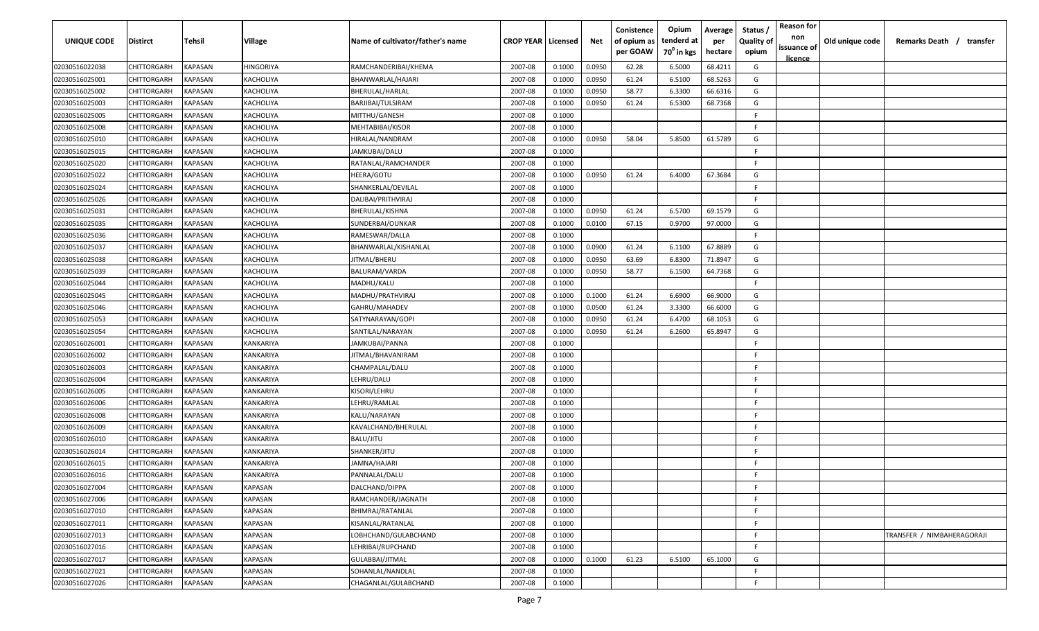| UNIQUE CODE | Distirct | Tehsil | Village | Name of cultivator/father's name | CROP YEAR | Licensed | Net | Conistence of opium as per GOAW | Opium tenderd at 70° in kgs | Average per hectare | Status / Quality of opium | Reason for non issuance of licence | Old unique code | Remarks Death / transfer |
|---|---|---|---|---|---|---|---|---|---|---|---|---|---|---|
| 02030516022038 | CHITTORGARH | KAPASAN | HINGORIYA | RAMCHANDERIBAI/KHEMA | 2007-08 | 0.1000 | 0.0950 | 62.28 | 6.5000 | 68.4211 | G | | | |
| 02030516025001 | CHITTORGARH | KAPASAN | KACHOLIYA | BHANWARLAL/HAJARI | 2007-08 | 0.1000 | 0.0950 | 61.24 | 6.5100 | 68.5263 | G | | | |
| 02030516025002 | CHITTORGARH | KAPASAN | KACHOLIYA | BHERULAL/HARLAL | 2007-08 | 0.1000 | 0.0950 | 58.77 | 6.3300 | 66.6316 | G | | | |
| 02030516025003 | CHITTORGARH | KAPASAN | KACHOLIYA | BARJIBAI/TULSIRAM | 2007-08 | 0.1000 | 0.0950 | 61.24 | 6.5300 | 68.7368 | G | | | |
| 02030516025005 | CHITTORGARH | KAPASAN | KACHOLIYA | MITTHU/GANESH | 2007-08 | 0.1000 | | | | | F | | | |
| 02030516025008 | CHITTORGARH | KAPASAN | KACHOLIYA | MEHTABIBAI/KISOR | 2007-08 | 0.1000 | | | | | F | | | |
| 02030516025010 | CHITTORGARH | KAPASAN | KACHOLIYA | HIRALAL/NANDRAM | 2007-08 | 0.1000 | 0.0950 | 58.04 | 5.8500 | 61.5789 | G | | | |
| 02030516025015 | CHITTORGARH | KAPASAN | KACHOLIYA | JAMKUBAI/DALU | 2007-08 | 0.1000 | | | | | F | | | |
| 02030516025020 | CHITTORGARH | KAPASAN | KACHOLIYA | RATANLAL/RAMCHANDER | 2007-08 | 0.1000 | | | | | F | | | |
| 02030516025022 | CHITTORGARH | KAPASAN | KACHOLIYA | HEERA/GOTU | 2007-08 | 0.1000 | 0.0950 | 61.24 | 6.4000 | 67.3684 | G | | | |
| 02030516025024 | CHITTORGARH | KAPASAN | KACHOLIYA | SHANKERLAL/DEVILAL | 2007-08 | 0.1000 | | | | | F | | | |
| 02030516025026 | CHITTORGARH | KAPASAN | KACHOLIYA | DALIBAI/PRITHVIRAJ | 2007-08 | 0.1000 | | | | | F | | | |
| 02030516025031 | CHITTORGARH | KAPASAN | KACHOLIYA | BHERULAL/KISHNA | 2007-08 | 0.1000 | 0.0950 | 61.24 | 6.5700 | 69.1579 | G | | | |
| 02030516025035 | CHITTORGARH | KAPASAN | KACHOLIYA | SUNDERBAI/OUNKAR | 2007-08 | 0.1000 | 0.0100 | 67.15 | 0.9700 | 97.0000 | G | | | |
| 02030516025036 | CHITTORGARH | KAPASAN | KACHOLIYA | RAMESWAR/DALLA | 2007-08 | 0.1000 | | | | | F | | | |
| 02030516025037 | CHITTORGARH | KAPASAN | KACHOLIYA | BHANWARLAL/KISHANLAL | 2007-08 | 0.1000 | 0.0900 | 61.24 | 6.1100 | 67.8889 | G | | | |
| 02030516025038 | CHITTORGARH | KAPASAN | KACHOLIYA | JITMAL/BHERU | 2007-08 | 0.1000 | 0.0950 | 63.69 | 6.8300 | 71.8947 | G | | | |
| 02030516025039 | CHITTORGARH | KAPASAN | KACHOLIYA | BALURAM/VARDA | 2007-08 | 0.1000 | 0.0950 | 58.77 | 6.1500 | 64.7368 | G | | | |
| 02030516025044 | CHITTORGARH | KAPASAN | KACHOLIYA | MADHU/KALU | 2007-08 | 0.1000 | | | | | F | | | |
| 02030516025045 | CHITTORGARH | KAPASAN | KACHOLIYA | MADHU/PRATHVIRAJ | 2007-08 | 0.1000 | 0.1000 | 61.24 | 6.6900 | 66.9000 | G | | | |
| 02030516025046 | CHITTORGARH | KAPASAN | KACHOLIYA | GAHRU/MAHADEV | 2007-08 | 0.1000 | 0.0500 | 61.24 | 3.3300 | 66.6000 | G | | | |
| 02030516025053 | CHITTORGARH | KAPASAN | KACHOLIYA | SATYNARAYAN/GOPI | 2007-08 | 0.1000 | 0.0950 | 61.24 | 6.4700 | 68.1053 | G | | | |
| 02030516025054 | CHITTORGARH | KAPASAN | KACHOLIYA | SANTILAL/NARAYAN | 2007-08 | 0.1000 | 0.0950 | 61.24 | 6.2600 | 65.8947 | G | | | |
| 02030516026001 | CHITTORGARH | KAPASAN | KANKARIYA | JAMKUBAI/PANNA | 2007-08 | 0.1000 | | | | | F | | | |
| 02030516026002 | CHITTORGARH | KAPASAN | KANKARIYA | JITMAL/BHAVANIRAM | 2007-08 | 0.1000 | | | | | F | | | |
| 02030516026003 | CHITTORGARH | KAPASAN | KANKARIYA | CHAMPALAL/DALU | 2007-08 | 0.1000 | | | | | F | | | |
| 02030516026004 | CHITTORGARH | KAPASAN | KANKARIYA | LEHRU/DALU | 2007-08 | 0.1000 | | | | | F | | | |
| 02030516026005 | CHITTORGARH | KAPASAN | KANKARIYA | KISORI/LEHRU | 2007-08 | 0.1000 | | | | | F | | | |
| 02030516026006 | CHITTORGARH | KAPASAN | KANKARIYA | LEHRU/RAMLAL | 2007-08 | 0.1000 | | | | | F | | | |
| 02030516026008 | CHITTORGARH | KAPASAN | KANKARIYA | KALU/NARAYAN | 2007-08 | 0.1000 | | | | | F | | | |
| 02030516026009 | CHITTORGARH | KAPASAN | KANKARIYA | KAVALCHAND/BHERULAL | 2007-08 | 0.1000 | | | | | F | | | |
| 02030516026010 | CHITTORGARH | KAPASAN | KANKARIYA | BALU/JITU | 2007-08 | 0.1000 | | | | | F | | | |
| 02030516026014 | CHITTORGARH | KAPASAN | KANKARIYA | SHANKER/JITU | 2007-08 | 0.1000 | | | | | F | | | |
| 02030516026015 | CHITTORGARH | KAPASAN | KANKARIYA | JAMNA/HAJARI | 2007-08 | 0.1000 | | | | | F | | | |
| 02030516026016 | CHITTORGARH | KAPASAN | KANKARIYA | PANNALAL/DALU | 2007-08 | 0.1000 | | | | | F | | | |
| 02030516027004 | CHITTORGARH | KAPASAN | KAPASAN | DALCHAND/DIPPA | 2007-08 | 0.1000 | | | | | F | | | |
| 02030516027006 | CHITTORGARH | KAPASAN | KAPASAN | RAMCHANDER/JAGNATH | 2007-08 | 0.1000 | | | | | F | | | |
| 02030516027010 | CHITTORGARH | KAPASAN | KAPASAN | BHIMRAJ/RATANLAL | 2007-08 | 0.1000 | | | | | F | | | |
| 02030516027011 | CHITTORGARH | KAPASAN | KAPASAN | KISANLAL/RATANLAL | 2007-08 | 0.1000 | | | | | F | | | |
| 02030516027013 | CHITTORGARH | KAPASAN | KAPASAN | LOBHCHAND/GULABCHAND | 2007-08 | 0.1000 | | | | | F | | | TRANSFER / NIMBAHERAGORAJI |
| 02030516027016 | CHITTORGARH | KAPASAN | KAPASAN | LEHRIBAI/RUPCHAND | 2007-08 | 0.1000 | | | | | F | | | |
| 02030516027017 | CHITTORGARH | KAPASAN | KAPASAN | GULABBAI/JITMAL | 2007-08 | 0.1000 | 0.1000 | 61.23 | 6.5100 | 65.1000 | G | | | |
| 02030516027021 | CHITTORGARH | KAPASAN | KAPASAN | SOHANLAL/NANDLAL | 2007-08 | 0.1000 | | | | | F | | | |
| 02030516027026 | CHITTORGARH | KAPASAN | KAPASAN | CHAGANLAL/GULABCHAND | 2007-08 | 0.1000 | | | | | F | | | |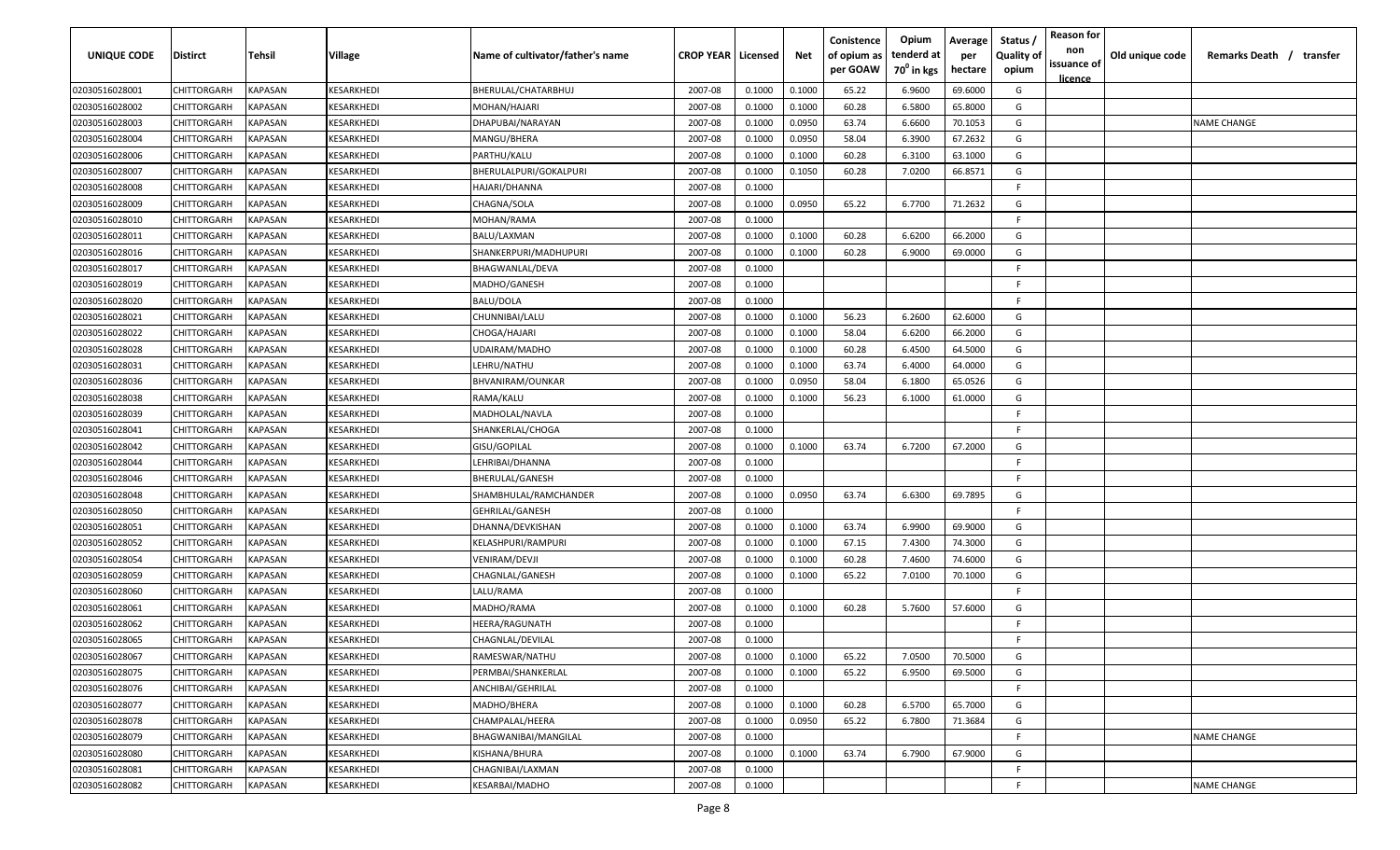| UNIQUE CODE | Distirct | Tehsil | Village | Name of cultivator/father's name | CROP YEAR | Licensed | Net | Conistence of opium as per GOAW | Opium tenderd at 70⁰ in kgs | Average per hectare | Status / Quality of opium | Reason for non issuance of licence | Old unique code | Remarks Death / transfer |
|---|---|---|---|---|---|---|---|---|---|---|---|---|---|---|
| 02030516028001 | CHITTORGARH | KAPASAN | KESARKHEDI | BHERULAL/CHATARBHUJ | 2007-08 | 0.1000 | 0.1000 | 65.22 | 6.9600 | 69.6000 | G | | | |
| 02030516028002 | CHITTORGARH | KAPASAN | KESARKHEDI | MOHAN/HAJARI | 2007-08 | 0.1000 | 0.1000 | 60.28 | 6.5800 | 65.8000 | G | | | |
| 02030516028003 | CHITTORGARH | KAPASAN | KESARKHEDI | DHAPUBAI/NARAYAN | 2007-08 | 0.1000 | 0.0950 | 63.74 | 6.6600 | 70.1053 | G | | | NAME CHANGE |
| 02030516028004 | CHITTORGARH | KAPASAN | KESARKHEDI | MANGU/BHERA | 2007-08 | 0.1000 | 0.0950 | 58.04 | 6.3900 | 67.2632 | G | | | |
| 02030516028006 | CHITTORGARH | KAPASAN | KESARKHEDI | PARTHU/KALU | 2007-08 | 0.1000 | 0.1000 | 60.28 | 6.3100 | 63.1000 | G | | | |
| 02030516028007 | CHITTORGARH | KAPASAN | KESARKHEDI | BHERULALPURI/GOKALPURI | 2007-08 | 0.1000 | 0.1050 | 60.28 | 7.0200 | 66.8571 | G | | | |
| 02030516028008 | CHITTORGARH | KAPASAN | KESARKHEDI | HAJARI/DHANNA | 2007-08 | 0.1000 | | | | | F | | | |
| 02030516028009 | CHITTORGARH | KAPASAN | KESARKHEDI | CHAGNA/SOLA | 2007-08 | 0.1000 | 0.0950 | 65.22 | 6.7700 | 71.2632 | G | | | |
| 02030516028010 | CHITTORGARH | KAPASAN | KESARKHEDI | MOHAN/RAMA | 2007-08 | 0.1000 | | | | | F | | | |
| 02030516028011 | CHITTORGARH | KAPASAN | KESARKHEDI | BALU/LAXMAN | 2007-08 | 0.1000 | 0.1000 | 60.28 | 6.6200 | 66.2000 | G | | | |
| 02030516028016 | CHITTORGARH | KAPASAN | KESARKHEDI | SHANKERPURI/MADHUPURI | 2007-08 | 0.1000 | 0.1000 | 60.28 | 6.9000 | 69.0000 | G | | | |
| 02030516028017 | CHITTORGARH | KAPASAN | KESARKHEDI | BHAGWANLAL/DEVA | 2007-08 | 0.1000 | | | | | F | | | |
| 02030516028019 | CHITTORGARH | KAPASAN | KESARKHEDI | MADHO/GANESH | 2007-08 | 0.1000 | | | | | F | | | |
| 02030516028020 | CHITTORGARH | KAPASAN | KESARKHEDI | BALU/DOLA | 2007-08 | 0.1000 | | | | | F | | | |
| 02030516028021 | CHITTORGARH | KAPASAN | KESARKHEDI | CHUNNIBAI/LALU | 2007-08 | 0.1000 | 0.1000 | 56.23 | 6.2600 | 62.6000 | G | | | |
| 02030516028022 | CHITTORGARH | KAPASAN | KESARKHEDI | CHOGA/HAJARI | 2007-08 | 0.1000 | 0.1000 | 58.04 | 6.6200 | 66.2000 | G | | | |
| 02030516028028 | CHITTORGARH | KAPASAN | KESARKHEDI | UDAIRAM/MADHO | 2007-08 | 0.1000 | 0.1000 | 60.28 | 6.4500 | 64.5000 | G | | | |
| 02030516028031 | CHITTORGARH | KAPASAN | KESARKHEDI | LEHRU/NATHU | 2007-08 | 0.1000 | 0.1000 | 63.74 | 6.4000 | 64.0000 | G | | | |
| 02030516028036 | CHITTORGARH | KAPASAN | KESARKHEDI | BHVANIRAM/OUNKAR | 2007-08 | 0.1000 | 0.0950 | 58.04 | 6.1800 | 65.0526 | G | | | |
| 02030516028038 | CHITTORGARH | KAPASAN | KESARKHEDI | RAMA/KALU | 2007-08 | 0.1000 | 0.1000 | 56.23 | 6.1000 | 61.0000 | G | | | |
| 02030516028039 | CHITTORGARH | KAPASAN | KESARKHEDI | MADHOLAL/NAVLA | 2007-08 | 0.1000 | | | | | F | | | |
| 02030516028041 | CHITTORGARH | KAPASAN | KESARKHEDI | SHANKERLAL/CHOGA | 2007-08 | 0.1000 | | | | | F | | | |
| 02030516028042 | CHITTORGARH | KAPASAN | KESARKHEDI | GISU/GOPILAL | 2007-08 | 0.1000 | 0.1000 | 63.74 | 6.7200 | 67.2000 | G | | | |
| 02030516028044 | CHITTORGARH | KAPASAN | KESARKHEDI | LEHRIBAI/DHANNA | 2007-08 | 0.1000 | | | | | F | | | |
| 02030516028046 | CHITTORGARH | KAPASAN | KESARKHEDI | BHERULAL/GANESH | 2007-08 | 0.1000 | | | | | F | | | |
| 02030516028048 | CHITTORGARH | KAPASAN | KESARKHEDI | SHAMBHULAL/RAMCHANDER | 2007-08 | 0.1000 | 0.0950 | 63.74 | 6.6300 | 69.7895 | G | | | |
| 02030516028050 | CHITTORGARH | KAPASAN | KESARKHEDI | GEHRILAL/GANESH | 2007-08 | 0.1000 | | | | | F | | | |
| 02030516028051 | CHITTORGARH | KAPASAN | KESARKHEDI | DHANNA/DEVKISHAN | 2007-08 | 0.1000 | 0.1000 | 63.74 | 6.9900 | 69.9000 | G | | | |
| 02030516028052 | CHITTORGARH | KAPASAN | KESARKHEDI | KELASHPURI/RAMPURI | 2007-08 | 0.1000 | 0.1000 | 67.15 | 7.4300 | 74.3000 | G | | | |
| 02030516028054 | CHITTORGARH | KAPASAN | KESARKHEDI | VENIRAM/DEVJI | 2007-08 | 0.1000 | 0.1000 | 60.28 | 7.4600 | 74.6000 | G | | | |
| 02030516028059 | CHITTORGARH | KAPASAN | KESARKHEDI | CHAGNLAL/GANESH | 2007-08 | 0.1000 | 0.1000 | 65.22 | 7.0100 | 70.1000 | G | | | |
| 02030516028060 | CHITTORGARH | KAPASAN | KESARKHEDI | LALU/RAMA | 2007-08 | 0.1000 | | | | | F | | | |
| 02030516028061 | CHITTORGARH | KAPASAN | KESARKHEDI | MADHO/RAMA | 2007-08 | 0.1000 | 0.1000 | 60.28 | 5.7600 | 57.6000 | G | | | |
| 02030516028062 | CHITTORGARH | KAPASAN | KESARKHEDI | HEERA/RAGUNATH | 2007-08 | 0.1000 | | | | | F | | | |
| 02030516028065 | CHITTORGARH | KAPASAN | KESARKHEDI | CHAGNLAL/DEVILAL | 2007-08 | 0.1000 | | | | | F | | | |
| 02030516028067 | CHITTORGARH | KAPASAN | KESARKHEDI | RAMESWAR/NATHU | 2007-08 | 0.1000 | 0.1000 | 65.22 | 7.0500 | 70.5000 | G | | | |
| 02030516028075 | CHITTORGARH | KAPASAN | KESARKHEDI | PERMBAI/SHANKERLAL | 2007-08 | 0.1000 | 0.1000 | 65.22 | 6.9500 | 69.5000 | G | | | |
| 02030516028076 | CHITTORGARH | KAPASAN | KESARKHEDI | ANCHIBAI/GEHRILAL | 2007-08 | 0.1000 | | | | | F | | | |
| 02030516028077 | CHITTORGARH | KAPASAN | KESARKHEDI | MADHO/BHERA | 2007-08 | 0.1000 | 0.1000 | 60.28 | 6.5700 | 65.7000 | G | | | |
| 02030516028078 | CHITTORGARH | KAPASAN | KESARKHEDI | CHAMPALAL/HEERA | 2007-08 | 0.1000 | 0.0950 | 65.22 | 6.7800 | 71.3684 | G | | | |
| 02030516028079 | CHITTORGARH | KAPASAN | KESARKHEDI | BHAGWANIBAI/MANGILAL | 2007-08 | 0.1000 | | | | | F | | | NAME CHANGE |
| 02030516028080 | CHITTORGARH | KAPASAN | KESARKHEDI | KISHANA/BHURA | 2007-08 | 0.1000 | 0.1000 | 63.74 | 6.7900 | 67.9000 | G | | | |
| 02030516028081 | CHITTORGARH | KAPASAN | KESARKHEDI | CHAGNIBAI/LAXMAN | 2007-08 | 0.1000 | | | | | F | | | |
| 02030516028082 | CHITTORGARH | KAPASAN | KESARKHEDI | KESARBAI/MADHO | 2007-08 | 0.1000 | | | | | F | | | NAME CHANGE |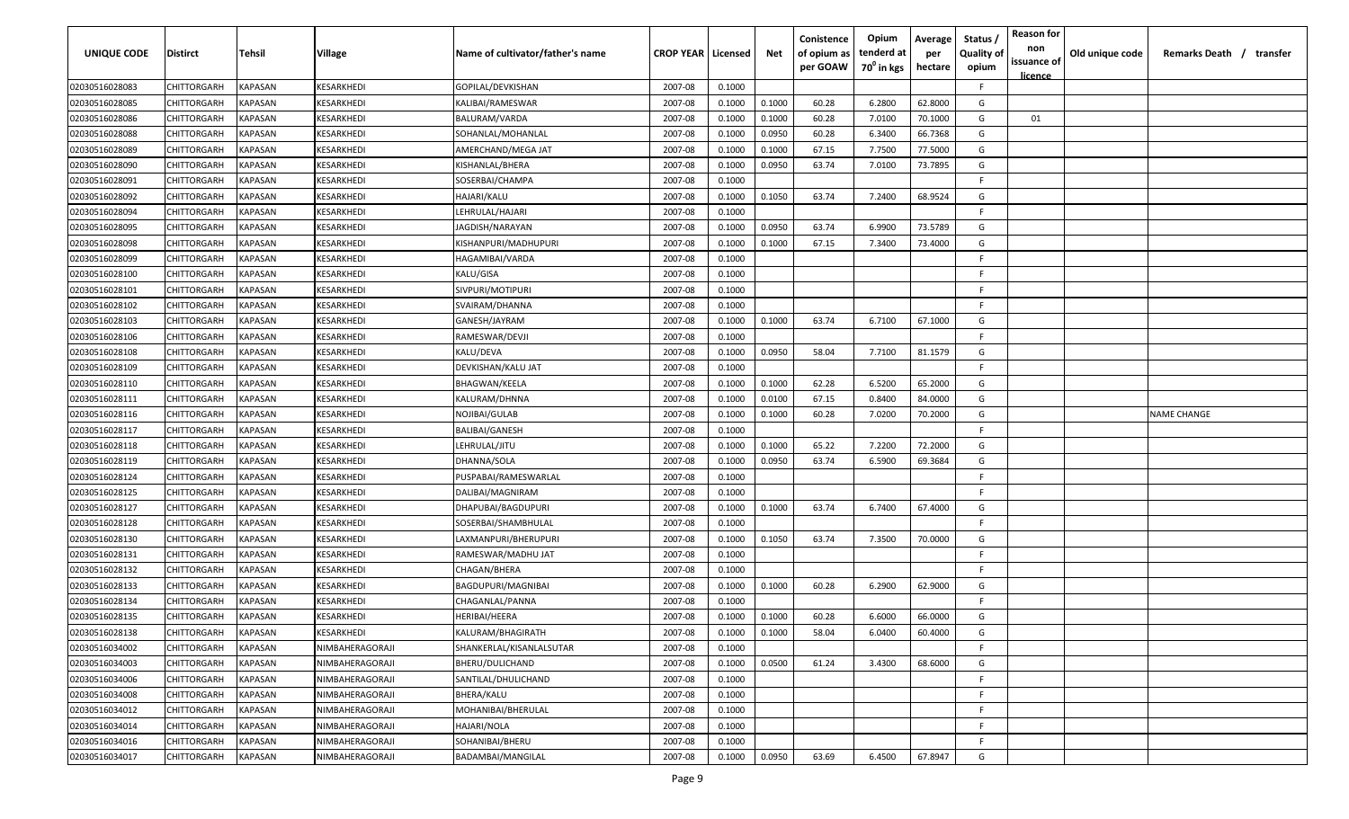| UNIQUE CODE | Distirct | Tehsil | Village | Name of cultivator/father's name | CROP YEAR | Licensed | Net | Conistence of opium as per GOAW | Opium tenderd at 70⁰ in kgs | Average per hectare | Status / Quality of opium | Reason for non issuance of licence | Old unique code | Remarks Death / transfer |
|---|---|---|---|---|---|---|---|---|---|---|---|---|---|---|
| 02030516028083 | CHITTORGARH | KAPASAN | KESARKHEDI | GOPILAL/DEVKISHAN | 2007-08 | 0.1000 | | | | | F | | | |
| 02030516028085 | CHITTORGARH | KAPASAN | KESARKHEDI | KALIBAI/RAMESWAR | 2007-08 | 0.1000 | 0.1000 | 60.28 | 6.2800 | 62.8000 | G | | | |
| 02030516028086 | CHITTORGARH | KAPASAN | KESARKHEDI | BALURAM/VARDA | 2007-08 | 0.1000 | 0.1000 | 60.28 | 7.0100 | 70.1000 | G | 01 | | |
| 02030516028088 | CHITTORGARH | KAPASAN | KESARKHEDI | SOHANLAL/MOHANLAL | 2007-08 | 0.1000 | 0.0950 | 60.28 | 6.3400 | 66.7368 | G | | | |
| 02030516028089 | CHITTORGARH | KAPASAN | KESARKHEDI | AMERCHAND/MEGA JAT | 2007-08 | 0.1000 | 0.1000 | 67.15 | 7.7500 | 77.5000 | G | | | |
| 02030516028090 | CHITTORGARH | KAPASAN | KESARKHEDI | KISHANLAL/BHERA | 2007-08 | 0.1000 | 0.0950 | 63.74 | 7.0100 | 73.7895 | G | | | |
| 02030516028091 | CHITTORGARH | KAPASAN | KESARKHEDI | SOSERBAI/CHAMPA | 2007-08 | 0.1000 | | | | | F | | | |
| 02030516028092 | CHITTORGARH | KAPASAN | KESARKHEDI | HAJARI/KALU | 2007-08 | 0.1000 | 0.1050 | 63.74 | 7.2400 | 68.9524 | G | | | |
| 02030516028094 | CHITTORGARH | KAPASAN | KESARKHEDI | LEHRULAL/HAJARI | 2007-08 | 0.1000 | | | | | F | | | |
| 02030516028095 | CHITTORGARH | KAPASAN | KESARKHEDI | JAGDISH/NARAYAN | 2007-08 | 0.1000 | 0.0950 | 63.74 | 6.9900 | 73.5789 | G | | | |
| 02030516028098 | CHITTORGARH | KAPASAN | KESARKHEDI | KISHANPURI/MADHUPURI | 2007-08 | 0.1000 | 0.1000 | 67.15 | 7.3400 | 73.4000 | G | | | |
| 02030516028099 | CHITTORGARH | KAPASAN | KESARKHEDI | HAGAMIBAI/VARDA | 2007-08 | 0.1000 | | | | | F | | | |
| 02030516028100 | CHITTORGARH | KAPASAN | KESARKHEDI | KALU/GISA | 2007-08 | 0.1000 | | | | | F | | | |
| 02030516028101 | CHITTORGARH | KAPASAN | KESARKHEDI | SIVPURI/MOTIPURI | 2007-08 | 0.1000 | | | | | F | | | |
| 02030516028102 | CHITTORGARH | KAPASAN | KESARKHEDI | SVAIRAM/DHANNA | 2007-08 | 0.1000 | | | | | F | | | |
| 02030516028103 | CHITTORGARH | KAPASAN | KESARKHEDI | GANESH/JAYRAM | 2007-08 | 0.1000 | 0.1000 | 63.74 | 6.7100 | 67.1000 | G | | | |
| 02030516028106 | CHITTORGARH | KAPASAN | KESARKHEDI | RAMESWAR/DEVJI | 2007-08 | 0.1000 | | | | | F | | | |
| 02030516028108 | CHITTORGARH | KAPASAN | KESARKHEDI | KALU/DEVA | 2007-08 | 0.1000 | 0.0950 | 58.04 | 7.7100 | 81.1579 | G | | | |
| 02030516028109 | CHITTORGARH | KAPASAN | KESARKHEDI | DEVKISHAN/KALU JAT | 2007-08 | 0.1000 | | | | | F | | | |
| 02030516028110 | CHITTORGARH | KAPASAN | KESARKHEDI | BHAGWAN/KEELA | 2007-08 | 0.1000 | 0.1000 | 62.28 | 6.5200 | 65.2000 | G | | | |
| 02030516028111 | CHITTORGARH | KAPASAN | KESARKHEDI | KALURAM/DHNNA | 2007-08 | 0.1000 | 0.0100 | 67.15 | 0.8400 | 84.0000 | G | | | |
| 02030516028116 | CHITTORGARH | KAPASAN | KESARKHEDI | NOJIBAI/GULAB | 2007-08 | 0.1000 | 0.1000 | 60.28 | 7.0200 | 70.2000 | G | | | NAME CHANGE |
| 02030516028117 | CHITTORGARH | KAPASAN | KESARKHEDI | BALIBAI/GANESH | 2007-08 | 0.1000 | | | | | F | | | |
| 02030516028118 | CHITTORGARH | KAPASAN | KESARKHEDI | LEHRULAL/JITU | 2007-08 | 0.1000 | 0.1000 | 65.22 | 7.2200 | 72.2000 | G | | | |
| 02030516028119 | CHITTORGARH | KAPASAN | KESARKHEDI | DHANNA/SOLA | 2007-08 | 0.1000 | 0.0950 | 63.74 | 6.5900 | 69.3684 | G | | | |
| 02030516028124 | CHITTORGARH | KAPASAN | KESARKHEDI | PUSPABAI/RAMESWARLAL | 2007-08 | 0.1000 | | | | | F | | | |
| 02030516028125 | CHITTORGARH | KAPASAN | KESARKHEDI | DALIBAI/MAGNIRAM | 2007-08 | 0.1000 | | | | | F | | | |
| 02030516028127 | CHITTORGARH | KAPASAN | KESARKHEDI | DHAPUBAI/BAGDUPURI | 2007-08 | 0.1000 | 0.1000 | 63.74 | 6.7400 | 67.4000 | G | | | |
| 02030516028128 | CHITTORGARH | KAPASAN | KESARKHEDI | SOSERBAI/SHAMBHULAL | 2007-08 | 0.1000 | | | | | F | | | |
| 02030516028130 | CHITTORGARH | KAPASAN | KESARKHEDI | LAXMANPURI/BHERUPURI | 2007-08 | 0.1000 | 0.1050 | 63.74 | 7.3500 | 70.0000 | G | | | |
| 02030516028131 | CHITTORGARH | KAPASAN | KESARKHEDI | RAMESWAR/MADHU JAT | 2007-08 | 0.1000 | | | | | F | | | |
| 02030516028132 | CHITTORGARH | KAPASAN | KESARKHEDI | CHAGAN/BHERA | 2007-08 | 0.1000 | | | | | F | | | |
| 02030516028133 | CHITTORGARH | KAPASAN | KESARKHEDI | BAGDUPURI/MAGNIBAI | 2007-08 | 0.1000 | 0.1000 | 60.28 | 6.2900 | 62.9000 | G | | | |
| 02030516028134 | CHITTORGARH | KAPASAN | KESARKHEDI | CHAGANLAL/PANNA | 2007-08 | 0.1000 | | | | | F | | | |
| 02030516028135 | CHITTORGARH | KAPASAN | KESARKHEDI | HERIBAI/HEERA | 2007-08 | 0.1000 | 0.1000 | 60.28 | 6.6000 | 66.0000 | G | | | |
| 02030516028138 | CHITTORGARH | KAPASAN | KESARKHEDI | KALURAM/BHAGIRATH | 2007-08 | 0.1000 | 0.1000 | 58.04 | 6.0400 | 60.4000 | G | | | |
| 02030516034002 | CHITTORGARH | KAPASAN | NIMBAHERAGORAJI | SHANKERLAL/KISANLALSUTAR | 2007-08 | 0.1000 | | | | | F | | | |
| 02030516034003 | CHITTORGARH | KAPASAN | NIMBAHERAGORAJI | BHERU/DULICHAND | 2007-08 | 0.1000 | 0.0500 | 61.24 | 3.4300 | 68.6000 | G | | | |
| 02030516034006 | CHITTORGARH | KAPASAN | NIMBAHERAGORAJI | SANTILAL/DHULICHAND | 2007-08 | 0.1000 | | | | | F | | | |
| 02030516034008 | CHITTORGARH | KAPASAN | NIMBAHERAGORAJI | BHERA/KALU | 2007-08 | 0.1000 | | | | | F | | | |
| 02030516034012 | CHITTORGARH | KAPASAN | NIMBAHERAGORAJI | MOHANIBAI/BHERULAL | 2007-08 | 0.1000 | | | | | F | | | |
| 02030516034014 | CHITTORGARH | KAPASAN | NIMBAHERAGORAJI | HAJARI/NOLA | 2007-08 | 0.1000 | | | | | F | | | |
| 02030516034016 | CHITTORGARH | KAPASAN | NIMBAHERAGORAJI | SOHANIBAI/BHERU | 2007-08 | 0.1000 | | | | | F | | | |
| 02030516034017 | CHITTORGARH | KAPASAN | NIMBAHERAGORAJI | BADAMBAI/MANGILAL | 2007-08 | 0.1000 | 0.0950 | 63.69 | 6.4500 | 67.8947 | G | | | |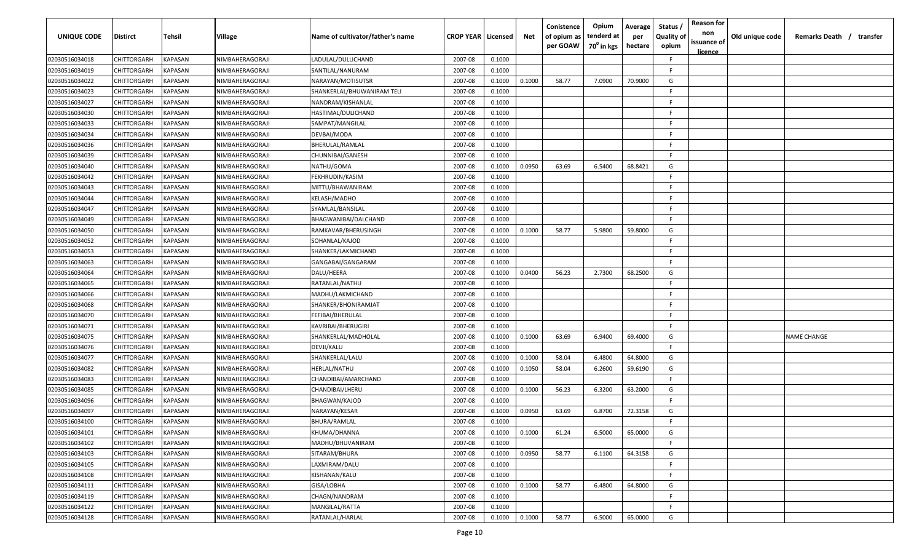| UNIQUE CODE | Distirct | Tehsil | Village | Name of cultivator/father's name | CROP YEAR | Licensed | Net | Conistence of opium as per GOAW | Opium tenderd at $70^0$ in kgs | Average per hectare | Status / Quality of opium | Reason for non issuance of licence | Old unique code | Remarks Death / transfer |
|---|---|---|---|---|---|---|---|---|---|---|---|---|---|---|
| 02030516034018 | CHITTORGARH | KAPASAN | NIMBAHERAGORAJI | LADULAL/DULLICHAND | 2007-08 | 0.1000 | | | | | F | | | |
| 02030516034019 | CHITTORGARH | KAPASAN | NIMBAHERAGORAJI | SANTILAL/NANURAM | 2007-08 | 0.1000 | | | | | F | | | |
| 02030516034022 | CHITTORGARH | KAPASAN | NIMBAHERAGORAJI | NARAYAN/MOTISUTSR | 2007-08 | 0.1000 | 0.1000 | 58.77 | 7.0900 | 70.9000 | G | | | |
| 02030516034023 | CHITTORGARH | KAPASAN | NIMBAHERAGORAJI | SHANKERLAL/BHUWANIRAM TELI | 2007-08 | 0.1000 | | | | | F | | | |
| 02030516034027 | CHITTORGARH | KAPASAN | NIMBAHERAGORAJI | NANDRAM/KISHANLAL | 2007-08 | 0.1000 | | | | | F | | | |
| 02030516034030 | CHITTORGARH | KAPASAN | NIMBAHERAGORAJI | HASTIMAL/DULICHAND | 2007-08 | 0.1000 | | | | | F | | | |
| 02030516034033 | CHITTORGARH | KAPASAN | NIMBAHERAGORAJI | SAMPAT/MANGILAL | 2007-08 | 0.1000 | | | | | F | | | |
| 02030516034034 | CHITTORGARH | KAPASAN | NIMBAHERAGORAJI | DEVBAI/MODA | 2007-08 | 0.1000 | | | | | F | | | |
| 02030516034036 | CHITTORGARH | KAPASAN | NIMBAHERAGORAJI | BHERULAL/RAMLAL | 2007-08 | 0.1000 | | | | | F | | | |
| 02030516034039 | CHITTORGARH | KAPASAN | NIMBAHERAGORAJI | CHUNNIBAI/GANESH | 2007-08 | 0.1000 | | | | | F | | | |
| 02030516034040 | CHITTORGARH | KAPASAN | NIMBAHERAGORAJI | NATHU/GOMA | 2007-08 | 0.1000 | 0.0950 | 63.69 | 6.5400 | 68.8421 | G | | | |
| 02030516034042 | CHITTORGARH | KAPASAN | NIMBAHERAGORAJI | FEKHRUDIN/KASIM | 2007-08 | 0.1000 | | | | | F | | | |
| 02030516034043 | CHITTORGARH | KAPASAN | NIMBAHERAGORAJI | MITTU/BHAWANIRAM | 2007-08 | 0.1000 | | | | | F | | | |
| 02030516034044 | CHITTORGARH | KAPASAN | NIMBAHERAGORAJI | KELASH/MADHO | 2007-08 | 0.1000 | | | | | F | | | |
| 02030516034047 | CHITTORGARH | KAPASAN | NIMBAHERAGORAJI | SYAMLAL/BANSILAL | 2007-08 | 0.1000 | | | | | F | | | |
| 02030516034049 | CHITTORGARH | KAPASAN | NIMBAHERAGORAJI | BHAGWANIBAI/DALCHAND | 2007-08 | 0.1000 | | | | | F | | | |
| 02030516034050 | CHITTORGARH | KAPASAN | NIMBAHERAGORAJI | RAMKAVAR/BHERUSINGH | 2007-08 | 0.1000 | 0.1000 | 58.77 | 5.9800 | 59.8000 | G | | | |
| 02030516034052 | CHITTORGARH | KAPASAN | NIMBAHERAGORAJI | SOHANLAL/KAJOD | 2007-08 | 0.1000 | | | | | F | | | |
| 02030516034053 | CHITTORGARH | KAPASAN | NIMBAHERAGORAJI | SHANKER/LAKMICHAND | 2007-08 | 0.1000 | | | | | F | | | |
| 02030516034063 | CHITTORGARH | KAPASAN | NIMBAHERAGORAJI | GANGABAI/GANGARAM | 2007-08 | 0.1000 | | | | | F | | | |
| 02030516034064 | CHITTORGARH | KAPASAN | NIMBAHERAGORAJI | DALU/HEERA | 2007-08 | 0.1000 | 0.0400 | 56.23 | 2.7300 | 68.2500 | G | | | |
| 02030516034065 | CHITTORGARH | KAPASAN | NIMBAHERAGORAJI | RATANLAL/NATHU | 2007-08 | 0.1000 | | | | | F | | | |
| 02030516034066 | CHITTORGARH | KAPASAN | NIMBAHERAGORAJI | MADHU/LAKMICHAND | 2007-08 | 0.1000 | | | | | F | | | |
| 02030516034068 | CHITTORGARH | KAPASAN | NIMBAHERAGORAJI | SHANKER/BHONIRAMJAT | 2007-08 | 0.1000 | | | | | F | | | |
| 02030516034070 | CHITTORGARH | KAPASAN | NIMBAHERAGORAJI | FEFIBAI/BHERULAL | 2007-08 | 0.1000 | | | | | F | | | |
| 02030516034071 | CHITTORGARH | KAPASAN | NIMBAHERAGORAJI | KAVRIBAI/BHERUGIRI | 2007-08 | 0.1000 | | | | | F | | | |
| 02030516034075 | CHITTORGARH | KAPASAN | NIMBAHERAGORAJI | SHANKERLAL/MADHOLAL | 2007-08 | 0.1000 | 0.1000 | 63.69 | 6.9400 | 69.4000 | G | | | NAME CHANGE |
| 02030516034076 | CHITTORGARH | KAPASAN | NIMBAHERAGORAJI | DEVJI/KALU | 2007-08 | 0.1000 | | | | | F | | | |
| 02030516034077 | CHITTORGARH | KAPASAN | NIMBAHERAGORAJI | SHANKERLAL/LALU | 2007-08 | 0.1000 | 0.1000 | 58.04 | 6.4800 | 64.8000 | G | | | |
| 02030516034082 | CHITTORGARH | KAPASAN | NIMBAHERAGORAJI | HERLAL/NATHU | 2007-08 | 0.1000 | 0.1050 | 58.04 | 6.2600 | 59.6190 | G | | | |
| 02030516034083 | CHITTORGARH | KAPASAN | NIMBAHERAGORAJI | CHANDIBAI/AMARCHAND | 2007-08 | 0.1000 | | | | | F | | | |
| 02030516034085 | CHITTORGARH | KAPASAN | NIMBAHERAGORAJI | CHANDIBAI/LHERU | 2007-08 | 0.1000 | 0.1000 | 56.23 | 6.3200 | 63.2000 | G | | | |
| 02030516034096 | CHITTORGARH | KAPASAN | NIMBAHERAGORAJI | BHAGWAN/KAJOD | 2007-08 | 0.1000 | | | | | F | | | |
| 02030516034097 | CHITTORGARH | KAPASAN | NIMBAHERAGORAJI | NARAYAN/KESAR | 2007-08 | 0.1000 | 0.0950 | 63.69 | 6.8700 | 72.3158 | G | | | |
| 02030516034100 | CHITTORGARH | KAPASAN | NIMBAHERAGORAJI | BHURA/RAMLAL | 2007-08 | 0.1000 | | | | | F | | | |
| 02030516034101 | CHITTORGARH | KAPASAN | NIMBAHERAGORAJI | KHUMA/DHANNA | 2007-08 | 0.1000 | 0.1000 | 61.24 | 6.5000 | 65.0000 | G | | | |
| 02030516034102 | CHITTORGARH | KAPASAN | NIMBAHERAGORAJI | MADHU/BHUVANIRAM | 2007-08 | 0.1000 | | | | | F | | | |
| 02030516034103 | CHITTORGARH | KAPASAN | NIMBAHERAGORAJI | SITARAM/BHURA | 2007-08 | 0.1000 | 0.0950 | 58.77 | 6.1100 | 64.3158 | G | | | |
| 02030516034105 | CHITTORGARH | KAPASAN | NIMBAHERAGORAJI | LAXMIRAM/DALU | 2007-08 | 0.1000 | | | | | F | | | |
| 02030516034108 | CHITTORGARH | KAPASAN | NIMBAHERAGORAJI | KISHANAN/KALU | 2007-08 | 0.1000 | | | | | F | | | |
| 02030516034111 | CHITTORGARH | KAPASAN | NIMBAHERAGORAJI | GISA/LOBHA | 2007-08 | 0.1000 | 0.1000 | 58.77 | 6.4800 | 64.8000 | G | | | |
| 02030516034119 | CHITTORGARH | KAPASAN | NIMBAHERAGORAJI | CHAGN/NANDRAM | 2007-08 | 0.1000 | | | | | F | | | |
| 02030516034122 | CHITTORGARH | KAPASAN | NIMBAHERAGORAJI | MANGILAL/RATTA | 2007-08 | 0.1000 | | | | | F | | | |
| 02030516034128 | CHITTORGARH | KAPASAN | NIMBAHERAGORAJI | RATANLAL/HARLAL | 2007-08 | 0.1000 | 0.1000 | 58.77 | 6.5000 | 65.0000 | G | | | |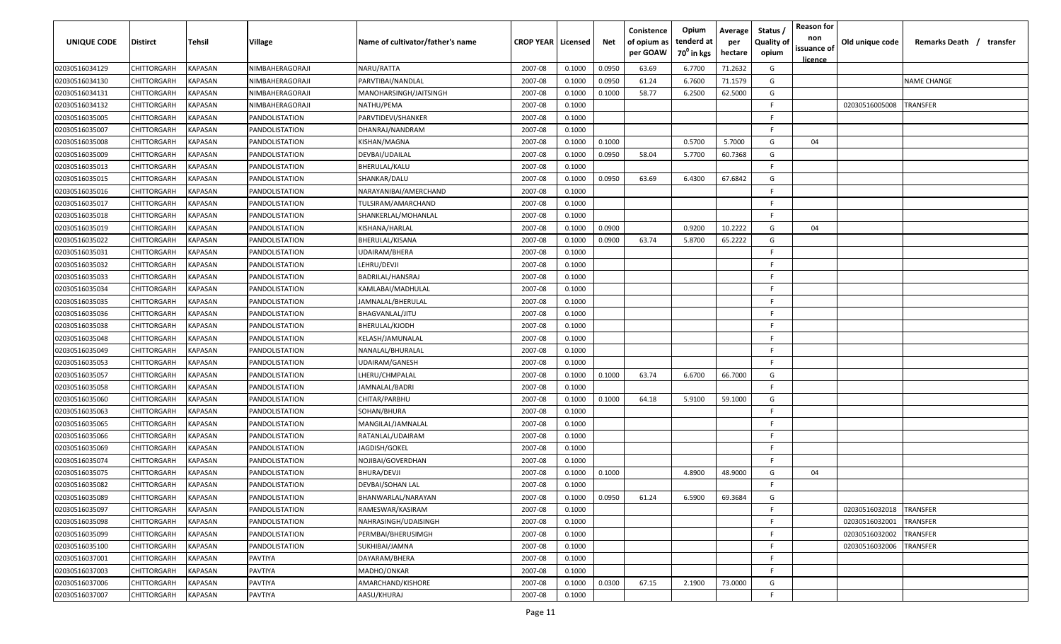| UNIQUE CODE | Distirct | Tehsil | Village | Name of cultivator/father's name | CROP YEAR | Licensed | Net | Conistence of opium as per GOAW | Opium tenderd at 70° in kgs | Average per hectare | Status / Quality of opium | Reason for non issuance of licence | Old unique code | Remarks Death / transfer |
|---|---|---|---|---|---|---|---|---|---|---|---|---|---|---|
| 02030516034129 | CHITTORGARH | KAPASAN | NIMBAHERAGORAJI | NARU/RATTA | 2007-08 | 0.1000 | 0.0950 | 63.69 | 6.7700 | 71.2632 | G | | | |
| 02030516034130 | CHITTORGARH | KAPASAN | NIMBAHERAGORAJI | PARVTIBAI/NANDLAL | 2007-08 | 0.1000 | 0.0950 | 61.24 | 6.7600 | 71.1579 | G | | | NAME CHANGE |
| 02030516034131 | CHITTORGARH | KAPASAN | NIMBAHERAGORAJI | MANOHARSINGH/JAITSINGH | 2007-08 | 0.1000 | 0.1000 | 58.77 | 6.2500 | 62.5000 | G | | | |
| 02030516034132 | CHITTORGARH | KAPASAN | NIMBAHERAGORAJI | NATHU/PEMA | 2007-08 | 0.1000 | | | | | F | | 02030516005008 | TRANSFER |
| 02030516035005 | CHITTORGARH | KAPASAN | PANDOLISTATION | PARVTIDEVI/SHANKER | 2007-08 | 0.1000 | | | | | F | | | |
| 02030516035007 | CHITTORGARH | KAPASAN | PANDOLISTATION | DHANRAJ/NANDRAM | 2007-08 | 0.1000 | | | | | F | | | |
| 02030516035008 | CHITTORGARH | KAPASAN | PANDOLISTATION | KISHAN/MAGNA | 2007-08 | 0.1000 | 0.1000 | | 0.5700 | 5.7000 | G | 04 | | |
| 02030516035009 | CHITTORGARH | KAPASAN | PANDOLISTATION | DEVBAI/UDAILAL | 2007-08 | 0.1000 | 0.0950 | 58.04 | 5.7700 | 60.7368 | G | | | |
| 02030516035013 | CHITTORGARH | KAPASAN | PANDOLISTATION | BHERULAL/KALU | 2007-08 | 0.1000 | | | | | F | | | |
| 02030516035015 | CHITTORGARH | KAPASAN | PANDOLISTATION | SHANKAR/DALU | 2007-08 | 0.1000 | 0.0950 | 63.69 | 6.4300 | 67.6842 | G | | | |
| 02030516035016 | CHITTORGARH | KAPASAN | PANDOLISTATION | NARAYANIBAI/AMERCHAND | 2007-08 | 0.1000 | | | | | F | | | |
| 02030516035017 | CHITTORGARH | KAPASAN | PANDOLISTATION | TULSIRAM/AMARCHAND | 2007-08 | 0.1000 | | | | | F | | | |
| 02030516035018 | CHITTORGARH | KAPASAN | PANDOLISTATION | SHANKERLAL/MOHANLAL | 2007-08 | 0.1000 | | | | | F | | | |
| 02030516035019 | CHITTORGARH | KAPASAN | PANDOLISTATION | KISHANA/HARLAL | 2007-08 | 0.1000 | 0.0900 | | 0.9200 | 10.2222 | G | 04 | | |
| 02030516035022 | CHITTORGARH | KAPASAN | PANDOLISTATION | BHERULAL/KISANA | 2007-08 | 0.1000 | 0.0900 | 63.74 | 5.8700 | 65.2222 | G | | | |
| 02030516035031 | CHITTORGARH | KAPASAN | PANDOLISTATION | UDAIRAM/BHERA | 2007-08 | 0.1000 | | | | | F | | | |
| 02030516035032 | CHITTORGARH | KAPASAN | PANDOLISTATION | LEHRU/DEVJI | 2007-08 | 0.1000 | | | | | F | | | |
| 02030516035033 | CHITTORGARH | KAPASAN | PANDOLISTATION | BADRILAL/HANSRAJ | 2007-08 | 0.1000 | | | | | F | | | |
| 02030516035034 | CHITTORGARH | KAPASAN | PANDOLISTATION | KAMLABAI/MADHULAL | 2007-08 | 0.1000 | | | | | F | | | |
| 02030516035035 | CHITTORGARH | KAPASAN | PANDOLISTATION | JAMNALAL/BHERULAL | 2007-08 | 0.1000 | | | | | F | | | |
| 02030516035036 | CHITTORGARH | KAPASAN | PANDOLISTATION | BHAGVANLAL/JITU | 2007-08 | 0.1000 | | | | | F | | | |
| 02030516035038 | CHITTORGARH | KAPASAN | PANDOLISTATION | BHERULAL/KJODH | 2007-08 | 0.1000 | | | | | F | | | |
| 02030516035048 | CHITTORGARH | KAPASAN | PANDOLISTATION | KELASH/JAMUNALAL | 2007-08 | 0.1000 | | | | | F | | | |
| 02030516035049 | CHITTORGARH | KAPASAN | PANDOLISTATION | NANALAL/BHURALAL | 2007-08 | 0.1000 | | | | | F | | | |
| 02030516035053 | CHITTORGARH | KAPASAN | PANDOLISTATION | UDAIRAM/GANESH | 2007-08 | 0.1000 | | | | | F | | | |
| 02030516035057 | CHITTORGARH | KAPASAN | PANDOLISTATION | LHERU/CHMPALAL | 2007-08 | 0.1000 | 0.1000 | 63.74 | 6.6700 | 66.7000 | G | | | |
| 02030516035058 | CHITTORGARH | KAPASAN | PANDOLISTATION | JAMNALAL/BADRI | 2007-08 | 0.1000 | | | | | F | | | |
| 02030516035060 | CHITTORGARH | KAPASAN | PANDOLISTATION | CHITAR/PARBHU | 2007-08 | 0.1000 | 0.1000 | 64.18 | 5.9100 | 59.1000 | G | | | |
| 02030516035063 | CHITTORGARH | KAPASAN | PANDOLISTATION | SOHAN/BHURA | 2007-08 | 0.1000 | | | | | F | | | |
| 02030516035065 | CHITTORGARH | KAPASAN | PANDOLISTATION | MANGILAL/JAMNALAL | 2007-08 | 0.1000 | | | | | F | | | |
| 02030516035066 | CHITTORGARH | KAPASAN | PANDOLISTATION | RATANLAL/UDAIRAM | 2007-08 | 0.1000 | | | | | F | | | |
| 02030516035069 | CHITTORGARH | KAPASAN | PANDOLISTATION | JAGDISH/GOKEL | 2007-08 | 0.1000 | | | | | F | | | |
| 02030516035074 | CHITTORGARH | KAPASAN | PANDOLISTATION | NOJIBAI/GOVERDHAN | 2007-08 | 0.1000 | | | | | F | | | |
| 02030516035075 | CHITTORGARH | KAPASAN | PANDOLISTATION | BHURA/DEVJI | 2007-08 | 0.1000 | 0.1000 | | 4.8900 | 48.9000 | G | 04 | | |
| 02030516035082 | CHITTORGARH | KAPASAN | PANDOLISTATION | DEVBAI/SOHAN LAL | 2007-08 | 0.1000 | | | | | F | | | |
| 02030516035089 | CHITTORGARH | KAPASAN | PANDOLISTATION | BHANWARLAL/NARAYAN | 2007-08 | 0.1000 | 0.0950 | 61.24 | 6.5900 | 69.3684 | G | | | |
| 02030516035097 | CHITTORGARH | KAPASAN | PANDOLISTATION | RAMESWAR/KASIRAM | 2007-08 | 0.1000 | | | | | F | | 02030516032018 | TRANSFER |
| 02030516035098 | CHITTORGARH | KAPASAN | PANDOLISTATION | NAHRASINGH/UDAISINGH | 2007-08 | 0.1000 | | | | | F | | 02030516032001 | TRANSFER |
| 02030516035099 | CHITTORGARH | KAPASAN | PANDOLISTATION | PERMBAI/BHERUSIMGH | 2007-08 | 0.1000 | | | | | F | | 02030516032002 | TRANSFER |
| 02030516035100 | CHITTORGARH | KAPASAN | PANDOLISTATION | SUKHIBAI/JAMNA | 2007-08 | 0.1000 | | | | | F | | 02030516032006 | TRANSFER |
| 02030516037001 | CHITTORGARH | KAPASAN | PAVTIYA | DAYARAM/BHERA | 2007-08 | 0.1000 | | | | | F | | | |
| 02030516037003 | CHITTORGARH | KAPASAN | PAVTIYA | MADHO/ONKAR | 2007-08 | 0.1000 | | | | | F | | | |
| 02030516037006 | CHITTORGARH | KAPASAN | PAVTIYA | AMARCHAND/KISHORE | 2007-08 | 0.1000 | 0.0300 | 67.15 | 2.1900 | 73.0000 | G | | | |
| 02030516037007 | CHITTORGARH | KAPASAN | PAVTIYA | AASU/KHURAJ | 2007-08 | 0.1000 | | | | | F | | | |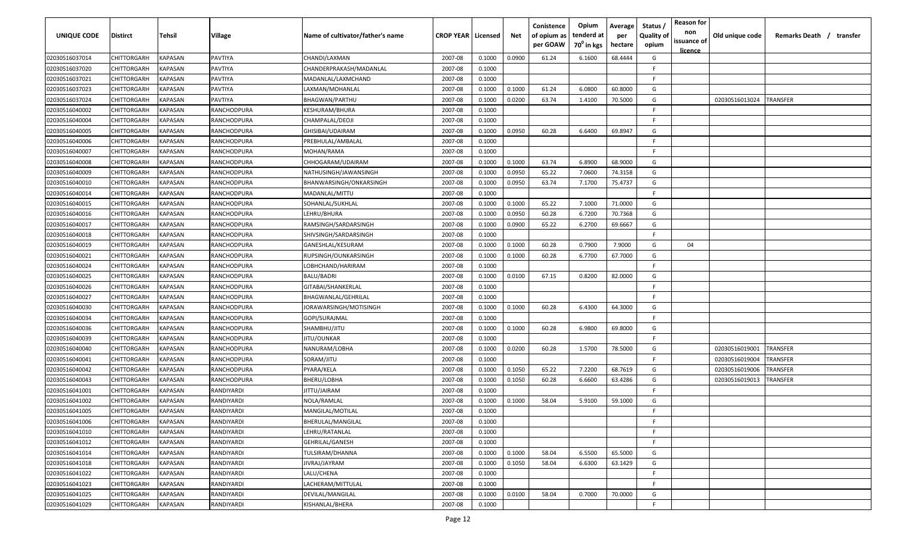| UNIQUE CODE | Distirct | Tehsil | Village | Name of cultivator/father's name | CROP YEAR | Licensed | Net | Conistence of opium as per GOAW | Opium tenderd at $70^0$ in kgs | Average per hectare | Status / Quality of opium | Reason for non issuance of licence | Old unique code | Remarks Death / transfer |
|---|---|---|---|---|---|---|---|---|---|---|---|---|---|---|
| 02030516037014 | CHITTORGARH | KAPASAN | PAVTIYA | CHANDI/LAXMAN | 2007-08 | 0.1000 | 0.0900 | 61.24 | 6.1600 | 68.4444 | G | | | |
| 02030516037020 | CHITTORGARH | KAPASAN | PAVTIYA | CHANDERPRAKASH/MADANLAL | 2007-08 | 0.1000 | | | | | F | | | |
| 02030516037021 | CHITTORGARH | KAPASAN | PAVTIYA | MADANLAL/LAXMCHAND | 2007-08 | 0.1000 | | | | | F | | | |
| 02030516037023 | CHITTORGARH | KAPASAN | PAVTIYA | LAXMAN/MOHANLAL | 2007-08 | 0.1000 | 0.1000 | 61.24 | 6.0800 | 60.8000 | G | | | |
| 02030516037024 | CHITTORGARH | KAPASAN | PAVTIYA | BHAGWAN/PARTHU | 2007-08 | 0.1000 | 0.0200 | 63.74 | 1.4100 | 70.5000 | G | | 02030516013024 | TRANSFER |
| 02030516040002 | CHITTORGARH | KAPASAN | RANCHODPURA | KESHURAM/BHURA | 2007-08 | 0.1000 | | | | | F | | | |
| 02030516040004 | CHITTORGARH | KAPASAN | RANCHODPURA | CHAMPALAL/DEOJI | 2007-08 | 0.1000 | | | | | F | | | |
| 02030516040005 | CHITTORGARH | KAPASAN | RANCHODPURA | GHISIBAI/UDAIRAM | 2007-08 | 0.1000 | 0.0950 | 60.28 | 6.6400 | 69.8947 | G | | | |
| 02030516040006 | CHITTORGARH | KAPASAN | RANCHODPURA | PREBHULAL/AMBALAL | 2007-08 | 0.1000 | | | | | F | | | |
| 02030516040007 | CHITTORGARH | KAPASAN | RANCHODPURA | MOHAN/RAMA | 2007-08 | 0.1000 | | | | | F | | | |
| 02030516040008 | CHITTORGARH | KAPASAN | RANCHODPURA | CHHOGARAM/UDAIRAM | 2007-08 | 0.1000 | 0.1000 | 63.74 | 6.8900 | 68.9000 | G | | | |
| 02030516040009 | CHITTORGARH | KAPASAN | RANCHODPURA | NATHUSINGH/JAWANSINGH | 2007-08 | 0.1000 | 0.0950 | 65.22 | 7.0600 | 74.3158 | G | | | |
| 02030516040010 | CHITTORGARH | KAPASAN | RANCHODPURA | BHANWARSINGH/ONKARSINGH | 2007-08 | 0.1000 | 0.0950 | 63.74 | 7.1700 | 75.4737 | G | | | |
| 02030516040014 | CHITTORGARH | KAPASAN | RANCHODPURA | MADANLAL/MITTU | 2007-08 | 0.1000 | | | | | F | | | |
| 02030516040015 | CHITTORGARH | KAPASAN | RANCHODPURA | SOHANLAL/SUKHLAL | 2007-08 | 0.1000 | 0.1000 | 65.22 | 7.1000 | 71.0000 | G | | | |
| 02030516040016 | CHITTORGARH | KAPASAN | RANCHODPURA | LEHRU/BHURA | 2007-08 | 0.1000 | 0.0950 | 60.28 | 6.7200 | 70.7368 | G | | | |
| 02030516040017 | CHITTORGARH | KAPASAN | RANCHODPURA | RAMSINGH/SARDARSINGH | 2007-08 | 0.1000 | 0.0900 | 65.22 | 6.2700 | 69.6667 | G | | | |
| 02030516040018 | CHITTORGARH | KAPASAN | RANCHODPURA | SHIVSINGH/SARDARSINGH | 2007-08 | 0.1000 | | | | | F | | | |
| 02030516040019 | CHITTORGARH | KAPASAN | RANCHODPURA | GANESHLAL/KESURAM | 2007-08 | 0.1000 | 0.1000 | 60.28 | 0.7900 | 7.9000 | G | 04 | | |
| 02030516040021 | CHITTORGARH | KAPASAN | RANCHODPURA | RUPSINGH/OUNKARSINGH | 2007-08 | 0.1000 | 0.1000 | 60.28 | 6.7700 | 67.7000 | G | | | |
| 02030516040024 | CHITTORGARH | KAPASAN | RANCHODPURA | LOBHCHAND/HARIRAM | 2007-08 | 0.1000 | | | | | F | | | |
| 02030516040025 | CHITTORGARH | KAPASAN | RANCHODPURA | BALU/BADRI | 2007-08 | 0.1000 | 0.0100 | 67.15 | 0.8200 | 82.0000 | G | | | |
| 02030516040026 | CHITTORGARH | KAPASAN | RANCHODPURA | GITABAI/SHANKERLAL | 2007-08 | 0.1000 | | | | | F | | | |
| 02030516040027 | CHITTORGARH | KAPASAN | RANCHODPURA | BHAGWANLAL/GEHRILAL | 2007-08 | 0.1000 | | | | | F | | | |
| 02030516040030 | CHITTORGARH | KAPASAN | RANCHODPURA | JORAWARSINGH/MOTISINGH | 2007-08 | 0.1000 | 0.1000 | 60.28 | 6.4300 | 64.3000 | G | | | |
| 02030516040034 | CHITTORGARH | KAPASAN | RANCHODPURA | GOPI/SURAJMAL | 2007-08 | 0.1000 | | | | | F | | | |
| 02030516040036 | CHITTORGARH | KAPASAN | RANCHODPURA | SHAMBHU/JITU | 2007-08 | 0.1000 | 0.1000 | 60.28 | 6.9800 | 69.8000 | G | | | |
| 02030516040039 | CHITTORGARH | KAPASAN | RANCHODPURA | JITU/OUNKAR | 2007-08 | 0.1000 | | | | | F | | | |
| 02030516040040 | CHITTORGARH | KAPASAN | RANCHODPURA | NANURAM/LOBHA | 2007-08 | 0.1000 | 0.0200 | 60.28 | 1.5700 | 78.5000 | G | | 02030516019001 | TRANSFER |
| 02030516040041 | CHITTORGARH | KAPASAN | RANCHODPURA | SORAM/JITU | 2007-08 | 0.1000 | | | | | F | | 02030516019004 | TRANSFER |
| 02030516040042 | CHITTORGARH | KAPASAN | RANCHODPURA | PYARA/KELA | 2007-08 | 0.1000 | 0.1050 | 65.22 | 7.2200 | 68.7619 | G | | 02030516019006 | TRANSFER |
| 02030516040043 | CHITTORGARH | KAPASAN | RANCHODPURA | BHERU/LOBHA | 2007-08 | 0.1000 | 0.1050 | 60.28 | 6.6600 | 63.4286 | G | | 02030516019013 | TRANSFER |
| 02030516041001 | CHITTORGARH | KAPASAN | RANDIYARDI | JITTU/JAIRAM | 2007-08 | 0.1000 | | | | | F | | | |
| 02030516041002 | CHITTORGARH | KAPASAN | RANDIYARDI | NOLA/RAMLAL | 2007-08 | 0.1000 | 0.1000 | 58.04 | 5.9100 | 59.1000 | G | | | |
| 02030516041005 | CHITTORGARH | KAPASAN | RANDIYARDI | MANGILAL/MOTILAL | 2007-08 | 0.1000 | | | | | F | | | |
| 02030516041006 | CHITTORGARH | KAPASAN | RANDIYARDI | BHERULAL/MANGILAL | 2007-08 | 0.1000 | | | | | F | | | |
| 02030516041010 | CHITTORGARH | KAPASAN | RANDIYARDI | LEHRU/RATANLAL | 2007-08 | 0.1000 | | | | | F | | | |
| 02030516041012 | CHITTORGARH | KAPASAN | RANDIYARDI | GEHRILAL/GANESH | 2007-08 | 0.1000 | | | | | F | | | |
| 02030516041014 | CHITTORGARH | KAPASAN | RANDIYARDI | TULSIRAM/DHANNA | 2007-08 | 0.1000 | 0.1000 | 58.04 | 6.5500 | 65.5000 | G | | | |
| 02030516041018 | CHITTORGARH | KAPASAN | RANDIYARDI | JIVRAJ/JAYRAM | 2007-08 | 0.1000 | 0.1050 | 58.04 | 6.6300 | 63.1429 | G | | | |
| 02030516041022 | CHITTORGARH | KAPASAN | RANDIYARDI | LALU/CHENA | 2007-08 | 0.1000 | | | | | F | | | |
| 02030516041023 | CHITTORGARH | KAPASAN | RANDIYARDI | LACHERAM/MITTULAL | 2007-08 | 0.1000 | | | | | F | | | |
| 02030516041025 | CHITTORGARH | KAPASAN | RANDIYARDI | DEVILAL/MANGILAL | 2007-08 | 0.1000 | 0.0100 | 58.04 | 0.7000 | 70.0000 | G | | | |
| 02030516041029 | CHITTORGARH | KAPASAN | RANDIYARDI | KISHANLAL/BHERA | 2007-08 | 0.1000 | | | | | F | | | |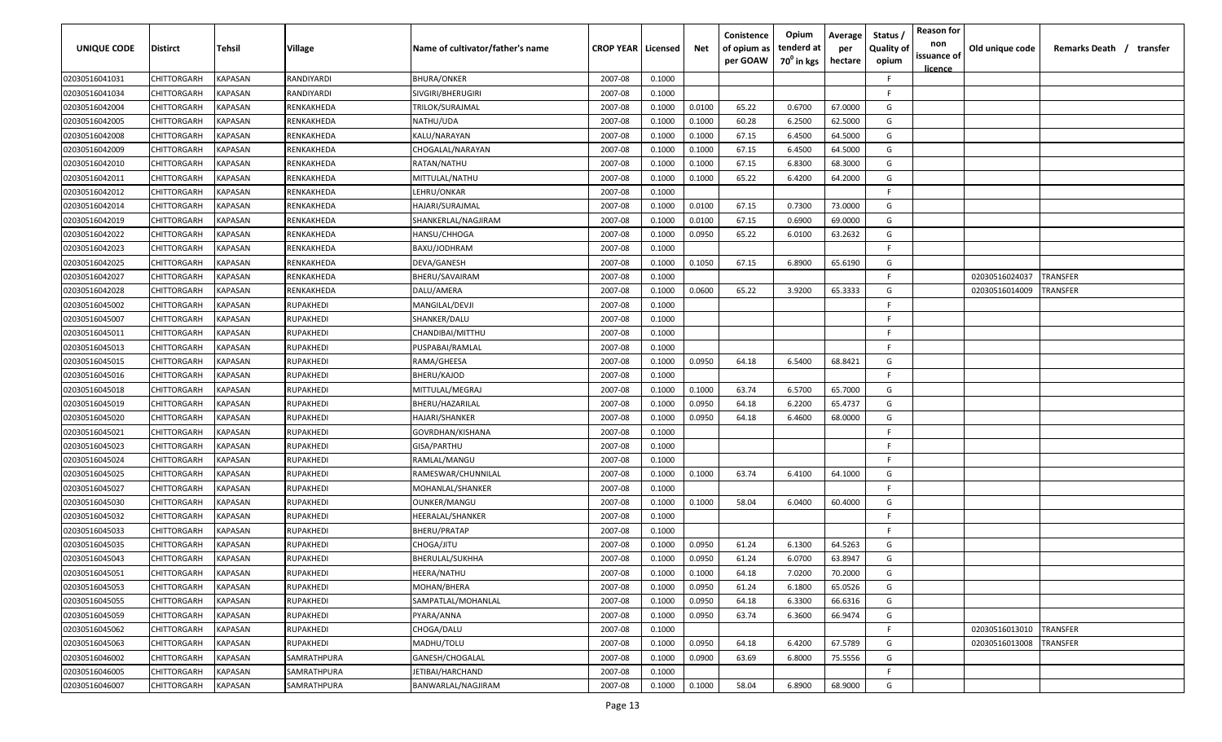| UNIQUE CODE | Distirct | Tehsil | Village | Name of cultivator/father's name | CROP YEAR | Licensed | Net | Conistence of opium as per GOAW | Opium tenderd at 70° in kgs | Average per hectare | Status / Quality of opium | Reason for non issuance of licence | Old unique code | Remarks Death / transfer |
|---|---|---|---|---|---|---|---|---|---|---|---|---|---|---|
| 02030516041031 | CHITTORGARH | KAPASAN | RANDIYARDI | BHURA/ONKER | 2007-08 | 0.1000 | | | | | F | | | |
| 02030516041034 | CHITTORGARH | KAPASAN | RANDIYARDI | SIVGIRI/BHERUGIRI | 2007-08 | 0.1000 | | | | | F | | | |
| 02030516042004 | CHITTORGARH | KAPASAN | RENKAKHEDA | TRILOK/SURAJMAL | 2007-08 | 0.1000 | 0.0100 | 65.22 | 0.6700 | 67.0000 | G | | | |
| 02030516042005 | CHITTORGARH | KAPASAN | RENKAKHEDA | NATHU/UDA | 2007-08 | 0.1000 | 0.1000 | 60.28 | 6.2500 | 62.5000 | G | | | |
| 02030516042008 | CHITTORGARH | KAPASAN | RENKAKHEDA | KALU/NARAYAN | 2007-08 | 0.1000 | 0.1000 | 67.15 | 6.4500 | 64.5000 | G | | | |
| 02030516042009 | CHITTORGARH | KAPASAN | RENKAKHEDA | CHOGALAL/NARAYAN | 2007-08 | 0.1000 | 0.1000 | 67.15 | 6.4500 | 64.5000 | G | | | |
| 02030516042010 | CHITTORGARH | KAPASAN | RENKAKHEDA | RATAN/NATHU | 2007-08 | 0.1000 | 0.1000 | 67.15 | 6.8300 | 68.3000 | G | | | |
| 02030516042011 | CHITTORGARH | KAPASAN | RENKAKHEDA | MITTULAL/NATHU | 2007-08 | 0.1000 | 0.1000 | 65.22 | 6.4200 | 64.2000 | G | | | |
| 02030516042012 | CHITTORGARH | KAPASAN | RENKAKHEDA | LEHRU/ONKAR | 2007-08 | 0.1000 | | | | | F | | | |
| 02030516042014 | CHITTORGARH | KAPASAN | RENKAKHEDA | HAJARI/SURAJMAL | 2007-08 | 0.1000 | 0.0100 | 67.15 | 0.7300 | 73.0000 | G | | | |
| 02030516042019 | CHITTORGARH | KAPASAN | RENKAKHEDA | SHANKERLAL/NAGJIRAM | 2007-08 | 0.1000 | 0.0100 | 67.15 | 0.6900 | 69.0000 | G | | | |
| 02030516042022 | CHITTORGARH | KAPASAN | RENKAKHEDA | HANSU/CHHOGA | 2007-08 | 0.1000 | 0.0950 | 65.22 | 6.0100 | 63.2632 | G | | | |
| 02030516042023 | CHITTORGARH | KAPASAN | RENKAKHEDA | BAXU/JODHRAM | 2007-08 | 0.1000 | | | | | F | | | |
| 02030516042025 | CHITTORGARH | KAPASAN | RENKAKHEDA | DEVA/GANESH | 2007-08 | 0.1000 | 0.1050 | 67.15 | 6.8900 | 65.6190 | G | | | |
| 02030516042027 | CHITTORGARH | KAPASAN | RENKAKHEDA | BHERU/SAVAIRAM | 2007-08 | 0.1000 | | | | | F | | 02030516024037 | TRANSFER |
| 02030516042028 | CHITTORGARH | KAPASAN | RENKAKHEDA | DALU/AMERA | 2007-08 | 0.1000 | 0.0600 | 65.22 | 3.9200 | 65.3333 | G | | 02030516014009 | TRANSFER |
| 02030516045002 | CHITTORGARH | KAPASAN | RUPAKHEDI | MANGILAL/DEVJI | 2007-08 | 0.1000 | | | | | F | | | |
| 02030516045007 | CHITTORGARH | KAPASAN | RUPAKHEDI | SHANKER/DALU | 2007-08 | 0.1000 | | | | | F | | | |
| 02030516045011 | CHITTORGARH | KAPASAN | RUPAKHEDI | CHANDIBAI/MITTHU | 2007-08 | 0.1000 | | | | | F | | | |
| 02030516045013 | CHITTORGARH | KAPASAN | RUPAKHEDI | PUSPABAI/RAMLAL | 2007-08 | 0.1000 | | | | | F | | | |
| 02030516045015 | CHITTORGARH | KAPASAN | RUPAKHEDI | RAMA/GHEESA | 2007-08 | 0.1000 | 0.0950 | 64.18 | 6.5400 | 68.8421 | G | | | |
| 02030516045016 | CHITTORGARH | KAPASAN | RUPAKHEDI | BHERU/KAJOD | 2007-08 | 0.1000 | | | | | F | | | |
| 02030516045018 | CHITTORGARH | KAPASAN | RUPAKHEDI | MITTULAL/MEGRAJ | 2007-08 | 0.1000 | 0.1000 | 63.74 | 6.5700 | 65.7000 | G | | | |
| 02030516045019 | CHITTORGARH | KAPASAN | RUPAKHEDI | BHERU/HAZARILAL | 2007-08 | 0.1000 | 0.0950 | 64.18 | 6.2200 | 65.4737 | G | | | |
| 02030516045020 | CHITTORGARH | KAPASAN | RUPAKHEDI | HAJARI/SHANKER | 2007-08 | 0.1000 | 0.0950 | 64.18 | 6.4600 | 68.0000 | G | | | |
| 02030516045021 | CHITTORGARH | KAPASAN | RUPAKHEDI | GOVRDHAN/KISHANA | 2007-08 | 0.1000 | | | | | F | | | |
| 02030516045023 | CHITTORGARH | KAPASAN | RUPAKHEDI | GISA/PARTHU | 2007-08 | 0.1000 | | | | | F | | | |
| 02030516045024 | CHITTORGARH | KAPASAN | RUPAKHEDI | RAMLAL/MANGU | 2007-08 | 0.1000 | | | | | F | | | |
| 02030516045025 | CHITTORGARH | KAPASAN | RUPAKHEDI | RAMESWAR/CHUNNILAL | 2007-08 | 0.1000 | 0.1000 | 63.74 | 6.4100 | 64.1000 | G | | | |
| 02030516045027 | CHITTORGARH | KAPASAN | RUPAKHEDI | MOHANLAL/SHANKER | 2007-08 | 0.1000 | | | | | F | | | |
| 02030516045030 | CHITTORGARH | KAPASAN | RUPAKHEDI | OUNKER/MANGU | 2007-08 | 0.1000 | 0.1000 | 58.04 | 6.0400 | 60.4000 | G | | | |
| 02030516045032 | CHITTORGARH | KAPASAN | RUPAKHEDI | HEERALAL/SHANKER | 2007-08 | 0.1000 | | | | | F | | | |
| 02030516045033 | CHITTORGARH | KAPASAN | RUPAKHEDI | BHERU/PRATAP | 2007-08 | 0.1000 | | | | | F | | | |
| 02030516045035 | CHITTORGARH | KAPASAN | RUPAKHEDI | CHOGA/JITU | 2007-08 | 0.1000 | 0.0950 | 61.24 | 6.1300 | 64.5263 | G | | | |
| 02030516045043 | CHITTORGARH | KAPASAN | RUPAKHEDI | BHERULAL/SUKHHA | 2007-08 | 0.1000 | 0.0950 | 61.24 | 6.0700 | 63.8947 | G | | | |
| 02030516045051 | CHITTORGARH | KAPASAN | RUPAKHEDI | HEERA/NATHU | 2007-08 | 0.1000 | 0.1000 | 64.18 | 7.0200 | 70.2000 | G | | | |
| 02030516045053 | CHITTORGARH | KAPASAN | RUPAKHEDI | MOHAN/BHERA | 2007-08 | 0.1000 | 0.0950 | 61.24 | 6.1800 | 65.0526 | G | | | |
| 02030516045055 | CHITTORGARH | KAPASAN | RUPAKHEDI | SAMPATLAL/MOHANLAL | 2007-08 | 0.1000 | 0.0950 | 64.18 | 6.3300 | 66.6316 | G | | | |
| 02030516045059 | CHITTORGARH | KAPASAN | RUPAKHEDI | PYARA/ANNA | 2007-08 | 0.1000 | 0.0950 | 63.74 | 6.3600 | 66.9474 | G | | | |
| 02030516045062 | CHITTORGARH | KAPASAN | RUPAKHEDI | CHOGA/DALU | 2007-08 | 0.1000 | | | | | F | | 02030516013010 | TRANSFER |
| 02030516045063 | CHITTORGARH | KAPASAN | RUPAKHEDI | MADHU/TOLU | 2007-08 | 0.1000 | 0.0950 | 64.18 | 6.4200 | 67.5789 | G | | 02030516013008 | TRANSFER |
| 02030516046002 | CHITTORGARH | KAPASAN | SAMRATHPURA | GANESH/CHOGALAL | 2007-08 | 0.1000 | 0.0900 | 63.69 | 6.8000 | 75.5556 | G | | | |
| 02030516046005 | CHITTORGARH | KAPASAN | SAMRATHPURA | JETIBAI/HARCHAND | 2007-08 | 0.1000 | | | | | F | | | |
| 02030516046007 | CHITTORGARH | KAPASAN | SAMRATHPURA | BANWARLAL/NAGJIRAM | 2007-08 | 0.1000 | 0.1000 | 58.04 | 6.8900 | 68.9000 | G | | | |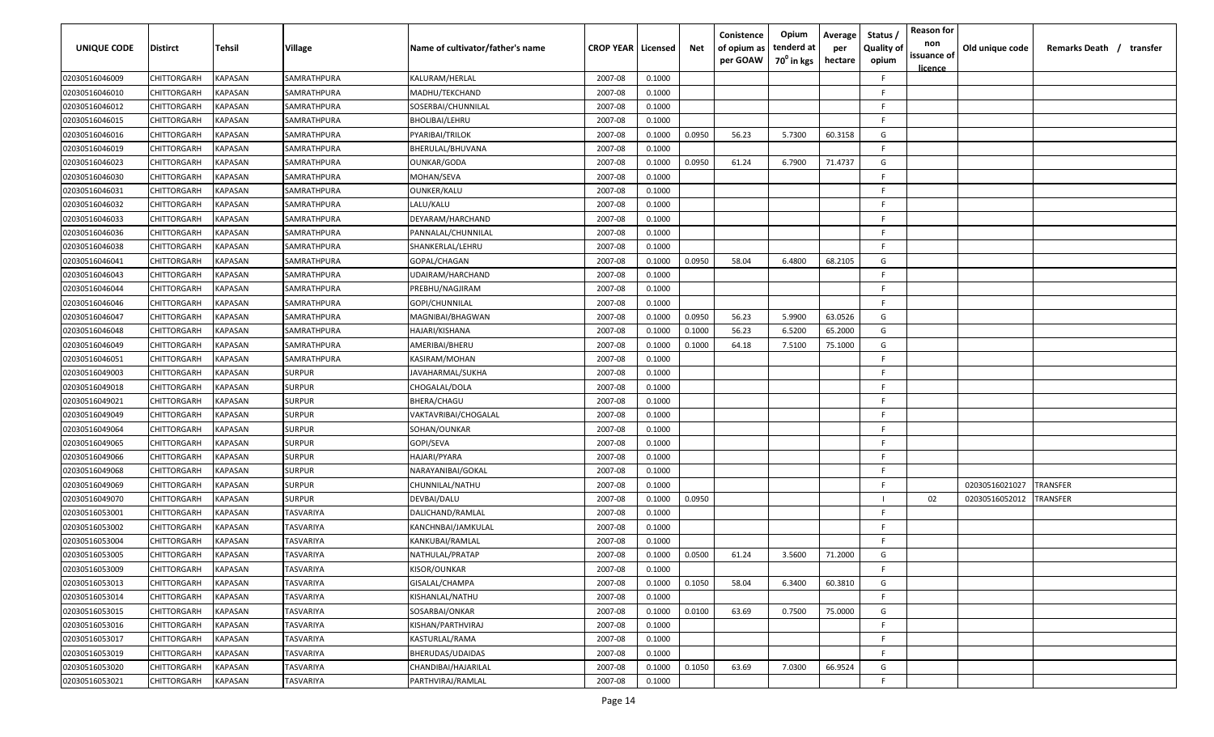| UNIQUE CODE | Distirct | Tehsil | Village | Name of cultivator/father's name | CROP YEAR | Licensed | Net | Conistence of opium as per GOAW | Opium tenderd at 70° in kgs | Average per hectare | Status / Quality of opium | Reason for non issuance of licence | Old unique code | Remarks Death / transfer |
|---|---|---|---|---|---|---|---|---|---|---|---|---|---|---|
| 02030516046009 | CHITTORGARH | KAPASAN | SAMRATHPURA | KALURAM/HERLAL | 2007-08 | 0.1000 | | | | | F | | | |
| 02030516046010 | CHITTORGARH | KAPASAN | SAMRATHPURA | MADHU/TEKCHAND | 2007-08 | 0.1000 | | | | | F | | | |
| 02030516046012 | CHITTORGARH | KAPASAN | SAMRATHPURA | SOSERBAI/CHUNNILAL | 2007-08 | 0.1000 | | | | | F | | | |
| 02030516046015 | CHITTORGARH | KAPASAN | SAMRATHPURA | BHOLIBAI/LEHRU | 2007-08 | 0.1000 | | | | | F | | | |
| 02030516046016 | CHITTORGARH | KAPASAN | SAMRATHPURA | PYARIBAI/TRILOK | 2007-08 | 0.1000 | 0.0950 | 56.23 | 5.7300 | 60.3158 | G | | | |
| 02030516046019 | CHITTORGARH | KAPASAN | SAMRATHPURA | BHERULAL/BHUVANA | 2007-08 | 0.1000 | | | | | F | | | |
| 02030516046023 | CHITTORGARH | KAPASAN | SAMRATHPURA | OUNKAR/GODA | 2007-08 | 0.1000 | 0.0950 | 61.24 | 6.7900 | 71.4737 | G | | | |
| 02030516046030 | CHITTORGARH | KAPASAN | SAMRATHPURA | MOHAN/SEVA | 2007-08 | 0.1000 | | | | | F | | | |
| 02030516046031 | CHITTORGARH | KAPASAN | SAMRATHPURA | OUNKER/KALU | 2007-08 | 0.1000 | | | | | F | | | |
| 02030516046032 | CHITTORGARH | KAPASAN | SAMRATHPURA | LALU/KALU | 2007-08 | 0.1000 | | | | | F | | | |
| 02030516046033 | CHITTORGARH | KAPASAN | SAMRATHPURA | DEYARAM/HARCHAND | 2007-08 | 0.1000 | | | | | F | | | |
| 02030516046036 | CHITTORGARH | KAPASAN | SAMRATHPURA | PANNALAL/CHUNNILAL | 2007-08 | 0.1000 | | | | | F | | | |
| 02030516046038 | CHITTORGARH | KAPASAN | SAMRATHPURA | SHANKERLAL/LEHRU | 2007-08 | 0.1000 | | | | | F | | | |
| 02030516046041 | CHITTORGARH | KAPASAN | SAMRATHPURA | GOPAL/CHAGAN | 2007-08 | 0.1000 | 0.0950 | 58.04 | 6.4800 | 68.2105 | G | | | |
| 02030516046043 | CHITTORGARH | KAPASAN | SAMRATHPURA | UDAIRAM/HARCHAND | 2007-08 | 0.1000 | | | | | F | | | |
| 02030516046044 | CHITTORGARH | KAPASAN | SAMRATHPURA | PREBHU/NAGJIRAM | 2007-08 | 0.1000 | | | | | F | | | |
| 02030516046046 | CHITTORGARH | KAPASAN | SAMRATHPURA | GOPI/CHUNNILAL | 2007-08 | 0.1000 | | | | | F | | | |
| 02030516046047 | CHITTORGARH | KAPASAN | SAMRATHPURA | MAGNIBAI/BHAGWAN | 2007-08 | 0.1000 | 0.0950 | 56.23 | 5.9900 | 63.0526 | G | | | |
| 02030516046048 | CHITTORGARH | KAPASAN | SAMRATHPURA | HAJARI/KISHANA | 2007-08 | 0.1000 | 0.1000 | 56.23 | 6.5200 | 65.2000 | G | | | |
| 02030516046049 | CHITTORGARH | KAPASAN | SAMRATHPURA | AMERIBAI/BHERU | 2007-08 | 0.1000 | 0.1000 | 64.18 | 7.5100 | 75.1000 | G | | | |
| 02030516046051 | CHITTORGARH | KAPASAN | SAMRATHPURA | KASIRAM/MOHAN | 2007-08 | 0.1000 | | | | | F | | | |
| 02030516049003 | CHITTORGARH | KAPASAN | SURPUR | JAVAHARMAL/SUKHA | 2007-08 | 0.1000 | | | | | F | | | |
| 02030516049018 | CHITTORGARH | KAPASAN | SURPUR | CHOGALAL/DOLA | 2007-08 | 0.1000 | | | | | F | | | |
| 02030516049021 | CHITTORGARH | KAPASAN | SURPUR | BHERA/CHAGU | 2007-08 | 0.1000 | | | | | F | | | |
| 02030516049049 | CHITTORGARH | KAPASAN | SURPUR | VAKTAVRIBAI/CHOGALAL | 2007-08 | 0.1000 | | | | | F | | | |
| 02030516049064 | CHITTORGARH | KAPASAN | SURPUR | SOHAN/OUNKAR | 2007-08 | 0.1000 | | | | | F | | | |
| 02030516049065 | CHITTORGARH | KAPASAN | SURPUR | GOPI/SEVA | 2007-08 | 0.1000 | | | | | F | | | |
| 02030516049066 | CHITTORGARH | KAPASAN | SURPUR | HAJARI/PYARA | 2007-08 | 0.1000 | | | | | F | | | |
| 02030516049068 | CHITTORGARH | KAPASAN | SURPUR | NARAYANIBAI/GOKAL | 2007-08 | 0.1000 | | | | | F | | | |
| 02030516049069 | CHITTORGARH | KAPASAN | SURPUR | CHUNNILAL/NATHU | 2007-08 | 0.1000 | | | | | F | | 02030516021027 | TRANSFER |
| 02030516049070 | CHITTORGARH | KAPASAN | SURPUR | DEVBAI/DALU | 2007-08 | 0.1000 | 0.0950 | | | | I | 02 | 02030516052012 | TRANSFER |
| 02030516053001 | CHITTORGARH | KAPASAN | TASVARIYA | DALICHAND/RAMLAL | 2007-08 | 0.1000 | | | | | F | | | |
| 02030516053002 | CHITTORGARH | KAPASAN | TASVARIYA | KANCHNBAI/JAMKULAL | 2007-08 | 0.1000 | | | | | F | | | |
| 02030516053004 | CHITTORGARH | KAPASAN | TASVARIYA | KANKUBAI/RAMLAL | 2007-08 | 0.1000 | | | | | F | | | |
| 02030516053005 | CHITTORGARH | KAPASAN | TASVARIYA | NATHULAL/PRATAP | 2007-08 | 0.1000 | 0.0500 | 61.24 | 3.5600 | 71.2000 | G | | | |
| 02030516053009 | CHITTORGARH | KAPASAN | TASVARIYA | KISOR/OUNKAR | 2007-08 | 0.1000 | | | | | F | | | |
| 02030516053013 | CHITTORGARH | KAPASAN | TASVARIYA | GISALAL/CHAMPA | 2007-08 | 0.1000 | 0.1050 | 58.04 | 6.3400 | 60.3810 | G | | | |
| 02030516053014 | CHITTORGARH | KAPASAN | TASVARIYA | KISHANLAL/NATHU | 2007-08 | 0.1000 | | | | | F | | | |
| 02030516053015 | CHITTORGARH | KAPASAN | TASVARIYA | SOSARBAI/ONKAR | 2007-08 | 0.1000 | 0.0100 | 63.69 | 0.7500 | 75.0000 | G | | | |
| 02030516053016 | CHITTORGARH | KAPASAN | TASVARIYA | KISHAN/PARTHVIRAJ | 2007-08 | 0.1000 | | | | | F | | | |
| 02030516053017 | CHITTORGARH | KAPASAN | TASVARIYA | KASTURLAL/RAMA | 2007-08 | 0.1000 | | | | | F | | | |
| 02030516053019 | CHITTORGARH | KAPASAN | TASVARIYA | BHERUDAS/UDAIDAS | 2007-08 | 0.1000 | | | | | F | | | |
| 02030516053020 | CHITTORGARH | KAPASAN | TASVARIYA | CHANDIBAI/HAJARILAL | 2007-08 | 0.1000 | 0.1050 | 63.69 | 7.0300 | 66.9524 | G | | | |
| 02030516053021 | CHITTORGARH | KAPASAN | TASVARIYA | PARTHVIRAJ/RAMLAL | 2007-08 | 0.1000 | | | | | F | | | |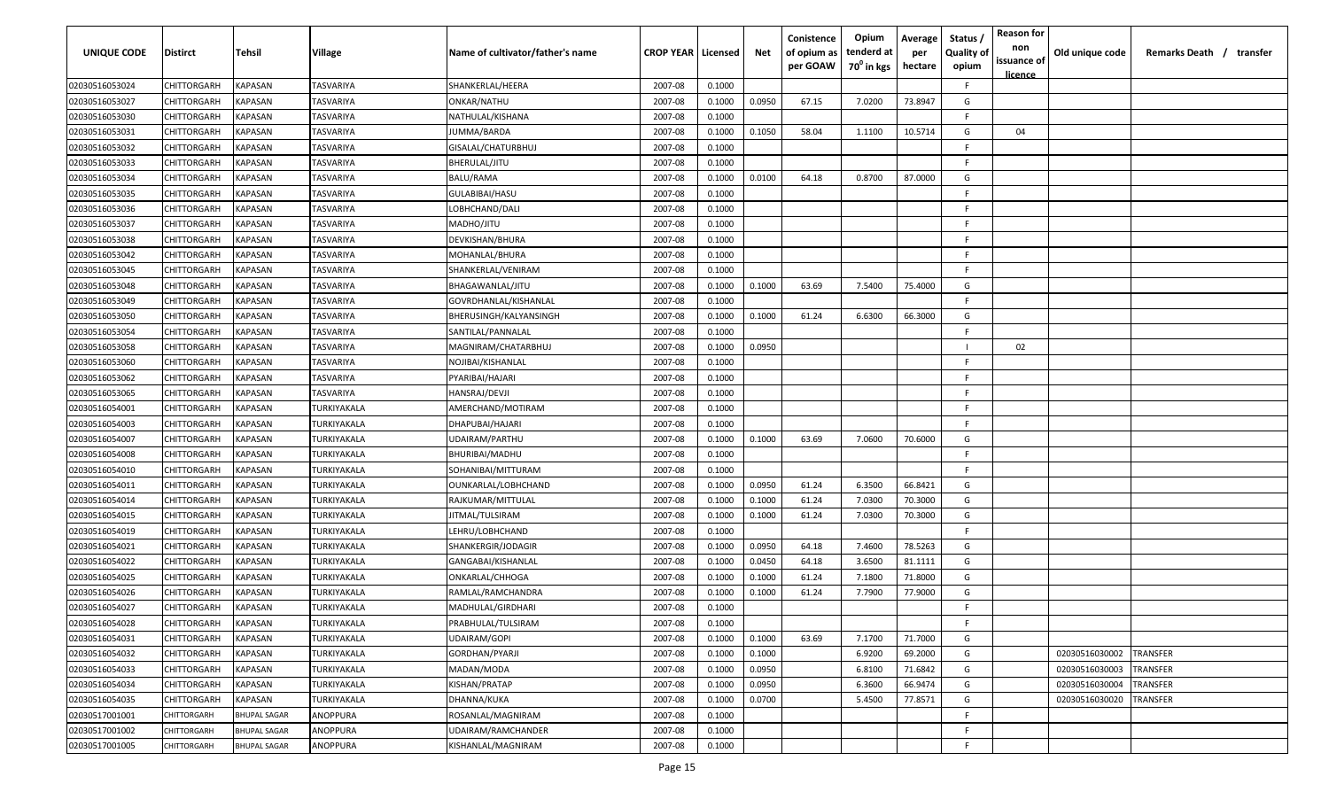| UNIQUE CODE | Distirct | Tehsil | Village | Name of cultivator/father's name | CROP YEAR | Licensed | Net | Conistence of opium as per GOAW | Opium tenderd at $70^0$ in kgs | Average per hectare | Status / Quality of opium | Reason for non issuance of licence | Old unique code | Remarks Death / transfer |
|---|---|---|---|---|---|---|---|---|---|---|---|---|---|---|
| 02030516053024 | CHITTORGARH | KAPASAN | TASVARIYA | SHANKERLAL/HEERA | 2007-08 | 0.1000 | | | | | F | | | |
| 02030516053027 | CHITTORGARH | KAPASAN | TASVARIYA | ONKAR/NATHU | 2007-08 | 0.1000 | 0.0950 | 67.15 | 7.0200 | 73.8947 | G | | | |
| 02030516053030 | CHITTORGARH | KAPASAN | TASVARIYA | NATHULAL/KISHANA | 2007-08 | 0.1000 | | | | | F | | | |
| 02030516053031 | CHITTORGARH | KAPASAN | TASVARIYA | JUMMA/BARDA | 2007-08 | 0.1000 | 0.1050 | 58.04 | 1.1100 | 10.5714 | G | 04 | | |
| 02030516053032 | CHITTORGARH | KAPASAN | TASVARIYA | GISALAL/CHATURBHUJ | 2007-08 | 0.1000 | | | | | F | | | |
| 02030516053033 | CHITTORGARH | KAPASAN | TASVARIYA | BHERULAL/JITU | 2007-08 | 0.1000 | | | | | F | | | |
| 02030516053034 | CHITTORGARH | KAPASAN | TASVARIYA | BALU/RAMA | 2007-08 | 0.1000 | 0.0100 | 64.18 | 0.8700 | 87.0000 | G | | | |
| 02030516053035 | CHITTORGARH | KAPASAN | TASVARIYA | GULABIBAI/HASU | 2007-08 | 0.1000 | | | | | F | | | |
| 02030516053036 | CHITTORGARH | KAPASAN | TASVARIYA | LOBHCHAND/DALI | 2007-08 | 0.1000 | | | | | F | | | |
| 02030516053037 | CHITTORGARH | KAPASAN | TASVARIYA | MADHO/JITU | 2007-08 | 0.1000 | | | | | F | | | |
| 02030516053038 | CHITTORGARH | KAPASAN | TASVARIYA | DEVKISHAN/BHURA | 2007-08 | 0.1000 | | | | | F | | | |
| 02030516053042 | CHITTORGARH | KAPASAN | TASVARIYA | MOHANLAL/BHURA | 2007-08 | 0.1000 | | | | | F | | | |
| 02030516053045 | CHITTORGARH | KAPASAN | TASVARIYA | SHANKERLAL/VENIRAM | 2007-08 | 0.1000 | | | | | F | | | |
| 02030516053048 | CHITTORGARH | KAPASAN | TASVARIYA | BHAGAWANLAL/JITU | 2007-08 | 0.1000 | 0.1000 | 63.69 | 7.5400 | 75.4000 | G | | | |
| 02030516053049 | CHITTORGARH | KAPASAN | TASVARIYA | GOVRDHANLAL/KISHANLAL | 2007-08 | 0.1000 | | | | | F | | | |
| 02030516053050 | CHITTORGARH | KAPASAN | TASVARIYA | BHERUSINGH/KALYANSINGH | 2007-08 | 0.1000 | 0.1000 | 61.24 | 6.6300 | 66.3000 | G | | | |
| 02030516053054 | CHITTORGARH | KAPASAN | TASVARIYA | SANTILAL/PANNALAL | 2007-08 | 0.1000 | | | | | F | | | |
| 02030516053058 | CHITTORGARH | KAPASAN | TASVARIYA | MAGNIRAM/CHATARBHUJ | 2007-08 | 0.1000 | 0.0950 | | | | I | 02 | | |
| 02030516053060 | CHITTORGARH | KAPASAN | TASVARIYA | NOJIBAI/KISHANLAL | 2007-08 | 0.1000 | | | | | F | | | |
| 02030516053062 | CHITTORGARH | KAPASAN | TASVARIYA | PYARIBAI/HAJARI | 2007-08 | 0.1000 | | | | | F | | | |
| 02030516053065 | CHITTORGARH | KAPASAN | TASVARIYA | HANSRAJ/DEVJI | 2007-08 | 0.1000 | | | | | F | | | |
| 02030516054001 | CHITTORGARH | KAPASAN | TURKIYAKALA | AMERCHAND/MOTIRAM | 2007-08 | 0.1000 | | | | | F | | | |
| 02030516054003 | CHITTORGARH | KAPASAN | TURKIYAKALA | DHAPUBAI/HAJARI | 2007-08 | 0.1000 | | | | | F | | | |
| 02030516054007 | CHITTORGARH | KAPASAN | TURKIYAKALA | UDAIRAM/PARTHU | 2007-08 | 0.1000 | 0.1000 | 63.69 | 7.0600 | 70.6000 | G | | | |
| 02030516054008 | CHITTORGARH | KAPASAN | TURKIYAKALA | BHURIBAI/MADHU | 2007-08 | 0.1000 | | | | | F | | | |
| 02030516054010 | CHITTORGARH | KAPASAN | TURKIYAKALA | SOHANIBAI/MITTURAM | 2007-08 | 0.1000 | | | | | F | | | |
| 02030516054011 | CHITTORGARH | KAPASAN | TURKIYAKALA | OUNKARLAL/LOBHCHAND | 2007-08 | 0.1000 | 0.0950 | 61.24 | 6.3500 | 66.8421 | G | | | |
| 02030516054014 | CHITTORGARH | KAPASAN | TURKIYAKALA | RAJKUMAR/MITTULAL | 2007-08 | 0.1000 | 0.1000 | 61.24 | 7.0300 | 70.3000 | G | | | |
| 02030516054015 | CHITTORGARH | KAPASAN | TURKIYAKALA | JITMAL/TULSIRAM | 2007-08 | 0.1000 | 0.1000 | 61.24 | 7.0300 | 70.3000 | G | | | |
| 02030516054019 | CHITTORGARH | KAPASAN | TURKIYAKALA | LEHRU/LOBHCHAND | 2007-08 | 0.1000 | | | | | F | | | |
| 02030516054021 | CHITTORGARH | KAPASAN | TURKIYAKALA | SHANKERGIR/JODAGIR | 2007-08 | 0.1000 | 0.0950 | 64.18 | 7.4600 | 78.5263 | G | | | |
| 02030516054022 | CHITTORGARH | KAPASAN | TURKIYAKALA | GANGABAI/KISHANLAL | 2007-08 | 0.1000 | 0.0450 | 64.18 | 3.6500 | 81.1111 | G | | | |
| 02030516054025 | CHITTORGARH | KAPASAN | TURKIYAKALA | ONKARLAL/CHHOGA | 2007-08 | 0.1000 | 0.1000 | 61.24 | 7.1800 | 71.8000 | G | | | |
| 02030516054026 | CHITTORGARH | KAPASAN | TURKIYAKALA | RAMLAL/RAMCHANDRA | 2007-08 | 0.1000 | 0.1000 | 61.24 | 7.7900 | 77.9000 | G | | | |
| 02030516054027 | CHITTORGARH | KAPASAN | TURKIYAKALA | MADHULAL/GIRDHARI | 2007-08 | 0.1000 | | | | | F | | | |
| 02030516054028 | CHITTORGARH | KAPASAN | TURKIYAKALA | PRABHULAL/TULSIRAM | 2007-08 | 0.1000 | | | | | F | | | |
| 02030516054031 | CHITTORGARH | KAPASAN | TURKIYAKALA | UDAIRAM/GOPI | 2007-08 | 0.1000 | 0.1000 | 63.69 | 7.1700 | 71.7000 | G | | | |
| 02030516054032 | CHITTORGARH | KAPASAN | TURKIYAKALA | GORDHAN/PYARJI | 2007-08 | 0.1000 | 0.1000 | | 6.9200 | 69.2000 | G | | 02030516030002 | TRANSFER |
| 02030516054033 | CHITTORGARH | KAPASAN | TURKIYAKALA | MADAN/MODA | 2007-08 | 0.1000 | 0.0950 | | 6.8100 | 71.6842 | G | | 02030516030003 | TRANSFER |
| 02030516054034 | CHITTORGARH | KAPASAN | TURKIYAKALA | KISHAN/PRATAP | 2007-08 | 0.1000 | 0.0950 | | 6.3600 | 66.9474 | G | | 02030516030004 | TRANSFER |
| 02030516054035 | CHITTORGARH | KAPASAN | TURKIYAKALA | DHANNA/KUKA | 2007-08 | 0.1000 | 0.0700 | | 5.4500 | 77.8571 | G | | 02030516030020 | TRANSFER |
| 02030517001001 | CHITTORGARH | BHUPAL SAGAR | ANOPPURA | ROSANLAL/MAGNIRAM | 2007-08 | 0.1000 | | | | | F | | | |
| 02030517001002 | CHITTORGARH | BHUPAL SAGAR | ANOPPURA | UDAIRAM/RAMCHANDER | 2007-08 | 0.1000 | | | | | F | | | |
| 02030517001005 | CHITTORGARH | BHUPAL SAGAR | ANOPPURA | KISHANLAL/MAGNIRAM | 2007-08 | 0.1000 | | | | | F | | | |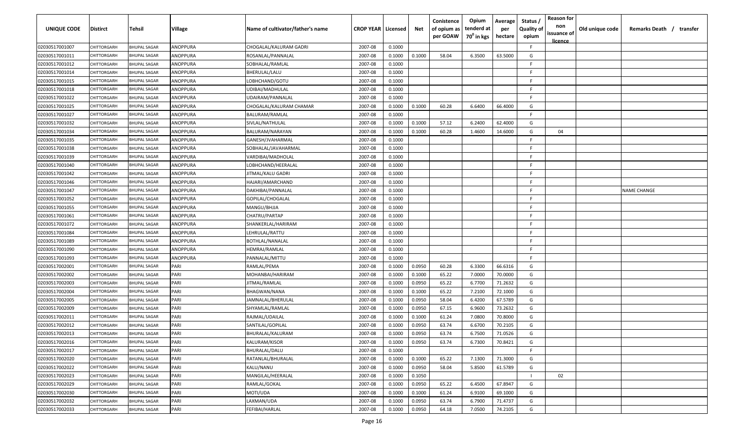| UNIQUE CODE | Distirct | Tehsil | Village | Name of cultivator/father's name | CROP YEAR | Licensed | Net | Conistence of opium as per GOAW | Opium tenderd at 70⁰ in kgs | Average per hectare | Status / Quality of opium | Reason for non issuance of licence | Old unique code | Remarks Death / transfer |
|---|---|---|---|---|---|---|---|---|---|---|---|---|---|---|
| 02030517001007 | CHITTORGARH | BHUPAL SAGAR | ANOPPURA | CHOGALAL/KALURAM GADRI | 2007-08 | 0.1000 | | | | | F | | | |
| 02030517001011 | CHITTORGARH | BHUPAL SAGAR | ANOPPURA | ROSANLAL/PANNALAL | 2007-08 | 0.1000 | 0.1000 | 58.04 | 6.3500 | 63.5000 | G | | | |
| 02030517001012 | CHITTORGARH | BHUPAL SAGAR | ANOPPURA | SOBHALAL/RAMLAL | 2007-08 | 0.1000 | | | | | F | | | |
| 02030517001014 | CHITTORGARH | BHUPAL SAGAR | ANOPPURA | BHERULAL/LALU | 2007-08 | 0.1000 | | | | | F | | | |
| 02030517001015 | CHITTORGARH | BHUPAL SAGAR | ANOPPURA | LOBHCHAND/GOTU | 2007-08 | 0.1000 | | | | | F | | | |
| 02030517001018 | CHITTORGARH | BHUPAL SAGAR | ANOPPURA | UDIBAI/MADHULAL | 2007-08 | 0.1000 | | | | | F | | | |
| 02030517001022 | CHITTORGARH | BHUPAL SAGAR | ANOPPURA | UDAIRAM/PANNALAL | 2007-08 | 0.1000 | | | | | F | | | |
| 02030517001025 | CHITTORGARH | BHUPAL SAGAR | ANOPPURA | CHOGALAL/KALURAM CHAMAR | 2007-08 | 0.1000 | 0.1000 | 60.28 | 6.6400 | 66.4000 | G | | | |
| 02030517001027 | CHITTORGARH | BHUPAL SAGAR | ANOPPURA | BALURAM/RAMLAL | 2007-08 | 0.1000 | | | | | F | | | |
| 02030517001032 | CHITTORGARH | BHUPAL SAGAR | ANOPPURA | SIVLAL/NATHULAL | 2007-08 | 0.1000 | 0.1000 | 57.12 | 6.2400 | 62.4000 | G | | | |
| 02030517001034 | CHITTORGARH | BHUPAL SAGAR | ANOPPURA | BALURAM/NARAYAN | 2007-08 | 0.1000 | 0.1000 | 60.28 | 1.4600 | 14.6000 | G | 04 | | |
| 02030517001035 | CHITTORGARH | BHUPAL SAGAR | ANOPPURA | GANESH/JVAHARMAL | 2007-08 | 0.1000 | | | | | F | | | |
| 02030517001038 | CHITTORGARH | BHUPAL SAGAR | ANOPPURA | SOBHALAL/JAVAHARMAL | 2007-08 | 0.1000 | | | | | F | | | |
| 02030517001039 | CHITTORGARH | BHUPAL SAGAR | ANOPPURA | VARDIBAI/MADHOLAL | 2007-08 | 0.1000 | | | | | F | | | |
| 02030517001040 | CHITTORGARH | BHUPAL SAGAR | ANOPPURA | LOBHCHAND/HEERALAL | 2007-08 | 0.1000 | | | | | F | | | |
| 02030517001042 | CHITTORGARH | BHUPAL SAGAR | ANOPPURA | JITMAL/KALU GADRI | 2007-08 | 0.1000 | | | | | F | | | |
| 02030517001046 | CHITTORGARH | BHUPAL SAGAR | ANOPPURA | HAJARI/AMARCHAND | 2007-08 | 0.1000 | | | | | F | | | |
| 02030517001047 | CHITTORGARH | BHUPAL SAGAR | ANOPPURA | DAKHIBAI/PANNALAL | 2007-08 | 0.1000 | | | | | F | | | NAME CHANGE |
| 02030517001052 | CHITTORGARH | BHUPAL SAGAR | ANOPPURA | GOPILAL/CHOGALAL | 2007-08 | 0.1000 | | | | | F | | | |
| 02030517001055 | CHITTORGARH | BHUPAL SAGAR | ANOPPURA | MANGU/BHJJA | 2007-08 | 0.1000 | | | | | F | | | |
| 02030517001061 | CHITTORGARH | BHUPAL SAGAR | ANOPPURA | CHATRU/PARTAP | 2007-08 | 0.1000 | | | | | F | | | |
| 02030517001072 | CHITTORGARH | BHUPAL SAGAR | ANOPPURA | SHANKERLAL/HARIRAM | 2007-08 | 0.1000 | | | | | F | | | |
| 02030517001084 | CHITTORGARH | BHUPAL SAGAR | ANOPPURA | LEHRULAL/RATTU | 2007-08 | 0.1000 | | | | | F | | | |
| 02030517001089 | CHITTORGARH | BHUPAL SAGAR | ANOPPURA | BOTHLAL/NANALAL | 2007-08 | 0.1000 | | | | | F | | | |
| 02030517001090 | CHITTORGARH | BHUPAL SAGAR | ANOPPURA | HEMRAJ/RAMLAL | 2007-08 | 0.1000 | | | | | F | | | |
| 02030517001093 | CHITTORGARH | BHUPAL SAGAR | ANOPPURA | PANNALAL/MITTU | 2007-08 | 0.1000 | | | | | F | | | |
| 02030517002001 | CHITTORGARH | BHUPAL SAGAR | PARI | RAMLAL/PEMA | 2007-08 | 0.1000 | 0.0950 | 60.28 | 6.3300 | 66.6316 | G | | | |
| 02030517002002 | CHITTORGARH | BHUPAL SAGAR | PARI | MOHANBAI/HARIRAM | 2007-08 | 0.1000 | 0.1000 | 65.22 | 7.0000 | 70.0000 | G | | | |
| 02030517002003 | CHITTORGARH | BHUPAL SAGAR | PARI | JITMAL/RAMLAL | 2007-08 | 0.1000 | 0.0950 | 65.22 | 6.7700 | 71.2632 | G | | | |
| 02030517002004 | CHITTORGARH | BHUPAL SAGAR | PARI | BHAGWAN/NANA | 2007-08 | 0.1000 | 0.1000 | 65.22 | 7.2100 | 72.1000 | G | | | |
| 02030517002005 | CHITTORGARH | BHUPAL SAGAR | PARI | JAMNALAL/BHERULAL | 2007-08 | 0.1000 | 0.0950 | 58.04 | 6.4200 | 67.5789 | G | | | |
| 02030517002009 | CHITTORGARH | BHUPAL SAGAR | PARI | SHYAMLAL/RAMLAL | 2007-08 | 0.1000 | 0.0950 | 67.15 | 6.9600 | 73.2632 | G | | | |
| 02030517002011 | CHITTORGARH | BHUPAL SAGAR | PARI | RAJMAL/UDAILAL | 2007-08 | 0.1000 | 0.1000 | 61.24 | 7.0800 | 70.8000 | G | | | |
| 02030517002012 | CHITTORGARH | BHUPAL SAGAR | PARI | SANTILAL/GOPILAL | 2007-08 | 0.1000 | 0.0950 | 63.74 | 6.6700 | 70.2105 | G | | | |
| 02030517002013 | CHITTORGARH | BHUPAL SAGAR | PARI | BHURALAL/KALURAM | 2007-08 | 0.1000 | 0.0950 | 63.74 | 6.7500 | 71.0526 | G | | | |
| 02030517002016 | CHITTORGARH | BHUPAL SAGAR | PARI | KALURAM/KISOR | 2007-08 | 0.1000 | 0.0950 | 63.74 | 6.7300 | 70.8421 | G | | | |
| 02030517002017 | CHITTORGARH | BHUPAL SAGAR | PARI | BHURALAL/DALU | 2007-08 | 0.1000 | | | | | F | | | |
| 02030517002020 | CHITTORGARH | BHUPAL SAGAR | PARI | RATANLAL/BHURALAL | 2007-08 | 0.1000 | 0.1000 | 65.22 | 7.1300 | 71.3000 | G | | | |
| 02030517002022 | CHITTORGARH | BHUPAL SAGAR | PARI | KALU/NANU | 2007-08 | 0.1000 | 0.0950 | 58.04 | 5.8500 | 61.5789 | G | | | |
| 02030517002023 | CHITTORGARH | BHUPAL SAGAR | PARI | MANGILAL/HEERALAL | 2007-08 | 0.1000 | 0.1050 | | | | I | 02 | | |
| 02030517002029 | CHITTORGARH | BHUPAL SAGAR | PARI | RAMLAL/GOKAL | 2007-08 | 0.1000 | 0.0950 | 65.22 | 6.4500 | 67.8947 | G | | | |
| 02030517002030 | CHITTORGARH | BHUPAL SAGAR | PARI | MOTI/UDA | 2007-08 | 0.1000 | 0.1000 | 61.24 | 6.9100 | 69.1000 | G | | | |
| 02030517002032 | CHITTORGARH | BHUPAL SAGAR | PARI | LAXMAN/UDA | 2007-08 | 0.1000 | 0.0950 | 63.74 | 6.7900 | 71.4737 | G | | | |
| 02030517002033 | CHITTORGARH | BHUPAL SAGAR | PARI | FEFIBAI/HARLAL | 2007-08 | 0.1000 | 0.0950 | 64.18 | 7.0500 | 74.2105 | G | | | |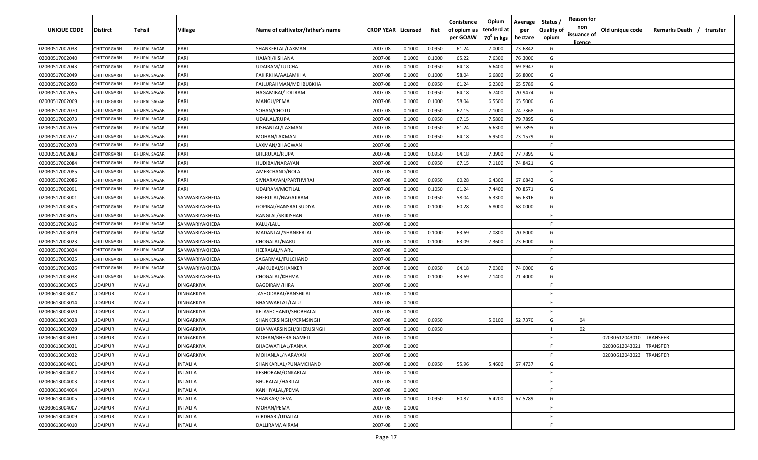| UNIQUE CODE | Distirct | Tehsil | Village | Name of cultivator/father's name | CROP YEAR | Licensed | Net | Conistence of opium as per GOAW | Opium tenderd at $70^0$ in kgs | Average per hectare | Status / Quality of opium | Reason for non issuance of licence | Old unique code | Remarks Death / transfer |
|---|---|---|---|---|---|---|---|---|---|---|---|---|---|---|
| 02030517002038 | CHITTORGARH | BHUPAL SAGAR | PARI | SHANKERLAL/LAXMAN | 2007-08 | 0.1000 | 0.0950 | 61.24 | 7.0000 | 73.6842 | G | | | |
| 02030517002040 | CHITTORGARH | BHUPAL SAGAR | PARI | HAJARI/KISHANA | 2007-08 | 0.1000 | 0.1000 | 65.22 | 7.6300 | 76.3000 | G | | | |
| 02030517002043 | CHITTORGARH | BHUPAL SAGAR | PARI | UDAIRAM/TULCHA | 2007-08 | 0.1000 | 0.0950 | 64.18 | 6.6400 | 69.8947 | G | | | |
| 02030517002049 | CHITTORGARH | BHUPAL SAGAR | PARI | FAKIRKHA/AALAMKHA | 2007-08 | 0.1000 | 0.1000 | 58.04 | 6.6800 | 66.8000 | G | | | |
| 02030517002050 | CHITTORGARH | BHUPAL SAGAR | PARI | FAJLURAHMAN/MEHBUBKHA | 2007-08 | 0.1000 | 0.0950 | 61.24 | 6.2300 | 65.5789 | G | | | |
| 02030517002055 | CHITTORGARH | BHUPAL SAGAR | PARI | HAGAMIBAI/TOLIRAM | 2007-08 | 0.1000 | 0.0950 | 64.18 | 6.7400 | 70.9474 | G | | | |
| 02030517002069 | CHITTORGARH | BHUPAL SAGAR | PARI | MANGU/PEMA | 2007-08 | 0.1000 | 0.1000 | 58.04 | 6.5500 | 65.5000 | G | | | |
| 02030517002070 | CHITTORGARH | BHUPAL SAGAR | PARI | SOHAN/CHOTU | 2007-08 | 0.1000 | 0.0950 | 67.15 | 7.1000 | 74.7368 | G | | | |
| 02030517002073 | CHITTORGARH | BHUPAL SAGAR | PARI | UDAILAL/RUPA | 2007-08 | 0.1000 | 0.0950 | 67.15 | 7.5800 | 79.7895 | G | | | |
| 02030517002076 | CHITTORGARH | BHUPAL SAGAR | PARI | KISHANLAL/LAXMAN | 2007-08 | 0.1000 | 0.0950 | 61.24 | 6.6300 | 69.7895 | G | | | |
| 02030517002077 | CHITTORGARH | BHUPAL SAGAR | PARI | MOHAN/LAXMAN | 2007-08 | 0.1000 | 0.0950 | 64.18 | 6.9500 | 73.1579 | G | | | |
| 02030517002078 | CHITTORGARH | BHUPAL SAGAR | PARI | LAXMAN/BHAGWAN | 2007-08 | 0.1000 | | | | | F | | | |
| 02030517002083 | CHITTORGARH | BHUPAL SAGAR | PARI | BHERULAL/RUPA | 2007-08 | 0.1000 | 0.0950 | 64.18 | 7.3900 | 77.7895 | G | | | |
| 02030517002084 | CHITTORGARH | BHUPAL SAGAR | PARI | HUDIBAI/NARAYAN | 2007-08 | 0.1000 | 0.0950 | 67.15 | 7.1100 | 74.8421 | G | | | |
| 02030517002085 | CHITTORGARH | BHUPAL SAGAR | PARI | AMERCHAND/NOLA | 2007-08 | 0.1000 | | | | | F | | | |
| 02030517002086 | CHITTORGARH | BHUPAL SAGAR | PARI | SIVNARAYAN/PARTHVIRAJ | 2007-08 | 0.1000 | 0.0950 | 60.28 | 6.4300 | 67.6842 | G | | | |
| 02030517002091 | CHITTORGARH | BHUPAL SAGAR | PARI | UDAIRAM/MOTILAL | 2007-08 | 0.1000 | 0.1050 | 61.24 | 7.4400 | 70.8571 | G | | | |
| 02030517003001 | CHITTORGARH | BHUPAL SAGAR | SANWARIYAKHEDA | BHERULAL/NAGAJIRAM | 2007-08 | 0.1000 | 0.0950 | 58.04 | 6.3300 | 66.6316 | G | | | |
| 02030517003005 | CHITTORGARH | BHUPAL SAGAR | SANWARIYAKHEDA | GOPIBAI/HANSRAJ SUDIYA | 2007-08 | 0.1000 | 0.1000 | 60.28 | 6.8000 | 68.0000 | G | | | |
| 02030517003015 | CHITTORGARH | BHUPAL SAGAR | SANWARIYAKHEDA | RANGLAL/SRIKISHAN | 2007-08 | 0.1000 | | | | | F | | | |
| 02030517003016 | CHITTORGARH | BHUPAL SAGAR | SANWARIYAKHEDA | KALU/LALU | 2007-08 | 0.1000 | | | | | F | | | |
| 02030517003019 | CHITTORGARH | BHUPAL SAGAR | SANWARIYAKHEDA | MADANLAL/SHANKERLAL | 2007-08 | 0.1000 | 0.1000 | 63.69 | 7.0800 | 70.8000 | G | | | |
| 02030517003023 | CHITTORGARH | BHUPAL SAGAR | SANWARIYAKHEDA | CHOGALAL/NARU | 2007-08 | 0.1000 | 0.1000 | 63.09 | 7.3600 | 73.6000 | G | | | |
| 02030517003024 | CHITTORGARH | BHUPAL SAGAR | SANWARIYAKHEDA | HEERALAL/NARU | 2007-08 | 0.1000 | | | | | F | | | |
| 02030517003025 | CHITTORGARH | BHUPAL SAGAR | SANWARIYAKHEDA | SAGARMAL/FULCHAND | 2007-08 | 0.1000 | | | | | F | | | |
| 02030517003026 | CHITTORGARH | BHUPAL SAGAR | SANWARIYAKHEDA | JAMKUBAI/SHANKER | 2007-08 | 0.1000 | 0.0950 | 64.18 | 7.0300 | 74.0000 | G | | | |
| 02030517003038 | CHITTORGARH | BHUPAL SAGAR | SANWARIYAKHEDA | CHOGALAL/KHEMA | 2007-08 | 0.1000 | 0.1000 | 63.69 | 7.1400 | 71.4000 | G | | | |
| 02030613003005 | UDAIPUR | MAVLI | DINGARKIYA | BAGDIRAM/HIRA | 2007-08 | 0.1000 | | | | | F | | | |
| 02030613003007 | UDAIPUR | MAVLI | DINGARKIYA | JASHODABAI/BANSHILAL | 2007-08 | 0.1000 | | | | | F | | | |
| 02030613003014 | UDAIPUR | MAVLI | DINGARKIYA | BHANWARLAL/LALU | 2007-08 | 0.1000 | | | | | F | | | |
| 02030613003020 | UDAIPUR | MAVLI | DINGARKIYA | KELASHCHAND/SHOBHALAL | 2007-08 | 0.1000 | | | | | F | | | |
| 02030613003028 | UDAIPUR | MAVLI | DINGARKIYA | SHANKERSINGH/PERMSINGH | 2007-08 | 0.1000 | 0.0950 | | 5.0100 | 52.7370 | G | 04 | | |
| 02030613003029 | UDAIPUR | MAVLI | DINGARKIYA | BHANWARSINGH/BHERUSINGH | 2007-08 | 0.1000 | 0.0950 | | | | I | 02 | | |
| 02030613003030 | UDAIPUR | MAVLI | DINGARKIYA | MOHAN/BHERA GAMETI | 2007-08 | 0.1000 | | | | | F | | 02030612043010 | TRANSFER |
| 02030613003031 | UDAIPUR | MAVLI | DINGARKIYA | BHAGWATILAL/PANNA | 2007-08 | 0.1000 | | | | | F | | 02030612043021 | TRANSFER |
| 02030613003032 | UDAIPUR | MAVLI | DINGARKIYA | MOHANLAL/NARAYAN | 2007-08 | 0.1000 | | | | | F | | 02030612043023 | TRANSFER |
| 02030613004001 | UDAIPUR | MAVLI | INTALI A | SHANKARLAL/PUNAMCHAND | 2007-08 | 0.1000 | 0.0950 | 55.96 | 5.4600 | 57.4737 | G | | | |
| 02030613004002 | UDAIPUR | MAVLI | INTALI A | KESHORAM/ONKARLAL | 2007-08 | 0.1000 | | | | | F | | | |
| 02030613004003 | UDAIPUR | MAVLI | INTALI A | BHURALAL/HARILAL | 2007-08 | 0.1000 | | | | | F | | | |
| 02030613004004 | UDAIPUR | MAVLI | INTALI A | KANHIYALAL/PEMA | 2007-08 | 0.1000 | | | | | F | | | |
| 02030613004005 | UDAIPUR | MAVLI | INTALI A | SHANKAR/DEVA | 2007-08 | 0.1000 | 0.0950 | 60.87 | 6.4200 | 67.5789 | G | | | |
| 02030613004007 | UDAIPUR | MAVLI | INTALI A | MOHAN/PEMA | 2007-08 | 0.1000 | | | | | F | | | |
| 02030613004009 | UDAIPUR | MAVLI | INTALI A | GIRDHARI/UDAILAL | 2007-08 | 0.1000 | | | | | F | | | |
| 02030613004010 | UDAIPUR | MAVLI | INTALI A | DALLIRAM/JAIRAM | 2007-08 | 0.1000 | | | | | F | | | |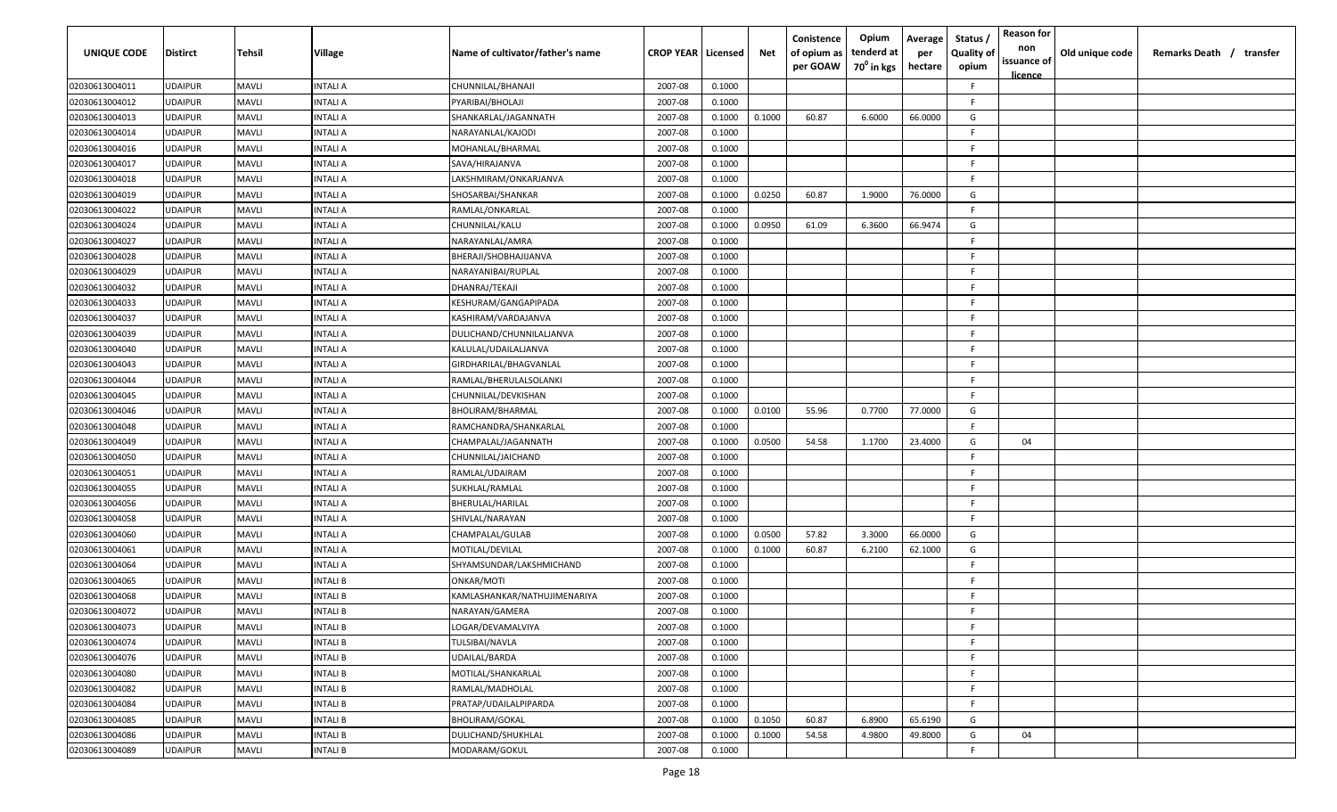| UNIQUE CODE | Distirct | Tehsil | Village | Name of cultivator/father's name | CROP YEAR | Licensed | Net | Conistence of opium as per GOAW | Opium tenderd at 70° in kgs | Average per hectare | Status / Quality of opium | Reason for non issuance of licence | Old unique code | Remarks Death / transfer |
|---|---|---|---|---|---|---|---|---|---|---|---|---|---|---|
| 02030613004011 | UDAIPUR | MAVLI | INTALI A | CHUNNILAL/BHANAJI | 2007-08 | 0.1000 | | | | | F | | | |
| 02030613004012 | UDAIPUR | MAVLI | INTALI A | PYARIBAI/BHOLAJI | 2007-08 | 0.1000 | | | | | F | | | |
| 02030613004013 | UDAIPUR | MAVLI | INTALI A | SHANKARLAL/JAGANNATH | 2007-08 | 0.1000 | 0.1000 | 60.87 | 6.6000 | 66.0000 | G | | | |
| 02030613004014 | UDAIPUR | MAVLI | INTALI A | NARAYANLAL/KAJODI | 2007-08 | 0.1000 | | | | | F | | | |
| 02030613004016 | UDAIPUR | MAVLI | INTALI A | MOHANLAL/BHARMAL | 2007-08 | 0.1000 | | | | | F | | | |
| 02030613004017 | UDAIPUR | MAVLI | INTALI A | SAVA/HIRAJANVA | 2007-08 | 0.1000 | | | | | F | | | |
| 02030613004018 | UDAIPUR | MAVLI | INTALI A | LAKSHMIRAM/ONKARJANVA | 2007-08 | 0.1000 | | | | | F | | | |
| 02030613004019 | UDAIPUR | MAVLI | INTALI A | SHOSARBAI/SHANKAR | 2007-08 | 0.1000 | 0.0250 | 60.87 | 1.9000 | 76.0000 | G | | | |
| 02030613004022 | UDAIPUR | MAVLI | INTALI A | RAMLAL/ONKARLAL | 2007-08 | 0.1000 | | | | | F | | | |
| 02030613004024 | UDAIPUR | MAVLI | INTALI A | CHUNNILAL/KALU | 2007-08 | 0.1000 | 0.0950 | 61.09 | 6.3600 | 66.9474 | G | | | |
| 02030613004027 | UDAIPUR | MAVLI | INTALI A | NARAYANLAL/AMRA | 2007-08 | 0.1000 | | | | | F | | | |
| 02030613004028 | UDAIPUR | MAVLI | INTALI A | BHERAJI/SHOBHAJIJANVA | 2007-08 | 0.1000 | | | | | F | | | |
| 02030613004029 | UDAIPUR | MAVLI | INTALI A | NARAYANIBAI/RUPLAL | 2007-08 | 0.1000 | | | | | F | | | |
| 02030613004032 | UDAIPUR | MAVLI | INTALI A | DHANRAJ/TEKAJI | 2007-08 | 0.1000 | | | | | F | | | |
| 02030613004033 | UDAIPUR | MAVLI | INTALI A | KESHURAM/GANGAPIPADA | 2007-08 | 0.1000 | | | | | F | | | |
| 02030613004037 | UDAIPUR | MAVLI | INTALI A | KASHIRAM/VARDAJANVA | 2007-08 | 0.1000 | | | | | F | | | |
| 02030613004039 | UDAIPUR | MAVLI | INTALI A | DULICHAND/CHUNNILALJANVA | 2007-08 | 0.1000 | | | | | F | | | |
| 02030613004040 | UDAIPUR | MAVLI | INTALI A | KALULAL/UDAILALJANVA | 2007-08 | 0.1000 | | | | | F | | | |
| 02030613004043 | UDAIPUR | MAVLI | INTALI A | GIRDHARILAL/BHAGVANLAL | 2007-08 | 0.1000 | | | | | F | | | |
| 02030613004044 | UDAIPUR | MAVLI | INTALI A | RAMLAL/BHERULALSOLANKI | 2007-08 | 0.1000 | | | | | F | | | |
| 02030613004045 | UDAIPUR | MAVLI | INTALI A | CHUNNILAL/DEVKISHAN | 2007-08 | 0.1000 | | | | | F | | | |
| 02030613004046 | UDAIPUR | MAVLI | INTALI A | BHOLIRAM/BHARMAL | 2007-08 | 0.1000 | 0.0100 | 55.96 | 0.7700 | 77.0000 | G | | | |
| 02030613004048 | UDAIPUR | MAVLI | INTALI A | RAMCHANDRA/SHANKARLAL | 2007-08 | 0.1000 | | | | | F | | | |
| 02030613004049 | UDAIPUR | MAVLI | INTALI A | CHAMPALAL/JAGANNATH | 2007-08 | 0.1000 | 0.0500 | 54.58 | 1.1700 | 23.4000 | G | 04 | | |
| 02030613004050 | UDAIPUR | MAVLI | INTALI A | CHUNNILAL/JAICHAND | 2007-08 | 0.1000 | | | | | F | | | |
| 02030613004051 | UDAIPUR | MAVLI | INTALI A | RAMLAL/UDAIRAM | 2007-08 | 0.1000 | | | | | F | | | |
| 02030613004055 | UDAIPUR | MAVLI | INTALI A | SUKHLAL/RAMLAL | 2007-08 | 0.1000 | | | | | F | | | |
| 02030613004056 | UDAIPUR | MAVLI | INTALI A | BHERULAL/HARILAL | 2007-08 | 0.1000 | | | | | F | | | |
| 02030613004058 | UDAIPUR | MAVLI | INTALI A | SHIVLAL/NARAYAN | 2007-08 | 0.1000 | | | | | F | | | |
| 02030613004060 | UDAIPUR | MAVLI | INTALI A | CHAMPALAL/GULAB | 2007-08 | 0.1000 | 0.0500 | 57.82 | 3.3000 | 66.0000 | G | | | |
| 02030613004061 | UDAIPUR | MAVLI | INTALI A | MOTILAL/DEVILAL | 2007-08 | 0.1000 | 0.1000 | 60.87 | 6.2100 | 62.1000 | G | | | |
| 02030613004064 | UDAIPUR | MAVLI | INTALI A | SHYAMSUNDAR/LAKSHMICHAND | 2007-08 | 0.1000 | | | | | F | | | |
| 02030613004065 | UDAIPUR | MAVLI | INTALI B | ONKAR/MOTI | 2007-08 | 0.1000 | | | | | F | | | |
| 02030613004068 | UDAIPUR | MAVLI | INTALI B | KAMLASHANKAR/NATHUJIMENARIYA | 2007-08 | 0.1000 | | | | | F | | | |
| 02030613004072 | UDAIPUR | MAVLI | INTALI B | NARAYAN/GAMERA | 2007-08 | 0.1000 | | | | | F | | | |
| 02030613004073 | UDAIPUR | MAVLI | INTALI B | LOGAR/DEVAMALVIYA | 2007-08 | 0.1000 | | | | | F | | | |
| 02030613004074 | UDAIPUR | MAVLI | INTALI B | TULSIBAI/NAVLA | 2007-08 | 0.1000 | | | | | F | | | |
| 02030613004076 | UDAIPUR | MAVLI | INTALI B | UDAILAL/BARDA | 2007-08 | 0.1000 | | | | | F | | | |
| 02030613004080 | UDAIPUR | MAVLI | INTALI B | MOTILAL/SHANKARLAL | 2007-08 | 0.1000 | | | | | F | | | |
| 02030613004082 | UDAIPUR | MAVLI | INTALI B | RAMLAL/MADHOLAL | 2007-08 | 0.1000 | | | | | F | | | |
| 02030613004084 | UDAIPUR | MAVLI | INTALI B | PRATAP/UDAILALPIPARDA | 2007-08 | 0.1000 | | | | | F | | | |
| 02030613004085 | UDAIPUR | MAVLI | INTALI B | BHOLIRAM/GOKAL | 2007-08 | 0.1000 | 0.1050 | 60.87 | 6.8900 | 65.6190 | G | | | |
| 02030613004086 | UDAIPUR | MAVLI | INTALI B | DULICHAND/SHUKHLAL | 2007-08 | 0.1000 | 0.1000 | 54.58 | 4.9800 | 49.8000 | G | 04 | | |
| 02030613004089 | UDAIPUR | MAVLI | INTALI B | MODARAM/GOKUL | 2007-08 | 0.1000 | | | | | F | | | |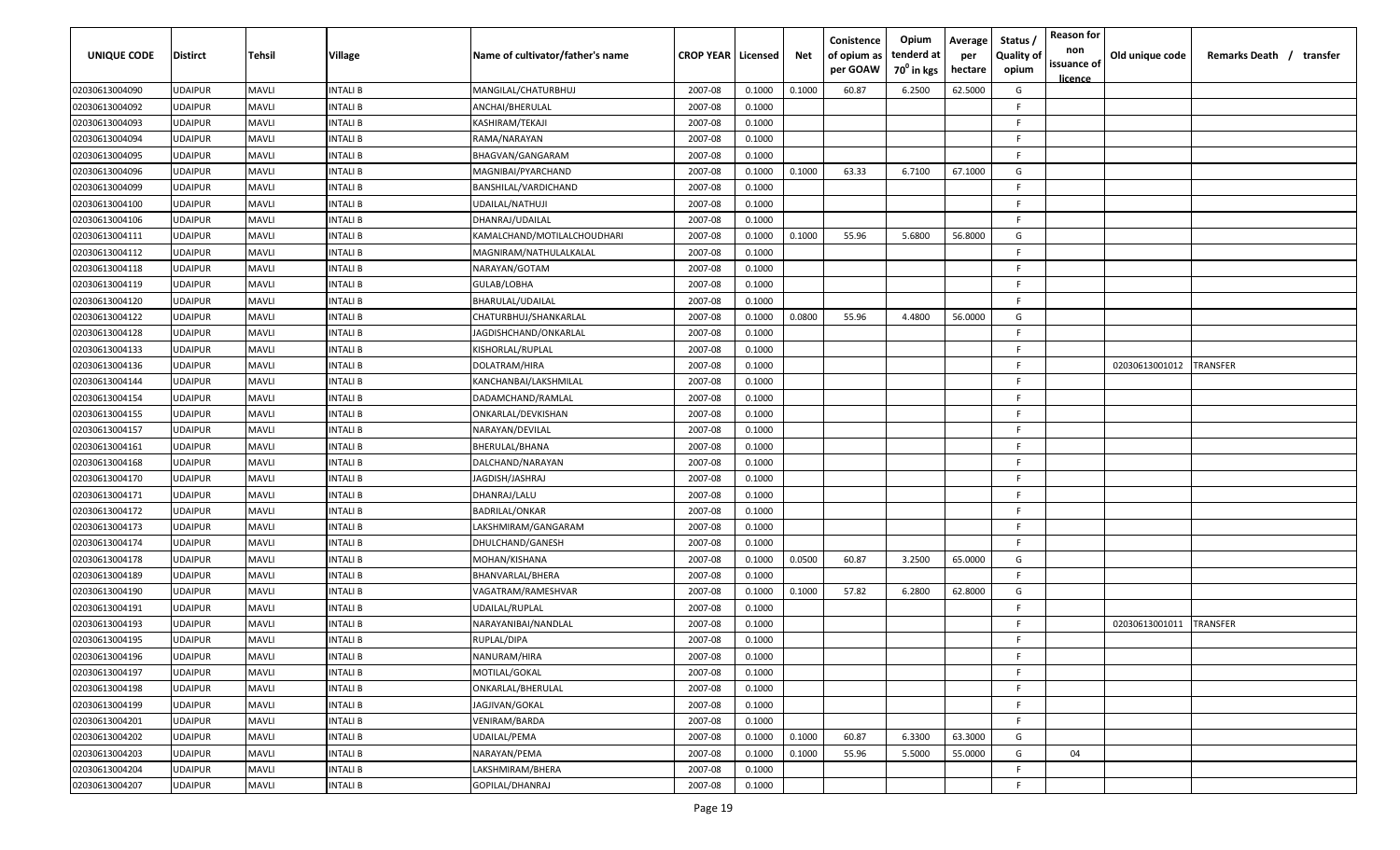| UNIQUE CODE | Distirct | Tehsil | Village | Name of cultivator/father's name | CROP YEAR | Licensed | Net | Conistence of opium as per GOAW | Opium tenderd at $70^0$ in kgs | Average per hectare | Status / Quality of opium | Reason for non issuance of licence | Old unique code | Remarks Death / transfer |
|---|---|---|---|---|---|---|---|---|---|---|---|---|---|---|
| 02030613004090 | UDAIPUR | MAVLI | INTALI B | MANGILAL/CHATURBHUJ | 2007-08 | 0.1000 | 0.1000 | 60.87 | 6.2500 | 62.5000 | G | | | |
| 02030613004092 | UDAIPUR | MAVLI | INTALI B | ANCHAI/BHERULAL | 2007-08 | 0.1000 | | | | | F | | | |
| 02030613004093 | UDAIPUR | MAVLI | INTALI B | KASHIRAM/TEKAJI | 2007-08 | 0.1000 | | | | | F | | | |
| 02030613004094 | UDAIPUR | MAVLI | INTALI B | RAMA/NARAYAN | 2007-08 | 0.1000 | | | | | F | | | |
| 02030613004095 | UDAIPUR | MAVLI | INTALI B | BHAGVAN/GANGARAM | 2007-08 | 0.1000 | | | | | F | | | |
| 02030613004096 | UDAIPUR | MAVLI | INTALI B | MAGNIBAI/PYARCHAND | 2007-08 | 0.1000 | 0.1000 | 63.33 | 6.7100 | 67.1000 | G | | | |
| 02030613004099 | UDAIPUR | MAVLI | INTALI B | BANSHILAL/VARDICHAND | 2007-08 | 0.1000 | | | | | F | | | |
| 02030613004100 | UDAIPUR | MAVLI | INTALI B | UDAILAL/NATHUJI | 2007-08 | 0.1000 | | | | | F | | | |
| 02030613004106 | UDAIPUR | MAVLI | INTALI B | DHANRAJ/UDAILAL | 2007-08 | 0.1000 | | | | | F | | | |
| 02030613004111 | UDAIPUR | MAVLI | INTALI B | KAMALCHAND/MOTILALCHOUDHARI | 2007-08 | 0.1000 | 0.1000 | 55.96 | 5.6800 | 56.8000 | G | | | |
| 02030613004112 | UDAIPUR | MAVLI | INTALI B | MAGNIRAM/NATHULALKALAL | 2007-08 | 0.1000 | | | | | F | | | |
| 02030613004118 | UDAIPUR | MAVLI | INTALI B | NARAYAN/GOTAM | 2007-08 | 0.1000 | | | | | F | | | |
| 02030613004119 | UDAIPUR | MAVLI | INTALI B | GULAB/LOBHA | 2007-08 | 0.1000 | | | | | F | | | |
| 02030613004120 | UDAIPUR | MAVLI | INTALI B | BHARULAL/UDAILAL | 2007-08 | 0.1000 | | | | | F | | | |
| 02030613004122 | UDAIPUR | MAVLI | INTALI B | CHATURBHUJ/SHANKARLAL | 2007-08 | 0.1000 | 0.0800 | 55.96 | 4.4800 | 56.0000 | G | | | |
| 02030613004128 | UDAIPUR | MAVLI | INTALI B | JAGDISHCHAND/ONKARLAL | 2007-08 | 0.1000 | | | | | F | | | |
| 02030613004133 | UDAIPUR | MAVLI | INTALI B | KISHORLAL/RUPLAL | 2007-08 | 0.1000 | | | | | F | | | |
| 02030613004136 | UDAIPUR | MAVLI | INTALI B | DOLATRAM/HIRA | 2007-08 | 0.1000 | | | | | F | | 02030613001012 | TRANSFER |
| 02030613004144 | UDAIPUR | MAVLI | INTALI B | KANCHANBAI/LAKSHMILAL | 2007-08 | 0.1000 | | | | | F | | | |
| 02030613004154 | UDAIPUR | MAVLI | INTALI B | DADAMCHAND/RAMLAL | 2007-08 | 0.1000 | | | | | F | | | |
| 02030613004155 | UDAIPUR | MAVLI | INTALI B | ONKARLAL/DEVKISHAN | 2007-08 | 0.1000 | | | | | F | | | |
| 02030613004157 | UDAIPUR | MAVLI | INTALI B | NARAYAN/DEVILAL | 2007-08 | 0.1000 | | | | | F | | | |
| 02030613004161 | UDAIPUR | MAVLI | INTALI B | BHERULAL/BHANA | 2007-08 | 0.1000 | | | | | F | | | |
| 02030613004168 | UDAIPUR | MAVLI | INTALI B | DALCHAND/NARAYAN | 2007-08 | 0.1000 | | | | | F | | | |
| 02030613004170 | UDAIPUR | MAVLI | INTALI B | JAGDISH/JASHRAJ | 2007-08 | 0.1000 | | | | | F | | | |
| 02030613004171 | UDAIPUR | MAVLI | INTALI B | DHANRAJ/LALU | 2007-08 | 0.1000 | | | | | F | | | |
| 02030613004172 | UDAIPUR | MAVLI | INTALI B | BADRILAL/ONKAR | 2007-08 | 0.1000 | | | | | F | | | |
| 02030613004173 | UDAIPUR | MAVLI | INTALI B | LAKSHMIRAM/GANGARAM | 2007-08 | 0.1000 | | | | | F | | | |
| 02030613004174 | UDAIPUR | MAVLI | INTALI B | DHULCHAND/GANESH | 2007-08 | 0.1000 | | | | | F | | | |
| 02030613004178 | UDAIPUR | MAVLI | INTALI B | MOHAN/KISHANA | 2007-08 | 0.1000 | 0.0500 | 60.87 | 3.2500 | 65.0000 | G | | | |
| 02030613004189 | UDAIPUR | MAVLI | INTALI B | BHANVARLAL/BHERA | 2007-08 | 0.1000 | | | | | F | | | |
| 02030613004190 | UDAIPUR | MAVLI | INTALI B | VAGATRAM/RAMESHVAR | 2007-08 | 0.1000 | 0.1000 | 57.82 | 6.2800 | 62.8000 | G | | | |
| 02030613004191 | UDAIPUR | MAVLI | INTALI B | UDAILAL/RUPLAL | 2007-08 | 0.1000 | | | | | F | | | |
| 02030613004193 | UDAIPUR | MAVLI | INTALI B | NARAYANIBAI/NANDLAL | 2007-08 | 0.1000 | | | | | F | | 02030613001011 | TRANSFER |
| 02030613004195 | UDAIPUR | MAVLI | INTALI B | RUPLAL/DIPA | 2007-08 | 0.1000 | | | | | F | | | |
| 02030613004196 | UDAIPUR | MAVLI | INTALI B | NANURAM/HIRA | 2007-08 | 0.1000 | | | | | F | | | |
| 02030613004197 | UDAIPUR | MAVLI | INTALI B | MOTILAL/GOKAL | 2007-08 | 0.1000 | | | | | F | | | |
| 02030613004198 | UDAIPUR | MAVLI | INTALI B | ONKARLAL/BHERULAL | 2007-08 | 0.1000 | | | | | F | | | |
| 02030613004199 | UDAIPUR | MAVLI | INTALI B | JAGJIVAN/GOKAL | 2007-08 | 0.1000 | | | | | F | | | |
| 02030613004201 | UDAIPUR | MAVLI | INTALI B | VENIRAM/BARDA | 2007-08 | 0.1000 | | | | | F | | | |
| 02030613004202 | UDAIPUR | MAVLI | INTALI B | UDAILAL/PEMA | 2007-08 | 0.1000 | 0.1000 | 60.87 | 6.3300 | 63.3000 | G | | | |
| 02030613004203 | UDAIPUR | MAVLI | INTALI B | NARAYAN/PEMA | 2007-08 | 0.1000 | 0.1000 | 55.96 | 5.5000 | 55.0000 | G | 04 | | |
| 02030613004204 | UDAIPUR | MAVLI | INTALI B | LAKSHMIRAM/BHERA | 2007-08 | 0.1000 | | | | | F | | | |
| 02030613004207 | UDAIPUR | MAVLI | INTALI B | GOPILAL/DHANRAJ | 2007-08 | 0.1000 | | | | | F | | | |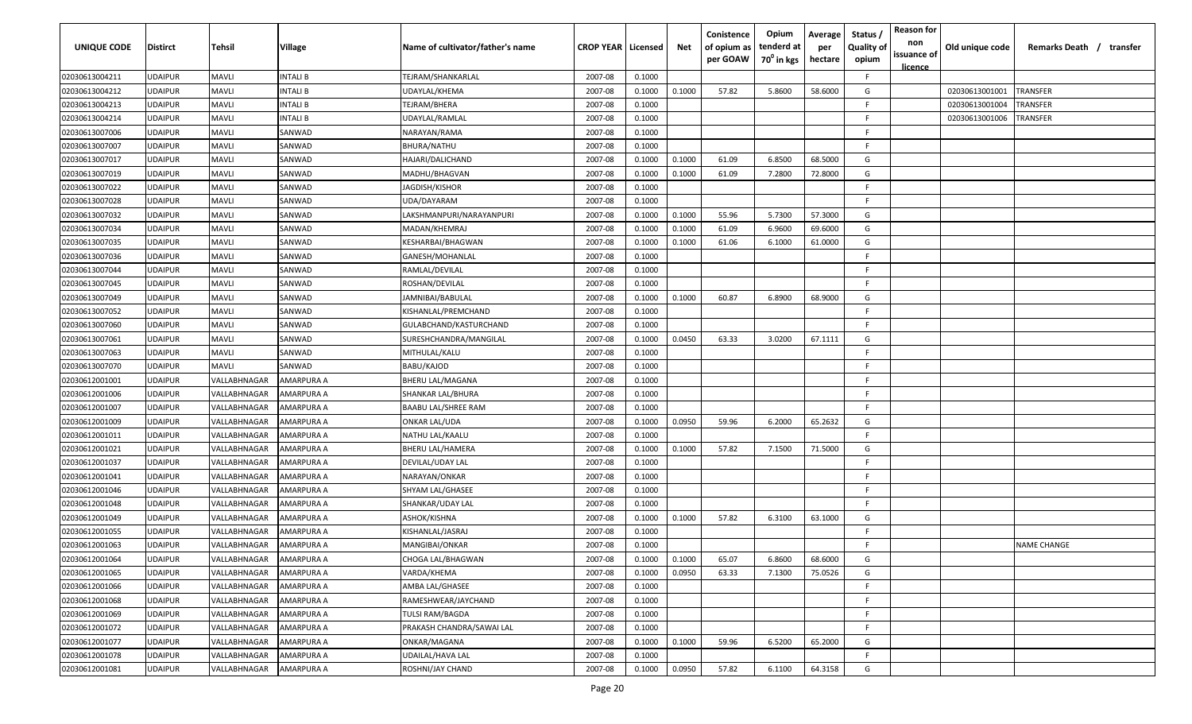| UNIQUE CODE | Distirct | Tehsil | Village | Name of cultivator/father's name | CROP YEAR | Licensed | Net | Conistence of opium as per GOAW | Opium tenderd at $70^0$ in kgs | Average per hectare | Status / Quality of opium | Reason for non issuance of licence | Old unique code | Remarks Death / transfer |
|---|---|---|---|---|---|---|---|---|---|---|---|---|---|---|
| 02030613004211 | UDAIPUR | MAVLI | INTALI B | TEJRAM/SHANKARLAL | 2007-08 | 0.1000 | | | | | F | | | |
| 02030613004212 | UDAIPUR | MAVLI | INTALI B | UDAYLAL/KHEMA | 2007-08 | 0.1000 | 0.1000 | 57.82 | 5.8600 | 58.6000 | G | | 02030613001001 | TRANSFER |
| 02030613004213 | UDAIPUR | MAVLI | INTALI B | TEJRAM/BHERA | 2007-08 | 0.1000 | | | | | F | | 02030613001004 | TRANSFER |
| 02030613004214 | UDAIPUR | MAVLI | INTALI B | UDAYLAL/RAMLAL | 2007-08 | 0.1000 | | | | | F | | 02030613001006 | TRANSFER |
| 02030613007006 | UDAIPUR | MAVLI | SANWAD | NARAYAN/RAMA | 2007-08 | 0.1000 | | | | | F | | | |
| 02030613007007 | UDAIPUR | MAVLI | SANWAD | BHURA/NATHU | 2007-08 | 0.1000 | | | | | F | | | |
| 02030613007017 | UDAIPUR | MAVLI | SANWAD | HAJARI/DALICHAND | 2007-08 | 0.1000 | 0.1000 | 61.09 | 6.8500 | 68.5000 | G | | | |
| 02030613007019 | UDAIPUR | MAVLI | SANWAD | MADHU/BHAGVAN | 2007-08 | 0.1000 | 0.1000 | 61.09 | 7.2800 | 72.8000 | G | | | |
| 02030613007022 | UDAIPUR | MAVLI | SANWAD | JAGDISH/KISHOR | 2007-08 | 0.1000 | | | | | F | | | |
| 02030613007028 | UDAIPUR | MAVLI | SANWAD | UDA/DAYARAM | 2007-08 | 0.1000 | | | | | F | | | |
| 02030613007032 | UDAIPUR | MAVLI | SANWAD | LAKSHMANPURI/NARAYANPURI | 2007-08 | 0.1000 | 0.1000 | 55.96 | 5.7300 | 57.3000 | G | | | |
| 02030613007034 | UDAIPUR | MAVLI | SANWAD | MADAN/KHEMRAJ | 2007-08 | 0.1000 | 0.1000 | 61.09 | 6.9600 | 69.6000 | G | | | |
| 02030613007035 | UDAIPUR | MAVLI | SANWAD | KESHARBAI/BHAGWAN | 2007-08 | 0.1000 | 0.1000 | 61.06 | 6.1000 | 61.0000 | G | | | |
| 02030613007036 | UDAIPUR | MAVLI | SANWAD | GANESH/MOHANLAL | 2007-08 | 0.1000 | | | | | F | | | |
| 02030613007044 | UDAIPUR | MAVLI | SANWAD | RAMLAL/DEVILAL | 2007-08 | 0.1000 | | | | | F | | | |
| 02030613007045 | UDAIPUR | MAVLI | SANWAD | ROSHAN/DEVILAL | 2007-08 | 0.1000 | | | | | F | | | |
| 02030613007049 | UDAIPUR | MAVLI | SANWAD | JAMNIBAI/BABULAL | 2007-08 | 0.1000 | 0.1000 | 60.87 | 6.8900 | 68.9000 | G | | | |
| 02030613007052 | UDAIPUR | MAVLI | SANWAD | KISHANLAL/PREMCHAND | 2007-08 | 0.1000 | | | | | F | | | |
| 02030613007060 | UDAIPUR | MAVLI | SANWAD | GULABCHAND/KASTURCHAND | 2007-08 | 0.1000 | | | | | F | | | |
| 02030613007061 | UDAIPUR | MAVLI | SANWAD | SURESHCHANDRA/MANGILAL | 2007-08 | 0.1000 | 0.0450 | 63.33 | 3.0200 | 67.1111 | G | | | |
| 02030613007063 | UDAIPUR | MAVLI | SANWAD | MITHULAL/KALU | 2007-08 | 0.1000 | | | | | F | | | |
| 02030613007070 | UDAIPUR | MAVLI | SANWAD | BABU/KAJOD | 2007-08 | 0.1000 | | | | | F | | | |
| 02030612001001 | UDAIPUR | VALLABHNAGAR | AMARPURA A | BHERU LAL/MAGANA | 2007-08 | 0.1000 | | | | | F | | | |
| 02030612001006 | UDAIPUR | VALLABHNAGAR | AMARPURA A | SHANKAR LAL/BHURA | 2007-08 | 0.1000 | | | | | F | | | |
| 02030612001007 | UDAIPUR | VALLABHNAGAR | AMARPURA A | BAABU LAL/SHREE RAM | 2007-08 | 0.1000 | | | | | F | | | |
| 02030612001009 | UDAIPUR | VALLABHNAGAR | AMARPURA A | ONKAR LAL/UDA | 2007-08 | 0.1000 | 0.0950 | 59.96 | 6.2000 | 65.2632 | G | | | |
| 02030612001011 | UDAIPUR | VALLABHNAGAR | AMARPURA A | NATHU LAL/KAALU | 2007-08 | 0.1000 | | | | | F | | | |
| 02030612001021 | UDAIPUR | VALLABHNAGAR | AMARPURA A | BHERU LAL/HAMERA | 2007-08 | 0.1000 | 0.1000 | 57.82 | 7.1500 | 71.5000 | G | | | |
| 02030612001037 | UDAIPUR | VALLABHNAGAR | AMARPURA A | DEVILAL/UDAY LAL | 2007-08 | 0.1000 | | | | | F | | | |
| 02030612001041 | UDAIPUR | VALLABHNAGAR | AMARPURA A | NARAYAN/ONKAR | 2007-08 | 0.1000 | | | | | F | | | |
| 02030612001046 | UDAIPUR | VALLABHNAGAR | AMARPURA A | SHYAM LAL/GHASEE | 2007-08 | 0.1000 | | | | | F | | | |
| 02030612001048 | UDAIPUR | VALLABHNAGAR | AMARPURA A | SHANKAR/UDAY LAL | 2007-08 | 0.1000 | | | | | F | | | |
| 02030612001049 | UDAIPUR | VALLABHNAGAR | AMARPURA A | ASHOK/KISHNA | 2007-08 | 0.1000 | 0.1000 | 57.82 | 6.3100 | 63.1000 | G | | | |
| 02030612001055 | UDAIPUR | VALLABHNAGAR | AMARPURA A | KISHANLAL/JASRAJ | 2007-08 | 0.1000 | | | | | F | | | |
| 02030612001063 | UDAIPUR | VALLABHNAGAR | AMARPURA A | MANGIBAI/ONKAR | 2007-08 | 0.1000 | | | | | F | | | NAME CHANGE |
| 02030612001064 | UDAIPUR | VALLABHNAGAR | AMARPURA A | CHOGA LAL/BHAGWAN | 2007-08 | 0.1000 | 0.1000 | 65.07 | 6.8600 | 68.6000 | G | | | |
| 02030612001065 | UDAIPUR | VALLABHNAGAR | AMARPURA A | VARDA/KHEMA | 2007-08 | 0.1000 | 0.0950 | 63.33 | 7.1300 | 75.0526 | G | | | |
| 02030612001066 | UDAIPUR | VALLABHNAGAR | AMARPURA A | AMBA LAL/GHASEE | 2007-08 | 0.1000 | | | | | F | | | |
| 02030612001068 | UDAIPUR | VALLABHNAGAR | AMARPURA A | RAMESHWEAR/JAYCHAND | 2007-08 | 0.1000 | | | | | F | | | |
| 02030612001069 | UDAIPUR | VALLABHNAGAR | AMARPURA A | TULSI RAM/BAGDA | 2007-08 | 0.1000 | | | | | F | | | |
| 02030612001072 | UDAIPUR | VALLABHNAGAR | AMARPURA A | PRAKASH CHANDRA/SAWAI LAL | 2007-08 | 0.1000 | | | | | F | | | |
| 02030612001077 | UDAIPUR | VALLABHNAGAR | AMARPURA A | ONKAR/MAGANA | 2007-08 | 0.1000 | 0.1000 | 59.96 | 6.5200 | 65.2000 | G | | | |
| 02030612001078 | UDAIPUR | VALLABHNAGAR | AMARPURA A | UDAILAL/HAVA LAL | 2007-08 | 0.1000 | | | | | F | | | |
| 02030612001081 | UDAIPUR | VALLABHNAGAR | AMARPURA A | ROSHNI/JAY CHAND | 2007-08 | 0.1000 | 0.0950 | 57.82 | 6.1100 | 64.3158 | G | | | |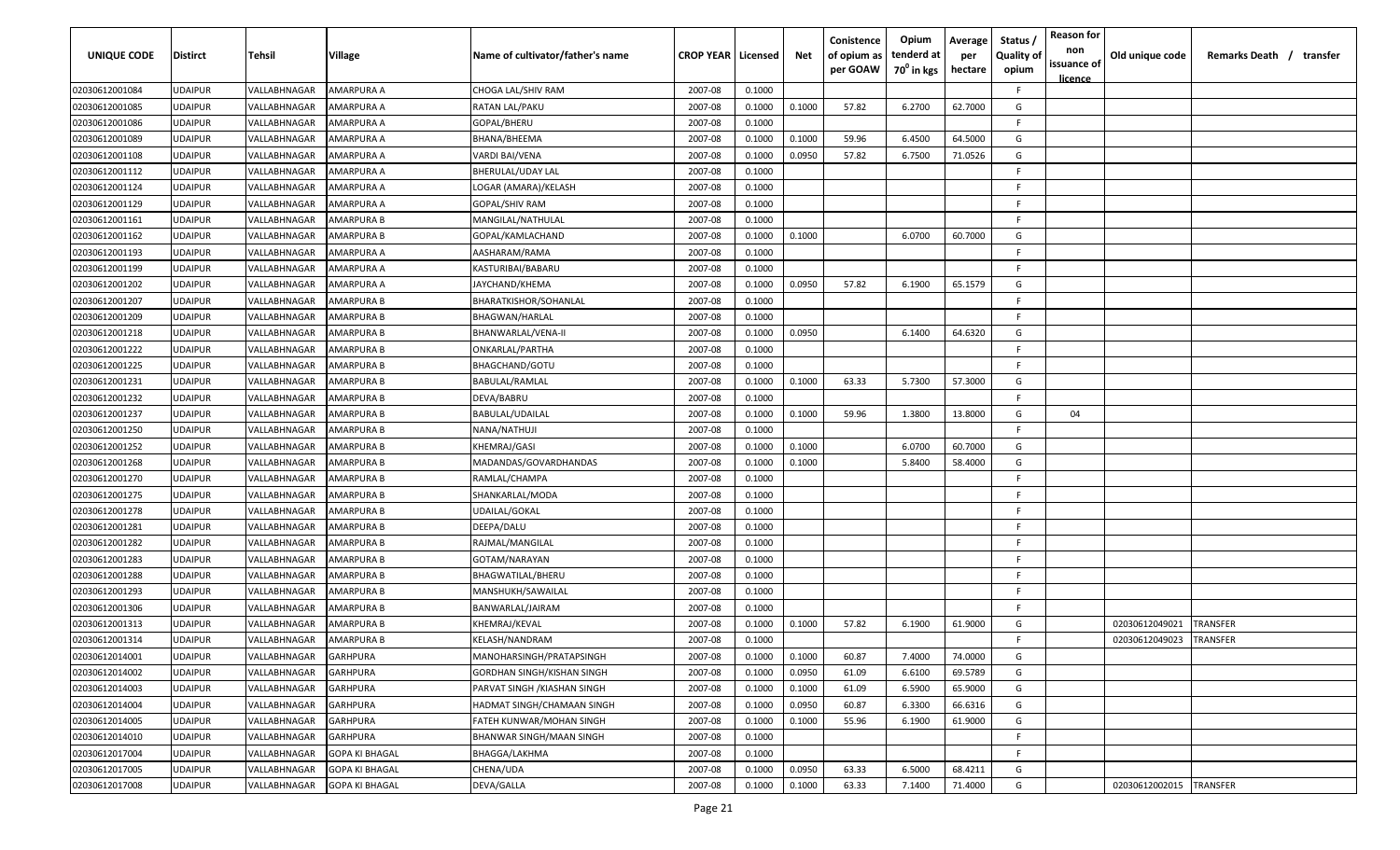| UNIQUE CODE | Distirct | Tehsil | Village | Name of cultivator/father's name | CROP YEAR | Licensed | Net | Conistence of opium as per GOAW | Opium tenderd at 70° in kgs | Average per hectare | Status / Quality of opium | Reason for non issuance of licence | Old unique code | Remarks Death / transfer |
|---|---|---|---|---|---|---|---|---|---|---|---|---|---|---|
| 02030612001084 | UDAIPUR | VALLABHNAGAR | AMARPURA A | CHOGA LAL/SHIV RAM | 2007-08 | 0.1000 | | | | | F | | | |
| 02030612001085 | UDAIPUR | VALLABHNAGAR | AMARPURA A | RATAN LAL/PAKU | 2007-08 | 0.1000 | 0.1000 | 57.82 | 6.2700 | 62.7000 | G | | | |
| 02030612001086 | UDAIPUR | VALLABHNAGAR | AMARPURA A | GOPAL/BHERU | 2007-08 | 0.1000 | | | | | F | | | |
| 02030612001089 | UDAIPUR | VALLABHNAGAR | AMARPURA A | BHANA/BHEEMA | 2007-08 | 0.1000 | 0.1000 | 59.96 | 6.4500 | 64.5000 | G | | | |
| 02030612001108 | UDAIPUR | VALLABHNAGAR | AMARPURA A | VARDI BAI/VENA | 2007-08 | 0.1000 | 0.0950 | 57.82 | 6.7500 | 71.0526 | G | | | |
| 02030612001112 | UDAIPUR | VALLABHNAGAR | AMARPURA A | BHERULAL/UDAY LAL | 2007-08 | 0.1000 | | | | | F | | | |
| 02030612001124 | UDAIPUR | VALLABHNAGAR | AMARPURA A | LOGAR (AMARA)/KELASH | 2007-08 | 0.1000 | | | | | F | | | |
| 02030612001129 | UDAIPUR | VALLABHNAGAR | AMARPURA A | GOPAL/SHIV RAM | 2007-08 | 0.1000 | | | | | F | | | |
| 02030612001161 | UDAIPUR | VALLABHNAGAR | AMARPURA B | MANGILAL/NATHULAL | 2007-08 | 0.1000 | | | | | F | | | |
| 02030612001162 | UDAIPUR | VALLABHNAGAR | AMARPURA B | GOPAL/KAMLACHAND | 2007-08 | 0.1000 | 0.1000 | | 6.0700 | 60.7000 | G | | | |
| 02030612001193 | UDAIPUR | VALLABHNAGAR | AMARPURA A | AASHARAM/RAMA | 2007-08 | 0.1000 | | | | | F | | | |
| 02030612001199 | UDAIPUR | VALLABHNAGAR | AMARPURA A | KASTURIBAI/BABARU | 2007-08 | 0.1000 | | | | | F | | | |
| 02030612001202 | UDAIPUR | VALLABHNAGAR | AMARPURA A | JAYCHAND/KHEMA | 2007-08 | 0.1000 | 0.0950 | 57.82 | 6.1900 | 65.1579 | G | | | |
| 02030612001207 | UDAIPUR | VALLABHNAGAR | AMARPURA B | BHARATKISHOR/SOHANLAL | 2007-08 | 0.1000 | | | | | F | | | |
| 02030612001209 | UDAIPUR | VALLABHNAGAR | AMARPURA B | BHAGWAN/HARLAL | 2007-08 | 0.1000 | | | | | F | | | |
| 02030612001218 | UDAIPUR | VALLABHNAGAR | AMARPURA B | BHANWARLAL/VENA-II | 2007-08 | 0.1000 | 0.0950 | | 6.1400 | 64.6320 | G | | | |
| 02030612001222 | UDAIPUR | VALLABHNAGAR | AMARPURA B | ONKARLAL/PARTHA | 2007-08 | 0.1000 | | | | | F | | | |
| 02030612001225 | UDAIPUR | VALLABHNAGAR | AMARPURA B | BHAGCHAND/GOTU | 2007-08 | 0.1000 | | | | | F | | | |
| 02030612001231 | UDAIPUR | VALLABHNAGAR | AMARPURA B | BABULAL/RAMLAL | 2007-08 | 0.1000 | 0.1000 | 63.33 | 5.7300 | 57.3000 | G | | | |
| 02030612001232 | UDAIPUR | VALLABHNAGAR | AMARPURA B | DEVA/BABRU | 2007-08 | 0.1000 | | | | | F | | | |
| 02030612001237 | UDAIPUR | VALLABHNAGAR | AMARPURA B | BABULAL/UDAILAL | 2007-08 | 0.1000 | 0.1000 | 59.96 | 1.3800 | 13.8000 | G | 04 | | |
| 02030612001250 | UDAIPUR | VALLABHNAGAR | AMARPURA B | NANA/NATHUJI | 2007-08 | 0.1000 | | | | | F | | | |
| 02030612001252 | UDAIPUR | VALLABHNAGAR | AMARPURA B | KHEMRAJ/GASI | 2007-08 | 0.1000 | 0.1000 | | 6.0700 | 60.7000 | G | | | |
| 02030612001268 | UDAIPUR | VALLABHNAGAR | AMARPURA B | MADANDAS/GOVARDHANDAS | 2007-08 | 0.1000 | 0.1000 | | 5.8400 | 58.4000 | G | | | |
| 02030612001270 | UDAIPUR | VALLABHNAGAR | AMARPURA B | RAMLAL/CHAMPA | 2007-08 | 0.1000 | | | | | F | | | |
| 02030612001275 | UDAIPUR | VALLABHNAGAR | AMARPURA B | SHANKARLAL/MODA | 2007-08 | 0.1000 | | | | | F | | | |
| 02030612001278 | UDAIPUR | VALLABHNAGAR | AMARPURA B | UDAILAL/GOKAL | 2007-08 | 0.1000 | | | | | F | | | |
| 02030612001281 | UDAIPUR | VALLABHNAGAR | AMARPURA B | DEEPA/DALU | 2007-08 | 0.1000 | | | | | F | | | |
| 02030612001282 | UDAIPUR | VALLABHNAGAR | AMARPURA B | RAJMAL/MANGILAL | 2007-08 | 0.1000 | | | | | F | | | |
| 02030612001283 | UDAIPUR | VALLABHNAGAR | AMARPURA B | GOTAM/NARAYAN | 2007-08 | 0.1000 | | | | | F | | | |
| 02030612001288 | UDAIPUR | VALLABHNAGAR | AMARPURA B | BHAGWATILAL/BHERU | 2007-08 | 0.1000 | | | | | F | | | |
| 02030612001293 | UDAIPUR | VALLABHNAGAR | AMARPURA B | MANSHUKH/SAWAILAL | 2007-08 | 0.1000 | | | | | F | | | |
| 02030612001306 | UDAIPUR | VALLABHNAGAR | AMARPURA B | BANWARLAL/JAIRAM | 2007-08 | 0.1000 | | | | | F | | | |
| 02030612001313 | UDAIPUR | VALLABHNAGAR | AMARPURA B | KHEMRAJ/KEVAL | 2007-08 | 0.1000 | 0.1000 | 57.82 | 6.1900 | 61.9000 | G | | 02030612049021 | TRANSFER |
| 02030612001314 | UDAIPUR | VALLABHNAGAR | AMARPURA B | KELASH/NANDRAM | 2007-08 | 0.1000 | | | | | F | | 02030612049023 | TRANSFER |
| 02030612014001 | UDAIPUR | VALLABHNAGAR | GARHPURA | MANOHARSINGH/PRATAPSINGH | 2007-08 | 0.1000 | 0.1000 | 60.87 | 7.4000 | 74.0000 | G | | | |
| 02030612014002 | UDAIPUR | VALLABHNAGAR | GARHPURA | GORDHAN SINGH/KISHAN SINGH | 2007-08 | 0.1000 | 0.0950 | 61.09 | 6.6100 | 69.5789 | G | | | |
| 02030612014003 | UDAIPUR | VALLABHNAGAR | GARHPURA | PARVAT SINGH /KIASHAN SINGH | 2007-08 | 0.1000 | 0.1000 | 61.09 | 6.5900 | 65.9000 | G | | | |
| 02030612014004 | UDAIPUR | VALLABHNAGAR | GARHPURA | HADMAT SINGH/CHAMAAN SINGH | 2007-08 | 0.1000 | 0.0950 | 60.87 | 6.3300 | 66.6316 | G | | | |
| 02030612014005 | UDAIPUR | VALLABHNAGAR | GARHPURA | FATEH KUNWAR/MOHAN SINGH | 2007-08 | 0.1000 | 0.1000 | 55.96 | 6.1900 | 61.9000 | G | | | |
| 02030612014010 | UDAIPUR | VALLABHNAGAR | GARHPURA | BHANWAR SINGH/MAAN SINGH | 2007-08 | 0.1000 | | | | | F | | | |
| 02030612017004 | UDAIPUR | VALLABHNAGAR | GOPA KI BHAGAL | BHAGGA/LAKHMA | 2007-08 | 0.1000 | | | | | F | | | |
| 02030612017005 | UDAIPUR | VALLABHNAGAR | GOPA KI BHAGAL | CHENA/UDA | 2007-08 | 0.1000 | 0.0950 | 63.33 | 6.5000 | 68.4211 | G | | | |
| 02030612017008 | UDAIPUR | VALLABHNAGAR | GOPA KI BHAGAL | DEVA/GALLA | 2007-08 | 0.1000 | 0.1000 | 63.33 | 7.1400 | 71.4000 | G | | 02030612002015 | TRANSFER |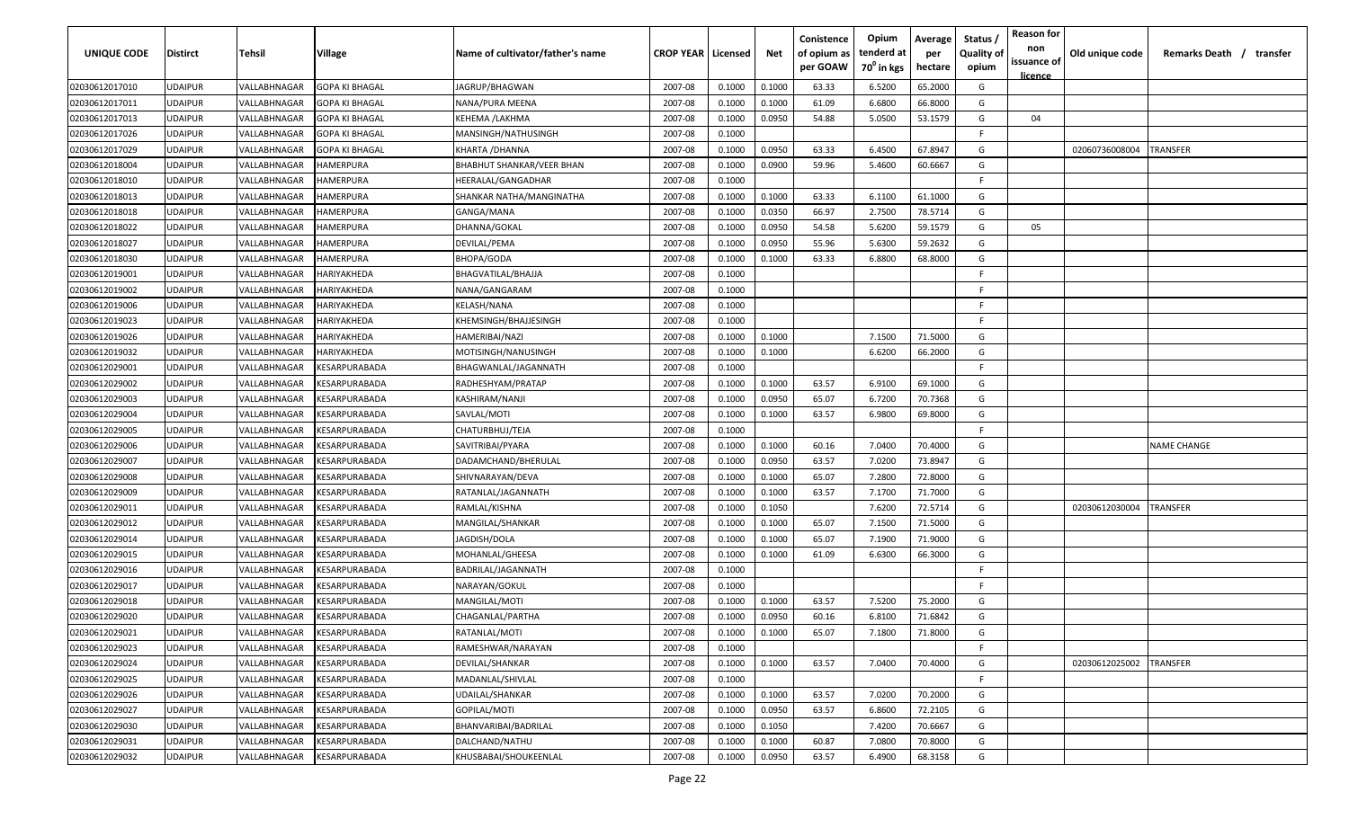| UNIQUE CODE | Distirct | Tehsil | Village | Name of cultivator/father's name | CROP YEAR | Licensed | Net | Conistence of opium as per GOAW | Opium tenderd at $70^0$ in kgs | Average per hectare | Status / Quality of opium | Reason for non issuance of licence | Old unique code | Remarks Death / transfer |
|---|---|---|---|---|---|---|---|---|---|---|---|---|---|---|
| 02030612017010 | UDAIPUR | VALLABHNAGAR | GOPA KI BHAGAL | JAGRUP/BHAGWAN | 2007-08 | 0.1000 | 0.1000 | 63.33 | 6.5200 | 65.2000 | G | | | |
| 02030612017011 | UDAIPUR | VALLABHNAGAR | GOPA KI BHAGAL | NANA/PURA MEENA | 2007-08 | 0.1000 | 0.1000 | 61.09 | 6.6800 | 66.8000 | G | | | |
| 02030612017013 | UDAIPUR | VALLABHNAGAR | GOPA KI BHAGAL | KEHEMA /LAKHMA | 2007-08 | 0.1000 | 0.0950 | 54.88 | 5.0500 | 53.1579 | G | 04 | | |
| 02030612017026 | UDAIPUR | VALLABHNAGAR | GOPA KI BHAGAL | MANSINGH/NATHUSINGH | 2007-08 | 0.1000 | | | | | F | | | |
| 02030612017029 | UDAIPUR | VALLABHNAGAR | GOPA KI BHAGAL | KHARTA /DHANNA | 2007-08 | 0.1000 | 0.0950 | 63.33 | 6.4500 | 67.8947 | G | | 02060736008004 | TRANSFER |
| 02030612018004 | UDAIPUR | VALLABHNAGAR | HAMERPURA | BHABHUT SHANKAR/VEER BHAN | 2007-08 | 0.1000 | 0.0900 | 59.96 | 5.4600 | 60.6667 | G | | | |
| 02030612018010 | UDAIPUR | VALLABHNAGAR | HAMERPURA | HEERALAL/GANGADHAR | 2007-08 | 0.1000 | | | | | F | | | |
| 02030612018013 | UDAIPUR | VALLABHNAGAR | HAMERPURA | SHANKAR NATHA/MANGINATHA | 2007-08 | 0.1000 | 0.1000 | 63.33 | 6.1100 | 61.1000 | G | | | |
| 02030612018018 | UDAIPUR | VALLABHNAGAR | HAMERPURA | GANGA/MANA | 2007-08 | 0.1000 | 0.0350 | 66.97 | 2.7500 | 78.5714 | G | | | |
| 02030612018022 | UDAIPUR | VALLABHNAGAR | HAMERPURA | DHANNA/GOKAL | 2007-08 | 0.1000 | 0.0950 | 54.58 | 5.6200 | 59.1579 | G | 05 | | |
| 02030612018027 | UDAIPUR | VALLABHNAGAR | HAMERPURA | DEVILAL/PEMA | 2007-08 | 0.1000 | 0.0950 | 55.96 | 5.6300 | 59.2632 | G | | | |
| 02030612018030 | UDAIPUR | VALLABHNAGAR | HAMERPURA | BHOPA/GODA | 2007-08 | 0.1000 | 0.1000 | 63.33 | 6.8800 | 68.8000 | G | | | |
| 02030612019001 | UDAIPUR | VALLABHNAGAR | HARIYAKHEDA | BHAGVATILAL/BHAJJA | 2007-08 | 0.1000 | | | | | F | | | |
| 02030612019002 | UDAIPUR | VALLABHNAGAR | HARIYAKHEDA | NANA/GANGARAM | 2007-08 | 0.1000 | | | | | F | | | |
| 02030612019006 | UDAIPUR | VALLABHNAGAR | HARIYAKHEDA | KELASH/NANA | 2007-08 | 0.1000 | | | | | F | | | |
| 02030612019023 | UDAIPUR | VALLABHNAGAR | HARIYAKHEDA | KHEMSINGH/BHAJJESINGH | 2007-08 | 0.1000 | | | | | F | | | |
| 02030612019026 | UDAIPUR | VALLABHNAGAR | HARIYAKHEDA | HAMERIBAI/NAZI | 2007-08 | 0.1000 | 0.1000 | | 7.1500 | 71.5000 | G | | | |
| 02030612019032 | UDAIPUR | VALLABHNAGAR | HARIYAKHEDA | MOTISINGH/NANUSINGH | 2007-08 | 0.1000 | 0.1000 | | 6.6200 | 66.2000 | G | | | |
| 02030612029001 | UDAIPUR | VALLABHNAGAR | KESARPURABADA | BHAGWANLAL/JAGANNATH | 2007-08 | 0.1000 | | | | | F | | | |
| 02030612029002 | UDAIPUR | VALLABHNAGAR | KESARPURABADA | RADHESHYAM/PRATAP | 2007-08 | 0.1000 | 0.1000 | 63.57 | 6.9100 | 69.1000 | G | | | |
| 02030612029003 | UDAIPUR | VALLABHNAGAR | KESARPURABADA | KASHIRAM/NANJI | 2007-08 | 0.1000 | 0.0950 | 65.07 | 6.7200 | 70.7368 | G | | | |
| 02030612029004 | UDAIPUR | VALLABHNAGAR | KESARPURABADA | SAVLAL/MOTI | 2007-08 | 0.1000 | 0.1000 | 63.57 | 6.9800 | 69.8000 | G | | | |
| 02030612029005 | UDAIPUR | VALLABHNAGAR | KESARPURABADA | CHATURBHUJ/TEJA | 2007-08 | 0.1000 | | | | | F | | | |
| 02030612029006 | UDAIPUR | VALLABHNAGAR | KESARPURABADA | SAVITRIBAI/PYARA | 2007-08 | 0.1000 | 0.1000 | 60.16 | 7.0400 | 70.4000 | G | | | NAME CHANGE |
| 02030612029007 | UDAIPUR | VALLABHNAGAR | KESARPURABADA | DADAMCHAND/BHERULAL | 2007-08 | 0.1000 | 0.0950 | 63.57 | 7.0200 | 73.8947 | G | | | |
| 02030612029008 | UDAIPUR | VALLABHNAGAR | KESARPURABADA | SHIVNARAYAN/DEVA | 2007-08 | 0.1000 | 0.1000 | 65.07 | 7.2800 | 72.8000 | G | | | |
| 02030612029009 | UDAIPUR | VALLABHNAGAR | KESARPURABADA | RATANLAL/JAGANNATH | 2007-08 | 0.1000 | 0.1000 | 63.57 | 7.1700 | 71.7000 | G | | | |
| 02030612029011 | UDAIPUR | VALLABHNAGAR | KESARPURABADA | RAMLAL/KISHNA | 2007-08 | 0.1000 | 0.1050 | | 7.6200 | 72.5714 | G | | 02030612030004 | TRANSFER |
| 02030612029012 | UDAIPUR | VALLABHNAGAR | KESARPURABADA | MANGILAL/SHANKAR | 2007-08 | 0.1000 | 0.1000 | 65.07 | 7.1500 | 71.5000 | G | | | |
| 02030612029014 | UDAIPUR | VALLABHNAGAR | KESARPURABADA | JAGDISH/DOLA | 2007-08 | 0.1000 | 0.1000 | 65.07 | 7.1900 | 71.9000 | G | | | |
| 02030612029015 | UDAIPUR | VALLABHNAGAR | KESARPURABADA | MOHANLAL/GHEESA | 2007-08 | 0.1000 | 0.1000 | 61.09 | 6.6300 | 66.3000 | G | | | |
| 02030612029016 | UDAIPUR | VALLABHNAGAR | KESARPURABADA | BADRILAL/JAGANNATH | 2007-08 | 0.1000 | | | | | F | | | |
| 02030612029017 | UDAIPUR | VALLABHNAGAR | KESARPURABADA | NARAYAN/GOKUL | 2007-08 | 0.1000 | | | | | F | | | |
| 02030612029018 | UDAIPUR | VALLABHNAGAR | KESARPURABADA | MANGILAL/MOTI | 2007-08 | 0.1000 | 0.1000 | 63.57 | 7.5200 | 75.2000 | G | | | |
| 02030612029020 | UDAIPUR | VALLABHNAGAR | KESARPURABADA | CHAGANLAL/PARTHA | 2007-08 | 0.1000 | 0.0950 | 60.16 | 6.8100 | 71.6842 | G | | | |
| 02030612029021 | UDAIPUR | VALLABHNAGAR | KESARPURABADA | RATANLAL/MOTI | 2007-08 | 0.1000 | 0.1000 | 65.07 | 7.1800 | 71.8000 | G | | | |
| 02030612029023 | UDAIPUR | VALLABHNAGAR | KESARPURABADA | RAMESHWAR/NARAYAN | 2007-08 | 0.1000 | | | | | F | | | |
| 02030612029024 | UDAIPUR | VALLABHNAGAR | KESARPURABADA | DEVILAL/SHANKAR | 2007-08 | 0.1000 | 0.1000 | 63.57 | 7.0400 | 70.4000 | G | | 02030612025002 | TRANSFER |
| 02030612029025 | UDAIPUR | VALLABHNAGAR | KESARPURABADA | MADANLAL/SHIVLAL | 2007-08 | 0.1000 | | | | | F | | | |
| 02030612029026 | UDAIPUR | VALLABHNAGAR | KESARPURABADA | UDAILAL/SHANKAR | 2007-08 | 0.1000 | 0.1000 | 63.57 | 7.0200 | 70.2000 | G | | | |
| 02030612029027 | UDAIPUR | VALLABHNAGAR | KESARPURABADA | GOPILAL/MOTI | 2007-08 | 0.1000 | 0.0950 | 63.57 | 6.8600 | 72.2105 | G | | | |
| 02030612029030 | UDAIPUR | VALLABHNAGAR | KESARPURABADA | BHANVARIBAI/BADRILAL | 2007-08 | 0.1000 | 0.1050 | | 7.4200 | 70.6667 | G | | | |
| 02030612029031 | UDAIPUR | VALLABHNAGAR | KESARPURABADA | DALCHAND/NATHU | 2007-08 | 0.1000 | 0.1000 | 60.87 | 7.0800 | 70.8000 | G | | | |
| 02030612029032 | UDAIPUR | VALLABHNAGAR | KESARPURABADA | KHUSBABAI/SHOUKEENLAL | 2007-08 | 0.1000 | 0.0950 | 63.57 | 6.4900 | 68.3158 | G | | | |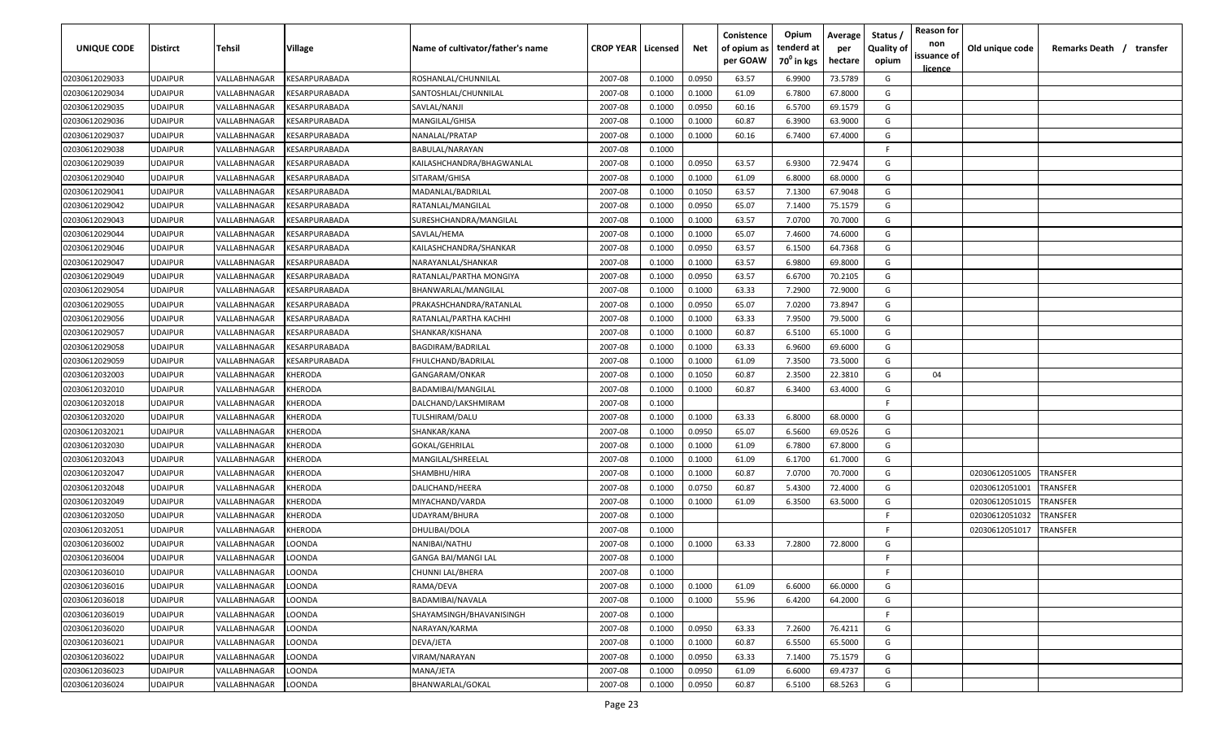| UNIQUE CODE | Distirct | Tehsil | Village | Name of cultivator/father's name | CROP YEAR | Licensed | Net | Conistence of opium as per GOAW | Opium tenderd at $70^0$ in kgs | Average per hectare | Status / Quality of opium | Reason for non issuance of licence | Old unique code | Remarks Death / transfer |
|---|---|---|---|---|---|---|---|---|---|---|---|---|---|---|
| 02030612029033 | UDAIPUR | VALLABHNAGAR | KESARPURABADA | ROSHANLAL/CHUNNILAL | 2007-08 | 0.1000 | 0.0950 | 63.57 | 6.9900 | 73.5789 | G | | | |
| 02030612029034 | UDAIPUR | VALLABHNAGAR | KESARPURABADA | SANTOSHLAL/CHUNNILAL | 2007-08 | 0.1000 | 0.1000 | 61.09 | 6.7800 | 67.8000 | G | | | |
| 02030612029035 | UDAIPUR | VALLABHNAGAR | KESARPURABADA | SAVLAL/NANJI | 2007-08 | 0.1000 | 0.0950 | 60.16 | 6.5700 | 69.1579 | G | | | |
| 02030612029036 | UDAIPUR | VALLABHNAGAR | KESARPURABADA | MANGILAL/GHISA | 2007-08 | 0.1000 | 0.1000 | 60.87 | 6.3900 | 63.9000 | G | | | |
| 02030612029037 | UDAIPUR | VALLABHNAGAR | KESARPURABADA | NANALAL/PRATAP | 2007-08 | 0.1000 | 0.1000 | 60.16 | 6.7400 | 67.4000 | G | | | |
| 02030612029038 | UDAIPUR | VALLABHNAGAR | KESARPURABADA | BABULAL/NARAYAN | 2007-08 | 0.1000 | | | | | F | | | |
| 02030612029039 | UDAIPUR | VALLABHNAGAR | KESARPURABADA | KAILASHCHANDRA/BHAGWANLAL | 2007-08 | 0.1000 | 0.0950 | 63.57 | 6.9300 | 72.9474 | G | | | |
| 02030612029040 | UDAIPUR | VALLABHNAGAR | KESARPURABADA | SITARAM/GHISA | 2007-08 | 0.1000 | 0.1000 | 61.09 | 6.8000 | 68.0000 | G | | | |
| 02030612029041 | UDAIPUR | VALLABHNAGAR | KESARPURABADA | MADANLAL/BADRILAL | 2007-08 | 0.1000 | 0.1050 | 63.57 | 7.1300 | 67.9048 | G | | | |
| 02030612029042 | UDAIPUR | VALLABHNAGAR | KESARPURABADA | RATANLAL/MANGILAL | 2007-08 | 0.1000 | 0.0950 | 65.07 | 7.1400 | 75.1579 | G | | | |
| 02030612029043 | UDAIPUR | VALLABHNAGAR | KESARPURABADA | SURESHCHANDRA/MANGILAL | 2007-08 | 0.1000 | 0.1000 | 63.57 | 7.0700 | 70.7000 | G | | | |
| 02030612029044 | UDAIPUR | VALLABHNAGAR | KESARPURABADA | SAVLAL/HEMA | 2007-08 | 0.1000 | 0.1000 | 65.07 | 7.4600 | 74.6000 | G | | | |
| 02030612029046 | UDAIPUR | VALLABHNAGAR | KESARPURABADA | KAILASHCHANDRA/SHANKAR | 2007-08 | 0.1000 | 0.0950 | 63.57 | 6.1500 | 64.7368 | G | | | |
| 02030612029047 | UDAIPUR | VALLABHNAGAR | KESARPURABADA | NARAYANLAL/SHANKAR | 2007-08 | 0.1000 | 0.1000 | 63.57 | 6.9800 | 69.8000 | G | | | |
| 02030612029049 | UDAIPUR | VALLABHNAGAR | KESARPURABADA | RATANLAL/PARTHA MONGIYA | 2007-08 | 0.1000 | 0.0950 | 63.57 | 6.6700 | 70.2105 | G | | | |
| 02030612029054 | UDAIPUR | VALLABHNAGAR | KESARPURABADA | BHANWARLAL/MANGILAL | 2007-08 | 0.1000 | 0.1000 | 63.33 | 7.2900 | 72.9000 | G | | | |
| 02030612029055 | UDAIPUR | VALLABHNAGAR | KESARPURABADA | PRAKASHCHANDRA/RATANLAL | 2007-08 | 0.1000 | 0.0950 | 65.07 | 7.0200 | 73.8947 | G | | | |
| 02030612029056 | UDAIPUR | VALLABHNAGAR | KESARPURABADA | RATANLAL/PARTHA KACHHI | 2007-08 | 0.1000 | 0.1000 | 63.33 | 7.9500 | 79.5000 | G | | | |
| 02030612029057 | UDAIPUR | VALLABHNAGAR | KESARPURABADA | SHANKAR/KISHANA | 2007-08 | 0.1000 | 0.1000 | 60.87 | 6.5100 | 65.1000 | G | | | |
| 02030612029058 | UDAIPUR | VALLABHNAGAR | KESARPURABADA | BAGDIRAM/BADRILAL | 2007-08 | 0.1000 | 0.1000 | 63.33 | 6.9600 | 69.6000 | G | | | |
| 02030612029059 | UDAIPUR | VALLABHNAGAR | KESARPURABADA | FHULCHAND/BADRILAL | 2007-08 | 0.1000 | 0.1000 | 61.09 | 7.3500 | 73.5000 | G | | | |
| 02030612032003 | UDAIPUR | VALLABHNAGAR | KHERODA | GANGARAM/ONKAR | 2007-08 | 0.1000 | 0.1050 | 60.87 | 2.3500 | 22.3810 | G | 04 | | |
| 02030612032010 | UDAIPUR | VALLABHNAGAR | KHERODA | BADAMIBAI/MANGILAL | 2007-08 | 0.1000 | 0.1000 | 60.87 | 6.3400 | 63.4000 | G | | | |
| 02030612032018 | UDAIPUR | VALLABHNAGAR | KHERODA | DALCHAND/LAKSHMIRAM | 2007-08 | 0.1000 | | | | | F | | | |
| 02030612032020 | UDAIPUR | VALLABHNAGAR | KHERODA | TULSHIRAM/DALU | 2007-08 | 0.1000 | 0.1000 | 63.33 | 6.8000 | 68.0000 | G | | | |
| 02030612032021 | UDAIPUR | VALLABHNAGAR | KHERODA | SHANKAR/KANA | 2007-08 | 0.1000 | 0.0950 | 65.07 | 6.5600 | 69.0526 | G | | | |
| 02030612032030 | UDAIPUR | VALLABHNAGAR | KHERODA | GOKAL/GEHRILAL | 2007-08 | 0.1000 | 0.1000 | 61.09 | 6.7800 | 67.8000 | G | | | |
| 02030612032043 | UDAIPUR | VALLABHNAGAR | KHERODA | MANGILAL/SHREELAL | 2007-08 | 0.1000 | 0.1000 | 61.09 | 6.1700 | 61.7000 | G | | | |
| 02030612032047 | UDAIPUR | VALLABHNAGAR | KHERODA | SHAMBHU/HIRA | 2007-08 | 0.1000 | 0.1000 | 60.87 | 7.0700 | 70.7000 | G | | 02030612051005 | TRANSFER |
| 02030612032048 | UDAIPUR | VALLABHNAGAR | KHERODA | DALICHAND/HEERA | 2007-08 | 0.1000 | 0.0750 | 60.87 | 5.4300 | 72.4000 | G | | 02030612051001 | TRANSFER |
| 02030612032049 | UDAIPUR | VALLABHNAGAR | KHERODA | MIYACHAND/VARDA | 2007-08 | 0.1000 | 0.1000 | 61.09 | 6.3500 | 63.5000 | G | | 02030612051015 | TRANSFER |
| 02030612032050 | UDAIPUR | VALLABHNAGAR | KHERODA | UDAYRAM/BHURA | 2007-08 | 0.1000 | | | | | F | | 02030612051032 | TRANSFER |
| 02030612032051 | UDAIPUR | VALLABHNAGAR | KHERODA | DHULIBAI/DOLA | 2007-08 | 0.1000 | | | | | F | | 02030612051017 | TRANSFER |
| 02030612036002 | UDAIPUR | VALLABHNAGAR | LOONDA | NANIBAI/NATHU | 2007-08 | 0.1000 | 0.1000 | 63.33 | 7.2800 | 72.8000 | G | | | |
| 02030612036004 | UDAIPUR | VALLABHNAGAR | LOONDA | GANGA BAI/MANGI LAL | 2007-08 | 0.1000 | | | | | F | | | |
| 02030612036010 | UDAIPUR | VALLABHNAGAR | LOONDA | CHUNNI LAL/BHERA | 2007-08 | 0.1000 | | | | | F | | | |
| 02030612036016 | UDAIPUR | VALLABHNAGAR | LOONDA | RAMA/DEVA | 2007-08 | 0.1000 | 0.1000 | 61.09 | 6.6000 | 66.0000 | G | | | |
| 02030612036018 | UDAIPUR | VALLABHNAGAR | LOONDA | BADAMIBAI/NAVALA | 2007-08 | 0.1000 | 0.1000 | 55.96 | 6.4200 | 64.2000 | G | | | |
| 02030612036019 | UDAIPUR | VALLABHNAGAR | LOONDA | SHAYAMSINGH/BHAVANISINGH | 2007-08 | 0.1000 | | | | | F | | | |
| 02030612036020 | UDAIPUR | VALLABHNAGAR | LOONDA | NARAYAN/KARMA | 2007-08 | 0.1000 | 0.0950 | 63.33 | 7.2600 | 76.4211 | G | | | |
| 02030612036021 | UDAIPUR | VALLABHNAGAR | LOONDA | DEVA/JETA | 2007-08 | 0.1000 | 0.1000 | 60.87 | 6.5500 | 65.5000 | G | | | |
| 02030612036022 | UDAIPUR | VALLABHNAGAR | LOONDA | VIRAM/NARAYAN | 2007-08 | 0.1000 | 0.0950 | 63.33 | 7.1400 | 75.1579 | G | | | |
| 02030612036023 | UDAIPUR | VALLABHNAGAR | LOONDA | MANA/JETA | 2007-08 | 0.1000 | 0.0950 | 61.09 | 6.6000 | 69.4737 | G | | | |
| 02030612036024 | UDAIPUR | VALLABHNAGAR | LOONDA | BHANWARLAL/GOKAL | 2007-08 | 0.1000 | 0.0950 | 60.87 | 6.5100 | 68.5263 | G | | | |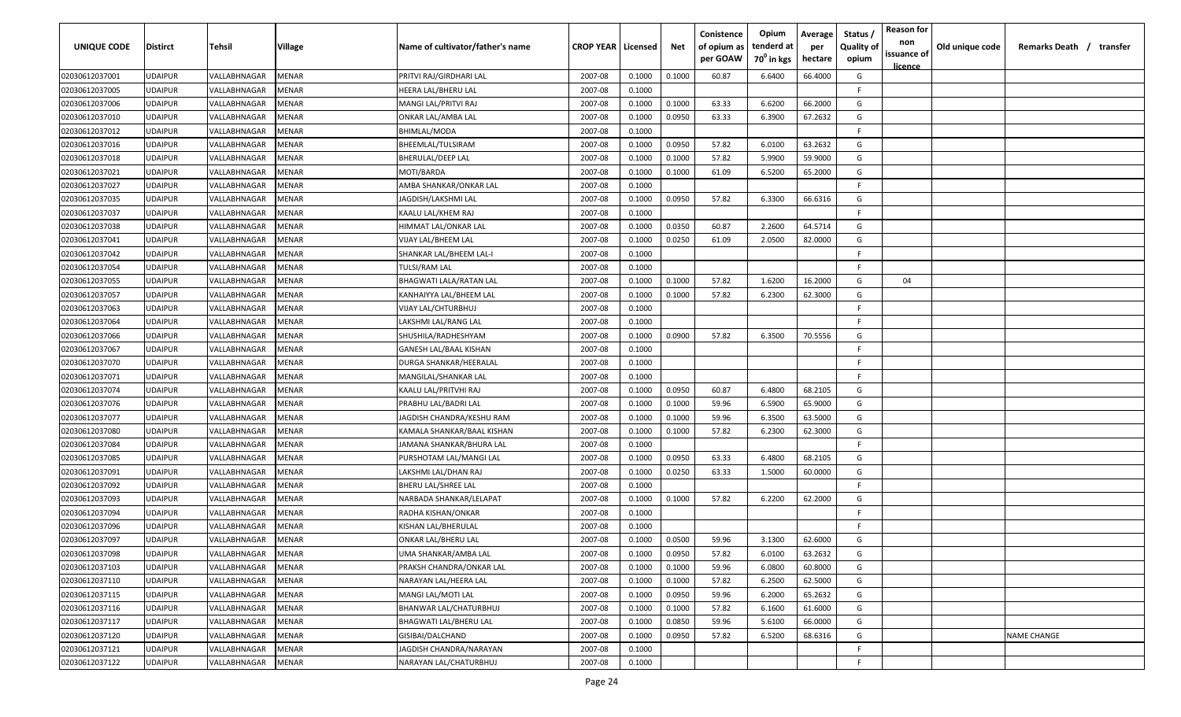| UNIQUE CODE | Distirct | Tehsil | Village | Name of cultivator/father's name | CROP YEAR | Licensed | Net | Conistence of opium as per GOAW | Opium tenderd at 70⁰ in kgs | Average per hectare | Status / Quality of opium | Reason for non issuance of licence | Old unique code | Remarks Death / transfer |
|---|---|---|---|---|---|---|---|---|---|---|---|---|---|---|
| 02030612037001 | UDAIPUR | VALLABHNAGAR | MENAR | PRITVI RAJ/GIRDHARI LAL | 2007-08 | 0.1000 | 0.1000 | 60.87 | 6.6400 | 66.4000 | G | | | |
| 02030612037005 | UDAIPUR | VALLABHNAGAR | MENAR | HEERA LAL/BHERU LAL | 2007-08 | 0.1000 | | | | | F | | | |
| 02030612037006 | UDAIPUR | VALLABHNAGAR | MENAR | MANGI LAL/PRITVI RAJ | 2007-08 | 0.1000 | 0.1000 | 63.33 | 6.6200 | 66.2000 | G | | | |
| 02030612037010 | UDAIPUR | VALLABHNAGAR | MENAR | ONKAR LAL/AMBA LAL | 2007-08 | 0.1000 | 0.0950 | 63.33 | 6.3900 | 67.2632 | G | | | |
| 02030612037012 | UDAIPUR | VALLABHNAGAR | MENAR | BHIMLAL/MODA | 2007-08 | 0.1000 | | | | | F | | | |
| 02030612037016 | UDAIPUR | VALLABHNAGAR | MENAR | BHEEMLAL/TULSIRAM | 2007-08 | 0.1000 | 0.0950 | 57.82 | 6.0100 | 63.2632 | G | | | |
| 02030612037018 | UDAIPUR | VALLABHNAGAR | MENAR | BHERULAL/DEEP LAL | 2007-08 | 0.1000 | 0.1000 | 57.82 | 5.9900 | 59.9000 | G | | | |
| 02030612037021 | UDAIPUR | VALLABHNAGAR | MENAR | MOTI/BARDA | 2007-08 | 0.1000 | 0.1000 | 61.09 | 6.5200 | 65.2000 | G | | | |
| 02030612037027 | UDAIPUR | VALLABHNAGAR | MENAR | AMBA SHANKAR/ONKAR LAL | 2007-08 | 0.1000 | | | | | F | | | |
| 02030612037035 | UDAIPUR | VALLABHNAGAR | MENAR | JAGDISH/LAKSHMI LAL | 2007-08 | 0.1000 | 0.0950 | 57.82 | 6.3300 | 66.6316 | G | | | |
| 02030612037037 | UDAIPUR | VALLABHNAGAR | MENAR | KAALU LAL/KHEM RAJ | 2007-08 | 0.1000 | | | | | F | | | |
| 02030612037038 | UDAIPUR | VALLABHNAGAR | MENAR | HIMMAT LAL/ONKAR LAL | 2007-08 | 0.1000 | 0.0350 | 60.87 | 2.2600 | 64.5714 | G | | | |
| 02030612037041 | UDAIPUR | VALLABHNAGAR | MENAR | VIJAY LAL/BHEEM LAL | 2007-08 | 0.1000 | 0.0250 | 61.09 | 2.0500 | 82.0000 | G | | | |
| 02030612037042 | UDAIPUR | VALLABHNAGAR | MENAR | SHANKAR LAL/BHEEM LAL-I | 2007-08 | 0.1000 | | | | | F | | | |
| 02030612037054 | UDAIPUR | VALLABHNAGAR | MENAR | TULSI/RAM LAL | 2007-08 | 0.1000 | | | | | F | | | |
| 02030612037055 | UDAIPUR | VALLABHNAGAR | MENAR | BHAGWATI LALA/RATAN LAL | 2007-08 | 0.1000 | 0.1000 | 57.82 | 1.6200 | 16.2000 | G | 04 | | |
| 02030612037057 | UDAIPUR | VALLABHNAGAR | MENAR | KANHAIYYA LAL/BHEEM LAL | 2007-08 | 0.1000 | 0.1000 | 57.82 | 6.2300 | 62.3000 | G | | | |
| 02030612037063 | UDAIPUR | VALLABHNAGAR | MENAR | VIJAY LAL/CHTURBHUJ | 2007-08 | 0.1000 | | | | | F | | | |
| 02030612037064 | UDAIPUR | VALLABHNAGAR | MENAR | LAKSHMI LAL/RANG LAL | 2007-08 | 0.1000 | | | | | F | | | |
| 02030612037066 | UDAIPUR | VALLABHNAGAR | MENAR | SHUSHILA/RADHESHYAM | 2007-08 | 0.1000 | 0.0900 | 57.82 | 6.3500 | 70.5556 | G | | | |
| 02030612037067 | UDAIPUR | VALLABHNAGAR | MENAR | GANESH LAL/BAAL KISHAN | 2007-08 | 0.1000 | | | | | F | | | |
| 02030612037070 | UDAIPUR | VALLABHNAGAR | MENAR | DURGA SHANKAR/HEERALAL | 2007-08 | 0.1000 | | | | | F | | | |
| 02030612037071 | UDAIPUR | VALLABHNAGAR | MENAR | MANGILAL/SHANKAR LAL | 2007-08 | 0.1000 | | | | | F | | | |
| 02030612037074 | UDAIPUR | VALLABHNAGAR | MENAR | KAALU LAL/PRITVHI RAJ | 2007-08 | 0.1000 | 0.0950 | 60.87 | 6.4800 | 68.2105 | G | | | |
| 02030612037076 | UDAIPUR | VALLABHNAGAR | MENAR | PRABHU LAL/BADRI LAL | 2007-08 | 0.1000 | 0.1000 | 59.96 | 6.5900 | 65.9000 | G | | | |
| 02030612037077 | UDAIPUR | VALLABHNAGAR | MENAR | JAGDISH CHANDRA/KESHU RAM | 2007-08 | 0.1000 | 0.1000 | 59.96 | 6.3500 | 63.5000 | G | | | |
| 02030612037080 | UDAIPUR | VALLABHNAGAR | MENAR | KAMALA SHANKAR/BAAL KISHAN | 2007-08 | 0.1000 | 0.1000 | 57.82 | 6.2300 | 62.3000 | G | | | |
| 02030612037084 | UDAIPUR | VALLABHNAGAR | MENAR | JAMANA SHANKAR/BHURA LAL | 2007-08 | 0.1000 | | | | | F | | | |
| 02030612037085 | UDAIPUR | VALLABHNAGAR | MENAR | PURSHOTAM LAL/MANGI LAL | 2007-08 | 0.1000 | 0.0950 | 63.33 | 6.4800 | 68.2105 | G | | | |
| 02030612037091 | UDAIPUR | VALLABHNAGAR | MENAR | LAKSHMI LAL/DHAN RAJ | 2007-08 | 0.1000 | 0.0250 | 63.33 | 1.5000 | 60.0000 | G | | | |
| 02030612037092 | UDAIPUR | VALLABHNAGAR | MENAR | BHERU LAL/SHREE LAL | 2007-08 | 0.1000 | | | | | F | | | |
| 02030612037093 | UDAIPUR | VALLABHNAGAR | MENAR | NARBADA SHANKAR/LELAPAT | 2007-08 | 0.1000 | 0.1000 | 57.82 | 6.2200 | 62.2000 | G | | | |
| 02030612037094 | UDAIPUR | VALLABHNAGAR | MENAR | RADHA KISHAN/ONKAR | 2007-08 | 0.1000 | | | | | F | | | |
| 02030612037096 | UDAIPUR | VALLABHNAGAR | MENAR | KISHAN LAL/BHERULAL | 2007-08 | 0.1000 | | | | | F | | | |
| 02030612037097 | UDAIPUR | VALLABHNAGAR | MENAR | ONKAR LAL/BHERU LAL | 2007-08 | 0.1000 | 0.0500 | 59.96 | 3.1300 | 62.6000 | G | | | |
| 02030612037098 | UDAIPUR | VALLABHNAGAR | MENAR | UMA SHANKAR/AMBA LAL | 2007-08 | 0.1000 | 0.0950 | 57.82 | 6.0100 | 63.2632 | G | | | |
| 02030612037103 | UDAIPUR | VALLABHNAGAR | MENAR | PRAKSH CHANDRA/ONKAR LAL | 2007-08 | 0.1000 | 0.1000 | 59.96 | 6.0800 | 60.8000 | G | | | |
| 02030612037110 | UDAIPUR | VALLABHNAGAR | MENAR | NARAYAN LAL/HEERA LAL | 2007-08 | 0.1000 | 0.1000 | 57.82 | 6.2500 | 62.5000 | G | | | |
| 02030612037115 | UDAIPUR | VALLABHNAGAR | MENAR | MANGI LAL/MOTI LAL | 2007-08 | 0.1000 | 0.0950 | 59.96 | 6.2000 | 65.2632 | G | | | |
| 02030612037116 | UDAIPUR | VALLABHNAGAR | MENAR | BHANWAR LAL/CHATURBHUJ | 2007-08 | 0.1000 | 0.1000 | 57.82 | 6.1600 | 61.6000 | G | | | |
| 02030612037117 | UDAIPUR | VALLABHNAGAR | MENAR | BHAGWATI LAL/BHERU LAL | 2007-08 | 0.1000 | 0.0850 | 59.96 | 5.6100 | 66.0000 | G | | | |
| 02030612037120 | UDAIPUR | VALLABHNAGAR | MENAR | GISIBAI/DALCHAND | 2007-08 | 0.1000 | 0.0950 | 57.82 | 6.5200 | 68.6316 | G | | | NAME CHANGE |
| 02030612037121 | UDAIPUR | VALLABHNAGAR | MENAR | JAGDISH CHANDRA/NARAYAN | 2007-08 | 0.1000 | | | | | F | | | |
| 02030612037122 | UDAIPUR | VALLABHNAGAR | MENAR | NARAYAN LAL/CHATURBHUJ | 2007-08 | 0.1000 | | | | | F | | | |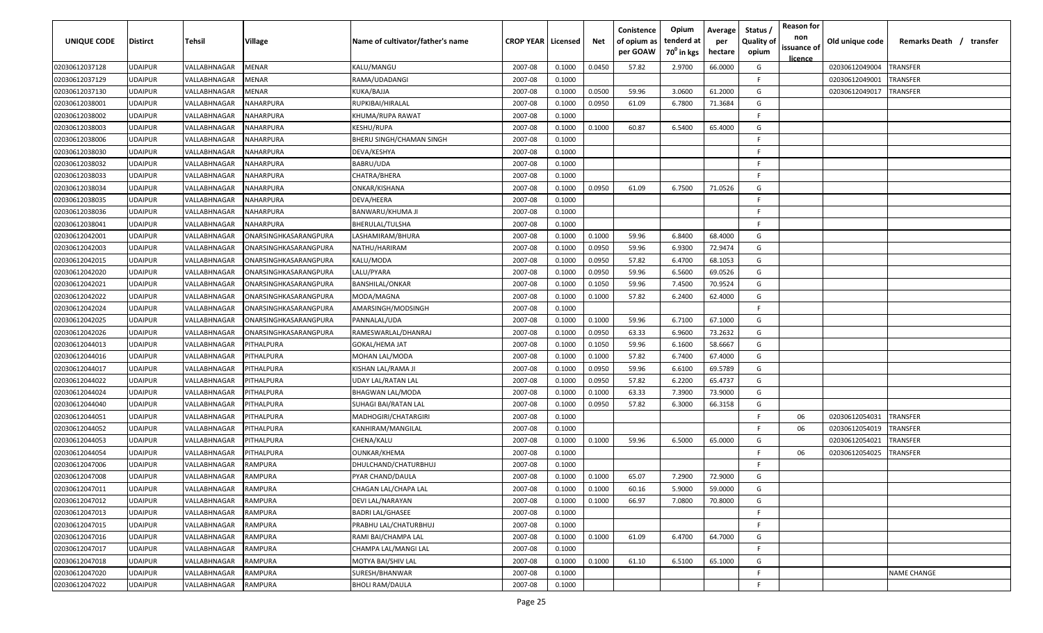| UNIQUE CODE | Distirct | Tehsil | Village | Name of cultivator/father's name | CROP YEAR | Licensed | Net | Conistence of opium as per GOAW | Opium tenderd at $70^0$ in kgs | Average per hectare | Status / Quality of opium | Reason for non issuance of licence | Old unique code | Remarks Death / transfer |
|---|---|---|---|---|---|---|---|---|---|---|---|---|---|---|
| 02030612037128 | UDAIPUR | VALLABHNAGAR | MENAR | KALU/MANGU | 2007-08 | 0.1000 | 0.0450 | 57.82 | 2.9700 | 66.0000 | G | | 02030612049004 | TRANSFER |
| 02030612037129 | UDAIPUR | VALLABHNAGAR | MENAR | RAMA/UDADANGI | 2007-08 | 0.1000 | | | | | F | | 02030612049001 | TRANSFER |
| 02030612037130 | UDAIPUR | VALLABHNAGAR | MENAR | KUKA/BAJJA | 2007-08 | 0.1000 | 0.0500 | 59.96 | 3.0600 | 61.2000 | G | | 02030612049017 | TRANSFER |
| 02030612038001 | UDAIPUR | VALLABHNAGAR | NAHARPURA | RUPKIBAI/HIRALAL | 2007-08 | 0.1000 | 0.0950 | 61.09 | 6.7800 | 71.3684 | G | | | |
| 02030612038002 | UDAIPUR | VALLABHNAGAR | NAHARPURA | KHUMA/RUPA RAWAT | 2007-08 | 0.1000 | | | | | F | | | |
| 02030612038003 | UDAIPUR | VALLABHNAGAR | NAHARPURA | KESHU/RUPA | 2007-08 | 0.1000 | 0.1000 | 60.87 | 6.5400 | 65.4000 | G | | | |
| 02030612038006 | UDAIPUR | VALLABHNAGAR | NAHARPURA | BHERU SINGH/CHAMAN SINGH | 2007-08 | 0.1000 | | | | | F | | | |
| 02030612038030 | UDAIPUR | VALLABHNAGAR | NAHARPURA | DEVA/KESHYA | 2007-08 | 0.1000 | | | | | F | | | |
| 02030612038032 | UDAIPUR | VALLABHNAGAR | NAHARPURA | BABRU/UDA | 2007-08 | 0.1000 | | | | | F | | | |
| 02030612038033 | UDAIPUR | VALLABHNAGAR | NAHARPURA | CHATRA/BHERA | 2007-08 | 0.1000 | | | | | F | | | |
| 02030612038034 | UDAIPUR | VALLABHNAGAR | NAHARPURA | ONKAR/KISHANA | 2007-08 | 0.1000 | 0.0950 | 61.09 | 6.7500 | 71.0526 | G | | | |
| 02030612038035 | UDAIPUR | VALLABHNAGAR | NAHARPURA | DEVA/HEERA | 2007-08 | 0.1000 | | | | | F | | | |
| 02030612038036 | UDAIPUR | VALLABHNAGAR | NAHARPURA | BANWARU/KHUMA JI | 2007-08 | 0.1000 | | | | | F | | | |
| 02030612038041 | UDAIPUR | VALLABHNAGAR | NAHARPURA | BHERULAL/TULSHA | 2007-08 | 0.1000 | | | | | F | | | |
| 02030612042001 | UDAIPUR | VALLABHNAGAR | ONARSINGHKASARANGPURA | LASHAMIRAM/BHURA | 2007-08 | 0.1000 | 0.1000 | 59.96 | 6.8400 | 68.4000 | G | | | |
| 02030612042003 | UDAIPUR | VALLABHNAGAR | ONARSINGHKASARANGPURA | NATHU/HARIRAM | 2007-08 | 0.1000 | 0.0950 | 59.96 | 6.9300 | 72.9474 | G | | | |
| 02030612042015 | UDAIPUR | VALLABHNAGAR | ONARSINGHKASARANGPURA | KALU/MODA | 2007-08 | 0.1000 | 0.0950 | 57.82 | 6.4700 | 68.1053 | G | | | |
| 02030612042020 | UDAIPUR | VALLABHNAGAR | ONARSINGHKASARANGPURA | LALU/PYARA | 2007-08 | 0.1000 | 0.0950 | 59.96 | 6.5600 | 69.0526 | G | | | |
| 02030612042021 | UDAIPUR | VALLABHNAGAR | ONARSINGHKASARANGPURA | BANSHILAL/ONKAR | 2007-08 | 0.1000 | 0.1050 | 59.96 | 7.4500 | 70.9524 | G | | | |
| 02030612042022 | UDAIPUR | VALLABHNAGAR | ONARSINGHKASARANGPURA | MODA/MAGNA | 2007-08 | 0.1000 | 0.1000 | 57.82 | 6.2400 | 62.4000 | G | | | |
| 02030612042024 | UDAIPUR | VALLABHNAGAR | ONARSINGHKASARANGPURA | AMARSINGH/MODSINGH | 2007-08 | 0.1000 | | | | | F | | | |
| 02030612042025 | UDAIPUR | VALLABHNAGAR | ONARSINGHKASARANGPURA | PANNALAL/UDA | 2007-08 | 0.1000 | 0.1000 | 59.96 | 6.7100 | 67.1000 | G | | | |
| 02030612042026 | UDAIPUR | VALLABHNAGAR | ONARSINGHKASARANGPURA | RAMESWARLAL/DHANRAJ | 2007-08 | 0.1000 | 0.0950 | 63.33 | 6.9600 | 73.2632 | G | | | |
| 02030612044013 | UDAIPUR | VALLABHNAGAR | PITHALPURA | GOKAL/HEMA JAT | 2007-08 | 0.1000 | 0.1050 | 59.96 | 6.1600 | 58.6667 | G | | | |
| 02030612044016 | UDAIPUR | VALLABHNAGAR | PITHALPURA | MOHAN LAL/MODA | 2007-08 | 0.1000 | 0.1000 | 57.82 | 6.7400 | 67.4000 | G | | | |
| 02030612044017 | UDAIPUR | VALLABHNAGAR | PITHALPURA | KISHAN LAL/RAMA JI | 2007-08 | 0.1000 | 0.0950 | 59.96 | 6.6100 | 69.5789 | G | | | |
| 02030612044022 | UDAIPUR | VALLABHNAGAR | PITHALPURA | UDAY LAL/RATAN LAL | 2007-08 | 0.1000 | 0.0950 | 57.82 | 6.2200 | 65.4737 | G | | | |
| 02030612044024 | UDAIPUR | VALLABHNAGAR | PITHALPURA | BHAGWAN LAL/MODA | 2007-08 | 0.1000 | 0.1000 | 63.33 | 7.3900 | 73.9000 | G | | | |
| 02030612044040 | UDAIPUR | VALLABHNAGAR | PITHALPURA | SUHAGI BAI/RATAN LAL | 2007-08 | 0.1000 | 0.0950 | 57.82 | 6.3000 | 66.3158 | G | | | |
| 02030612044051 | UDAIPUR | VALLABHNAGAR | PITHALPURA | MADHOGIRI/CHATARGIRI | 2007-08 | 0.1000 | | | | | F | 06 | 02030612054031 | TRANSFER |
| 02030612044052 | UDAIPUR | VALLABHNAGAR | PITHALPURA | KANHIRAM/MANGILAL | 2007-08 | 0.1000 | | | | | F | 06 | 02030612054019 | TRANSFER |
| 02030612044053 | UDAIPUR | VALLABHNAGAR | PITHALPURA | CHENA/KALU | 2007-08 | 0.1000 | 0.1000 | 59.96 | 6.5000 | 65.0000 | G | | 02030612054021 | TRANSFER |
| 02030612044054 | UDAIPUR | VALLABHNAGAR | PITHALPURA | OUNKAR/KHEMA | 2007-08 | 0.1000 | | | | | F | 06 | 02030612054025 | TRANSFER |
| 02030612047006 | UDAIPUR | VALLABHNAGAR | RAMPURA | DHULCHAND/CHATURBHUJ | 2007-08 | 0.1000 | | | | | F | | | |
| 02030612047008 | UDAIPUR | VALLABHNAGAR | RAMPURA | PYAR CHAND/DAULA | 2007-08 | 0.1000 | 0.1000 | 65.07 | 7.2900 | 72.9000 | G | | | |
| 02030612047011 | UDAIPUR | VALLABHNAGAR | RAMPURA | CHAGAN LAL/CHAPA LAL | 2007-08 | 0.1000 | 0.1000 | 60.16 | 5.9000 | 59.0000 | G | | | |
| 02030612047012 | UDAIPUR | VALLABHNAGAR | RAMPURA | DEVI LAL/NARAYAN | 2007-08 | 0.1000 | 0.1000 | 66.97 | 7.0800 | 70.8000 | G | | | |
| 02030612047013 | UDAIPUR | VALLABHNAGAR | RAMPURA | BADRI LAL/GHASEE | 2007-08 | 0.1000 | | | | | F | | | |
| 02030612047015 | UDAIPUR | VALLABHNAGAR | RAMPURA | PRABHU LAL/CHATURBHUJ | 2007-08 | 0.1000 | | | | | F | | | |
| 02030612047016 | UDAIPUR | VALLABHNAGAR | RAMPURA | RAMI BAI/CHAMPA LAL | 2007-08 | 0.1000 | 0.1000 | 61.09 | 6.4700 | 64.7000 | G | | | |
| 02030612047017 | UDAIPUR | VALLABHNAGAR | RAMPURA | CHAMPA LAL/MANGI LAL | 2007-08 | 0.1000 | | | | | F | | | |
| 02030612047018 | UDAIPUR | VALLABHNAGAR | RAMPURA | MOTYA BAI/SHIV LAL | 2007-08 | 0.1000 | 0.1000 | 61.10 | 6.5100 | 65.1000 | G | | | |
| 02030612047020 | UDAIPUR | VALLABHNAGAR | RAMPURA | SURESH/BHANWAR | 2007-08 | 0.1000 | | | | | F | | | NAME CHANGE |
| 02030612047022 | UDAIPUR | VALLABHNAGAR | RAMPURA | BHOLI RAM/DAULA | 2007-08 | 0.1000 | | | | | F | | | |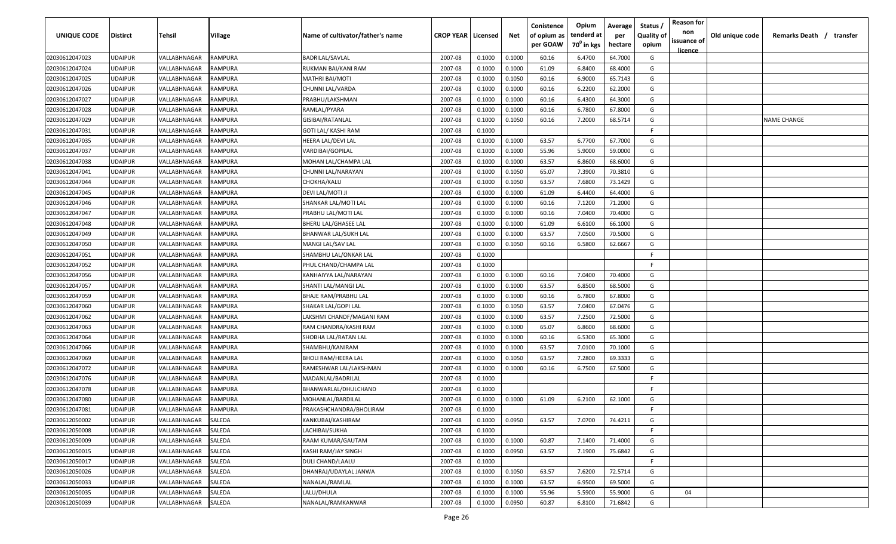| UNIQUE CODE | Distirct | Tehsil | Village | Name of cultivator/father's name | CROP YEAR | Licensed | Net | Conistence of opium as per GOAW | Opium tenderd at 70⁰ in kgs | Average per hectare | Status / Quality of opium | Reason for non issuance of licence | Old unique code | Remarks Death / transfer |
|---|---|---|---|---|---|---|---|---|---|---|---|---|---|---|
| 02030612047023 | UDAIPUR | VALLABHNAGAR | RAMPURA | BADRILAL/SAVLAL | 2007-08 | 0.1000 | 0.1000 | 60.16 | 6.4700 | 64.7000 | G | | | |
| 02030612047024 | UDAIPUR | VALLABHNAGAR | RAMPURA | RUKMAN BAI/KANI RAM | 2007-08 | 0.1000 | 0.1000 | 61.09 | 6.8400 | 68.4000 | G | | | |
| 02030612047025 | UDAIPUR | VALLABHNAGAR | RAMPURA | MATHRI BAI/MOTI | 2007-08 | 0.1000 | 0.1050 | 60.16 | 6.9000 | 65.7143 | G | | | |
| 02030612047026 | UDAIPUR | VALLABHNAGAR | RAMPURA | CHUNNI LAL/VARDA | 2007-08 | 0.1000 | 0.1000 | 60.16 | 6.2200 | 62.2000 | G | | | |
| 02030612047027 | UDAIPUR | VALLABHNAGAR | RAMPURA | PRABHU/LAKSHMAN | 2007-08 | 0.1000 | 0.1000 | 60.16 | 6.4300 | 64.3000 | G | | | |
| 02030612047028 | UDAIPUR | VALLABHNAGAR | RAMPURA | RAMLAL/PYARA | 2007-08 | 0.1000 | 0.1000 | 60.16 | 6.7800 | 67.8000 | G | | | |
| 02030612047029 | UDAIPUR | VALLABHNAGAR | RAMPURA | GISIBAI/RATANLAL | 2007-08 | 0.1000 | 0.1050 | 60.16 | 7.2000 | 68.5714 | G | | | NAME CHANGE |
| 02030612047031 | UDAIPUR | VALLABHNAGAR | RAMPURA | GOTI LAL/ KASHI RAM | 2007-08 | 0.1000 | | | | | F | | | |
| 02030612047035 | UDAIPUR | VALLABHNAGAR | RAMPURA | HEERA LAL/DEVI LAL | 2007-08 | 0.1000 | 0.1000 | 63.57 | 6.7700 | 67.7000 | G | | | |
| 02030612047037 | UDAIPUR | VALLABHNAGAR | RAMPURA | VARDIBAI/GOPILAL | 2007-08 | 0.1000 | 0.1000 | 55.96 | 5.9000 | 59.0000 | G | | | |
| 02030612047038 | UDAIPUR | VALLABHNAGAR | RAMPURA | MOHAN LAL/CHAMPA LAL | 2007-08 | 0.1000 | 0.1000 | 63.57 | 6.8600 | 68.6000 | G | | | |
| 02030612047041 | UDAIPUR | VALLABHNAGAR | RAMPURA | CHUNNI LAL/NARAYAN | 2007-08 | 0.1000 | 0.1050 | 65.07 | 7.3900 | 70.3810 | G | | | |
| 02030612047044 | UDAIPUR | VALLABHNAGAR | RAMPURA | CHOKHA/KALU | 2007-08 | 0.1000 | 0.1050 | 63.57 | 7.6800 | 73.1429 | G | | | |
| 02030612047045 | UDAIPUR | VALLABHNAGAR | RAMPURA | DEVI LAL/MOTI JI | 2007-08 | 0.1000 | 0.1000 | 61.09 | 6.4400 | 64.4000 | G | | | |
| 02030612047046 | UDAIPUR | VALLABHNAGAR | RAMPURA | SHANKAR LAL/MOTI LAL | 2007-08 | 0.1000 | 0.1000 | 60.16 | 7.1200 | 71.2000 | G | | | |
| 02030612047047 | UDAIPUR | VALLABHNAGAR | RAMPURA | PRABHU LAL/MOTI LAL | 2007-08 | 0.1000 | 0.1000 | 60.16 | 7.0400 | 70.4000 | G | | | |
| 02030612047048 | UDAIPUR | VALLABHNAGAR | RAMPURA | BHERU LAL/GHASEE LAL | 2007-08 | 0.1000 | 0.1000 | 61.09 | 6.6100 | 66.1000 | G | | | |
| 02030612047049 | UDAIPUR | VALLABHNAGAR | RAMPURA | BHANWAR LAL/SUKH LAL | 2007-08 | 0.1000 | 0.1000 | 63.57 | 7.0500 | 70.5000 | G | | | |
| 02030612047050 | UDAIPUR | VALLABHNAGAR | RAMPURA | MANGI LAL/SAV LAL | 2007-08 | 0.1000 | 0.1050 | 60.16 | 6.5800 | 62.6667 | G | | | |
| 02030612047051 | UDAIPUR | VALLABHNAGAR | RAMPURA | SHAMBHU LAL/ONKAR LAL | 2007-08 | 0.1000 | | | | | F | | | |
| 02030612047052 | UDAIPUR | VALLABHNAGAR | RAMPURA | PHUL CHAND/CHAMPA LAL | 2007-08 | 0.1000 | | | | | F | | | |
| 02030612047056 | UDAIPUR | VALLABHNAGAR | RAMPURA | KANHAIYYA LAL/NARAYAN | 2007-08 | 0.1000 | 0.1000 | 60.16 | 7.0400 | 70.4000 | G | | | |
| 02030612047057 | UDAIPUR | VALLABHNAGAR | RAMPURA | SHANTI LAL/MANGI LAL | 2007-08 | 0.1000 | 0.1000 | 63.57 | 6.8500 | 68.5000 | G | | | |
| 02030612047059 | UDAIPUR | VALLABHNAGAR | RAMPURA | BHAJE RAM/PRABHU LAL | 2007-08 | 0.1000 | 0.1000 | 60.16 | 6.7800 | 67.8000 | G | | | |
| 02030612047060 | UDAIPUR | VALLABHNAGAR | RAMPURA | SHAKAR LAL/GOPI LAL | 2007-08 | 0.1000 | 0.1050 | 63.57 | 7.0400 | 67.0476 | G | | | |
| 02030612047062 | UDAIPUR | VALLABHNAGAR | RAMPURA | LAKSHMI CHANDF/MAGANI RAM | 2007-08 | 0.1000 | 0.1000 | 63.57 | 7.2500 | 72.5000 | G | | | |
| 02030612047063 | UDAIPUR | VALLABHNAGAR | RAMPURA | RAM CHANDRA/KASHI RAM | 2007-08 | 0.1000 | 0.1000 | 65.07 | 6.8600 | 68.6000 | G | | | |
| 02030612047064 | UDAIPUR | VALLABHNAGAR | RAMPURA | SHOBHA LAL/RATAN LAL | 2007-08 | 0.1000 | 0.1000 | 60.16 | 6.5300 | 65.3000 | G | | | |
| 02030612047066 | UDAIPUR | VALLABHNAGAR | RAMPURA | SHAMBHU/KANIRAM | 2007-08 | 0.1000 | 0.1000 | 63.57 | 7.0100 | 70.1000 | G | | | |
| 02030612047069 | UDAIPUR | VALLABHNAGAR | RAMPURA | BHOLI RAM/HEERA LAL | 2007-08 | 0.1000 | 0.1050 | 63.57 | 7.2800 | 69.3333 | G | | | |
| 02030612047072 | UDAIPUR | VALLABHNAGAR | RAMPURA | RAMESHWAR LAL/LAKSHMAN | 2007-08 | 0.1000 | 0.1000 | 60.16 | 6.7500 | 67.5000 | G | | | |
| 02030612047076 | UDAIPUR | VALLABHNAGAR | RAMPURA | MADANLAL/BADRILAL | 2007-08 | 0.1000 | | | | | F | | | |
| 02030612047078 | UDAIPUR | VALLABHNAGAR | RAMPURA | BHANWARLAL/DHULCHAND | 2007-08 | 0.1000 | | | | | F | | | |
| 02030612047080 | UDAIPUR | VALLABHNAGAR | RAMPURA | MOHANLAL/BARDILAL | 2007-08 | 0.1000 | 0.1000 | 61.09 | 6.2100 | 62.1000 | G | | | |
| 02030612047081 | UDAIPUR | VALLABHNAGAR | RAMPURA | PRAKASHCHANDRA/BHOLIRAM | 2007-08 | 0.1000 | | | | | F | | | |
| 02030612050002 | UDAIPUR | VALLABHNAGAR | SALEDA | KANKUBAI/KASHIRAM | 2007-08 | 0.1000 | 0.0950 | 63.57 | 7.0700 | 74.4211 | G | | | |
| 02030612050008 | UDAIPUR | VALLABHNAGAR | SALEDA | LACHIBAI/SUKHA | 2007-08 | 0.1000 | | | | | F | | | |
| 02030612050009 | UDAIPUR | VALLABHNAGAR | SALEDA | RAAM KUMAR/GAUTAM | 2007-08 | 0.1000 | 0.1000 | 60.87 | 7.1400 | 71.4000 | G | | | |
| 02030612050015 | UDAIPUR | VALLABHNAGAR | SALEDA | KASHI RAM/JAY SINGH | 2007-08 | 0.1000 | 0.0950 | 63.57 | 7.1900 | 75.6842 | G | | | |
| 02030612050017 | UDAIPUR | VALLABHNAGAR | SALEDA | DULI CHAND/LAALU | 2007-08 | 0.1000 | | | | | F | | | |
| 02030612050026 | UDAIPUR | VALLABHNAGAR | SALEDA | DHANRAJ/UDAYLAL JANWA | 2007-08 | 0.1000 | 0.1050 | 63.57 | 7.6200 | 72.5714 | G | | | |
| 02030612050033 | UDAIPUR | VALLABHNAGAR | SALEDA | NANALAL/RAMLAL | 2007-08 | 0.1000 | 0.1000 | 63.57 | 6.9500 | 69.5000 | G | | | |
| 02030612050035 | UDAIPUR | VALLABHNAGAR | SALEDA | LALU/DHULA | 2007-08 | 0.1000 | 0.1000 | 55.96 | 5.5900 | 55.9000 | G | 04 | | |
| 02030612050039 | UDAIPUR | VALLABHNAGAR | SALEDA | NANALAL/RAMKANWAR | 2007-08 | 0.1000 | 0.0950 | 60.87 | 6.8100 | 71.6842 | G | | | |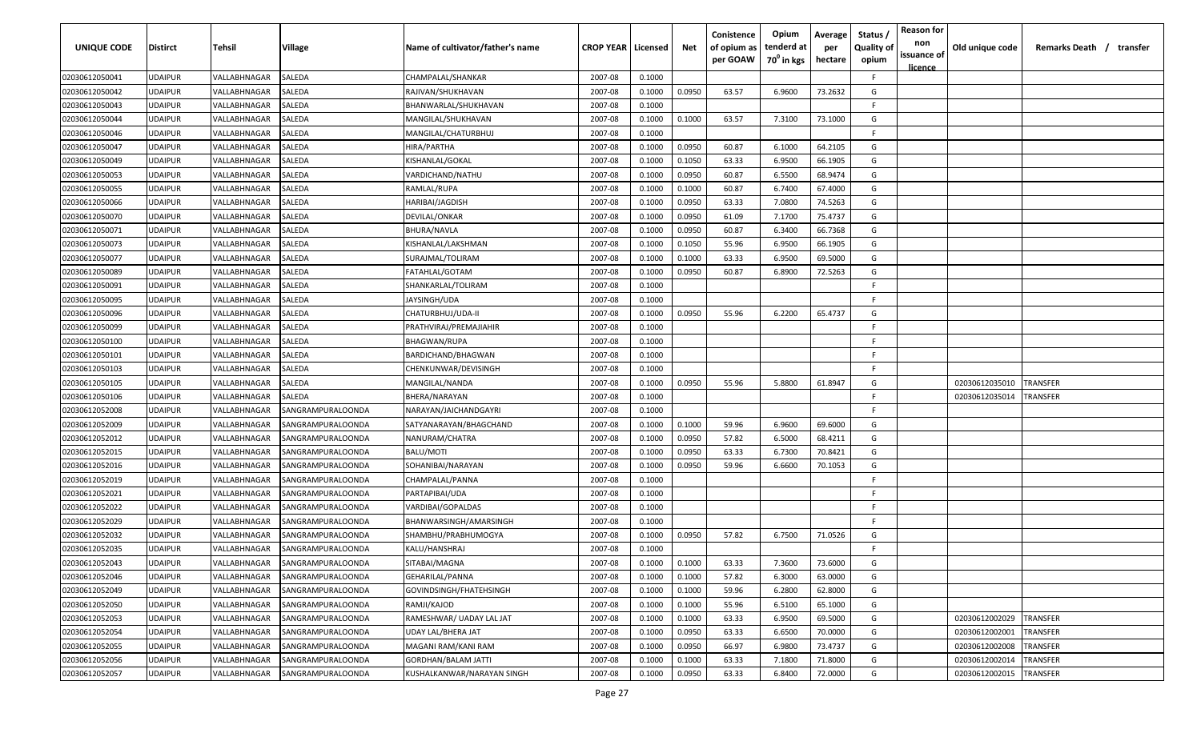| UNIQUE CODE | Distirct | Tehsil | Village | Name of cultivator/father's name | CROP YEAR | Licensed | Net | Conistence of opium as per GOAW | Opium tenderd at 70° in kgs | Average per hectare | Status / Quality of opium | Reason for non issuance of licence | Old unique code | Remarks Death / transfer |
|---|---|---|---|---|---|---|---|---|---|---|---|---|---|---|
| 02030612050041 | UDAIPUR | VALLABHNAGAR | SALEDA | CHAMPALAL/SHANKAR | 2007-08 | 0.1000 | | | | | F | | | |
| 02030612050042 | UDAIPUR | VALLABHNAGAR | SALEDA | RAJIVAN/SHUKHAVAN | 2007-08 | 0.1000 | 0.0950 | 63.57 | 6.9600 | 73.2632 | G | | | |
| 02030612050043 | UDAIPUR | VALLABHNAGAR | SALEDA | BHANWARLAL/SHUKHAVAN | 2007-08 | 0.1000 | | | | | F | | | |
| 02030612050044 | UDAIPUR | VALLABHNAGAR | SALEDA | MANGILAL/SHUKHAVAN | 2007-08 | 0.1000 | 0.1000 | 63.57 | 7.3100 | 73.1000 | G | | | |
| 02030612050046 | UDAIPUR | VALLABHNAGAR | SALEDA | MANGILAL/CHATURBHUJ | 2007-08 | 0.1000 | | | | | F | | | |
| 02030612050047 | UDAIPUR | VALLABHNAGAR | SALEDA | HIRA/PARTHA | 2007-08 | 0.1000 | 0.0950 | 60.87 | 6.1000 | 64.2105 | G | | | |
| 02030612050049 | UDAIPUR | VALLABHNAGAR | SALEDA | KISHANLAL/GOKAL | 2007-08 | 0.1000 | 0.1050 | 63.33 | 6.9500 | 66.1905 | G | | | |
| 02030612050053 | UDAIPUR | VALLABHNAGAR | SALEDA | VARDICHAND/NATHU | 2007-08 | 0.1000 | 0.0950 | 60.87 | 6.5500 | 68.9474 | G | | | |
| 02030612050055 | UDAIPUR | VALLABHNAGAR | SALEDA | RAMLAL/RUPA | 2007-08 | 0.1000 | 0.1000 | 60.87 | 6.7400 | 67.4000 | G | | | |
| 02030612050066 | UDAIPUR | VALLABHNAGAR | SALEDA | HARIBAI/JAGDISH | 2007-08 | 0.1000 | 0.0950 | 63.33 | 7.0800 | 74.5263 | G | | | |
| 02030612050070 | UDAIPUR | VALLABHNAGAR | SALEDA | DEVILAL/ONKAR | 2007-08 | 0.1000 | 0.0950 | 61.09 | 7.1700 | 75.4737 | G | | | |
| 02030612050071 | UDAIPUR | VALLABHNAGAR | SALEDA | BHURA/NAVLA | 2007-08 | 0.1000 | 0.0950 | 60.87 | 6.3400 | 66.7368 | G | | | |
| 02030612050073 | UDAIPUR | VALLABHNAGAR | SALEDA | KISHANLAL/LAKSHMAN | 2007-08 | 0.1000 | 0.1050 | 55.96 | 6.9500 | 66.1905 | G | | | |
| 02030612050077 | UDAIPUR | VALLABHNAGAR | SALEDA | SURAJMAL/TOLIRAM | 2007-08 | 0.1000 | 0.1000 | 63.33 | 6.9500 | 69.5000 | G | | | |
| 02030612050089 | UDAIPUR | VALLABHNAGAR | SALEDA | FATAHLAL/GOTAM | 2007-08 | 0.1000 | 0.0950 | 60.87 | 6.8900 | 72.5263 | G | | | |
| 02030612050091 | UDAIPUR | VALLABHNAGAR | SALEDA | SHANKARLAL/TOLIRAM | 2007-08 | 0.1000 | | | | | F | | | |
| 02030612050095 | UDAIPUR | VALLABHNAGAR | SALEDA | JAYSINGH/UDA | 2007-08 | 0.1000 | | | | | F | | | |
| 02030612050096 | UDAIPUR | VALLABHNAGAR | SALEDA | CHATURBHUJ/UDA-II | 2007-08 | 0.1000 | 0.0950 | 55.96 | 6.2200 | 65.4737 | G | | | |
| 02030612050099 | UDAIPUR | VALLABHNAGAR | SALEDA | PRATHVIRAJ/PREMAJIAHIR | 2007-08 | 0.1000 | | | | | F | | | |
| 02030612050100 | UDAIPUR | VALLABHNAGAR | SALEDA | BHAGWAN/RUPA | 2007-08 | 0.1000 | | | | | F | | | |
| 02030612050101 | UDAIPUR | VALLABHNAGAR | SALEDA | BARDICHAND/BHAGWAN | 2007-08 | 0.1000 | | | | | F | | | |
| 02030612050103 | UDAIPUR | VALLABHNAGAR | SALEDA | CHENKUNWAR/DEVISINGH | 2007-08 | 0.1000 | | | | | F | | | |
| 02030612050105 | UDAIPUR | VALLABHNAGAR | SALEDA | MANGILAL/NANDA | 2007-08 | 0.1000 | 0.0950 | 55.96 | 5.8800 | 61.8947 | G | | 02030612035010 | TRANSFER |
| 02030612050106 | UDAIPUR | VALLABHNAGAR | SALEDA | BHERA/NARAYAN | 2007-08 | 0.1000 | | | | | F | | 02030612035014 | TRANSFER |
| 02030612052008 | UDAIPUR | VALLABHNAGAR | SANGRAMPURALOONDA | NARAYAN/JAICHANDGAYRI | 2007-08 | 0.1000 | | | | | F | | | |
| 02030612052009 | UDAIPUR | VALLABHNAGAR | SANGRAMPURALOONDA | SATYANARAYAN/BHAGCHAND | 2007-08 | 0.1000 | 0.1000 | 59.96 | 6.9600 | 69.6000 | G | | | |
| 02030612052012 | UDAIPUR | VALLABHNAGAR | SANGRAMPURALOONDA | NANURAM/CHATRA | 2007-08 | 0.1000 | 0.0950 | 57.82 | 6.5000 | 68.4211 | G | | | |
| 02030612052015 | UDAIPUR | VALLABHNAGAR | SANGRAMPURALOONDA | BALU/MOTI | 2007-08 | 0.1000 | 0.0950 | 63.33 | 6.7300 | 70.8421 | G | | | |
| 02030612052016 | UDAIPUR | VALLABHNAGAR | SANGRAMPURALOONDA | SOHANIBAI/NARAYAN | 2007-08 | 0.1000 | 0.0950 | 59.96 | 6.6600 | 70.1053 | G | | | |
| 02030612052019 | UDAIPUR | VALLABHNAGAR | SANGRAMPURALOONDA | CHAMPALAL/PANNA | 2007-08 | 0.1000 | | | | | F | | | |
| 02030612052021 | UDAIPUR | VALLABHNAGAR | SANGRAMPURALOONDA | PARTAPIBAI/UDA | 2007-08 | 0.1000 | | | | | F | | | |
| 02030612052022 | UDAIPUR | VALLABHNAGAR | SANGRAMPURALOONDA | VARDIBAI/GOPALDAS | 2007-08 | 0.1000 | | | | | F | | | |
| 02030612052029 | UDAIPUR | VALLABHNAGAR | SANGRAMPURALOONDA | BHANWARSINGH/AMARSINGH | 2007-08 | 0.1000 | | | | | F | | | |
| 02030612052032 | UDAIPUR | VALLABHNAGAR | SANGRAMPURALOONDA | SHAMBHU/PRABHUMOGYA | 2007-08 | 0.1000 | 0.0950 | 57.82 | 6.7500 | 71.0526 | G | | | |
| 02030612052035 | UDAIPUR | VALLABHNAGAR | SANGRAMPURALOONDA | KALU/HANSHRAJ | 2007-08 | 0.1000 | | | | | F | | | |
| 02030612052043 | UDAIPUR | VALLABHNAGAR | SANGRAMPURALOONDA | SITABAI/MAGNA | 2007-08 | 0.1000 | 0.1000 | 63.33 | 7.3600 | 73.6000 | G | | | |
| 02030612052046 | UDAIPUR | VALLABHNAGAR | SANGRAMPURALOONDA | GEHARILAL/PANNA | 2007-08 | 0.1000 | 0.1000 | 57.82 | 6.3000 | 63.0000 | G | | | |
| 02030612052049 | UDAIPUR | VALLABHNAGAR | SANGRAMPURALOONDA | GOVINDSINGH/FHATEHSINGH | 2007-08 | 0.1000 | 0.1000 | 59.96 | 6.2800 | 62.8000 | G | | | |
| 02030612052050 | UDAIPUR | VALLABHNAGAR | SANGRAMPURALOONDA | RAMJI/KAJOD | 2007-08 | 0.1000 | 0.1000 | 55.96 | 6.5100 | 65.1000 | G | | | |
| 02030612052053 | UDAIPUR | VALLABHNAGAR | SANGRAMPURALOONDA | RAMESHWAR/ UADAY LAL JAT | 2007-08 | 0.1000 | 0.1000 | 63.33 | 6.9500 | 69.5000 | G | | 02030612002029 | TRANSFER |
| 02030612052054 | UDAIPUR | VALLABHNAGAR | SANGRAMPURALOONDA | UDAY LAL/BHERA JAT | 2007-08 | 0.1000 | 0.0950 | 63.33 | 6.6500 | 70.0000 | G | | 02030612002001 | TRANSFER |
| 02030612052055 | UDAIPUR | VALLABHNAGAR | SANGRAMPURALOONDA | MAGANI RAM/KANI RAM | 2007-08 | 0.1000 | 0.0950 | 66.97 | 6.9800 | 73.4737 | G | | 02030612002008 | TRANSFER |
| 02030612052056 | UDAIPUR | VALLABHNAGAR | SANGRAMPURALOONDA | GORDHAN/BALAM JATTI | 2007-08 | 0.1000 | 0.1000 | 63.33 | 7.1800 | 71.8000 | G | | 02030612002014 | TRANSFER |
| 02030612052057 | UDAIPUR | VALLABHNAGAR | SANGRAMPURALOONDA | KUSHALKANWAR/NARAYAN SINGH | 2007-08 | 0.1000 | 0.0950 | 63.33 | 6.8400 | 72.0000 | G | | 02030612002015 | TRANSFER |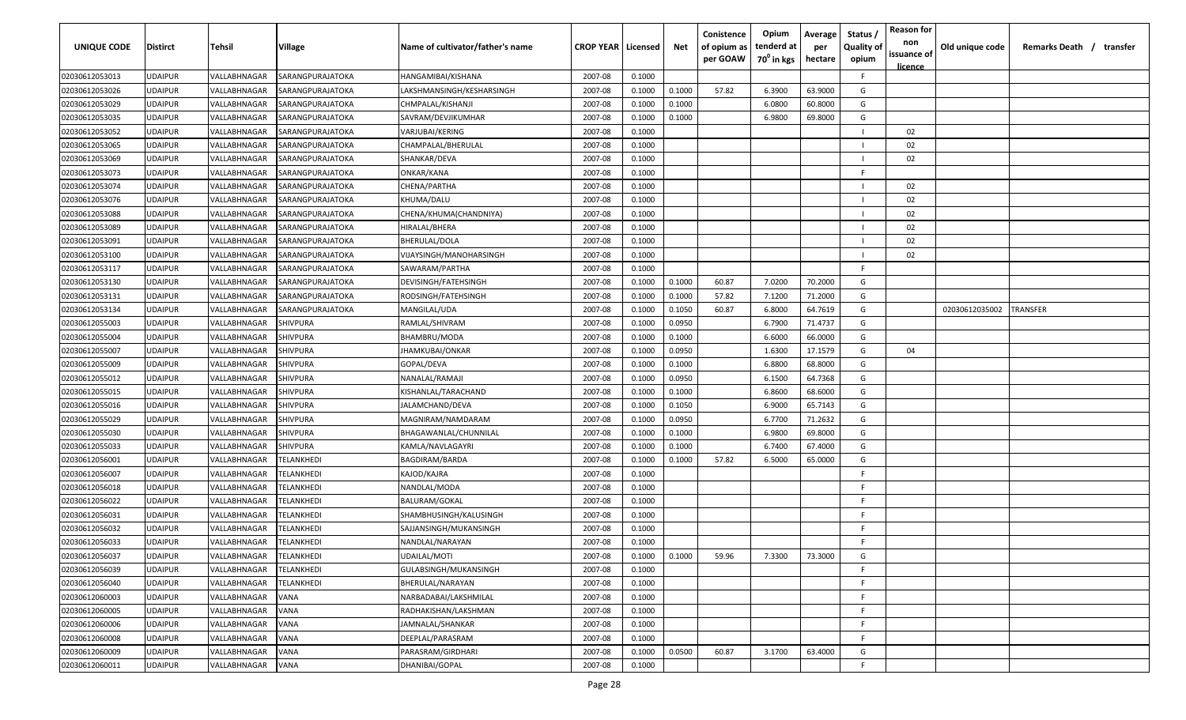| UNIQUE CODE | Distirct | Tehsil | Village | Name of cultivator/father's name | CROP YEAR | Licensed | Net | Conistence of opium as per GOAW | Opium tenderd at 70⁰ in kgs | Average per hectare | Status / Quality of opium | Reason for non issuance of licence | Old unique code | Remarks Death / transfer |
|---|---|---|---|---|---|---|---|---|---|---|---|---|---|---|
| 02030612053013 | UDAIPUR | VALLABHNAGAR | SARANGPURAJATOKA | HANGAMIBAI/KISHANA | 2007-08 | 0.1000 | | | | | F | | | |
| 02030612053026 | UDAIPUR | VALLABHNAGAR | SARANGPURAJATOKA | LAKSHMANSINGH/KESHARSINGH | 2007-08 | 0.1000 | 0.1000 | 57.82 | 6.3900 | 63.9000 | G | | | |
| 02030612053029 | UDAIPUR | VALLABHNAGAR | SARANGPURAJATOKA | CHMPALAL/KISHANJI | 2007-08 | 0.1000 | 0.1000 | | 6.0800 | 60.8000 | G | | | |
| 02030612053035 | UDAIPUR | VALLABHNAGAR | SARANGPURAJATOKA | SAVRAM/DEVJIKUMHAR | 2007-08 | 0.1000 | 0.1000 | | 6.9800 | 69.8000 | G | | | |
| 02030612053052 | UDAIPUR | VALLABHNAGAR | SARANGPURAJATOKA | VARJUBAI/KERING | 2007-08 | 0.1000 | | | | | I | 02 | | |
| 02030612053065 | UDAIPUR | VALLABHNAGAR | SARANGPURAJATOKA | CHAMPALAL/BHERULAL | 2007-08 | 0.1000 | | | | | I | 02 | | |
| 02030612053069 | UDAIPUR | VALLABHNAGAR | SARANGPURAJATOKA | SHANKAR/DEVA | 2007-08 | 0.1000 | | | | | I | 02 | | |
| 02030612053073 | UDAIPUR | VALLABHNAGAR | SARANGPURAJATOKA | ONKAR/KANA | 2007-08 | 0.1000 | | | | | F | | | |
| 02030612053074 | UDAIPUR | VALLABHNAGAR | SARANGPURAJATOKA | CHENA/PARTHA | 2007-08 | 0.1000 | | | | | I | 02 | | |
| 02030612053076 | UDAIPUR | VALLABHNAGAR | SARANGPURAJATOKA | KHUMA/DALU | 2007-08 | 0.1000 | | | | | I | 02 | | |
| 02030612053088 | UDAIPUR | VALLABHNAGAR | SARANGPURAJATOKA | CHENA/KHUMA(CHANDNIYA) | 2007-08 | 0.1000 | | | | | I | 02 | | |
| 02030612053089 | UDAIPUR | VALLABHNAGAR | SARANGPURAJATOKA | HIRALAL/BHERA | 2007-08 | 0.1000 | | | | | I | 02 | | |
| 02030612053091 | UDAIPUR | VALLABHNAGAR | SARANGPURAJATOKA | BHERULAL/DOLA | 2007-08 | 0.1000 | | | | | I | 02 | | |
| 02030612053100 | UDAIPUR | VALLABHNAGAR | SARANGPURAJATOKA | VIJAYSINGH/MANOHARSINGH | 2007-08 | 0.1000 | | | | | I | 02 | | |
| 02030612053117 | UDAIPUR | VALLABHNAGAR | SARANGPURAJATOKA | SAWARAM/PARTHA | 2007-08 | 0.1000 | | | | | F | | | |
| 02030612053130 | UDAIPUR | VALLABHNAGAR | SARANGPURAJATOKA | DEVISINGH/FATEHSINGH | 2007-08 | 0.1000 | 0.1000 | 60.87 | 7.0200 | 70.2000 | G | | | |
| 02030612053131 | UDAIPUR | VALLABHNAGAR | SARANGPURAJATOKA | RODSINGH/FATEHSINGH | 2007-08 | 0.1000 | 0.1000 | 57.82 | 7.1200 | 71.2000 | G | | | |
| 02030612053134 | UDAIPUR | VALLABHNAGAR | SARANGPURAJATOKA | MANGILAL/UDA | 2007-08 | 0.1000 | 0.1050 | 60.87 | 6.8000 | 64.7619 | G | | 02030612035002 | TRANSFER |
| 02030612055003 | UDAIPUR | VALLABHNAGAR | SHIVPURA | RAMLAL/SHIVRAM | 2007-08 | 0.1000 | 0.0950 | | 6.7900 | 71.4737 | G | | | |
| 02030612055004 | UDAIPUR | VALLABHNAGAR | SHIVPURA | BHAMBRU/MODA | 2007-08 | 0.1000 | 0.1000 | | 6.6000 | 66.0000 | G | | | |
| 02030612055007 | UDAIPUR | VALLABHNAGAR | SHIVPURA | JHAMKUBAI/ONKAR | 2007-08 | 0.1000 | 0.0950 | | 1.6300 | 17.1579 | G | 04 | | |
| 02030612055009 | UDAIPUR | VALLABHNAGAR | SHIVPURA | GOPAL/DEVA | 2007-08 | 0.1000 | 0.1000 | | 6.8800 | 68.8000 | G | | | |
| 02030612055012 | UDAIPUR | VALLABHNAGAR | SHIVPURA | NANALAL/RAMAJI | 2007-08 | 0.1000 | 0.0950 | | 6.1500 | 64.7368 | G | | | |
| 02030612055015 | UDAIPUR | VALLABHNAGAR | SHIVPURA | KISHANLAL/TARACHAND | 2007-08 | 0.1000 | 0.1000 | | 6.8600 | 68.6000 | G | | | |
| 02030612055016 | UDAIPUR | VALLABHNAGAR | SHIVPURA | JALAMCHAND/DEVA | 2007-08 | 0.1000 | 0.1050 | | 6.9000 | 65.7143 | G | | | |
| 02030612055029 | UDAIPUR | VALLABHNAGAR | SHIVPURA | MAGNIRAM/NAMDARAM | 2007-08 | 0.1000 | 0.0950 | | 6.7700 | 71.2632 | G | | | |
| 02030612055030 | UDAIPUR | VALLABHNAGAR | SHIVPURA | BHAGAWANLAL/CHUNNILAL | 2007-08 | 0.1000 | 0.1000 | | 6.9800 | 69.8000 | G | | | |
| 02030612055033 | UDAIPUR | VALLABHNAGAR | SHIVPURA | KAMLA/NAVLAGAYRI | 2007-08 | 0.1000 | 0.1000 | | 6.7400 | 67.4000 | G | | | |
| 02030612056001 | UDAIPUR | VALLABHNAGAR | TELANKHEDI | BAGDIRAM/BARDA | 2007-08 | 0.1000 | 0.1000 | 57.82 | 6.5000 | 65.0000 | G | | | |
| 02030612056007 | UDAIPUR | VALLABHNAGAR | TELANKHEDI | KAJOD/KAJRA | 2007-08 | 0.1000 | | | | | F | | | |
| 02030612056018 | UDAIPUR | VALLABHNAGAR | TELANKHEDI | NANDLAL/MODA | 2007-08 | 0.1000 | | | | | F | | | |
| 02030612056022 | UDAIPUR | VALLABHNAGAR | TELANKHEDI | BALURAM/GOKAL | 2007-08 | 0.1000 | | | | | F | | | |
| 02030612056031 | UDAIPUR | VALLABHNAGAR | TELANKHEDI | SHAMBHUSINGH/KALUSINGH | 2007-08 | 0.1000 | | | | | F | | | |
| 02030612056032 | UDAIPUR | VALLABHNAGAR | TELANKHEDI | SAJJANSINGH/MUKANSINGH | 2007-08 | 0.1000 | | | | | F | | | |
| 02030612056033 | UDAIPUR | VALLABHNAGAR | TELANKHEDI | NANDLAL/NARAYAN | 2007-08 | 0.1000 | | | | | F | | | |
| 02030612056037 | UDAIPUR | VALLABHNAGAR | TELANKHEDI | UDAILAL/MOTI | 2007-08 | 0.1000 | 0.1000 | 59.96 | 7.3300 | 73.3000 | G | | | |
| 02030612056039 | UDAIPUR | VALLABHNAGAR | TELANKHEDI | GULABSINGH/MUKANSINGH | 2007-08 | 0.1000 | | | | | F | | | |
| 02030612056040 | UDAIPUR | VALLABHNAGAR | TELANKHEDI | BHERULAL/NARAYAN | 2007-08 | 0.1000 | | | | | F | | | |
| 02030612060003 | UDAIPUR | VALLABHNAGAR | VANA | NARBADABAI/LAKSHMILAL | 2007-08 | 0.1000 | | | | | F | | | |
| 02030612060005 | UDAIPUR | VALLABHNAGAR | VANA | RADHAKISHAN/LAKSHMAN | 2007-08 | 0.1000 | | | | | F | | | |
| 02030612060006 | UDAIPUR | VALLABHNAGAR | VANA | JAMNALAL/SHANKAR | 2007-08 | 0.1000 | | | | | F | | | |
| 02030612060008 | UDAIPUR | VALLABHNAGAR | VANA | DEEPLAL/PARASRAM | 2007-08 | 0.1000 | | | | | F | | | |
| 02030612060009 | UDAIPUR | VALLABHNAGAR | VANA | PARASRAM/GIRDHARI | 2007-08 | 0.1000 | 0.0500 | 60.87 | 3.1700 | 63.4000 | G | | | |
| 02030612060011 | UDAIPUR | VALLABHNAGAR | VANA | DHANIBAI/GOPAL | 2007-08 | 0.1000 | | | | | F | | | |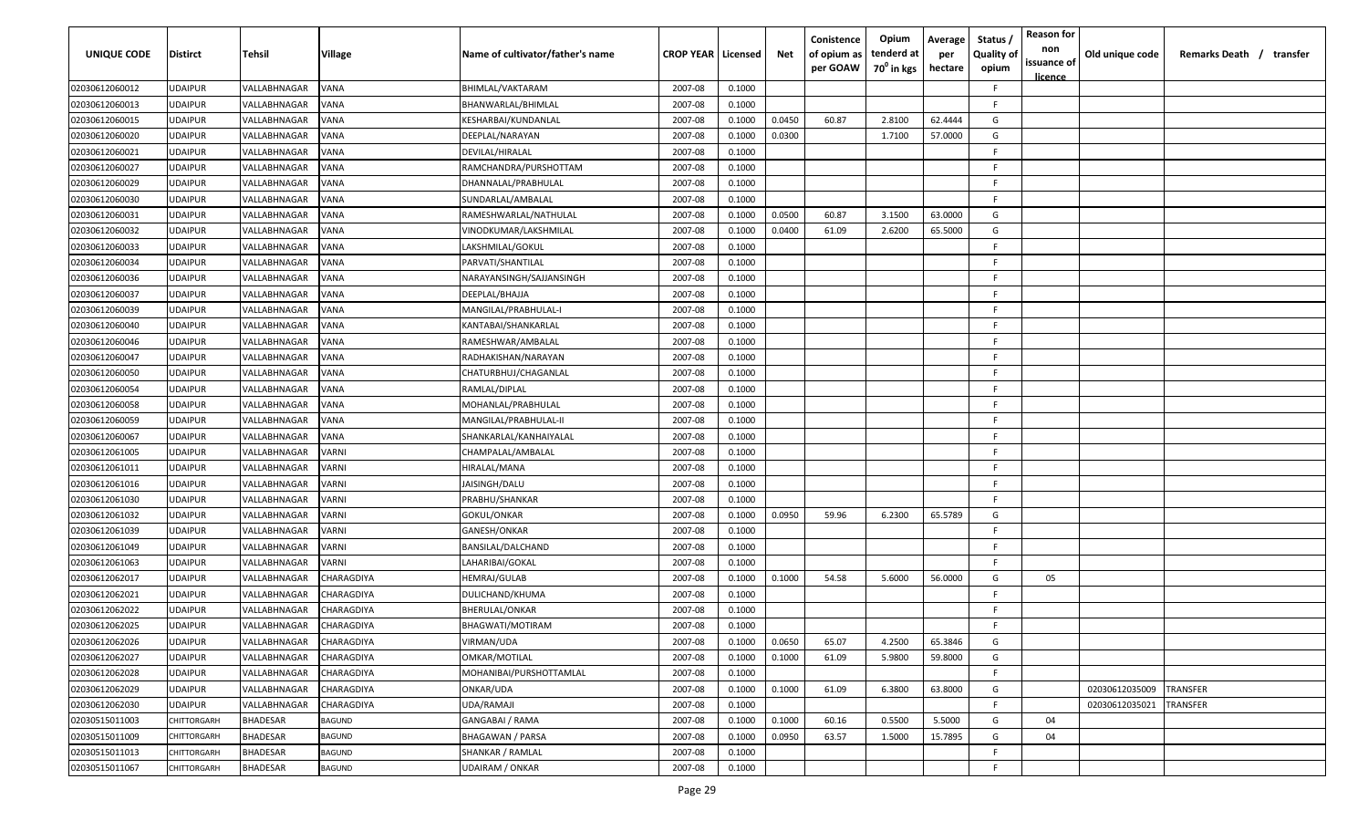| UNIQUE CODE | Distirct | Tehsil | Village | Name of cultivator/father's name | CROP YEAR | Licensed | Net | Conistence of opium as per GOAW | Opium tenderd at 70° in kgs | Average per hectare | Status / Quality of opium | Reason for non issuance of licence | Old unique code | Remarks Death / transfer |
|---|---|---|---|---|---|---|---|---|---|---|---|---|---|---|
| 02030612060012 | UDAIPUR | VALLABHNAGAR | VANA | BHIMLAL/VAKTARAM | 2007-08 | 0.1000 | | | | | F | | | |
| 02030612060013 | UDAIPUR | VALLABHNAGAR | VANA | BHANWARLAL/BHIMLAL | 2007-08 | 0.1000 | | | | | F | | | |
| 02030612060015 | UDAIPUR | VALLABHNAGAR | VANA | KESHARBAI/KUNDANLAL | 2007-08 | 0.1000 | 0.0450 | 60.87 | 2.8100 | 62.4444 | G | | | |
| 02030612060020 | UDAIPUR | VALLABHNAGAR | VANA | DEEPLAL/NARAYAN | 2007-08 | 0.1000 | 0.0300 | | 1.7100 | 57.0000 | G | | | |
| 02030612060021 | UDAIPUR | VALLABHNAGAR | VANA | DEVILAL/HIRALAL | 2007-08 | 0.1000 | | | | | F | | | |
| 02030612060027 | UDAIPUR | VALLABHNAGAR | VANA | RAMCHANDRA/PURSHOTTAM | 2007-08 | 0.1000 | | | | | F | | | |
| 02030612060029 | UDAIPUR | VALLABHNAGAR | VANA | DHANNALAL/PRABHULAL | 2007-08 | 0.1000 | | | | | F | | | |
| 02030612060030 | UDAIPUR | VALLABHNAGAR | VANA | SUNDARLAL/AMBALAL | 2007-08 | 0.1000 | | | | | F | | | |
| 02030612060031 | UDAIPUR | VALLABHNAGAR | VANA | RAMESHWARLAL/NATHULAL | 2007-08 | 0.1000 | 0.0500 | 60.87 | 3.1500 | 63.0000 | G | | | |
| 02030612060032 | UDAIPUR | VALLABHNAGAR | VANA | VINODKUMAR/LAKSHMILAL | 2007-08 | 0.1000 | 0.0400 | 61.09 | 2.6200 | 65.5000 | G | | | |
| 02030612060033 | UDAIPUR | VALLABHNAGAR | VANA | LAKSHMILAL/GOKUL | 2007-08 | 0.1000 | | | | | F | | | |
| 02030612060034 | UDAIPUR | VALLABHNAGAR | VANA | PARVATI/SHANTILAL | 2007-08 | 0.1000 | | | | | F | | | |
| 02030612060036 | UDAIPUR | VALLABHNAGAR | VANA | NARAYANSINGH/SAJJANSINGH | 2007-08 | 0.1000 | | | | | F | | | |
| 02030612060037 | UDAIPUR | VALLABHNAGAR | VANA | DEEPLAL/BHAJJA | 2007-08 | 0.1000 | | | | | F | | | |
| 02030612060039 | UDAIPUR | VALLABHNAGAR | VANA | MANGILAL/PRABHULAL-I | 2007-08 | 0.1000 | | | | | F | | | |
| 02030612060040 | UDAIPUR | VALLABHNAGAR | VANA | KANTABAI/SHANKARLAL | 2007-08 | 0.1000 | | | | | F | | | |
| 02030612060046 | UDAIPUR | VALLABHNAGAR | VANA | RAMESHWAR/AMBALAL | 2007-08 | 0.1000 | | | | | F | | | |
| 02030612060047 | UDAIPUR | VALLABHNAGAR | VANA | RADHAKISHAN/NARAYAN | 2007-08 | 0.1000 | | | | | F | | | |
| 02030612060050 | UDAIPUR | VALLABHNAGAR | VANA | CHATURBHUJ/CHAGANLAL | 2007-08 | 0.1000 | | | | | F | | | |
| 02030612060054 | UDAIPUR | VALLABHNAGAR | VANA | RAMLAL/DIPLAL | 2007-08 | 0.1000 | | | | | F | | | |
| 02030612060058 | UDAIPUR | VALLABHNAGAR | VANA | MOHANLAL/PRABHULAL | 2007-08 | 0.1000 | | | | | F | | | |
| 02030612060059 | UDAIPUR | VALLABHNAGAR | VANA | MANGILAL/PRABHULAL-II | 2007-08 | 0.1000 | | | | | F | | | |
| 02030612060067 | UDAIPUR | VALLABHNAGAR | VANA | SHANKARLAL/KANHAIYALAL | 2007-08 | 0.1000 | | | | | F | | | |
| 02030612061005 | UDAIPUR | VALLABHNAGAR | VARNI | CHAMPALAL/AMBALAL | 2007-08 | 0.1000 | | | | | F | | | |
| 02030612061011 | UDAIPUR | VALLABHNAGAR | VARNI | HIRALAL/MANA | 2007-08 | 0.1000 | | | | | F | | | |
| 02030612061016 | UDAIPUR | VALLABHNAGAR | VARNI | JAISINGH/DALU | 2007-08 | 0.1000 | | | | | F | | | |
| 02030612061030 | UDAIPUR | VALLABHNAGAR | VARNI | PRABHU/SHANKAR | 2007-08 | 0.1000 | | | | | F | | | |
| 02030612061032 | UDAIPUR | VALLABHNAGAR | VARNI | GOKUL/ONKAR | 2007-08 | 0.1000 | 0.0950 | 59.96 | 6.2300 | 65.5789 | G | | | |
| 02030612061039 | UDAIPUR | VALLABHNAGAR | VARNI | GANESH/ONKAR | 2007-08 | 0.1000 | | | | | F | | | |
| 02030612061049 | UDAIPUR | VALLABHNAGAR | VARNI | BANSILAL/DALCHAND | 2007-08 | 0.1000 | | | | | F | | | |
| 02030612061063 | UDAIPUR | VALLABHNAGAR | VARNI | LAHARIBAI/GOKAL | 2007-08 | 0.1000 | | | | | F | | | |
| 02030612062017 | UDAIPUR | VALLABHNAGAR | CHARAGDIYA | HEMRAJ/GULAB | 2007-08 | 0.1000 | 0.1000 | 54.58 | 5.6000 | 56.0000 | G | 05 | | |
| 02030612062021 | UDAIPUR | VALLABHNAGAR | CHARAGDIYA | DULICHAND/KHUMA | 2007-08 | 0.1000 | | | | | F | | | |
| 02030612062022 | UDAIPUR | VALLABHNAGAR | CHARAGDIYA | BHERULAL/ONKAR | 2007-08 | 0.1000 | | | | | F | | | |
| 02030612062025 | UDAIPUR | VALLABHNAGAR | CHARAGDIYA | BHAGWATI/MOTIRAM | 2007-08 | 0.1000 | | | | | F | | | |
| 02030612062026 | UDAIPUR | VALLABHNAGAR | CHARAGDIYA | VIRMAN/UDA | 2007-08 | 0.1000 | 0.0650 | 65.07 | 4.2500 | 65.3846 | G | | | |
| 02030612062027 | UDAIPUR | VALLABHNAGAR | CHARAGDIYA | OMKAR/MOTILAL | 2007-08 | 0.1000 | 0.1000 | 61.09 | 5.9800 | 59.8000 | G | | | |
| 02030612062028 | UDAIPUR | VALLABHNAGAR | CHARAGDIYA | MOHANIBAI/PURSHOTTAMLAL | 2007-08 | 0.1000 | | | | | F | | | |
| 02030612062029 | UDAIPUR | VALLABHNAGAR | CHARAGDIYA | ONKAR/UDA | 2007-08 | 0.1000 | 0.1000 | 61.09 | 6.3800 | 63.8000 | G | | 02030612035009 | TRANSFER |
| 02030612062030 | UDAIPUR | VALLABHNAGAR | CHARAGDIYA | UDA/RAMAJI | 2007-08 | 0.1000 | | | | | F | | 02030612035021 | TRANSFER |
| 02030515011003 | CHITTORGARH | BHADESAR | BAGUND | GANGABAI / RAMA | 2007-08 | 0.1000 | 0.1000 | 60.16 | 0.5500 | 5.5000 | G | 04 | | |
| 02030515011009 | CHITTORGARH | BHADESAR | BAGUND | BHAGAWAN / PARSA | 2007-08 | 0.1000 | 0.0950 | 63.57 | 1.5000 | 15.7895 | G | 04 | | |
| 02030515011013 | CHITTORGARH | BHADESAR | BAGUND | SHANKAR / RAMLAL | 2007-08 | 0.1000 | | | | | F | | | |
| 02030515011067 | CHITTORGARH | BHADESAR | BAGUND | UDAIRAM / ONKAR | 2007-08 | 0.1000 | | | | | F | | | |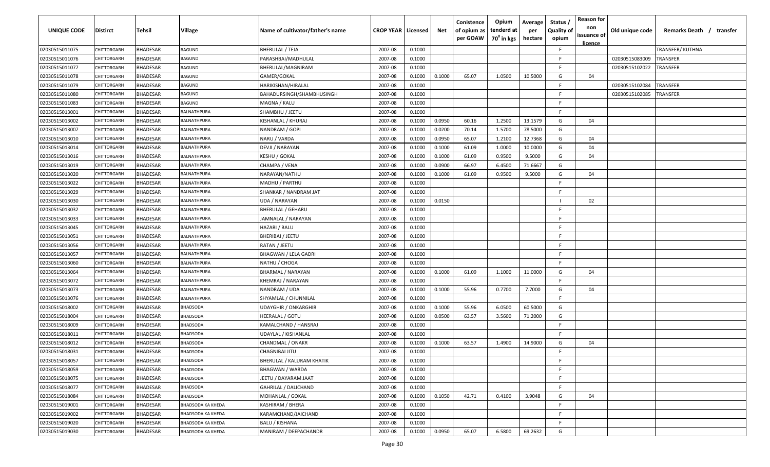| UNIQUE CODE | Distirct | Tehsil | Village | Name of cultivator/father's name | CROP YEAR | Licensed | Net | Conistence of opium as per GOAW | Opium tenderd at $70^0$ in kgs | Average per hectare | Status / Quality of opium | Reason for non issuance of licence | Old unique code | Remarks Death / transfer |
|---|---|---|---|---|---|---|---|---|---|---|---|---|---|---|
| 02030515011075 | CHITTORGARH | BHADESAR | BAGUND | BHERULAL / TEJA | 2007-08 | 0.1000 | | | | | F | | | TRANSFER/ KUTHNA |
| 02030515011076 | CHITTORGARH | BHADESAR | BAGUND | PARASHBAI/MADHULAL | 2007-08 | 0.1000 | | | | | F | | 02030515083009 | TRANSFER |
| 02030515011077 | CHITTORGARH | BHADESAR | BAGUND | BHERULAL/MAGNIRAM | 2007-08 | 0.1000 | | | | | F | | 02030515102022 | TRANSFER |
| 02030515011078 | CHITTORGARH | BHADESAR | BAGUND | GAMER/GOKAL | 2007-08 | 0.1000 | 0.1000 | 65.07 | 1.0500 | 10.5000 | G | 04 | | |
| 02030515011079 | CHITTORGARH | BHADESAR | BAGUND | HARIKISHAN/HIRALAL | 2007-08 | 0.1000 | | | | | F | | 02030515102084 | TRANSFER |
| 02030515011080 | CHITTORGARH | BHADESAR | BAGUND | BAHADURSINGH/SHAMBHUSINGH | 2007-08 | 0.1000 | | | | | F | | 02030515102085 | TRANSFER |
| 02030515011083 | CHITTORGARH | BHADESAR | BAGUND | MAGNA / KALU | 2007-08 | 0.1000 | | | | | F | | | |
| 02030515013001 | CHITTORGARH | BHADESAR | BALNATHPURA | SHAMBHU / JEETU | 2007-08 | 0.1000 | | | | | F | | | |
| 02030515013002 | CHITTORGARH | BHADESAR | BALNATHPURA | KISHANLAL / KHURAJ | 2007-08 | 0.1000 | 0.0950 | 60.16 | 1.2500 | 13.1579 | G | 04 | | |
| 02030515013007 | CHITTORGARH | BHADESAR | BALNATHPURA | NANDRAM / GOPI | 2007-08 | 0.1000 | 0.0200 | 70.14 | 1.5700 | 78.5000 | G | | | |
| 02030515013010 | CHITTORGARH | BHADESAR | BALNATHPURA | NARU / VARDA | 2007-08 | 0.1000 | 0.0950 | 65.07 | 1.2100 | 12.7368 | G | 04 | | |
| 02030515013014 | CHITTORGARH | BHADESAR | BALNATHPURA | DEVJI / NARAYAN | 2007-08 | 0.1000 | 0.1000 | 61.09 | 1.0000 | 10.0000 | G | 04 | | |
| 02030515013016 | CHITTORGARH | BHADESAR | BALNATHPURA | KESHU / GOKAL | 2007-08 | 0.1000 | 0.1000 | 61.09 | 0.9500 | 9.5000 | G | 04 | | |
| 02030515013019 | CHITTORGARH | BHADESAR | BALNATHPURA | CHAMPA / VENA | 2007-08 | 0.1000 | 0.0900 | 66.97 | 6.4500 | 71.6667 | G | | | |
| 02030515013020 | CHITTORGARH | BHADESAR | BALNATHPURA | NARAYAN/NATHU | 2007-08 | 0.1000 | 0.1000 | 61.09 | 0.9500 | 9.5000 | G | 04 | | |
| 02030515013022 | CHITTORGARH | BHADESAR | BALNATHPURA | MADHU / PARTHU | 2007-08 | 0.1000 | | | | | F | | | |
| 02030515013029 | CHITTORGARH | BHADESAR | BALNATHPURA | SHANKAR / NANDRAM JAT | 2007-08 | 0.1000 | | | | | F | | | |
| 02030515013030 | CHITTORGARH | BHADESAR | BALNATHPURA | UDA / NARAYAN | 2007-08 | 0.1000 | 0.0150 | | | | I | 02 | | |
| 02030515013032 | CHITTORGARH | BHADESAR | BALNATHPURA | BHERULAL / GEHARU | 2007-08 | 0.1000 | | | | | F | | | |
| 02030515013033 | CHITTORGARH | BHADESAR | BALNATHPURA | JAMNALAL / NARAYAN | 2007-08 | 0.1000 | | | | | F | | | |
| 02030515013045 | CHITTORGARH | BHADESAR | BALNATHPURA | HAZARI / BALU | 2007-08 | 0.1000 | | | | | F | | | |
| 02030515013051 | CHITTORGARH | BHADESAR | BALNATHPURA | BHERIBAI / JEETU | 2007-08 | 0.1000 | | | | | F | | | |
| 02030515013056 | CHITTORGARH | BHADESAR | BALNATHPURA | RATAN / JEETU | 2007-08 | 0.1000 | | | | | F | | | |
| 02030515013057 | CHITTORGARH | BHADESAR | BALNATHPURA | BHAGWAN / LELA GADRI | 2007-08 | 0.1000 | | | | | F | | | |
| 02030515013060 | CHITTORGARH | BHADESAR | BALNATHPURA | NATHU / CHOGA | 2007-08 | 0.1000 | | | | | F | | | |
| 02030515013064 | CHITTORGARH | BHADESAR | BALNATHPURA | BHARMAL / NARAYAN | 2007-08 | 0.1000 | 0.1000 | 61.09 | 1.1000 | 11.0000 | G | 04 | | |
| 02030515013072 | CHITTORGARH | BHADESAR | BALNATHPURA | KHEMRAJ / NARAYAN | 2007-08 | 0.1000 | | | | | F | | | |
| 02030515013073 | CHITTORGARH | BHADESAR | BALNATHPURA | NANDRAM / UDA | 2007-08 | 0.1000 | 0.1000 | 55.96 | 0.7700 | 7.7000 | G | 04 | | |
| 02030515013076 | CHITTORGARH | BHADESAR | BALNATHPURA | SHYAMLAL / CHUNNILAL | 2007-08 | 0.1000 | | | | | F | | | |
| 02030515018002 | CHITTORGARH | BHADESAR | BHADSODA | UDAYGHIR / ONKARGHIR | 2007-08 | 0.1000 | 0.1000 | 55.96 | 6.0500 | 60.5000 | G | | | |
| 02030515018004 | CHITTORGARH | BHADESAR | BHADSODA | HEERALAL / GOTU | 2007-08 | 0.1000 | 0.0500 | 63.57 | 3.5600 | 71.2000 | G | | | |
| 02030515018009 | CHITTORGARH | BHADESAR | BHADSODA | KAMALCHAND / HANSRAJ | 2007-08 | 0.1000 | | | | | F | | | |
| 02030515018011 | CHITTORGARH | BHADESAR | BHADSODA | UDAYLAL / KISHANLAL | 2007-08 | 0.1000 | | | | | F | | | |
| 02030515018012 | CHITTORGARH | BHADESAR | BHADSODA | CHANDMAL / ONAKR | 2007-08 | 0.1000 | 0.1000 | 63.57 | 1.4900 | 14.9000 | G | 04 | | |
| 02030515018031 | CHITTORGARH | BHADESAR | BHADSODA | CHAGNIBAI JITU | 2007-08 | 0.1000 | | | | | F | | | |
| 02030515018057 | CHITTORGARH | BHADESAR | BHADSODA | BHERULAL / KALURAM KHATIK | 2007-08 | 0.1000 | | | | | F | | | |
| 02030515018059 | CHITTORGARH | BHADESAR | BHADSODA | BHAGWAN / WARDA | 2007-08 | 0.1000 | | | | | F | | | |
| 02030515018075 | CHITTORGARH | BHADESAR | BHADSODA | JEETU / DAYARAM JAAT | 2007-08 | 0.1000 | | | | | F | | | |
| 02030515018077 | CHITTORGARH | BHADESAR | BHADSODA | GAHRILAL / DALICHAND | 2007-08 | 0.1000 | | | | | F | | | |
| 02030515018084 | CHITTORGARH | BHADESAR | BHADSODA | MOHANLAL / GOKAL | 2007-08 | 0.1000 | 0.1050 | 42.71 | 0.4100 | 3.9048 | G | 04 | | |
| 02030515019001 | CHITTORGARH | BHADESAR | BHADSODA KA KHEDA | KASHIRAM / BHERA | 2007-08 | 0.1000 | | | | | F | | | |
| 02030515019002 | CHITTORGARH | BHADESAR | BHADSODA KA KHEDA | KARAMCHAND/JAICHAND | 2007-08 | 0.1000 | | | | | F | | | |
| 02030515019020 | CHITTORGARH | BHADESAR | BHADSODA KA KHEDA | BALU / KISHANA | 2007-08 | 0.1000 | | | | | F | | | |
| 02030515019030 | CHITTORGARH | BHADESAR | BHADSODA KA KHEDA | MANIRAM / DEEPACHANDR | 2007-08 | 0.1000 | 0.0950 | 65.07 | 6.5800 | 69.2632 | G | | | |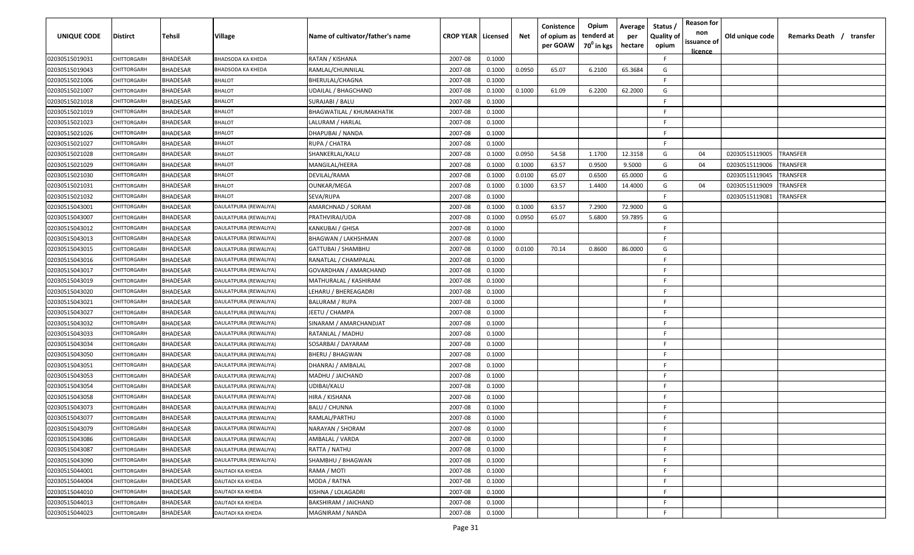| UNIQUE CODE | Distirct | Tehsil | Village | Name of cultivator/father's name | CROP YEAR | Licensed | Net | Conistence of opium as per GOAW | Opium tenderd at $70^0$ in kgs | Average per hectare | Status / Quality of opium | Reason for non issuance of licence | Old unique code | Remarks Death / transfer |
|---|---|---|---|---|---|---|---|---|---|---|---|---|---|---|
| 02030515019031 | CHITTORGARH | BHADESAR | BHADSODA KA KHEDA | RATAN / KISHANA | 2007-08 | 0.1000 | | | | | F | | | |
| 02030515019043 | CHITTORGARH | BHADESAR | BHADSODA KA KHEDA | RAMLAL/CHUNNILAL | 2007-08 | 0.1000 | 0.0950 | 65.07 | 6.2100 | 65.3684 | G | | | |
| 02030515021006 | CHITTORGARH | BHADESAR | BHALOT | BHERULAL/CHAGNA | 2007-08 | 0.1000 | | | | | F | | | |
| 02030515021007 | CHITTORGARH | BHADESAR | BHALOT | UDAILAL / BHAGCHAND | 2007-08 | 0.1000 | 0.1000 | 61.09 | 6.2200 | 62.2000 | G | | | |
| 02030515021018 | CHITTORGARH | BHADESAR | BHALOT | SURAJABI / BALU | 2007-08 | 0.1000 | | | | | F | | | |
| 02030515021019 | CHITTORGARH | BHADESAR | BHALOT | BHAGWATILAL / KHUMAKHATIK | 2007-08 | 0.1000 | | | | | F | | | |
| 02030515021023 | CHITTORGARH | BHADESAR | BHALOT | LALURAM / HARLAL | 2007-08 | 0.1000 | | | | | F | | | |
| 02030515021026 | CHITTORGARH | BHADESAR | BHALOT | DHAPUBAI / NANDA | 2007-08 | 0.1000 | | | | | F | | | |
| 02030515021027 | CHITTORGARH | BHADESAR | BHALOT | RUPA / CHATRA | 2007-08 | 0.1000 | | | | | F | | | |
| 02030515021028 | CHITTORGARH | BHADESAR | BHALOT | SHANKERLAL/KALU | 2007-08 | 0.1000 | 0.0950 | 54.58 | 1.1700 | 12.3158 | G | 04 | 02030515119005 | TRANSFER |
| 02030515021029 | CHITTORGARH | BHADESAR | BHALOT | MANGILAL/HEERA | 2007-08 | 0.1000 | 0.1000 | 63.57 | 0.9500 | 9.5000 | G | 04 | 02030515119006 | TRANSFER |
| 02030515021030 | CHITTORGARH | BHADESAR | BHALOT | DEVILAL/RAMA | 2007-08 | 0.1000 | 0.0100 | 65.07 | 0.6500 | 65.0000 | G | | 02030515119045 | TRANSFER |
| 02030515021031 | CHITTORGARH | BHADESAR | BHALOT | OUNKAR/MEGA | 2007-08 | 0.1000 | 0.1000 | 63.57 | 1.4400 | 14.4000 | G | 04 | 02030515119009 | TRANSFER |
| 02030515021032 | CHITTORGARH | BHADESAR | BHALOT | SEVA/RUPA | 2007-08 | 0.1000 | | | | | F | | 02030515119081 | TRANSFER |
| 02030515043001 | CHITTORGARH | BHADESAR | DAULATPURA (REWALIYA) | AMARCHNAD / SORAM | 2007-08 | 0.1000 | 0.1000 | 63.57 | 7.2900 | 72.9000 | G | | | |
| 02030515043007 | CHITTORGARH | BHADESAR | DAULATPURA (REWALIYA) | PRATHVIRAJ/UDA | 2007-08 | 0.1000 | 0.0950 | 65.07 | 5.6800 | 59.7895 | G | | | |
| 02030515043012 | CHITTORGARH | BHADESAR | DAULATPURA (REWALIYA) | KANKUBAI / GHISA | 2007-08 | 0.1000 | | | | | F | | | |
| 02030515043013 | CHITTORGARH | BHADESAR | DAULATPURA (REWALIYA) | BHAGWAN / LAKHSHMAN | 2007-08 | 0.1000 | | | | | F | | | |
| 02030515043015 | CHITTORGARH | BHADESAR | DAULATPURA (REWALIYA) | GATTUBAI / SHAMBHU | 2007-08 | 0.1000 | 0.0100 | 70.14 | 0.8600 | 86.0000 | G | | | |
| 02030515043016 | CHITTORGARH | BHADESAR | DAULATPURA (REWALIYA) | RANATLAL / CHAMPALAL | 2007-08 | 0.1000 | | | | | F | | | |
| 02030515043017 | CHITTORGARH | BHADESAR | DAULATPURA (REWALIYA) | GOVARDHAN / AMARCHAND | 2007-08 | 0.1000 | | | | | F | | | |
| 02030515043019 | CHITTORGARH | BHADESAR | DAULATPURA (REWALIYA) | MATHURALAL / KASHIRAM | 2007-08 | 0.1000 | | | | | F | | | |
| 02030515043020 | CHITTORGARH | BHADESAR | DAULATPURA (REWALIYA) | LEHARU / BHEREAGADRI | 2007-08 | 0.1000 | | | | | F | | | |
| 02030515043021 | CHITTORGARH | BHADESAR | DAULATPURA (REWALIYA) | BALURAM / RUPA | 2007-08 | 0.1000 | | | | | F | | | |
| 02030515043027 | CHITTORGARH | BHADESAR | DAULATPURA (REWALIYA) | JEETU / CHAMPA | 2007-08 | 0.1000 | | | | | F | | | |
| 02030515043032 | CHITTORGARH | BHADESAR | DAULATPURA (REWALIYA) | SINARAM / AMARCHANDJAT | 2007-08 | 0.1000 | | | | | F | | | |
| 02030515043033 | CHITTORGARH | BHADESAR | DAULATPURA (REWALIYA) | RATANLAL / MADHU | 2007-08 | 0.1000 | | | | | F | | | |
| 02030515043034 | CHITTORGARH | BHADESAR | DAULATPURA (REWALIYA) | SOSARBAI / DAYARAM | 2007-08 | 0.1000 | | | | | F | | | |
| 02030515043050 | CHITTORGARH | BHADESAR | DAULATPURA (REWALIYA) | BHERU / BHAGWAN | 2007-08 | 0.1000 | | | | | F | | | |
| 02030515043051 | CHITTORGARH | BHADESAR | DAULATPURA (REWALIYA) | DHANRAJ / AMBALAL | 2007-08 | 0.1000 | | | | | F | | | |
| 02030515043053 | CHITTORGARH | BHADESAR | DAULATPURA (REWALIYA) | MADHU / JAICHAND | 2007-08 | 0.1000 | | | | | F | | | |
| 02030515043054 | CHITTORGARH | BHADESAR | DAULATPURA (REWALIYA) | UDIBAI/KALU | 2007-08 | 0.1000 | | | | | F | | | |
| 02030515043058 | CHITTORGARH | BHADESAR | DAULATPURA (REWALIYA) | HIRA / KISHANA | 2007-08 | 0.1000 | | | | | F | | | |
| 02030515043073 | CHITTORGARH | BHADESAR | DAULATPURA (REWALIYA) | BALU / CHUNNA | 2007-08 | 0.1000 | | | | | F | | | |
| 02030515043077 | CHITTORGARH | BHADESAR | DAULATPURA (REWALIYA) | RAMLAL/PARTHU | 2007-08 | 0.1000 | | | | | F | | | |
| 02030515043079 | CHITTORGARH | BHADESAR | DAULATPURA (REWALIYA) | NARAYAN / SHORAM | 2007-08 | 0.1000 | | | | | F | | | |
| 02030515043086 | CHITTORGARH | BHADESAR | DAULATPURA (REWALIYA) | AMBALAL / VARDA | 2007-08 | 0.1000 | | | | | F | | | |
| 02030515043087 | CHITTORGARH | BHADESAR | DAULATPURA (REWALIYA) | RATTA / NATHU | 2007-08 | 0.1000 | | | | | F | | | |
| 02030515043090 | CHITTORGARH | BHADESAR | DAULATPURA (REWALIYA) | SHAMBHU / BHAGWAN | 2007-08 | 0.1000 | | | | | F | | | |
| 02030515044001 | CHITTORGARH | BHADESAR | DAUTADI KA KHEDA | RAMA / MOTI | 2007-08 | 0.1000 | | | | | F | | | |
| 02030515044004 | CHITTORGARH | BHADESAR | DAUTADI KA KHEDA | MODA / RATNA | 2007-08 | 0.1000 | | | | | F | | | |
| 02030515044010 | CHITTORGARH | BHADESAR | DAUTADI KA KHEDA | KISHNA / LOLAGADRI | 2007-08 | 0.1000 | | | | | F | | | |
| 02030515044013 | CHITTORGARH | BHADESAR | DAUTADI KA KHEDA | BAKSHIRAM / JAICHAND | 2007-08 | 0.1000 | | | | | F | | | |
| 02030515044023 | CHITTORGARH | BHADESAR | DAUTADI KA KHEDA | MAGNIRAM / NANDA | 2007-08 | 0.1000 | | | | | F | | | |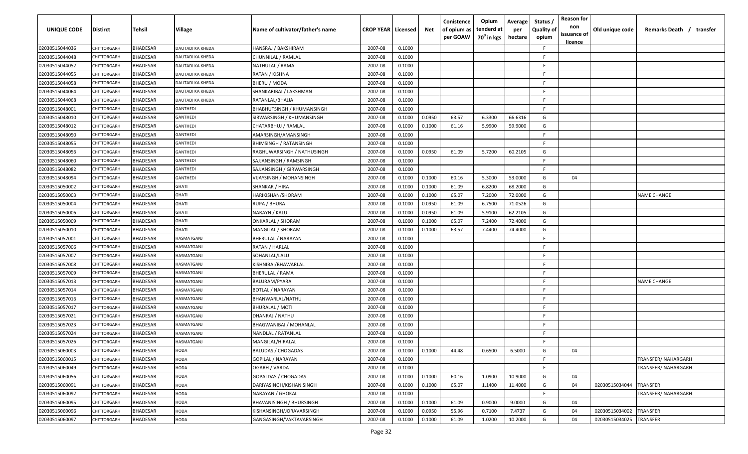| UNIQUE CODE | Distirct | Tehsil | Village | Name of cultivator/father's name | CROP YEAR | Licensed | Net | Conistence of opium as per GOAW | Opium tenderd at 70° in kgs | Average per hectare | Status / Quality of opium | Reason for non issuance of licence | Old unique code | Remarks Death / transfer |
|---|---|---|---|---|---|---|---|---|---|---|---|---|---|---|
| 02030515044036 | CHITTORGARH | BHADESAR | DAUTADI KA KHEDA | HANSRAJ / BAKSHIRAM | 2007-08 | 0.1000 | | | | | F | | | |
| 02030515044048 | CHITTORGARH | BHADESAR | DAUTADI KA KHEDA | CHUNNILAL / RAMLAL | 2007-08 | 0.1000 | | | | | F | | | |
| 02030515044052 | CHITTORGARH | BHADESAR | DAUTADI KA KHEDA | NATHULAL / RAMA | 2007-08 | 0.1000 | | | | | F | | | |
| 02030515044055 | CHITTORGARH | BHADESAR | DAUTADI KA KHEDA | RATAN / KISHNA | 2007-08 | 0.1000 | | | | | F | | | |
| 02030515044058 | CHITTORGARH | BHADESAR | DAUTADI KA KHEDA | BHERU / MODA | 2007-08 | 0.1000 | | | | | F | | | |
| 02030515044064 | CHITTORGARH | BHADESAR | DAUTADI KA KHEDA | SHANKARIBAI / LAKSHMAN | 2007-08 | 0.1000 | | | | | F | | | |
| 02030515044068 | CHITTORGARH | BHADESAR | DAUTADI KA KHEDA | RATANLAL/BHAJJA | 2007-08 | 0.1000 | | | | | F | | | |
| 02030515048001 | CHITTORGARH | BHADESAR | GANTHEDI | BHABHUTSINGH / KHUMANSINGH | 2007-08 | 0.1000 | | | | | F | | | |
| 02030515048010 | CHITTORGARH | BHADESAR | GANTHEDI | SIRWARSINGH / KHUMANSINGH | 2007-08 | 0.1000 | 0.0950 | 63.57 | 6.3300 | 66.6316 | G | | | |
| 02030515048012 | CHITTORGARH | BHADESAR | GANTHEDI | CHATARBHUJ / RAMLAL | 2007-08 | 0.1000 | 0.1000 | 61.16 | 5.9900 | 59.9000 | G | | | |
| 02030515048050 | CHITTORGARH | BHADESAR | GANTHEDI | AMARSINGH/AMANSINGH | 2007-08 | 0.1000 | | | | | F | | | |
| 02030515048055 | CHITTORGARH | BHADESAR | GANTHEDI | BHIMSINGH / RATANSINGH | 2007-08 | 0.1000 | | | | | F | | | |
| 02030515048056 | CHITTORGARH | BHADESAR | GANTHEDI | RAGHUWARSINGH / NATHUSINGH | 2007-08 | 0.1000 | 0.0950 | 61.09 | 5.7200 | 60.2105 | G | | | |
| 02030515048060 | CHITTORGARH | BHADESAR | GANTHEDI | SAJJANSINGH / RAMSINGH | 2007-08 | 0.1000 | | | | | F | | | |
| 02030515048082 | CHITTORGARH | BHADESAR | GANTHEDI | SAJJANSINGH / GIRWARSINGH | 2007-08 | 0.1000 | | | | | F | | | |
| 02030515048094 | CHITTORGARH | BHADESAR | GANTHEDI | VIJAYSINGH / MOHANSINGH | 2007-08 | 0.1000 | 0.1000 | 60.16 | 5.3000 | 53.0000 | G | 04 | | |
| 02030515050002 | CHITTORGARH | BHADESAR | GHATI | SHANKAR / HIRA | 2007-08 | 0.1000 | 0.1000 | 61.09 | 6.8200 | 68.2000 | G | | | |
| 02030515050003 | CHITTORGARH | BHADESAR | GHATI | HARIKISHAN/SHORAM | 2007-08 | 0.1000 | 0.1000 | 65.07 | 7.2000 | 72.0000 | G | | | NAME CHANGE |
| 02030515050004 | CHITTORGARH | BHADESAR | GHATI | RUPA / BHURA | 2007-08 | 0.1000 | 0.0950 | 61.09 | 6.7500 | 71.0526 | G | | | |
| 02030515050006 | CHITTORGARH | BHADESAR | GHATI | NARAYN / KALU | 2007-08 | 0.1000 | 0.0950 | 61.09 | 5.9100 | 62.2105 | G | | | |
| 02030515050009 | CHITTORGARH | BHADESAR | GHATI | ONKARLAL / SHORAM | 2007-08 | 0.1000 | 0.1000 | 65.07 | 7.2400 | 72.4000 | G | | | |
| 02030515050010 | CHITTORGARH | BHADESAR | GHATI | MANGILAL / SHORAM | 2007-08 | 0.1000 | 0.1000 | 63.57 | 7.4400 | 74.4000 | G | | | |
| 02030515057001 | CHITTORGARH | BHADESAR | HASMATGANJ | BHERULAL / NARAYAN | 2007-08 | 0.1000 | | | | | F | | | |
| 02030515057006 | CHITTORGARH | BHADESAR | HASMATGANJ | RATAN / HARLAL | 2007-08 | 0.1000 | | | | | F | | | |
| 02030515057007 | CHITTORGARH | BHADESAR | HASMATGANJ | SOHANLAL/LALU | 2007-08 | 0.1000 | | | | | F | | | |
| 02030515057008 | CHITTORGARH | BHADESAR | HASMATGANJ | KISHNIBAI/BHAWARLAL | 2007-08 | 0.1000 | | | | | F | | | |
| 02030515057009 | CHITTORGARH | BHADESAR | HASMATGANJ | BHERULAL / RAMA | 2007-08 | 0.1000 | | | | | F | | | |
| 02030515057013 | CHITTORGARH | BHADESAR | HASMATGANJ | BALURAM/PYARA | 2007-08 | 0.1000 | | | | | F | | | NAME CHANGE |
| 02030515057014 | CHITTORGARH | BHADESAR | HASMATGANJ | BOTLAL / NARAYAN | 2007-08 | 0.1000 | | | | | F | | | |
| 02030515057016 | CHITTORGARH | BHADESAR | HASMATGANJ | BHANWARLAL/NATHU | 2007-08 | 0.1000 | | | | | F | | | |
| 02030515057017 | CHITTORGARH | BHADESAR | HASMATGANJ | BHURALAL / MOTI | 2007-08 | 0.1000 | | | | | F | | | |
| 02030515057021 | CHITTORGARH | BHADESAR | HASMATGANJ | DHANRAJ / NATHU | 2007-08 | 0.1000 | | | | | F | | | |
| 02030515057023 | CHITTORGARH | BHADESAR | HASMATGANJ | BHAGWANIBAI / MOHANLAL | 2007-08 | 0.1000 | | | | | F | | | |
| 02030515057024 | CHITTORGARH | BHADESAR | HASMATGANJ | NANDLAL / RATANLAL | 2007-08 | 0.1000 | | | | | F | | | |
| 02030515057026 | CHITTORGARH | BHADESAR | HASMATGANJ | MANGILAL/HIRALAL | 2007-08 | 0.1000 | | | | | F | | | |
| 02030515060003 | CHITTORGARH | BHADESAR | HODA | BALUDAS / CHOGADAS | 2007-08 | 0.1000 | 0.1000 | 44.48 | 0.6500 | 6.5000 | G | 04 | | |
| 02030515060015 | CHITTORGARH | BHADESAR | HODA | GOPILAL / NARAYAN | 2007-08 | 0.1000 | | | | | F | | | TRANSFER/ NAHARGARH |
| 02030515060049 | CHITTORGARH | BHADESAR | HODA | OGARH / VARDA | 2007-08 | 0.1000 | | | | | F | | | TRANSFER/ NAHARGARH |
| 02030515060056 | CHITTORGARH | BHADESAR | HODA | GOPALDAS / CHOGADAS | 2007-08 | 0.1000 | 0.1000 | 60.16 | 1.0900 | 10.9000 | G | 04 | | |
| 02030515060091 | CHITTORGARH | BHADESAR | HODA | DARIYASINGH/KISHAN SINGH | 2007-08 | 0.1000 | 0.1000 | 65.07 | 1.1400 | 11.4000 | G | 04 | 02030515034044 | TRANSFER |
| 02030515060092 | CHITTORGARH | BHADESAR | HODA | NARAYAN / GHOKAL | 2007-08 | 0.1000 | | | | | F | | | TRANSFER/ NAHARGARH |
| 02030515060095 | CHITTORGARH | BHADESAR | HODA | BHAVANISINGH / BHURSINGH | 2007-08 | 0.1000 | 0.1000 | 61.09 | 0.9000 | 9.0000 | G | 04 | | |
| 02030515060096 | CHITTORGARH | BHADESAR | HODA | KISHANSINGH/JORAVARSINGH | 2007-08 | 0.1000 | 0.0950 | 55.96 | 0.7100 | 7.4737 | G | 04 | 02030515034002 | TRANSFER |
| 02030515060097 | CHITTORGARH | BHADESAR | HODA | GANGASINGH/VAKTAVARSINGH | 2007-08 | 0.1000 | 0.1000 | 61.09 | 1.0200 | 10.2000 | G | 04 | 02030515034025 | TRANSFER |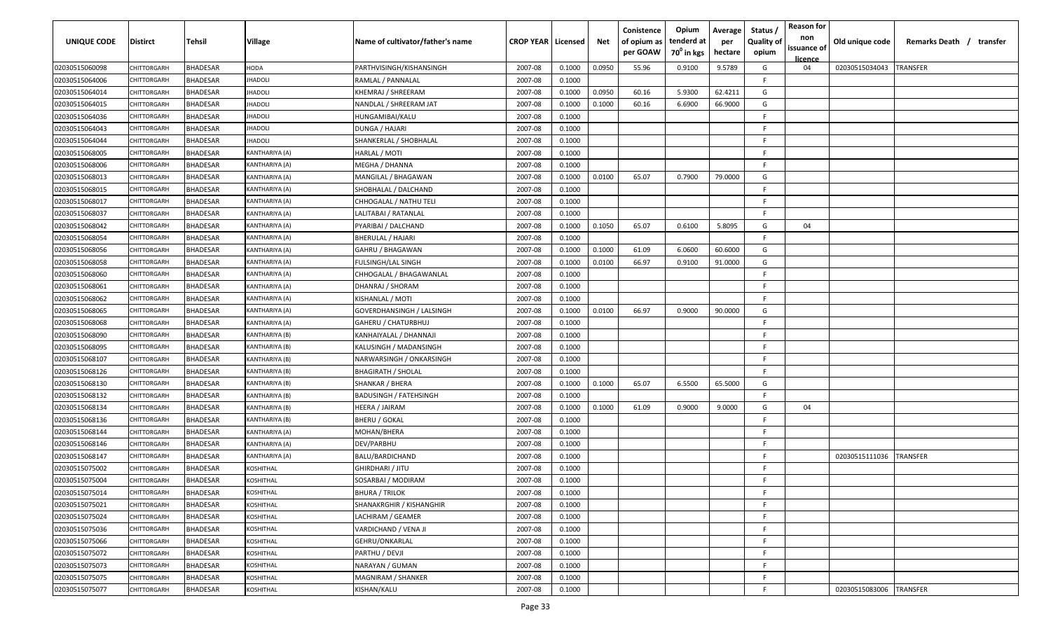| UNIQUE CODE | Distirct | Tehsil | Village | Name of cultivator/father's name | CROP YEAR | Licensed | Net | Conistence of opium as per GOAW | Opium tenderd at $70^0$ in kgs | Average per hectare | Status / Quality of opium | Reason for non issuance of licence | Old unique code | Remarks Death / transfer |
|---|---|---|---|---|---|---|---|---|---|---|---|---|---|---|
| 02030515060098 | CHITTORGARH | BHADESAR | HODA | PARTHVISINGH/KISHANSINGH | 2007-08 | 0.1000 | 0.0950 | 55.96 | 0.9100 | 9.5789 | G | 04 | 02030515034043 | TRANSFER |
| 02030515064006 | CHITTORGARH | BHADESAR | JHADOLI | RAMLAL / PANNALAL | 2007-08 | 0.1000 | | | | | F | | | |
| 02030515064014 | CHITTORGARH | BHADESAR | JHADOLI | KHEMRAJ / SHREERAM | 2007-08 | 0.1000 | 0.0950 | 60.16 | 5.9300 | 62.4211 | G | | | |
| 02030515064015 | CHITTORGARH | BHADESAR | JHADOLI | NANDLAL / SHREERAM JAT | 2007-08 | 0.1000 | 0.1000 | 60.16 | 6.6900 | 66.9000 | G | | | |
| 02030515064036 | CHITTORGARH | BHADESAR | JHADOLI | HUNGAMIBAI/KALU | 2007-08 | 0.1000 | | | | | F | | | |
| 02030515064043 | CHITTORGARH | BHADESAR | JHADOLI | DUNGA / HAJARI | 2007-08 | 0.1000 | | | | | F | | | |
| 02030515064044 | CHITTORGARH | BHADESAR | JHADOLI | SHANKERLAL / SHOBHALAL | 2007-08 | 0.1000 | | | | | F | | | |
| 02030515068005 | CHITTORGARH | BHADESAR | KANTHARIYA (A) | HARLAL / MOTI | 2007-08 | 0.1000 | | | | | F | | | |
| 02030515068006 | CHITTORGARH | BHADESAR | KANTHARIYA (A) | MEGHA / DHANNA | 2007-08 | 0.1000 | | | | | F | | | |
| 02030515068013 | CHITTORGARH | BHADESAR | KANTHARIYA (A) | MANGILAL / BHAGAWAN | 2007-08 | 0.1000 | 0.0100 | 65.07 | 0.7900 | 79.0000 | G | | | |
| 02030515068015 | CHITTORGARH | BHADESAR | KANTHARIYA (A) | SHOBHALAL / DALCHAND | 2007-08 | 0.1000 | | | | | F | | | |
| 02030515068017 | CHITTORGARH | BHADESAR | KANTHARIYA (A) | CHHOGALAL / NATHU TELI | 2007-08 | 0.1000 | | | | | F | | | |
| 02030515068037 | CHITTORGARH | BHADESAR | KANTHARIYA (A) | LALITABAI / RATANLAL | 2007-08 | 0.1000 | | | | | F | | | |
| 02030515068042 | CHITTORGARH | BHADESAR | KANTHARIYA (A) | PYARIBAI / DALCHAND | 2007-08 | 0.1000 | 0.1050 | 65.07 | 0.6100 | 5.8095 | G | 04 | | |
| 02030515068054 | CHITTORGARH | BHADESAR | KANTHARIYA (A) | BHERULAL / HAJARI | 2007-08 | 0.1000 | | | | | F | | | |
| 02030515068056 | CHITTORGARH | BHADESAR | KANTHARIYA (A) | GAHRU / BHAGAWAN | 2007-08 | 0.1000 | 0.1000 | 61.09 | 6.0600 | 60.6000 | G | | | |
| 02030515068058 | CHITTORGARH | BHADESAR | KANTHARIYA (A) | FULSINGH/LAL SINGH | 2007-08 | 0.1000 | 0.0100 | 66.97 | 0.9100 | 91.0000 | G | | | |
| 02030515068060 | CHITTORGARH | BHADESAR | KANTHARIYA (A) | CHHOGALAL / BHAGAWANLAL | 2007-08 | 0.1000 | | | | | F | | | |
| 02030515068061 | CHITTORGARH | BHADESAR | KANTHARIYA (A) | DHANRAJ / SHORAM | 2007-08 | 0.1000 | | | | | F | | | |
| 02030515068062 | CHITTORGARH | BHADESAR | KANTHARIYA (A) | KISHANLAL / MOTI | 2007-08 | 0.1000 | | | | | F | | | |
| 02030515068065 | CHITTORGARH | BHADESAR | KANTHARIYA (A) | GOVERDHANSINGH / LALSINGH | 2007-08 | 0.1000 | 0.0100 | 66.97 | 0.9000 | 90.0000 | G | | | |
| 02030515068068 | CHITTORGARH | BHADESAR | KANTHARIYA (A) | GAHERU / CHATURBHUJ | 2007-08 | 0.1000 | | | | | F | | | |
| 02030515068090 | CHITTORGARH | BHADESAR | KANTHARIYA (B) | KANHAIYALAL / DHANNAJI | 2007-08 | 0.1000 | | | | | F | | | |
| 02030515068095 | CHITTORGARH | BHADESAR | KANTHARIYA (B) | KALUSINGH / MADANSINGH | 2007-08 | 0.1000 | | | | | F | | | |
| 02030515068107 | CHITTORGARH | BHADESAR | KANTHARIYA (B) | NARWARSINGH / ONKARSINGH | 2007-08 | 0.1000 | | | | | F | | | |
| 02030515068126 | CHITTORGARH | BHADESAR | KANTHARIYA (B) | BHAGIRATH / SHOLAL | 2007-08 | 0.1000 | | | | | F | | | |
| 02030515068130 | CHITTORGARH | BHADESAR | KANTHARIYA (B) | SHANKAR / BHERA | 2007-08 | 0.1000 | 0.1000 | 65.07 | 6.5500 | 65.5000 | G | | | |
| 02030515068132 | CHITTORGARH | BHADESAR | KANTHARIYA (B) | BADUSINGH / FATEHSINGH | 2007-08 | 0.1000 | | | | | F | | | |
| 02030515068134 | CHITTORGARH | BHADESAR | KANTHARIYA (B) | HEERA / JAIRAM | 2007-08 | 0.1000 | 0.1000 | 61.09 | 0.9000 | 9.0000 | G | 04 | | |
| 02030515068136 | CHITTORGARH | BHADESAR | KANTHARIYA (B) | BHERU / GOKAL | 2007-08 | 0.1000 | | | | | F | | | |
| 02030515068144 | CHITTORGARH | BHADESAR | KANTHARIYA (A) | MOHAN/BHERA | 2007-08 | 0.1000 | | | | | F | | | |
| 02030515068146 | CHITTORGARH | BHADESAR | KANTHARIYA (A) | DEV/PARBHU | 2007-08 | 0.1000 | | | | | F | | | |
| 02030515068147 | CHITTORGARH | BHADESAR | KANTHARIYA (A) | BALU/BARDICHAND | 2007-08 | 0.1000 | | | | | F | | 02030515111036 | TRANSFER |
| 02030515075002 | CHITTORGARH | BHADESAR | KOSHITHAL | GHIRDHARI / JITU | 2007-08 | 0.1000 | | | | | F | | | |
| 02030515075004 | CHITTORGARH | BHADESAR | KOSHITHAL | SOSARBAI / MODIRAM | 2007-08 | 0.1000 | | | | | F | | | |
| 02030515075014 | CHITTORGARH | BHADESAR | KOSHITHAL | BHURA / TRILOK | 2007-08 | 0.1000 | | | | | F | | | |
| 02030515075021 | CHITTORGARH | BHADESAR | KOSHITHAL | SHANAKRGHIR / KISHANGHIR | 2007-08 | 0.1000 | | | | | F | | | |
| 02030515075024 | CHITTORGARH | BHADESAR | KOSHITHAL | LACHIRAM / GEAMER | 2007-08 | 0.1000 | | | | | F | | | |
| 02030515075036 | CHITTORGARH | BHADESAR | KOSHITHAL | VARDICHAND / VENA JI | 2007-08 | 0.1000 | | | | | F | | | |
| 02030515075066 | CHITTORGARH | BHADESAR | KOSHITHAL | GEHRU/ONKARLAL | 2007-08 | 0.1000 | | | | | F | | | |
| 02030515075072 | CHITTORGARH | BHADESAR | KOSHITHAL | PARTHU / DEVJI | 2007-08 | 0.1000 | | | | | F | | | |
| 02030515075073 | CHITTORGARH | BHADESAR | KOSHITHAL | NARAYAN / GUMAN | 2007-08 | 0.1000 | | | | | F | | | |
| 02030515075075 | CHITTORGARH | BHADESAR | KOSHITHAL | MAGNIRAM / SHANKER | 2007-08 | 0.1000 | | | | | F | | | |
| 02030515075077 | CHITTORGARH | BHADESAR | KOSHITHAL | KISHAN/KALU | 2007-08 | 0.1000 | | | | | F | | 02030515083006 | TRANSFER |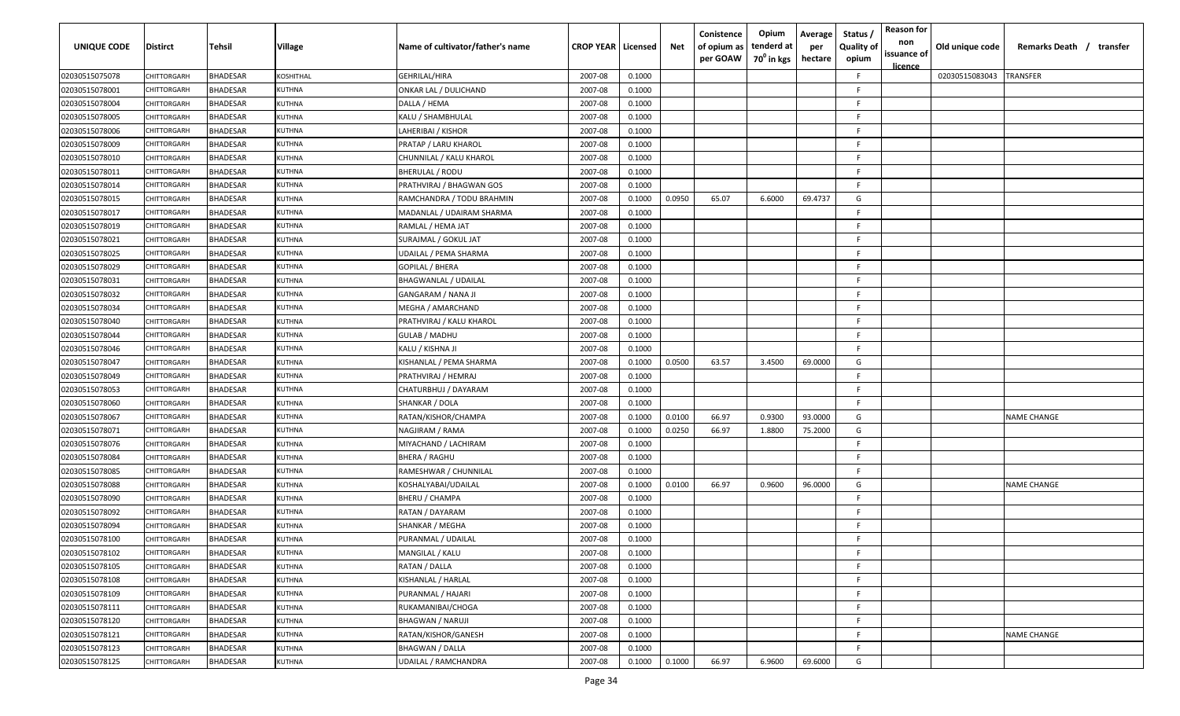| UNIQUE CODE | Distirct | Tehsil | Village | Name of cultivator/father's name | CROP YEAR | Licensed | Net | Conistence of opium as per GOAW | Opium tenderd at $70^0$ in kgs | Average per hectare | Status / Quality of opium | Reason for non issuance of licence | Old unique code | Remarks Death / transfer |
|---|---|---|---|---|---|---|---|---|---|---|---|---|---|---|
| 02030515075078 | CHITTORGARH | BHADESAR | KOSHITHAL | GEHRILAL/HIRA | 2007-08 | 0.1000 | | | | | F | | 02030515083043 | TRANSFER |
| 02030515078001 | CHITTORGARH | BHADESAR | KUTHNA | ONKAR LAL / DULICHAND | 2007-08 | 0.1000 | | | | | F | | | |
| 02030515078004 | CHITTORGARH | BHADESAR | KUTHNA | DALLA / HEMA | 2007-08 | 0.1000 | | | | | F | | | |
| 02030515078005 | CHITTORGARH | BHADESAR | KUTHNA | KALU / SHAMBHULAL | 2007-08 | 0.1000 | | | | | F | | | |
| 02030515078006 | CHITTORGARH | BHADESAR | KUTHNA | LAHERIBAI / KISHOR | 2007-08 | 0.1000 | | | | | F | | | |
| 02030515078009 | CHITTORGARH | BHADESAR | KUTHNA | PRATAP / LARU KHAROL | 2007-08 | 0.1000 | | | | | F | | | |
| 02030515078010 | CHITTORGARH | BHADESAR | KUTHNA | CHUNNILAL / KALU KHAROL | 2007-08 | 0.1000 | | | | | F | | | |
| 02030515078011 | CHITTORGARH | BHADESAR | KUTHNA | BHERULAL / RODU | 2007-08 | 0.1000 | | | | | F | | | |
| 02030515078014 | CHITTORGARH | BHADESAR | KUTHNA | PRATHVIRAJ / BHAGWAN GOS | 2007-08 | 0.1000 | | | | | F | | | |
| 02030515078015 | CHITTORGARH | BHADESAR | KUTHNA | RAMCHANDRA / TODU BRAHMIN | 2007-08 | 0.1000 | 0.0950 | 65.07 | 6.6000 | 69.4737 | G | | | |
| 02030515078017 | CHITTORGARH | BHADESAR | KUTHNA | MADANLAL / UDAIRAM SHARMA | 2007-08 | 0.1000 | | | | | F | | | |
| 02030515078019 | CHITTORGARH | BHADESAR | KUTHNA | RAMLAL / HEMA JAT | 2007-08 | 0.1000 | | | | | F | | | |
| 02030515078021 | CHITTORGARH | BHADESAR | KUTHNA | SURAJMAL / GOKUL JAT | 2007-08 | 0.1000 | | | | | F | | | |
| 02030515078025 | CHITTORGARH | BHADESAR | KUTHNA | UDAILAL / PEMA SHARMA | 2007-08 | 0.1000 | | | | | F | | | |
| 02030515078029 | CHITTORGARH | BHADESAR | KUTHNA | GOPILAL / BHERA | 2007-08 | 0.1000 | | | | | F | | | |
| 02030515078031 | CHITTORGARH | BHADESAR | KUTHNA | BHAGWANLAL / UDAILAL | 2007-08 | 0.1000 | | | | | F | | | |
| 02030515078032 | CHITTORGARH | BHADESAR | KUTHNA | GANGARAM / NANA JI | 2007-08 | 0.1000 | | | | | F | | | |
| 02030515078034 | CHITTORGARH | BHADESAR | KUTHNA | MEGHA / AMARCHAND | 2007-08 | 0.1000 | | | | | F | | | |
| 02030515078040 | CHITTORGARH | BHADESAR | KUTHNA | PRATHVIRAJ / KALU KHAROL | 2007-08 | 0.1000 | | | | | F | | | |
| 02030515078044 | CHITTORGARH | BHADESAR | KUTHNA | GULAB / MADHU | 2007-08 | 0.1000 | | | | | F | | | |
| 02030515078046 | CHITTORGARH | BHADESAR | KUTHNA | KALU / KISHNA JI | 2007-08 | 0.1000 | | | | | F | | | |
| 02030515078047 | CHITTORGARH | BHADESAR | KUTHNA | KISHANLAL / PEMA SHARMA | 2007-08 | 0.1000 | 0.0500 | 63.57 | 3.4500 | 69.0000 | G | | | |
| 02030515078049 | CHITTORGARH | BHADESAR | KUTHNA | PRATHVIRAJ / HEMRAJ | 2007-08 | 0.1000 | | | | | F | | | |
| 02030515078053 | CHITTORGARH | BHADESAR | KUTHNA | CHATURBHUJ / DAYARAM | 2007-08 | 0.1000 | | | | | F | | | |
| 02030515078060 | CHITTORGARH | BHADESAR | KUTHNA | SHANKAR / DOLA | 2007-08 | 0.1000 | | | | | F | | | |
| 02030515078067 | CHITTORGARH | BHADESAR | KUTHNA | RATAN/KISHOR/CHAMPA | 2007-08 | 0.1000 | 0.0100 | 66.97 | 0.9300 | 93.0000 | G | | | NAME CHANGE |
| 02030515078071 | CHITTORGARH | BHADESAR | KUTHNA | NAGJIRAM / RAMA | 2007-08 | 0.1000 | 0.0250 | 66.97 | 1.8800 | 75.2000 | G | | | |
| 02030515078076 | CHITTORGARH | BHADESAR | KUTHNA | MIYACHAND / LACHIRAM | 2007-08 | 0.1000 | | | | | F | | | |
| 02030515078084 | CHITTORGARH | BHADESAR | KUTHNA | BHERA / RAGHU | 2007-08 | 0.1000 | | | | | F | | | |
| 02030515078085 | CHITTORGARH | BHADESAR | KUTHNA | RAMESHWAR / CHUNNILAL | 2007-08 | 0.1000 | | | | | F | | | |
| 02030515078088 | CHITTORGARH | BHADESAR | KUTHNA | KOSHALYABAI/UDAILAL | 2007-08 | 0.1000 | 0.0100 | 66.97 | 0.9600 | 96.0000 | G | | | NAME CHANGE |
| 02030515078090 | CHITTORGARH | BHADESAR | KUTHNA | BHERU / CHAMPA | 2007-08 | 0.1000 | | | | | F | | | |
| 02030515078092 | CHITTORGARH | BHADESAR | KUTHNA | RATAN / DAYARAM | 2007-08 | 0.1000 | | | | | F | | | |
| 02030515078094 | CHITTORGARH | BHADESAR | KUTHNA | SHANKAR / MEGHA | 2007-08 | 0.1000 | | | | | F | | | |
| 02030515078100 | CHITTORGARH | BHADESAR | KUTHNA | PURANMAL / UDAILAL | 2007-08 | 0.1000 | | | | | F | | | |
| 02030515078102 | CHITTORGARH | BHADESAR | KUTHNA | MANGILAL / KALU | 2007-08 | 0.1000 | | | | | F | | | |
| 02030515078105 | CHITTORGARH | BHADESAR | KUTHNA | RATAN / DALLA | 2007-08 | 0.1000 | | | | | F | | | |
| 02030515078108 | CHITTORGARH | BHADESAR | KUTHNA | KISHANLAL / HARLAL | 2007-08 | 0.1000 | | | | | F | | | |
| 02030515078109 | CHITTORGARH | BHADESAR | KUTHNA | PURANMAL / HAJARI | 2007-08 | 0.1000 | | | | | F | | | |
| 02030515078111 | CHITTORGARH | BHADESAR | KUTHNA | RUKAMANIBAI/CHOGA | 2007-08 | 0.1000 | | | | | F | | | |
| 02030515078120 | CHITTORGARH | BHADESAR | KUTHNA | BHAGWAN / NARUJI | 2007-08 | 0.1000 | | | | | F | | | |
| 02030515078121 | CHITTORGARH | BHADESAR | KUTHNA | RATAN/KISHOR/GANESH | 2007-08 | 0.1000 | | | | | F | | | NAME CHANGE |
| 02030515078123 | CHITTORGARH | BHADESAR | KUTHNA | BHAGWAN / DALLA | 2007-08 | 0.1000 | | | | | F | | | |
| 02030515078125 | CHITTORGARH | BHADESAR | KUTHNA | UDAILAL / RAMCHANDRA | 2007-08 | 0.1000 | 0.1000 | 66.97 | 6.9600 | 69.6000 | G | | | |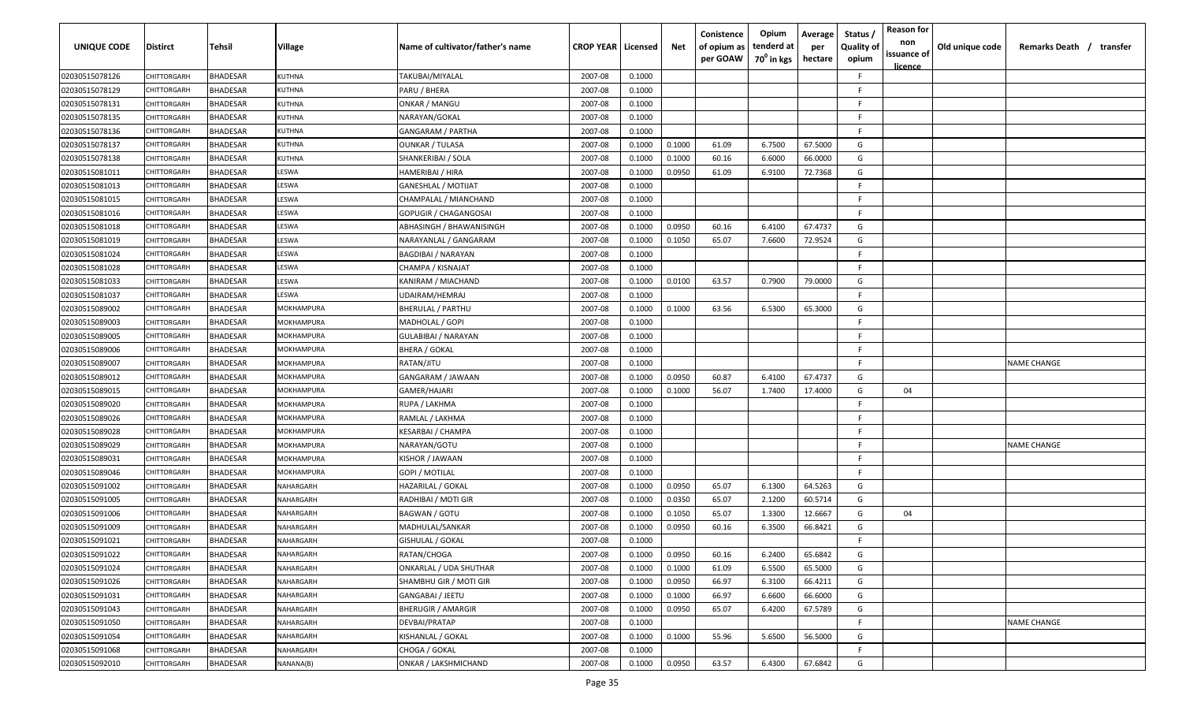| UNIQUE CODE | Distirct | Tehsil | Village | Name of cultivator/father's name | CROP YEAR | Licensed | Net | Conistence of opium as per GOAW | Opium tenderd at 70° in kgs | Average per hectare | Status / Quality of opium | Reason for non issuance of licence | Old unique code | Remarks Death / transfer |
|---|---|---|---|---|---|---|---|---|---|---|---|---|---|---|
| 02030515078126 | CHITTORGARH | BHADESAR | KUTHNA | TAKUBAI/MIYALAL | 2007-08 | 0.1000 | | | | | F | | | |
| 02030515078129 | CHITTORGARH | BHADESAR | KUTHNA | PARU / BHERA | 2007-08 | 0.1000 | | | | | F | | | |
| 02030515078131 | CHITTORGARH | BHADESAR | KUTHNA | ONKAR / MANGU | 2007-08 | 0.1000 | | | | | F | | | |
| 02030515078135 | CHITTORGARH | BHADESAR | KUTHNA | NARAYAN/GOKAL | 2007-08 | 0.1000 | | | | | F | | | |
| 02030515078136 | CHITTORGARH | BHADESAR | KUTHNA | GANGARAM / PARTHA | 2007-08 | 0.1000 | | | | | F | | | |
| 02030515078137 | CHITTORGARH | BHADESAR | KUTHNA | OUNKAR / TULASA | 2007-08 | 0.1000 | 0.1000 | 61.09 | 6.7500 | 67.5000 | G | | | |
| 02030515078138 | CHITTORGARH | BHADESAR | KUTHNA | SHANKERIBAI / SOLA | 2007-08 | 0.1000 | 0.1000 | 60.16 | 6.6000 | 66.0000 | G | | | |
| 02030515081011 | CHITTORGARH | BHADESAR | LESWA | HAMERIBAI / HIRA | 2007-08 | 0.1000 | 0.0950 | 61.09 | 6.9100 | 72.7368 | G | | | |
| 02030515081013 | CHITTORGARH | BHADESAR | LESWA | GANESHLAL / MOTIJAT | 2007-08 | 0.1000 | | | | | F | | | |
| 02030515081015 | CHITTORGARH | BHADESAR | LESWA | CHAMPALAL / MIANCHAND | 2007-08 | 0.1000 | | | | | F | | | |
| 02030515081016 | CHITTORGARH | BHADESAR | LESWA | GOPUGIR / CHAGANGOSAI | 2007-08 | 0.1000 | | | | | F | | | |
| 02030515081018 | CHITTORGARH | BHADESAR | LESWA | ABHASINGH / BHAWANISINGH | 2007-08 | 0.1000 | 0.0950 | 60.16 | 6.4100 | 67.4737 | G | | | |
| 02030515081019 | CHITTORGARH | BHADESAR | LESWA | NARAYANLAL / GANGARAM | 2007-08 | 0.1000 | 0.1050 | 65.07 | 7.6600 | 72.9524 | G | | | |
| 02030515081024 | CHITTORGARH | BHADESAR | LESWA | BAGDIBAI / NARAYAN | 2007-08 | 0.1000 | | | | | F | | | |
| 02030515081028 | CHITTORGARH | BHADESAR | LESWA | CHAMPA / KISNAJAT | 2007-08 | 0.1000 | | | | | F | | | |
| 02030515081033 | CHITTORGARH | BHADESAR | LESWA | KANIRAM / MIACHAND | 2007-08 | 0.1000 | 0.0100 | 63.57 | 0.7900 | 79.0000 | G | | | |
| 02030515081037 | CHITTORGARH | BHADESAR | LESWA | UDAIRAM/HEMRAJ | 2007-08 | 0.1000 | | | | | F | | | |
| 02030515089002 | CHITTORGARH | BHADESAR | MOKHAMPURA | BHERULAL / PARTHU | 2007-08 | 0.1000 | 0.1000 | 63.56 | 6.5300 | 65.3000 | G | | | |
| 02030515089003 | CHITTORGARH | BHADESAR | MOKHAMPURA | MADHOLAL / GOPI | 2007-08 | 0.1000 | | | | | F | | | |
| 02030515089005 | CHITTORGARH | BHADESAR | MOKHAMPURA | GULABIBAI / NARAYAN | 2007-08 | 0.1000 | | | | | F | | | |
| 02030515089006 | CHITTORGARH | BHADESAR | MOKHAMPURA | BHERA / GOKAL | 2007-08 | 0.1000 | | | | | F | | | |
| 02030515089007 | CHITTORGARH | BHADESAR | MOKHAMPURA | RATAN/JITU | 2007-08 | 0.1000 | | | | | F | | | NAME CHANGE |
| 02030515089012 | CHITTORGARH | BHADESAR | MOKHAMPURA | GANGARAM / JAWAAN | 2007-08 | 0.1000 | 0.0950 | 60.87 | 6.4100 | 67.4737 | G | | | |
| 02030515089015 | CHITTORGARH | BHADESAR | MOKHAMPURA | GAMER/HAJARI | 2007-08 | 0.1000 | 0.1000 | 56.07 | 1.7400 | 17.4000 | G | 04 | | |
| 02030515089020 | CHITTORGARH | BHADESAR | MOKHAMPURA | RUPA / LAKHMA | 2007-08 | 0.1000 | | | | | F | | | |
| 02030515089026 | CHITTORGARH | BHADESAR | MOKHAMPURA | RAMLAL / LAKHMA | 2007-08 | 0.1000 | | | | | F | | | |
| 02030515089028 | CHITTORGARH | BHADESAR | MOKHAMPURA | KESARBAI / CHAMPA | 2007-08 | 0.1000 | | | | | F | | | |
| 02030515089029 | CHITTORGARH | BHADESAR | MOKHAMPURA | NARAYAN/GOTU | 2007-08 | 0.1000 | | | | | F | | | NAME CHANGE |
| 02030515089031 | CHITTORGARH | BHADESAR | MOKHAMPURA | KISHOR / JAWAAN | 2007-08 | 0.1000 | | | | | F | | | |
| 02030515089046 | CHITTORGARH | BHADESAR | MOKHAMPURA | GOPI / MOTILAL | 2007-08 | 0.1000 | | | | | F | | | |
| 02030515091002 | CHITTORGARH | BHADESAR | NAHARGARH | HAZARILAL / GOKAL | 2007-08 | 0.1000 | 0.0950 | 65.07 | 6.1300 | 64.5263 | G | | | |
| 02030515091005 | CHITTORGARH | BHADESAR | NAHARGARH | RADHIBAI / MOTI GIR | 2007-08 | 0.1000 | 0.0350 | 65.07 | 2.1200 | 60.5714 | G | | | |
| 02030515091006 | CHITTORGARH | BHADESAR | NAHARGARH | BAGWAN / GOTU | 2007-08 | 0.1000 | 0.1050 | 65.07 | 1.3300 | 12.6667 | G | 04 | | |
| 02030515091009 | CHITTORGARH | BHADESAR | NAHARGARH | MADHULAL/SANKAR | 2007-08 | 0.1000 | 0.0950 | 60.16 | 6.3500 | 66.8421 | G | | | |
| 02030515091021 | CHITTORGARH | BHADESAR | NAHARGARH | GISHULAL / GOKAL | 2007-08 | 0.1000 | | | | | F | | | |
| 02030515091022 | CHITTORGARH | BHADESAR | NAHARGARH | RATAN/CHOGA | 2007-08 | 0.1000 | 0.0950 | 60.16 | 6.2400 | 65.6842 | G | | | |
| 02030515091024 | CHITTORGARH | BHADESAR | NAHARGARH | ONKARLAL / UDA SHUTHAR | 2007-08 | 0.1000 | 0.1000 | 61.09 | 6.5500 | 65.5000 | G | | | |
| 02030515091026 | CHITTORGARH | BHADESAR | NAHARGARH | SHAMBHU GIR / MOTI GIR | 2007-08 | 0.1000 | 0.0950 | 66.97 | 6.3100 | 66.4211 | G | | | |
| 02030515091031 | CHITTORGARH | BHADESAR | NAHARGARH | GANGABAI / JEETU | 2007-08 | 0.1000 | 0.1000 | 66.97 | 6.6600 | 66.6000 | G | | | |
| 02030515091043 | CHITTORGARH | BHADESAR | NAHARGARH | BHERUGIR / AMARGIR | 2007-08 | 0.1000 | 0.0950 | 65.07 | 6.4200 | 67.5789 | G | | | |
| 02030515091050 | CHITTORGARH | BHADESAR | NAHARGARH | DEVBAI/PRATAP | 2007-08 | 0.1000 | | | | | F | | | NAME CHANGE |
| 02030515091054 | CHITTORGARH | BHADESAR | NAHARGARH | KISHANLAL / GOKAL | 2007-08 | 0.1000 | 0.1000 | 55.96 | 5.6500 | 56.5000 | G | | | |
| 02030515091068 | CHITTORGARH | BHADESAR | NAHARGARH | CHOGA / GOKAL | 2007-08 | 0.1000 | | | | | F | | | |
| 02030515092010 | CHITTORGARH | BHADESAR | NANANA(B) | ONKAR / LAKSHMICHAND | 2007-08 | 0.1000 | 0.0950 | 63.57 | 6.4300 | 67.6842 | G | | | |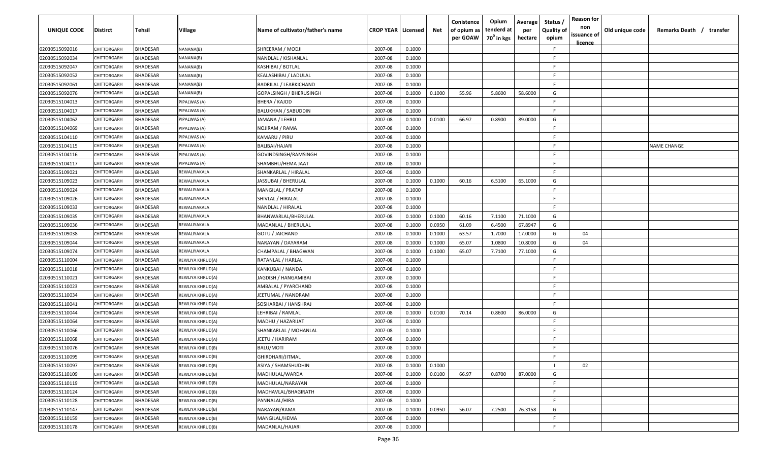| UNIQUE CODE | Distirct | Tehsil | Village | Name of cultivator/father's name | CROP YEAR | Licensed | Net | Conistence of opium as per GOAW | Opium tenderd at $70^0$ in kgs | Average per hectare | Status / Quality of opium | Reason for non issuance of licence | Old unique code | Remarks Death / transfer |
|---|---|---|---|---|---|---|---|---|---|---|---|---|---|---|
| 02030515092016 | CHITTORGARH | BHADESAR | NANANA(B) | SHREERAM / MODJI | 2007-08 | 0.1000 | | | | | F | | | |
| 02030515092034 | CHITTORGARH | BHADESAR | NANANA(B) | NANDLAL / KISHANLAL | 2007-08 | 0.1000 | | | | | F | | | |
| 02030515092047 | CHITTORGARH | BHADESAR | NANANA(B) | KASHIBAI / BOTLAL | 2007-08 | 0.1000 | | | | | F | | | |
| 02030515092052 | CHITTORGARH | BHADESAR | NANANA(B) | KEALASHIBAI / LADULAL | 2007-08 | 0.1000 | | | | | F | | | |
| 02030515092061 | CHITTORGARH | BHADESAR | NANANA(B) | BADRILAL / LEARKICHAND | 2007-08 | 0.1000 | | | | | F | | | |
| 02030515092076 | CHITTORGARH | BHADESAR | NANANA(B) | GOPALSINGH / BHERUSINGH | 2007-08 | 0.1000 | 0.1000 | 55.96 | 5.8600 | 58.6000 | G | | | |
| 02030515104013 | CHITTORGARH | BHADESAR | PIPALWAS (A) | BHERA / KAJOD | 2007-08 | 0.1000 | | | | | F | | | |
| 02030515104017 | CHITTORGARH | BHADESAR | PIPALWAS (A) | BALUKHAN / SABUDDIN | 2007-08 | 0.1000 | | | | | F | | | |
| 02030515104062 | CHITTORGARH | BHADESAR | PIPALWAS (A) | JAMANA / LEHRU | 2007-08 | 0.1000 | 0.0100 | 66.97 | 0.8900 | 89.0000 | G | | | |
| 02030515104069 | CHITTORGARH | BHADESAR | PIPALWAS (A) | NOJIRAM / RAMA | 2007-08 | 0.1000 | | | | | F | | | |
| 02030515104110 | CHITTORGARH | BHADESAR | PIPALWAS (A) | KAMARU / PIRU | 2007-08 | 0.1000 | | | | | F | | | |
| 02030515104115 | CHITTORGARH | BHADESAR | PIPALWAS (A) | BALIBAI/HAJARI | 2007-08 | 0.1000 | | | | | F | | | NAME CHANGE |
| 02030515104116 | CHITTORGARH | BHADESAR | PIPALWAS (A) | GOVINDSINGH/RAMSINGH | 2007-08 | 0.1000 | | | | | F | | | |
| 02030515104117 | CHITTORGARH | BHADESAR | PIPALWAS (A) | SHAMBHU/HEMA JAAT | 2007-08 | 0.1000 | | | | | F | | | |
| 02030515109021 | CHITTORGARH | BHADESAR | REWALIYAKALA | SHANKARLAL / HIRALAL | 2007-08 | 0.1000 | | | | | F | | | |
| 02030515109023 | CHITTORGARH | BHADESAR | REWALIYAKALA | JASSUBAI / BHERULAL | 2007-08 | 0.1000 | 0.1000 | 60.16 | 6.5100 | 65.1000 | G | | | |
| 02030515109024 | CHITTORGARH | BHADESAR | REWALIYAKALA | MANGILAL / PRATAP | 2007-08 | 0.1000 | | | | | F | | | |
| 02030515109026 | CHITTORGARH | BHADESAR | REWALIYAKALA | SHIVLAL / HIRALAL | 2007-08 | 0.1000 | | | | | F | | | |
| 02030515109033 | CHITTORGARH | BHADESAR | REWALIYAKALA | NANDLAL / HIRALAL | 2007-08 | 0.1000 | | | | | F | | | |
| 02030515109035 | CHITTORGARH | BHADESAR | REWALIYAKALA | BHANWARLAL/BHERULAL | 2007-08 | 0.1000 | 0.1000 | 60.16 | 7.1100 | 71.1000 | G | | | |
| 02030515109036 | CHITTORGARH | BHADESAR | REWALIYAKALA | MADANLAL / BHERULAL | 2007-08 | 0.1000 | 0.0950 | 61.09 | 6.4500 | 67.8947 | G | | | |
| 02030515109038 | CHITTORGARH | BHADESAR | REWALIYAKALA | GOTU / JAICHAND | 2007-08 | 0.1000 | 0.1000 | 63.57 | 1.7000 | 17.0000 | G | 04 | | |
| 02030515109044 | CHITTORGARH | BHADESAR | REWALIYAKALA | NARAYAN / DAYARAM | 2007-08 | 0.1000 | 0.1000 | 65.07 | 1.0800 | 10.8000 | G | 04 | | |
| 02030515109074 | CHITTORGARH | BHADESAR | REWALIYAKALA | CHAMPALAL / BHAGWAN | 2007-08 | 0.1000 | 0.1000 | 65.07 | 7.7100 | 77.1000 | G | | | |
| 02030515110004 | CHITTORGARH | BHADESAR | REWLIYA KHRUD(A) | RATANLAL / HARLAL | 2007-08 | 0.1000 | | | | | F | | | |
| 02030515110018 | CHITTORGARH | BHADESAR | REWLIYA KHRUD(A) | KANKUBAI / NANDA | 2007-08 | 0.1000 | | | | | F | | | |
| 02030515110021 | CHITTORGARH | BHADESAR | REWLIYA KHRUD(A) | JAGDISH / HANGAMIBAI | 2007-08 | 0.1000 | | | | | F | | | |
| 02030515110023 | CHITTORGARH | BHADESAR | REWLIYA KHRUD(A) | AMBALAL / PYARCHAND | 2007-08 | 0.1000 | | | | | F | | | |
| 02030515110034 | CHITTORGARH | BHADESAR | REWLIYA KHRUD(A) | JEETUMAL / NANDRAM | 2007-08 | 0.1000 | | | | | F | | | |
| 02030515110041 | CHITTORGARH | BHADESAR | REWLIYA KHRUD(A) | SOSHARBAI / HANSHRAJ | 2007-08 | 0.1000 | | | | | F | | | |
| 02030515110044 | CHITTORGARH | BHADESAR | REWLIYA KHRUD(A) | LEHRIBAI / RAMLAL | 2007-08 | 0.1000 | 0.0100 | 70.14 | 0.8600 | 86.0000 | G | | | |
| 02030515110064 | CHITTORGARH | BHADESAR | REWLIYA KHRUD(A) | MADHU / HAZARIJAT | 2007-08 | 0.1000 | | | | | F | | | |
| 02030515110066 | CHITTORGARH | BHADESAR | REWLIYA KHRUD(A) | SHANKARLAL / MOHANLAL | 2007-08 | 0.1000 | | | | | F | | | |
| 02030515110068 | CHITTORGARH | BHADESAR | REWLIYA KHRUD(A) | JEETU / HARIRAM | 2007-08 | 0.1000 | | | | | F | | | |
| 02030515110076 | CHITTORGARH | BHADESAR | REWLIYA KHRUD(B) | BALU/MOTI | 2007-08 | 0.1000 | | | | | F | | | |
| 02030515110095 | CHITTORGARH | BHADESAR | REWLIYA KHRUD(B) | GHIRDHARI/JITMAL | 2007-08 | 0.1000 | | | | | F | | | |
| 02030515110097 | CHITTORGARH | BHADESAR | REWLIYA KHRUD(B) | ASIYA / SHAMSHUDHIN | 2007-08 | 0.1000 | 0.1000 | | | | I | 02 | | |
| 02030515110109 | CHITTORGARH | BHADESAR | REWLIYA KHRUD(B) | MADHULAL/WARDA | 2007-08 | 0.1000 | 0.0100 | 66.97 | 0.8700 | 87.0000 | G | | | |
| 02030515110119 | CHITTORGARH | BHADESAR | REWLIYA KHRUD(B) | MADHULAL/NARAYAN | 2007-08 | 0.1000 | | | | | F | | | |
| 02030515110124 | CHITTORGARH | BHADESAR | REWLIYA KHRUD(B) | MADHAVLAL/BHAGIRATH | 2007-08 | 0.1000 | | | | | F | | | |
| 02030515110128 | CHITTORGARH | BHADESAR | REWLIYA KHRUD(B) | PANNALAL/HIRA | 2007-08 | 0.1000 | | | | | F | | | |
| 02030515110147 | CHITTORGARH | BHADESAR | REWLIYA KHRUD(B) | NARAYAN/RAMA | 2007-08 | 0.1000 | 0.0950 | 56.07 | 7.2500 | 76.3158 | G | | | |
| 02030515110159 | CHITTORGARH | BHADESAR | REWLIYA KHRUD(B) | MANGILAL/HEMA | 2007-08 | 0.1000 | | | | | F | | | |
| 02030515110178 | CHITTORGARH | BHADESAR | REWLIYA KHRUD(B) | MADANLAL/HAJARI | 2007-08 | 0.1000 | | | | | F | | | |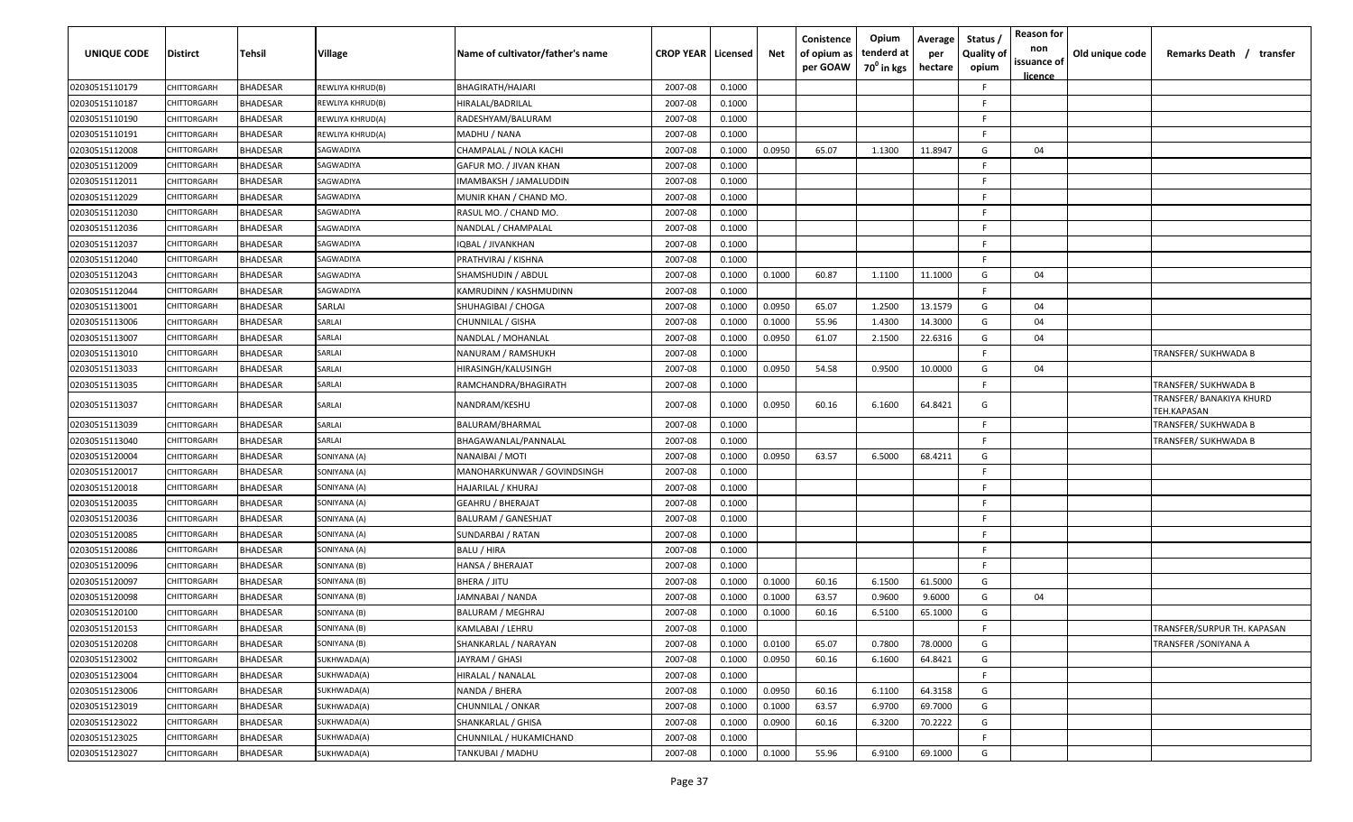| UNIQUE CODE | Distirct | Tehsil | Village | Name of cultivator/father's name | CROP YEAR | Licensed | Net | Conistence of opium as per GOAW | Opium tenderd at 70° in kgs | Average per hectare | Status / Quality of opium | Reason for non issuance of licence | Old unique code | Remarks Death / transfer |
|---|---|---|---|---|---|---|---|---|---|---|---|---|---|---|
| 02030515110179 | CHITTORGARH | BHADESAR | REWLIYA KHRUD(B) | BHAGIRATH/HAJARI | 2007-08 | 0.1000 | | | | | F | | | |
| 02030515110187 | CHITTORGARH | BHADESAR | REWLIYA KHRUD(B) | HIRALAL/BADRILAL | 2007-08 | 0.1000 | | | | | F | | | |
| 02030515110190 | CHITTORGARH | BHADESAR | REWLIYA KHRUD(A) | RADESHYAM/BALURAM | 2007-08 | 0.1000 | | | | | F | | | |
| 02030515110191 | CHITTORGARH | BHADESAR | REWLIYA KHRUD(A) | MADHU / NANA | 2007-08 | 0.1000 | | | | | F | | | |
| 02030515112008 | CHITTORGARH | BHADESAR | SAGWADIYA | CHAMPALAL / NOLA KACHI | 2007-08 | 0.1000 | 0.0950 | 65.07 | 1.1300 | 11.8947 | G | 04 | | |
| 02030515112009 | CHITTORGARH | BHADESAR | SAGWADIYA | GAFUR MO. / JIVAN KHAN | 2007-08 | 0.1000 | | | | | F | | | |
| 02030515112011 | CHITTORGARH | BHADESAR | SAGWADIYA | IMAMBAKSH / JAMALUDDIN | 2007-08 | 0.1000 | | | | | F | | | |
| 02030515112029 | CHITTORGARH | BHADESAR | SAGWADIYA | MUNIR KHAN / CHAND MO. | 2007-08 | 0.1000 | | | | | F | | | |
| 02030515112030 | CHITTORGARH | BHADESAR | SAGWADIYA | RASUL MO. / CHAND MO. | 2007-08 | 0.1000 | | | | | F | | | |
| 02030515112036 | CHITTORGARH | BHADESAR | SAGWADIYA | NANDLAL / CHAMPALAL | 2007-08 | 0.1000 | | | | | F | | | |
| 02030515112037 | CHITTORGARH | BHADESAR | SAGWADIYA | IQBAL / JIVANKHAN | 2007-08 | 0.1000 | | | | | F | | | |
| 02030515112040 | CHITTORGARH | BHADESAR | SAGWADIYA | PRATHVIRAJ / KISHNA | 2007-08 | 0.1000 | | | | | F | | | |
| 02030515112043 | CHITTORGARH | BHADESAR | SAGWADIYA | SHAMSHUDIN / ABDUL | 2007-08 | 0.1000 | 0.1000 | 60.87 | 1.1100 | 11.1000 | G | 04 | | |
| 02030515112044 | CHITTORGARH | BHADESAR | SAGWADIYA | KAMRUDINN / KASHMUDINN | 2007-08 | 0.1000 | | | | | F | | | |
| 02030515113001 | CHITTORGARH | BHADESAR | SARLAI | SHUHAGIBAI / CHOGA | 2007-08 | 0.1000 | 0.0950 | 65.07 | 1.2500 | 13.1579 | G | 04 | | |
| 02030515113006 | CHITTORGARH | BHADESAR | SARLAI | CHUNNILAL / GISHA | 2007-08 | 0.1000 | 0.1000 | 55.96 | 1.4300 | 14.3000 | G | 04 | | |
| 02030515113007 | CHITTORGARH | BHADESAR | SARLAI | NANDLAL / MOHANLAL | 2007-08 | 0.1000 | 0.0950 | 61.07 | 2.1500 | 22.6316 | G | 04 | | |
| 02030515113010 | CHITTORGARH | BHADESAR | SARLAI | NANURAM / RAMSHUKH | 2007-08 | 0.1000 | | | | | F | | | TRANSFER/ SUKHWADA B |
| 02030515113033 | CHITTORGARH | BHADESAR | SARLAI | HIRASINGH/KALUSINGH | 2007-08 | 0.1000 | 0.0950 | 54.58 | 0.9500 | 10.0000 | G | 04 | | |
| 02030515113035 | CHITTORGARH | BHADESAR | SARLAI | RAMCHANDRA/BHAGIRATH | 2007-08 | 0.1000 | | | | | F | | | TRANSFER/ SUKHWADA B |
| 02030515113037 | CHITTORGARH | BHADESAR | SARLAI | NANDRAM/KESHU | 2007-08 | 0.1000 | 0.0950 | 60.16 | 6.1600 | 64.8421 | G | | | TRANSFER/ BANAKIYA KHURD TEH.KAPASAN |
| 02030515113039 | CHITTORGARH | BHADESAR | SARLAI | BALURAM/BHARMAL | 2007-08 | 0.1000 | | | | | F | | | TRANSFER/ SUKHWADA B |
| 02030515113040 | CHITTORGARH | BHADESAR | SARLAI | BHAGAWANLAL/PANNALAL | 2007-08 | 0.1000 | | | | | F | | | TRANSFER/ SUKHWADA B |
| 02030515120004 | CHITTORGARH | BHADESAR | SONIYANA (A) | NANAIBAI / MOTI | 2007-08 | 0.1000 | 0.0950 | 63.57 | 6.5000 | 68.4211 | G | | | |
| 02030515120017 | CHITTORGARH | BHADESAR | SONIYANA (A) | MANOHARKUNWAR / GOVINDSINGH | 2007-08 | 0.1000 | | | | | F | | | |
| 02030515120018 | CHITTORGARH | BHADESAR | SONIYANA (A) | HAJARILAL / KHURAJ | 2007-08 | 0.1000 | | | | | F | | | |
| 02030515120035 | CHITTORGARH | BHADESAR | SONIYANA (A) | GEAHRU / BHERAJAT | 2007-08 | 0.1000 | | | | | F | | | |
| 02030515120036 | CHITTORGARH | BHADESAR | SONIYANA (A) | BALURAM / GANESHJAT | 2007-08 | 0.1000 | | | | | F | | | |
| 02030515120085 | CHITTORGARH | BHADESAR | SONIYANA (A) | SUNDARBAI / RATAN | 2007-08 | 0.1000 | | | | | F | | | |
| 02030515120086 | CHITTORGARH | BHADESAR | SONIYANA (A) | BALU / HIRA | 2007-08 | 0.1000 | | | | | F | | | |
| 02030515120096 | CHITTORGARH | BHADESAR | SONIYANA (B) | HANSA / BHERAJAT | 2007-08 | 0.1000 | | | | | F | | | |
| 02030515120097 | CHITTORGARH | BHADESAR | SONIYANA (B) | BHERA / JITU | 2007-08 | 0.1000 | 0.1000 | 60.16 | 6.1500 | 61.5000 | G | | | |
| 02030515120098 | CHITTORGARH | BHADESAR | SONIYANA (B) | JAMNABAI / NANDA | 2007-08 | 0.1000 | 0.1000 | 63.57 | 0.9600 | 9.6000 | G | 04 | | |
| 02030515120100 | CHITTORGARH | BHADESAR | SONIYANA (B) | BALURAM / MEGHRAJ | 2007-08 | 0.1000 | 0.1000 | 60.16 | 6.5100 | 65.1000 | G | | | |
| 02030515120153 | CHITTORGARH | BHADESAR | SONIYANA (B) | KAMLABAI / LEHRU | 2007-08 | 0.1000 | | | | | F | | | TRANSFER/SURPUR TH. KAPASAN |
| 02030515120208 | CHITTORGARH | BHADESAR | SONIYANA (B) | SHANKARLAL / NARAYAN | 2007-08 | 0.1000 | 0.0100 | 65.07 | 0.7800 | 78.0000 | G | | | TRANSFER /SONIYANA A |
| 02030515123002 | CHITTORGARH | BHADESAR | SUKHWADA(A) | JAYRAM / GHASI | 2007-08 | 0.1000 | 0.0950 | 60.16 | 6.1600 | 64.8421 | G | | | |
| 02030515123004 | CHITTORGARH | BHADESAR | SUKHWADA(A) | HIRALAL / NANALAL | 2007-08 | 0.1000 | | | | | F | | | |
| 02030515123006 | CHITTORGARH | BHADESAR | SUKHWADA(A) | NANDA / BHERA | 2007-08 | 0.1000 | 0.0950 | 60.16 | 6.1100 | 64.3158 | G | | | |
| 02030515123019 | CHITTORGARH | BHADESAR | SUKHWADA(A) | CHUNNILAL / ONKAR | 2007-08 | 0.1000 | 0.1000 | 63.57 | 6.9700 | 69.7000 | G | | | |
| 02030515123022 | CHITTORGARH | BHADESAR | SUKHWADA(A) | SHANKARLAL / GHISA | 2007-08 | 0.1000 | 0.0900 | 60.16 | 6.3200 | 70.2222 | G | | | |
| 02030515123025 | CHITTORGARH | BHADESAR | SUKHWADA(A) | CHUNNILAL / HUKAMICHAND | 2007-08 | 0.1000 | | | | | F | | | |
| 02030515123027 | CHITTORGARH | BHADESAR | SUKHWADA(A) | TANKUBAI / MADHU | 2007-08 | 0.1000 | 0.1000 | 55.96 | 6.9100 | 69.1000 | G | | | |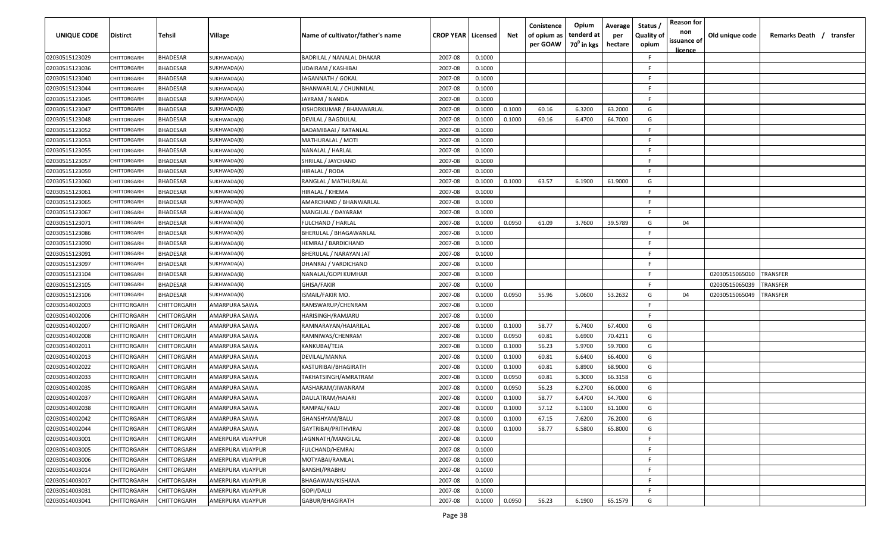| UNIQUE CODE | Distirct | Tehsil | Village | Name of cultivator/father's name | CROP YEAR | Licensed | Net | Conistence of opium as per GOAW | Opium tenderd at 70⁰ in kgs | Average per hectare | Status / Quality of opium | Reason for non issuance of licence | Old unique code | Remarks Death / transfer |
|---|---|---|---|---|---|---|---|---|---|---|---|---|---|---|
| 02030515123029 | CHITTORGARH | BHADESAR | SUKHWADA(A) | BADRILAL / NANALAL DHAKAR | 2007-08 | 0.1000 | | | | | F | | | |
| 02030515123036 | CHITTORGARH | BHADESAR | SUKHWADA(A) | UDAIRAM / KASHIBAI | 2007-08 | 0.1000 | | | | | F | | | |
| 02030515123040 | CHITTORGARH | BHADESAR | SUKHWADA(A) | JAGANNATH / GOKAL | 2007-08 | 0.1000 | | | | | F | | | |
| 02030515123044 | CHITTORGARH | BHADESAR | SUKHWADA(A) | BHANWARLAL / CHUNNILAL | 2007-08 | 0.1000 | | | | | F | | | |
| 02030515123045 | CHITTORGARH | BHADESAR | SUKHWADA(A) | JAYRAM / NANDA | 2007-08 | 0.1000 | | | | | F | | | |
| 02030515123047 | CHITTORGARH | BHADESAR | SUKHWADA(B) | KISHORKUMAR / BHANWARLAL | 2007-08 | 0.1000 | 0.1000 | 60.16 | 6.3200 | 63.2000 | G | | | |
| 02030515123048 | CHITTORGARH | BHADESAR | SUKHWADA(B) | DEVILAL / BAGDULAL | 2007-08 | 0.1000 | 0.1000 | 60.16 | 6.4700 | 64.7000 | G | | | |
| 02030515123052 | CHITTORGARH | BHADESAR | SUKHWADA(B) | BADAMIBAAI / RATANLAL | 2007-08 | 0.1000 | | | | | F | | | |
| 02030515123053 | CHITTORGARH | BHADESAR | SUKHWADA(B) | MATHURALAL / MOTI | 2007-08 | 0.1000 | | | | | F | | | |
| 02030515123055 | CHITTORGARH | BHADESAR | SUKHWADA(B) | NANALAL / HARLAL | 2007-08 | 0.1000 | | | | | F | | | |
| 02030515123057 | CHITTORGARH | BHADESAR | SUKHWADA(B) | SHRILAL / JAYCHAND | 2007-08 | 0.1000 | | | | | F | | | |
| 02030515123059 | CHITTORGARH | BHADESAR | SUKHWADA(B) | HIRALAL / RODA | 2007-08 | 0.1000 | | | | | F | | | |
| 02030515123060 | CHITTORGARH | BHADESAR | SUKHWADA(B) | RANGLAL / MATHURALAL | 2007-08 | 0.1000 | 0.1000 | 63.57 | 6.1900 | 61.9000 | G | | | |
| 02030515123061 | CHITTORGARH | BHADESAR | SUKHWADA(B) | HIRALAL / KHEMA | 2007-08 | 0.1000 | | | | | F | | | |
| 02030515123065 | CHITTORGARH | BHADESAR | SUKHWADA(B) | AMARCHAND / BHANWARLAL | 2007-08 | 0.1000 | | | | | F | | | |
| 02030515123067 | CHITTORGARH | BHADESAR | SUKHWADA(B) | MANGILAL / DAYARAM | 2007-08 | 0.1000 | | | | | F | | | |
| 02030515123071 | CHITTORGARH | BHADESAR | SUKHWADA(B) | FULCHAND / HARLAL | 2007-08 | 0.1000 | 0.0950 | 61.09 | 3.7600 | 39.5789 | G | 04 | | |
| 02030515123086 | CHITTORGARH | BHADESAR | SUKHWADA(B) | BHERULAL / BHAGAWANLAL | 2007-08 | 0.1000 | | | | | F | | | |
| 02030515123090 | CHITTORGARH | BHADESAR | SUKHWADA(B) | HEMRAJ / BARDICHAND | 2007-08 | 0.1000 | | | | | F | | | |
| 02030515123091 | CHITTORGARH | BHADESAR | SUKHWADA(B) | BHERULAL / NARAYAN JAT | 2007-08 | 0.1000 | | | | | F | | | |
| 02030515123097 | CHITTORGARH | BHADESAR | SUKHWADA(A) | DHANRAJ / VARDICHAND | 2007-08 | 0.1000 | | | | | F | | | |
| 02030515123104 | CHITTORGARH | BHADESAR | SUKHWADA(B) | NANALAL/GOPI KUMHAR | 2007-08 | 0.1000 | | | | | F | | 02030515065010 | TRANSFER |
| 02030515123105 | CHITTORGARH | BHADESAR | SUKHWADA(B) | GHISA/FAKIR | 2007-08 | 0.1000 | | | | | F | | 02030515065039 | TRANSFER |
| 02030515123106 | CHITTORGARH | BHADESAR | SUKHWADA(B) | ISMAIL/FAKIR MO. | 2007-08 | 0.1000 | 0.0950 | 55.96 | 5.0600 | 53.2632 | G | 04 | 02030515065049 | TRANSFER |
| 02030514002003 | CHITTORGARH | CHITTORGARH | AMARPURA SAWA | RAMSWARUP/CHENRAM | 2007-08 | 0.1000 | | | | | F | | | |
| 02030514002006 | CHITTORGARH | CHITTORGARH | AMARPURA SAWA | HARISINGH/RAMJARU | 2007-08 | 0.1000 | | | | | F | | | |
| 02030514002007 | CHITTORGARH | CHITTORGARH | AMARPURA SAWA | RAMNARAYAN/HAJARILAL | 2007-08 | 0.1000 | 0.1000 | 58.77 | 6.7400 | 67.4000 | G | | | |
| 02030514002008 | CHITTORGARH | CHITTORGARH | AMARPURA SAWA | RAMNIWAS/CHENRAM | 2007-08 | 0.1000 | 0.0950 | 60.81 | 6.6900 | 70.4211 | G | | | |
| 02030514002011 | CHITTORGARH | CHITTORGARH | AMARPURA SAWA | KANKUBAI/TEJA | 2007-08 | 0.1000 | 0.1000 | 56.23 | 5.9700 | 59.7000 | G | | | |
| 02030514002013 | CHITTORGARH | CHITTORGARH | AMARPURA SAWA | DEVILAL/MANNA | 2007-08 | 0.1000 | 0.1000 | 60.81 | 6.6400 | 66.4000 | G | | | |
| 02030514002022 | CHITTORGARH | CHITTORGARH | AMARPURA SAWA | KASTURIBAI/BHAGIRATH | 2007-08 | 0.1000 | 0.1000 | 60.81 | 6.8900 | 68.9000 | G | | | |
| 02030514002033 | CHITTORGARH | CHITTORGARH | AMARPURA SAWA | TAKHATSINGH/AMRATRAM | 2007-08 | 0.1000 | 0.0950 | 60.81 | 6.3000 | 66.3158 | G | | | |
| 02030514002035 | CHITTORGARH | CHITTORGARH | AMARPURA SAWA | AASHARAM/JIWANRAM | 2007-08 | 0.1000 | 0.0950 | 56.23 | 6.2700 | 66.0000 | G | | | |
| 02030514002037 | CHITTORGARH | CHITTORGARH | AMARPURA SAWA | DAULATRAM/HAJARI | 2007-08 | 0.1000 | 0.1000 | 58.77 | 6.4700 | 64.7000 | G | | | |
| 02030514002038 | CHITTORGARH | CHITTORGARH | AMARPURA SAWA | RAMPAL/KALU | 2007-08 | 0.1000 | 0.1000 | 57.12 | 6.1100 | 61.1000 | G | | | |
| 02030514002042 | CHITTORGARH | CHITTORGARH | AMARPURA SAWA | GHANSHYAM/BALU | 2007-08 | 0.1000 | 0.1000 | 67.15 | 7.6200 | 76.2000 | G | | | |
| 02030514002044 | CHITTORGARH | CHITTORGARH | AMARPURA SAWA | GAYTRIBAI/PRITHVIRAJ | 2007-08 | 0.1000 | 0.1000 | 58.77 | 6.5800 | 65.8000 | G | | | |
| 02030514003001 | CHITTORGARH | CHITTORGARH | AMERPURA VIJAYPUR | JAGNNATH/MANGILAL | 2007-08 | 0.1000 | | | | | F | | | |
| 02030514003005 | CHITTORGARH | CHITTORGARH | AMERPURA VIJAYPUR | FULCHAND/HEMRAJ | 2007-08 | 0.1000 | | | | | F | | | |
| 02030514003006 | CHITTORGARH | CHITTORGARH | AMERPURA VIJAYPUR | MOTYABAI/RAMLAL | 2007-08 | 0.1000 | | | | | F | | | |
| 02030514003014 | CHITTORGARH | CHITTORGARH | AMERPURA VIJAYPUR | BANSHI/PRABHU | 2007-08 | 0.1000 | | | | | F | | | |
| 02030514003017 | CHITTORGARH | CHITTORGARH | AMERPURA VIJAYPUR | BHAGAWAN/KISHANA | 2007-08 | 0.1000 | | | | | F | | | |
| 02030514003031 | CHITTORGARH | CHITTORGARH | AMERPURA VIJAYPUR | GOPI/DALU | 2007-08 | 0.1000 | | | | | F | | | |
| 02030514003041 | CHITTORGARH | CHITTORGARH | AMERPURA VIJAYPUR | GABUR/BHAGIRATH | 2007-08 | 0.1000 | 0.0950 | 56.23 | 6.1900 | 65.1579 | G | | | |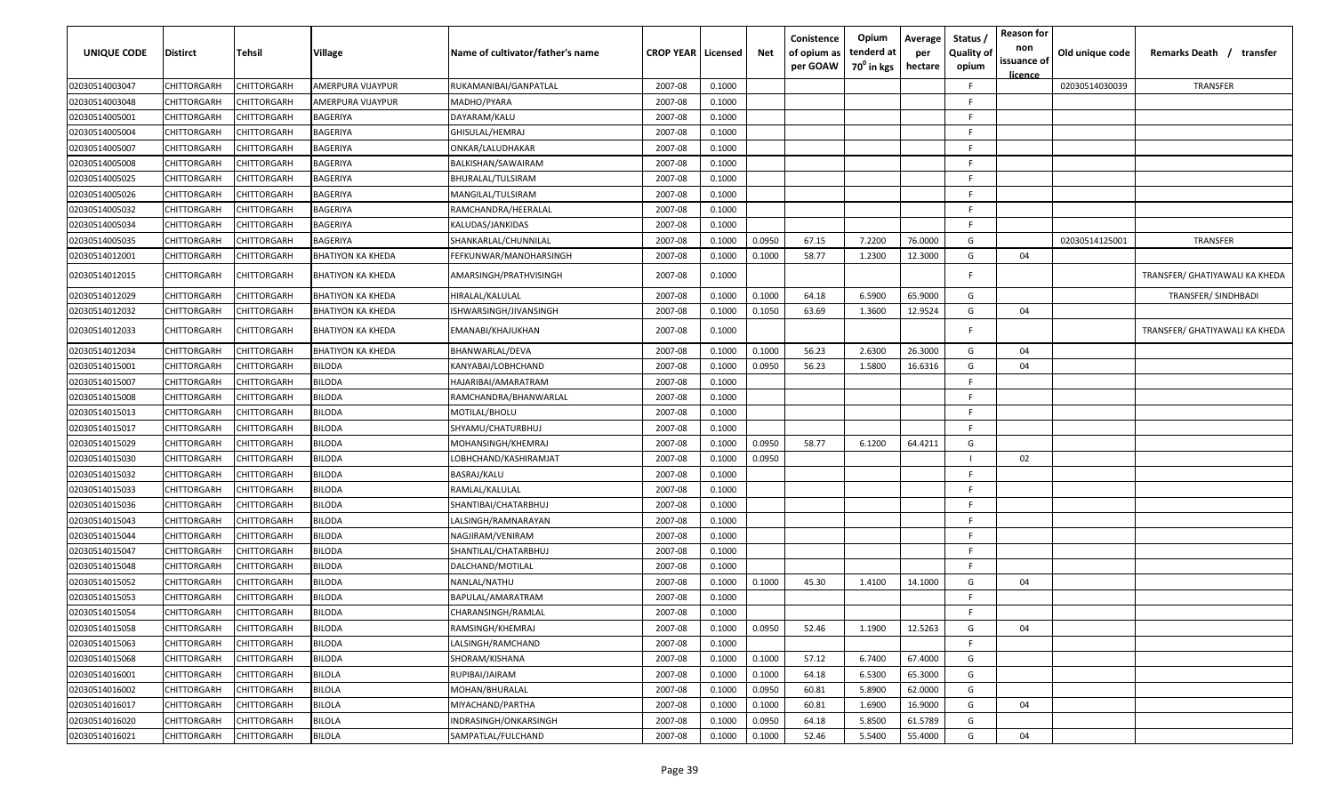| UNIQUE CODE | Distirct | Tehsil | Village | Name of cultivator/father's name | CROP YEAR | Licensed | Net | Conistence of opium as per GOAW | Opium tenderd at $70^0$ in kgs | Average per hectare | Status / Quality of opium | Reason for non issuance of licence | Old unique code | Remarks Death / transfer |
|---|---|---|---|---|---|---|---|---|---|---|---|---|---|---|
| 02030514003047 | CHITTORGARH | CHITTORGARH | AMERPURA VIJAYPUR | RUKAMANIBAI/GANPATLAL | 2007-08 | 0.1000 | | | | | F | | 02030514030039 | TRANSFER |
| 02030514003048 | CHITTORGARH | CHITTORGARH | AMERPURA VIJAYPUR | MADHO/PYARA | 2007-08 | 0.1000 | | | | | F | | | |
| 02030514005001 | CHITTORGARH | CHITTORGARH | BAGERIYA | DAYARAM/KALU | 2007-08 | 0.1000 | | | | | F | | | |
| 02030514005004 | CHITTORGARH | CHITTORGARH | BAGERIYA | GHISULAL/HEMRAJ | 2007-08 | 0.1000 | | | | | F | | | |
| 02030514005007 | CHITTORGARH | CHITTORGARH | BAGERIYA | ONKAR/LALUDHAKAR | 2007-08 | 0.1000 | | | | | F | | | |
| 02030514005008 | CHITTORGARH | CHITTORGARH | BAGERIYA | BALKISHAN/SAWAIRAM | 2007-08 | 0.1000 | | | | | F | | | |
| 02030514005025 | CHITTORGARH | CHITTORGARH | BAGERIYA | BHURALAL/TULSIRAM | 2007-08 | 0.1000 | | | | | F | | | |
| 02030514005026 | CHITTORGARH | CHITTORGARH | BAGERIYA | MANGILAL/TULSIRAM | 2007-08 | 0.1000 | | | | | F | | | |
| 02030514005032 | CHITTORGARH | CHITTORGARH | BAGERIYA | RAMCHANDRA/HEERALAL | 2007-08 | 0.1000 | | | | | F | | | |
| 02030514005034 | CHITTORGARH | CHITTORGARH | BAGERIYA | KALUDAS/JANKIDAS | 2007-08 | 0.1000 | | | | | F | | | |
| 02030514005035 | CHITTORGARH | CHITTORGARH | BAGERIYA | SHANKARLAL/CHUNNILAL | 2007-08 | 0.1000 | 0.0950 | 67.15 | 7.2200 | 76.0000 | G | | 02030514125001 | TRANSFER |
| 02030514012001 | CHITTORGARH | CHITTORGARH | BHATIYON KA KHEDA | FEFKUNWAR/MANOHARSINGH | 2007-08 | 0.1000 | 0.1000 | 58.77 | 1.2300 | 12.3000 | G | 04 | | |
| 02030514012015 | CHITTORGARH | CHITTORGARH | BHATIYON KA KHEDA | AMARSINGH/PRATHVISINGH | 2007-08 | 0.1000 | | | | | F | | | TRANSFER/ GHATIYAWALI KA KHEDA |
| 02030514012029 | CHITTORGARH | CHITTORGARH | BHATIYON KA KHEDA | HIRALAL/KALULAL | 2007-08 | 0.1000 | 0.1000 | 64.18 | 6.5900 | 65.9000 | G | | | TRANSFER/ SINDHBADI |
| 02030514012032 | CHITTORGARH | CHITTORGARH | BHATIYON KA KHEDA | ISHWARSINGH/JIVANSINGH | 2007-08 | 0.1000 | 0.1050 | 63.69 | 1.3600 | 12.9524 | G | 04 | | |
| 02030514012033 | CHITTORGARH | CHITTORGARH | BHATIYON KA KHEDA | EMANABI/KHAJUKHAN | 2007-08 | 0.1000 | | | | | F | | | TRANSFER/ GHATIYAWALI KA KHEDA |
| 02030514012034 | CHITTORGARH | CHITTORGARH | BHATIYON KA KHEDA | BHANWARLAL/DEVA | 2007-08 | 0.1000 | 0.1000 | 56.23 | 2.6300 | 26.3000 | G | 04 | | |
| 02030514015001 | CHITTORGARH | CHITTORGARH | BILODA | KANYABAI/LOBHCHAND | 2007-08 | 0.1000 | 0.0950 | 56.23 | 1.5800 | 16.6316 | G | 04 | | |
| 02030514015007 | CHITTORGARH | CHITTORGARH | BILODA | HAJARIBAI/AMARATRAM | 2007-08 | 0.1000 | | | | | F | | | |
| 02030514015008 | CHITTORGARH | CHITTORGARH | BILODA | RAMCHANDRA/BHANWARLAL | 2007-08 | 0.1000 | | | | | F | | | |
| 02030514015013 | CHITTORGARH | CHITTORGARH | BILODA | MOTILAL/BHOLU | 2007-08 | 0.1000 | | | | | F | | | |
| 02030514015017 | CHITTORGARH | CHITTORGARH | BILODA | SHYAMU/CHATURBHUJ | 2007-08 | 0.1000 | | | | | F | | | |
| 02030514015029 | CHITTORGARH | CHITTORGARH | BILODA | MOHANSINGH/KHEMRAJ | 2007-08 | 0.1000 | 0.0950 | 58.77 | 6.1200 | 64.4211 | G | | | |
| 02030514015030 | CHITTORGARH | CHITTORGARH | BILODA | LOBHCHAND/KASHIRAMJAT | 2007-08 | 0.1000 | 0.0950 | | | | I | 02 | | |
| 02030514015032 | CHITTORGARH | CHITTORGARH | BILODA | BASRAJ/KALU | 2007-08 | 0.1000 | | | | | F | | | |
| 02030514015033 | CHITTORGARH | CHITTORGARH | BILODA | RAMLAL/KALULAL | 2007-08 | 0.1000 | | | | | F | | | |
| 02030514015036 | CHITTORGARH | CHITTORGARH | BILODA | SHANTIBAI/CHATARBHUJ | 2007-08 | 0.1000 | | | | | F | | | |
| 02030514015043 | CHITTORGARH | CHITTORGARH | BILODA | LALSINGH/RAMNARAYAN | 2007-08 | 0.1000 | | | | | F | | | |
| 02030514015044 | CHITTORGARH | CHITTORGARH | BILODA | NAGJIRAM/VENIRAM | 2007-08 | 0.1000 | | | | | F | | | |
| 02030514015047 | CHITTORGARH | CHITTORGARH | BILODA | SHANTILAL/CHATARBHUJ | 2007-08 | 0.1000 | | | | | F | | | |
| 02030514015048 | CHITTORGARH | CHITTORGARH | BILODA | DALCHAND/MOTILAL | 2007-08 | 0.1000 | | | | | F | | | |
| 02030514015052 | CHITTORGARH | CHITTORGARH | BILODA | NANLAL/NATHU | 2007-08 | 0.1000 | 0.1000 | 45.30 | 1.4100 | 14.1000 | G | 04 | | |
| 02030514015053 | CHITTORGARH | CHITTORGARH | BILODA | BAPULAL/AMARATRAM | 2007-08 | 0.1000 | | | | | F | | | |
| 02030514015054 | CHITTORGARH | CHITTORGARH | BILODA | CHARANSINGH/RAMLAL | 2007-08 | 0.1000 | | | | | F | | | |
| 02030514015058 | CHITTORGARH | CHITTORGARH | BILODA | RAMSINGH/KHEMRAJ | 2007-08 | 0.1000 | 0.0950 | 52.46 | 1.1900 | 12.5263 | G | 04 | | |
| 02030514015063 | CHITTORGARH | CHITTORGARH | BILODA | LALSINGH/RAMCHAND | 2007-08 | 0.1000 | | | | | F | | | |
| 02030514015068 | CHITTORGARH | CHITTORGARH | BILODA | SHORAM/KISHANA | 2007-08 | 0.1000 | 0.1000 | 57.12 | 6.7400 | 67.4000 | G | | | |
| 02030514016001 | CHITTORGARH | CHITTORGARH | BILOLA | RUPIBAI/JAIRAM | 2007-08 | 0.1000 | 0.1000 | 64.18 | 6.5300 | 65.3000 | G | | | |
| 02030514016002 | CHITTORGARH | CHITTORGARH | BILOLA | MOHAN/BHURALAL | 2007-08 | 0.1000 | 0.0950 | 60.81 | 5.8900 | 62.0000 | G | | | |
| 02030514016017 | CHITTORGARH | CHITTORGARH | BILOLA | MIYACHAND/PARTHA | 2007-08 | 0.1000 | 0.1000 | 60.81 | 1.6900 | 16.9000 | G | 04 | | |
| 02030514016020 | CHITTORGARH | CHITTORGARH | BILOLA | INDRASINGH/ONKARSINGH | 2007-08 | 0.1000 | 0.0950 | 64.18 | 5.8500 | 61.5789 | G | | | |
| 02030514016021 | CHITTORGARH | CHITTORGARH | BILOLA | SAMPATLAL/FULCHAND | 2007-08 | 0.1000 | 0.1000 | 52.46 | 5.5400 | 55.4000 | G | 04 | | |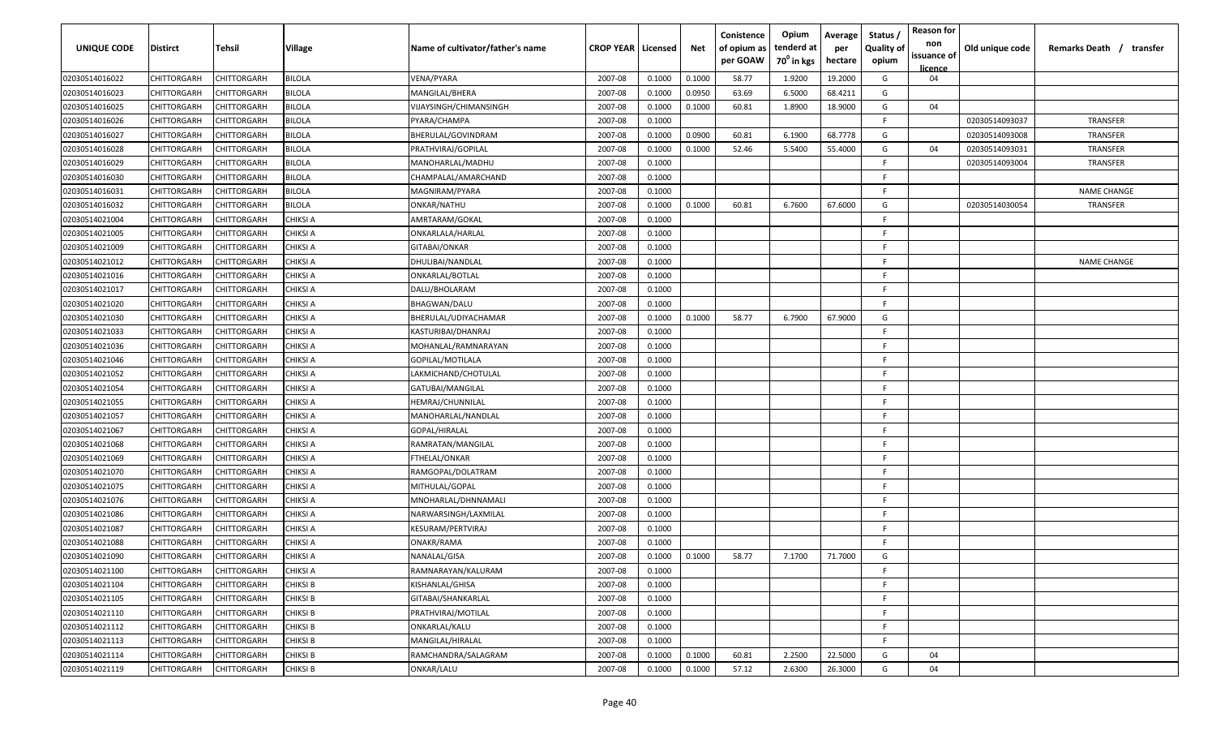| UNIQUE CODE | Distirct | Tehsil | Village | Name of cultivator/father's name | CROP YEAR | Licensed | Net | Conistence of opium as per GOAW | Opium tenderd at $70^0$ in kgs | Average per hectare | Status / Quality of opium | Reason for non issuance of licence | Old unique code | Remarks Death / transfer |
|---|---|---|---|---|---|---|---|---|---|---|---|---|---|---|
| 02030514016022 | CHITTORGARH | CHITTORGARH | BILOLA | VENA/PYARA | 2007-08 | 0.1000 | 0.1000 | 58.77 | 1.9200 | 19.2000 | G | 04 | | |
| 02030514016023 | CHITTORGARH | CHITTORGARH | BILOLA | MANGILAL/BHERA | 2007-08 | 0.1000 | 0.0950 | 63.69 | 6.5000 | 68.4211 | G | | | |
| 02030514016025 | CHITTORGARH | CHITTORGARH | BILOLA | VIJAYSINGH/CHIMANSINGH | 2007-08 | 0.1000 | 0.1000 | 60.81 | 1.8900 | 18.9000 | G | 04 | | |
| 02030514016026 | CHITTORGARH | CHITTORGARH | BILOLA | PYARA/CHAMPA | 2007-08 | 0.1000 | | | | | F | | 02030514093037 | TRANSFER |
| 02030514016027 | CHITTORGARH | CHITTORGARH | BILOLA | BHERULAL/GOVINDRAM | 2007-08 | 0.1000 | 0.0900 | 60.81 | 6.1900 | 68.7778 | G | | 02030514093008 | TRANSFER |
| 02030514016028 | CHITTORGARH | CHITTORGARH | BILOLA | PRATHVIRAJ/GOPILAL | 2007-08 | 0.1000 | 0.1000 | 52.46 | 5.5400 | 55.4000 | G | 04 | 02030514093031 | TRANSFER |
| 02030514016029 | CHITTORGARH | CHITTORGARH | BILOLA | MANOHARLAL/MADHU | 2007-08 | 0.1000 | | | | | F | | 02030514093004 | TRANSFER |
| 02030514016030 | CHITTORGARH | CHITTORGARH | BILOLA | CHAMPALAL/AMARCHAND | 2007-08 | 0.1000 | | | | | F | | | |
| 02030514016031 | CHITTORGARH | CHITTORGARH | BILOLA | MAGNIRAM/PYARA | 2007-08 | 0.1000 | | | | | F | | | NAME CHANGE |
| 02030514016032 | CHITTORGARH | CHITTORGARH | BILOLA | ONKAR/NATHU | 2007-08 | 0.1000 | 0.1000 | 60.81 | 6.7600 | 67.6000 | G | | 02030514030054 | TRANSFER |
| 02030514021004 | CHITTORGARH | CHITTORGARH | CHIKSI A | AMRTARAM/GOKAL | 2007-08 | 0.1000 | | | | | F | | | |
| 02030514021005 | CHITTORGARH | CHITTORGARH | CHIKSI A | ONKARLALA/HARLAL | 2007-08 | 0.1000 | | | | | F | | | |
| 02030514021009 | CHITTORGARH | CHITTORGARH | CHIKSI A | GITABAI/ONKAR | 2007-08 | 0.1000 | | | | | F | | | |
| 02030514021012 | CHITTORGARH | CHITTORGARH | CHIKSI A | DHULIBAI/NANDLAL | 2007-08 | 0.1000 | | | | | F | | | NAME CHANGE |
| 02030514021016 | CHITTORGARH | CHITTORGARH | CHIKSI A | ONKARLAL/BOTLAL | 2007-08 | 0.1000 | | | | | F | | | |
| 02030514021017 | CHITTORGARH | CHITTORGARH | CHIKSI A | DALU/BHOLARAM | 2007-08 | 0.1000 | | | | | F | | | |
| 02030514021020 | CHITTORGARH | CHITTORGARH | CHIKSI A | BHAGWAN/DALU | 2007-08 | 0.1000 | | | | | F | | | |
| 02030514021030 | CHITTORGARH | CHITTORGARH | CHIKSI A | BHERULAL/UDIYACHAMAR | 2007-08 | 0.1000 | 0.1000 | 58.77 | 6.7900 | 67.9000 | G | | | |
| 02030514021033 | CHITTORGARH | CHITTORGARH | CHIKSI A | KASTURIBAI/DHANRAJ | 2007-08 | 0.1000 | | | | | F | | | |
| 02030514021036 | CHITTORGARH | CHITTORGARH | CHIKSI A | MOHANLAL/RAMNARAYAN | 2007-08 | 0.1000 | | | | | F | | | |
| 02030514021046 | CHITTORGARH | CHITTORGARH | CHIKSI A | GOPILAL/MOTILALA | 2007-08 | 0.1000 | | | | | F | | | |
| 02030514021052 | CHITTORGARH | CHITTORGARH | CHIKSI A | LAKMICHAND/CHOTULAL | 2007-08 | 0.1000 | | | | | F | | | |
| 02030514021054 | CHITTORGARH | CHITTORGARH | CHIKSI A | GATUBAI/MANGILAL | 2007-08 | 0.1000 | | | | | F | | | |
| 02030514021055 | CHITTORGARH | CHITTORGARH | CHIKSI A | HEMRAJ/CHUNNILAL | 2007-08 | 0.1000 | | | | | F | | | |
| 02030514021057 | CHITTORGARH | CHITTORGARH | CHIKSI A | MANOHARLAL/NANDLAL | 2007-08 | 0.1000 | | | | | F | | | |
| 02030514021067 | CHITTORGARH | CHITTORGARH | CHIKSI A | GOPAL/HIRALAL | 2007-08 | 0.1000 | | | | | F | | | |
| 02030514021068 | CHITTORGARH | CHITTORGARH | CHIKSI A | RAMRATAN/MANGILAL | 2007-08 | 0.1000 | | | | | F | | | |
| 02030514021069 | CHITTORGARH | CHITTORGARH | CHIKSI A | FTHELAL/ONKAR | 2007-08 | 0.1000 | | | | | F | | | |
| 02030514021070 | CHITTORGARH | CHITTORGARH | CHIKSI A | RAMGOPAL/DOLATRAM | 2007-08 | 0.1000 | | | | | F | | | |
| 02030514021075 | CHITTORGARH | CHITTORGARH | CHIKSI A | MITHULAL/GOPAL | 2007-08 | 0.1000 | | | | | F | | | |
| 02030514021076 | CHITTORGARH | CHITTORGARH | CHIKSI A | MNOHARLAL/DHNNAMALI | 2007-08 | 0.1000 | | | | | F | | | |
| 02030514021086 | CHITTORGARH | CHITTORGARH | CHIKSI A | NARWARSINGH/LAXMILAL | 2007-08 | 0.1000 | | | | | F | | | |
| 02030514021087 | CHITTORGARH | CHITTORGARH | CHIKSI A | KESURAM/PERTVIRAJ | 2007-08 | 0.1000 | | | | | F | | | |
| 02030514021088 | CHITTORGARH | CHITTORGARH | CHIKSI A | ONAKR/RAMA | 2007-08 | 0.1000 | | | | | F | | | |
| 02030514021090 | CHITTORGARH | CHITTORGARH | CHIKSI A | NANALAL/GISA | 2007-08 | 0.1000 | 0.1000 | 58.77 | 7.1700 | 71.7000 | G | | | |
| 02030514021100 | CHITTORGARH | CHITTORGARH | CHIKSI A | RAMNARAYAN/KALURAM | 2007-08 | 0.1000 | | | | | F | | | |
| 02030514021104 | CHITTORGARH | CHITTORGARH | CHIKSI B | KISHANLAL/GHISA | 2007-08 | 0.1000 | | | | | F | | | |
| 02030514021105 | CHITTORGARH | CHITTORGARH | CHIKSI B | GITABAI/SHANKARLAL | 2007-08 | 0.1000 | | | | | F | | | |
| 02030514021110 | CHITTORGARH | CHITTORGARH | CHIKSI B | PRATHVIRAJ/MOTILAL | 2007-08 | 0.1000 | | | | | F | | | |
| 02030514021112 | CHITTORGARH | CHITTORGARH | CHIKSI B | ONKARLAL/KALU | 2007-08 | 0.1000 | | | | | F | | | |
| 02030514021113 | CHITTORGARH | CHITTORGARH | CHIKSI B | MANGILAL/HIRALAL | 2007-08 | 0.1000 | | | | | F | | | |
| 02030514021114 | CHITTORGARH | CHITTORGARH | CHIKSI B | RAMCHANDRA/SALAGRAM | 2007-08 | 0.1000 | 0.1000 | 60.81 | 2.2500 | 22.5000 | G | 04 | | |
| 02030514021119 | CHITTORGARH | CHITTORGARH | CHIKSI B | ONKAR/LALU | 2007-08 | 0.1000 | 0.1000 | 57.12 | 2.6300 | 26.3000 | G | 04 | | |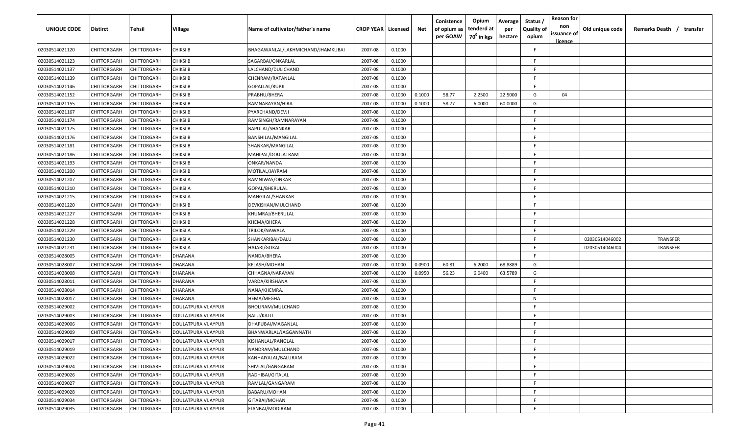| UNIQUE CODE | Distirct | Tehsil | Village | Name of cultivator/father's name | CROP YEAR | Licensed | Net | Conistence of opium as per GOAW | Opium tenderd at 70° in kgs | Average per hectare | Status / Quality of opium | Reason for non issuance of licence | Old unique code | Remarks Death / transfer |
|---|---|---|---|---|---|---|---|---|---|---|---|---|---|---|
| 02030514021120 | CHITTORGARH | CHITTORGARH | CHIKSI B | BHAGAWANLAL/LAKHMICHAND/JHAMKUBAI | 2007-08 | 0.1000 | | | | | F | | | |
| 02030514021123 | CHITTORGARH | CHITTORGARH | CHIKSI B | SAGARBAI/ONKARLAL | 2007-08 | 0.1000 | | | | | F | | | |
| 02030514021137 | CHITTORGARH | CHITTORGARH | CHIKSI B | LALCHAND/DULICHAND | 2007-08 | 0.1000 | | | | | F | | | |
| 02030514021139 | CHITTORGARH | CHITTORGARH | CHIKSI B | CHENRAM/RATANLAL | 2007-08 | 0.1000 | | | | | F | | | |
| 02030514021146 | CHITTORGARH | CHITTORGARH | CHIKSI B | GOPALLAL/RUPJI | 2007-08 | 0.1000 | | | | | F | | | |
| 02030514021152 | CHITTORGARH | CHITTORGARH | CHIKSI B | PRABHU/BHERA | 2007-08 | 0.1000 | 0.1000 | 58.77 | 2.2500 | 22.5000 | G | 04 | | |
| 02030514021155 | CHITTORGARH | CHITTORGARH | CHIKSI B | RAMNARAYAN/HIRA | 2007-08 | 0.1000 | 0.1000 | 58.77 | 6.0000 | 60.0000 | G | | | |
| 02030514021167 | CHITTORGARH | CHITTORGARH | CHIKSI B | PYARCHAND/DEVJI | 2007-08 | 0.1000 | | | | | F | | | |
| 02030514021174 | CHITTORGARH | CHITTORGARH | CHIKSI B | RAMSINGH/RAMNARAYAN | 2007-08 | 0.1000 | | | | | F | | | |
| 02030514021175 | CHITTORGARH | CHITTORGARH | CHIKSI B | BAPULAL/SHANKAR | 2007-08 | 0.1000 | | | | | F | | | |
| 02030514021176 | CHITTORGARH | CHITTORGARH | CHIKSI B | BANSHILAL/MANGILAL | 2007-08 | 0.1000 | | | | | F | | | |
| 02030514021181 | CHITTORGARH | CHITTORGARH | CHIKSI B | SHANKAR/MANGILAL | 2007-08 | 0.1000 | | | | | F | | | |
| 02030514021186 | CHITTORGARH | CHITTORGARH | CHIKSI B | MAHIPAL/DOULATRAM | 2007-08 | 0.1000 | | | | | F | | | |
| 02030514021193 | CHITTORGARH | CHITTORGARH | CHIKSI B | ONKAR/NANDA | 2007-08 | 0.1000 | | | | | F | | | |
| 02030514021200 | CHITTORGARH | CHITTORGARH | CHIKSI B | MOTILAL/JAYRAM | 2007-08 | 0.1000 | | | | | F | | | |
| 02030514021207 | CHITTORGARH | CHITTORGARH | CHIKSI A | RAMNIWAS/ONKAR | 2007-08 | 0.1000 | | | | | F | | | |
| 02030514021210 | CHITTORGARH | CHITTORGARH | CHIKSI A | GOPAL/BHERULAL | 2007-08 | 0.1000 | | | | | F | | | |
| 02030514021215 | CHITTORGARH | CHITTORGARH | CHIKSI A | MANGILAL/SHANKAR | 2007-08 | 0.1000 | | | | | F | | | |
| 02030514021220 | CHITTORGARH | CHITTORGARH | CHIKSI B | DEVKISHAN/MULCHAND | 2007-08 | 0.1000 | | | | | F | | | |
| 02030514021227 | CHITTORGARH | CHITTORGARH | CHIKSI B | KHUMRAJ/BHERULAL | 2007-08 | 0.1000 | | | | | F | | | |
| 02030514021228 | CHITTORGARH | CHITTORGARH | CHIKSI B | KHEMA/BHERA | 2007-08 | 0.1000 | | | | | F | | | |
| 02030514021229 | CHITTORGARH | CHITTORGARH | CHIKSI A | TRILOK/NAWALA | 2007-08 | 0.1000 | | | | | F | | | |
| 02030514021230 | CHITTORGARH | CHITTORGARH | CHIKSI A | SHANKARIBAI/DALU | 2007-08 | 0.1000 | | | | | F | | 02030514046002 | TRANSFER |
| 02030514021231 | CHITTORGARH | CHITTORGARH | CHIKSI A | HAJARI/GOKAL | 2007-08 | 0.1000 | | | | | F | | 02030514046004 | TRANSFER |
| 02030514028005 | CHITTORGARH | CHITTORGARH | DHARANA | NANDA/BHERA | 2007-08 | 0.1000 | | | | | F | | | |
| 02030514028007 | CHITTORGARH | CHITTORGARH | DHARANA | KELASH/MOHAN | 2007-08 | 0.1000 | 0.0900 | 60.81 | 6.2000 | 68.8889 | G | | | |
| 02030514028008 | CHITTORGARH | CHITTORGARH | DHARANA | CHHAGNA/NARAYAN | 2007-08 | 0.1000 | 0.0950 | 56.23 | 6.0400 | 63.5789 | G | | | |
| 02030514028011 | CHITTORGARH | CHITTORGARH | DHARANA | VARDA/KIRSHANA | 2007-08 | 0.1000 | | | | | F | | | |
| 02030514028014 | CHITTORGARH | CHITTORGARH | DHARANA | NANA/KHEMRAJ | 2007-08 | 0.1000 | | | | | F | | | |
| 02030514028017 | CHITTORGARH | CHITTORGARH | DHARANA | HEMA/MEGHA | 2007-08 | 0.1000 | | | | | N | | | |
| 02030514029002 | CHITTORGARH | CHITTORGARH | DOULATPURA VIJAYPUR | BHOLIRAM/MULCHAND | 2007-08 | 0.1000 | | | | | F | | | |
| 02030514029003 | CHITTORGARH | CHITTORGARH | DOULATPURA VIJAYPUR | BALU/KALU | 2007-08 | 0.1000 | | | | | F | | | |
| 02030514029006 | CHITTORGARH | CHITTORGARH | DOULATPURA VIJAYPUR | DHAPUBAI/MAGANLAL | 2007-08 | 0.1000 | | | | | F | | | |
| 02030514029009 | CHITTORGARH | CHITTORGARH | DOULATPURA VIJAYPUR | BHANWARLAL/JAGGANNATH | 2007-08 | 0.1000 | | | | | F | | | |
| 02030514029017 | CHITTORGARH | CHITTORGARH | DOULATPURA VIJAYPUR | KISHANLAL/RANGLAL | 2007-08 | 0.1000 | | | | | F | | | |
| 02030514029019 | CHITTORGARH | CHITTORGARH | DOULATPURA VIJAYPUR | NANDRAM/MULCHAND | 2007-08 | 0.1000 | | | | | F | | | |
| 02030514029022 | CHITTORGARH | CHITTORGARH | DOULATPURA VIJAYPUR | KANHAIYALAL/BALURAM | 2007-08 | 0.1000 | | | | | F | | | |
| 02030514029024 | CHITTORGARH | CHITTORGARH | DOULATPURA VIJAYPUR | SHIVLAL/GANGARAM | 2007-08 | 0.1000 | | | | | F | | | |
| 02030514029026 | CHITTORGARH | CHITTORGARH | DOULATPURA VIJAYPUR | RADHIBAI/GITALAL | 2007-08 | 0.1000 | | | | | F | | | |
| 02030514029027 | CHITTORGARH | CHITTORGARH | DOULATPURA VIJAYPUR | RAMLAL/GANGARAM | 2007-08 | 0.1000 | | | | | F | | | |
| 02030514029028 | CHITTORGARH | CHITTORGARH | DOULATPURA VIJAYPUR | BABARU/MOHAN | 2007-08 | 0.1000 | | | | | F | | | |
| 02030514029034 | CHITTORGARH | CHITTORGARH | DOULATPURA VIJAYPUR | GITABAI/MOHAN | 2007-08 | 0.1000 | | | | | F | | | |
| 02030514029035 | CHITTORGARH | CHITTORGARH | DOULATPURA VIJAYPUR | EJANBAI/MODIRAM | 2007-08 | 0.1000 | | | | | F | | | |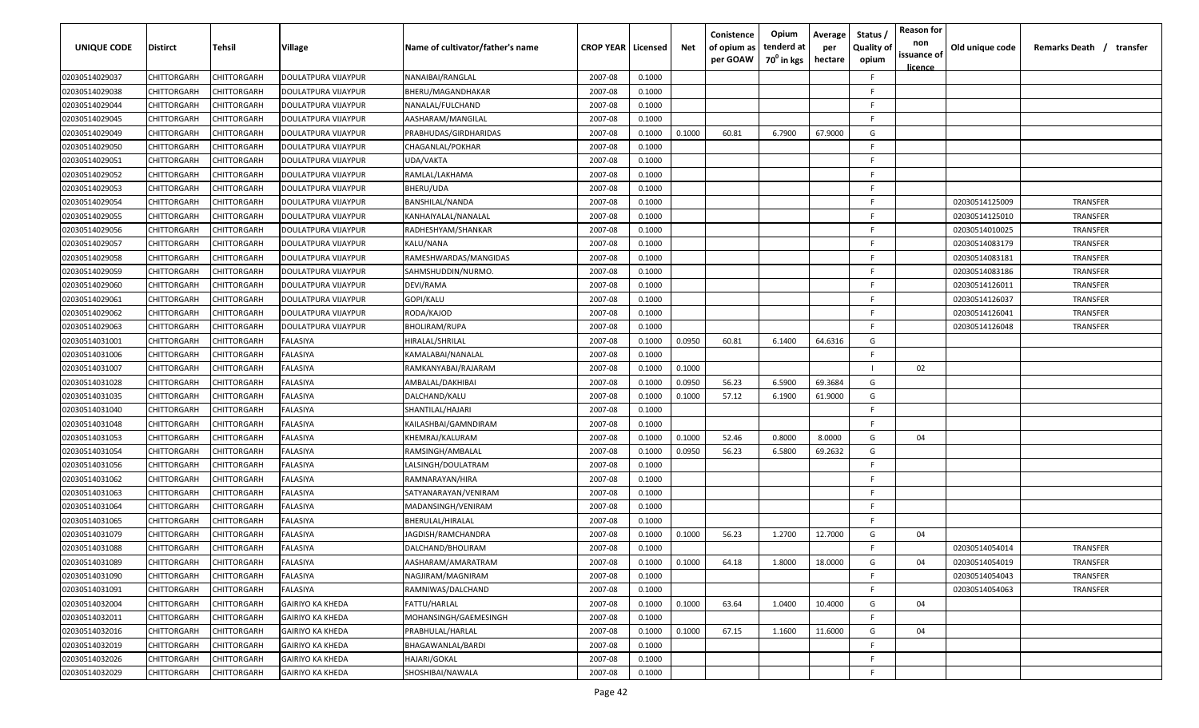| UNIQUE CODE | Distirct | Tehsil | Village | Name of cultivator/father's name | CROP YEAR | Licensed | Net | Conistence of opium as per GOAW | Opium tenderd at 70° in kgs | Average per hectare | Status / Quality of opium | Reason for non issuance of licence | Old unique code | Remarks Death / transfer |
|---|---|---|---|---|---|---|---|---|---|---|---|---|---|---|
| 02030514029037 | CHITTORGARH | CHITTORGARH | DOULATPURA VIJAYPUR | NANAIBAI/RANGLAL | 2007-08 | 0.1000 | | | | | F | | | |
| 02030514029038 | CHITTORGARH | CHITTORGARH | DOULATPURA VIJAYPUR | BHERU/MAGANDHAKAR | 2007-08 | 0.1000 | | | | | F | | | |
| 02030514029044 | CHITTORGARH | CHITTORGARH | DOULATPURA VIJAYPUR | NANALAL/FULCHAND | 2007-08 | 0.1000 | | | | | F | | | |
| 02030514029045 | CHITTORGARH | CHITTORGARH | DOULATPURA VIJAYPUR | AASHARAM/MANGILAL | 2007-08 | 0.1000 | | | | | F | | | |
| 02030514029049 | CHITTORGARH | CHITTORGARH | DOULATPURA VIJAYPUR | PRABHUDAS/GIRDHARIDAS | 2007-08 | 0.1000 | 0.1000 | 60.81 | 6.7900 | 67.9000 | G | | | |
| 02030514029050 | CHITTORGARH | CHITTORGARH | DOULATPURA VIJAYPUR | CHAGANLAL/POKHAR | 2007-08 | 0.1000 | | | | | F | | | |
| 02030514029051 | CHITTORGARH | CHITTORGARH | DOULATPURA VIJAYPUR | UDA/VAKTA | 2007-08 | 0.1000 | | | | | F | | | |
| 02030514029052 | CHITTORGARH | CHITTORGARH | DOULATPURA VIJAYPUR | RAMLAL/LAKHAMA | 2007-08 | 0.1000 | | | | | F | | | |
| 02030514029053 | CHITTORGARH | CHITTORGARH | DOULATPURA VIJAYPUR | BHERU/UDA | 2007-08 | 0.1000 | | | | | F | | | |
| 02030514029054 | CHITTORGARH | CHITTORGARH | DOULATPURA VIJAYPUR | BANSHILAL/NANDA | 2007-08 | 0.1000 | | | | | F | | 02030514125009 | TRANSFER |
| 02030514029055 | CHITTORGARH | CHITTORGARH | DOULATPURA VIJAYPUR | KANHAIYALAL/NANALAL | 2007-08 | 0.1000 | | | | | F | | 02030514125010 | TRANSFER |
| 02030514029056 | CHITTORGARH | CHITTORGARH | DOULATPURA VIJAYPUR | RADHESHYAM/SHANKAR | 2007-08 | 0.1000 | | | | | F | | 02030514010025 | TRANSFER |
| 02030514029057 | CHITTORGARH | CHITTORGARH | DOULATPURA VIJAYPUR | KALU/NANA | 2007-08 | 0.1000 | | | | | F | | 02030514083179 | TRANSFER |
| 02030514029058 | CHITTORGARH | CHITTORGARH | DOULATPURA VIJAYPUR | RAMESHWARDAS/MANGIDAS | 2007-08 | 0.1000 | | | | | F | | 02030514083181 | TRANSFER |
| 02030514029059 | CHITTORGARH | CHITTORGARH | DOULATPURA VIJAYPUR | SAHMSHUDDIN/NURMO. | 2007-08 | 0.1000 | | | | | F | | 02030514083186 | TRANSFER |
| 02030514029060 | CHITTORGARH | CHITTORGARH | DOULATPURA VIJAYPUR | DEVI/RAMA | 2007-08 | 0.1000 | | | | | F | | 02030514126011 | TRANSFER |
| 02030514029061 | CHITTORGARH | CHITTORGARH | DOULATPURA VIJAYPUR | GOPI/KALU | 2007-08 | 0.1000 | | | | | F | | 02030514126037 | TRANSFER |
| 02030514029062 | CHITTORGARH | CHITTORGARH | DOULATPURA VIJAYPUR | RODA/KAJOD | 2007-08 | 0.1000 | | | | | F | | 02030514126041 | TRANSFER |
| 02030514029063 | CHITTORGARH | CHITTORGARH | DOULATPURA VIJAYPUR | BHOLIRAM/RUPA | 2007-08 | 0.1000 | | | | | F | | 02030514126048 | TRANSFER |
| 02030514031001 | CHITTORGARH | CHITTORGARH | FALASIYA | HIRALAL/SHRILAL | 2007-08 | 0.1000 | 0.0950 | 60.81 | 6.1400 | 64.6316 | G | | | |
| 02030514031006 | CHITTORGARH | CHITTORGARH | FALASIYA | KAMALABAI/NANALAL | 2007-08 | 0.1000 | | | | | F | | | |
| 02030514031007 | CHITTORGARH | CHITTORGARH | FALASIYA | RAMKANYABAI/RAJARAM | 2007-08 | 0.1000 | 0.1000 | | | | I | 02 | | |
| 02030514031028 | CHITTORGARH | CHITTORGARH | FALASIYA | AMBALAL/DAKHIBAI | 2007-08 | 0.1000 | 0.0950 | 56.23 | 6.5900 | 69.3684 | G | | | |
| 02030514031035 | CHITTORGARH | CHITTORGARH | FALASIYA | DALCHAND/KALU | 2007-08 | 0.1000 | 0.1000 | 57.12 | 6.1900 | 61.9000 | G | | | |
| 02030514031040 | CHITTORGARH | CHITTORGARH | FALASIYA | SHANTILAL/HAJARI | 2007-08 | 0.1000 | | | | | F | | | |
| 02030514031048 | CHITTORGARH | CHITTORGARH | FALASIYA | KAILASHBAI/GAMNDIRAM | 2007-08 | 0.1000 | | | | | F | | | |
| 02030514031053 | CHITTORGARH | CHITTORGARH | FALASIYA | KHEMRAJ/KALURAM | 2007-08 | 0.1000 | 0.1000 | 52.46 | 0.8000 | 8.0000 | G | 04 | | |
| 02030514031054 | CHITTORGARH | CHITTORGARH | FALASIYA | RAMSINGH/AMBALAL | 2007-08 | 0.1000 | 0.0950 | 56.23 | 6.5800 | 69.2632 | G | | | |
| 02030514031056 | CHITTORGARH | CHITTORGARH | FALASIYA | LALSINGH/DOULATRAM | 2007-08 | 0.1000 | | | | | F | | | |
| 02030514031062 | CHITTORGARH | CHITTORGARH | FALASIYA | RAMNARAYAN/HIRA | 2007-08 | 0.1000 | | | | | F | | | |
| 02030514031063 | CHITTORGARH | CHITTORGARH | FALASIYA | SATYANARAYAN/VENIRAM | 2007-08 | 0.1000 | | | | | F | | | |
| 02030514031064 | CHITTORGARH | CHITTORGARH | FALASIYA | MADANSINGH/VENIRAM | 2007-08 | 0.1000 | | | | | F | | | |
| 02030514031065 | CHITTORGARH | CHITTORGARH | FALASIYA | BHERULAL/HIRALAL | 2007-08 | 0.1000 | | | | | F | | | |
| 02030514031079 | CHITTORGARH | CHITTORGARH | FALASIYA | JAGDISH/RAMCHANDRA | 2007-08 | 0.1000 | 0.1000 | 56.23 | 1.2700 | 12.7000 | G | 04 | | |
| 02030514031088 | CHITTORGARH | CHITTORGARH | FALASIYA | DALCHAND/BHOLIRAM | 2007-08 | 0.1000 | | | | | F | | 02030514054014 | TRANSFER |
| 02030514031089 | CHITTORGARH | CHITTORGARH | FALASIYA | AASHARAM/AMARATRAM | 2007-08 | 0.1000 | 0.1000 | 64.18 | 1.8000 | 18.0000 | G | 04 | 02030514054019 | TRANSFER |
| 02030514031090 | CHITTORGARH | CHITTORGARH | FALASIYA | NAGJIRAM/MAGNIRAM | 2007-08 | 0.1000 | | | | | F | | 02030514054043 | TRANSFER |
| 02030514031091 | CHITTORGARH | CHITTORGARH | FALASIYA | RAMNIWAS/DALCHAND | 2007-08 | 0.1000 | | | | | F | | 02030514054063 | TRANSFER |
| 02030514032004 | CHITTORGARH | CHITTORGARH | GAIRIYO KA KHEDA | FATTU/HARLAL | 2007-08 | 0.1000 | 0.1000 | 63.64 | 1.0400 | 10.4000 | G | 04 | | |
| 02030514032011 | CHITTORGARH | CHITTORGARH | GAIRIYO KA KHEDA | MOHANSINGH/GAEMESINGH | 2007-08 | 0.1000 | | | | | F | | | |
| 02030514032016 | CHITTORGARH | CHITTORGARH | GAIRIYO KA KHEDA | PRABHULAL/HARLAL | 2007-08 | 0.1000 | 0.1000 | 67.15 | 1.1600 | 11.6000 | G | 04 | | |
| 02030514032019 | CHITTORGARH | CHITTORGARH | GAIRIYO KA KHEDA | BHAGAWANLAL/BARDI | 2007-08 | 0.1000 | | | | | F | | | |
| 02030514032026 | CHITTORGARH | CHITTORGARH | GAIRIYO KA KHEDA | HAJARI/GOKAL | 2007-08 | 0.1000 | | | | | F | | | |
| 02030514032029 | CHITTORGARH | CHITTORGARH | GAIRIYO KA KHEDA | SHOSHIBAI/NAWALA | 2007-08 | 0.1000 | | | | | F | | | |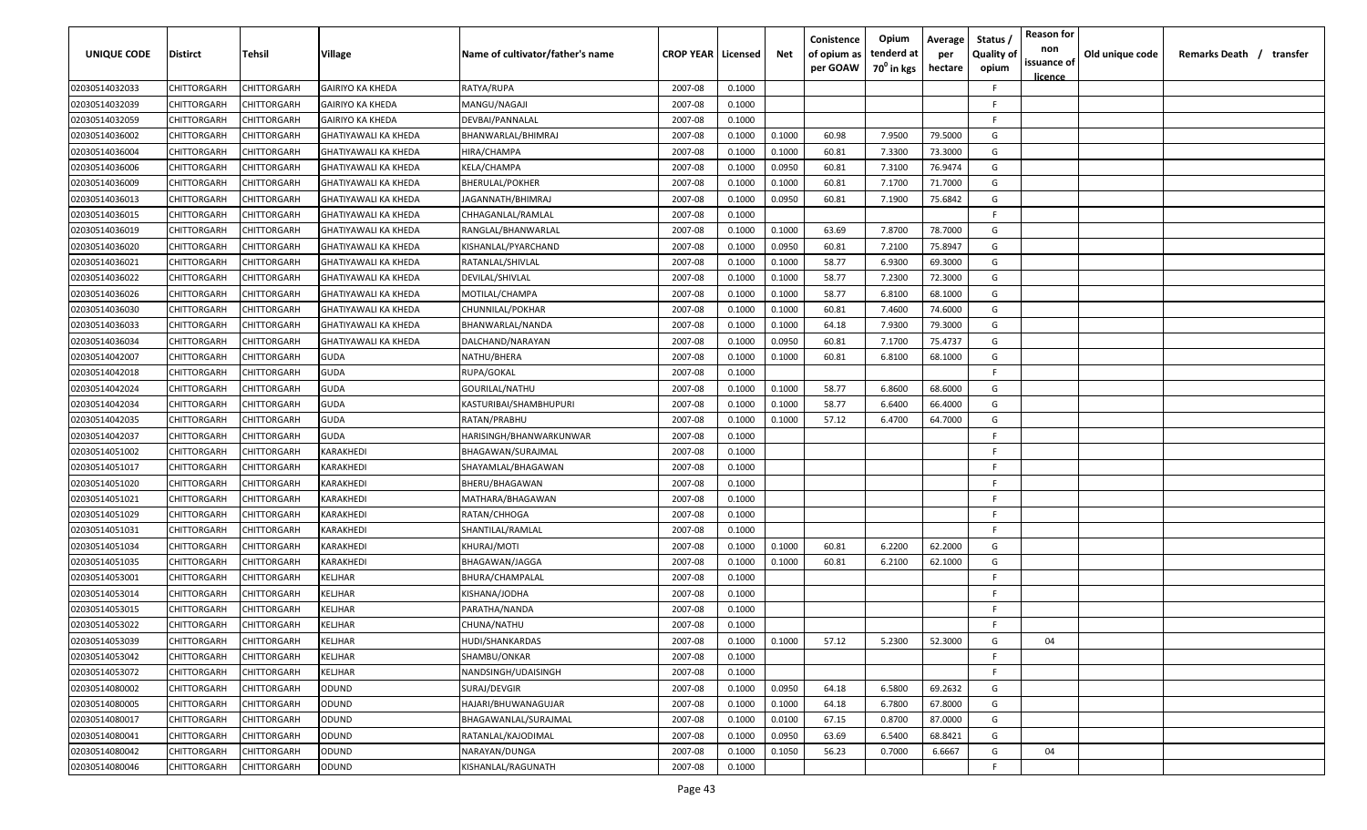| UNIQUE CODE | Distirct | Tehsil | Village | Name of cultivator/father's name | CROP YEAR | Licensed | Net | Conistence of opium as per GOAW | Opium tenderd at 70⁰ in kgs | Average per hectare | Status / Quality of opium | Reason for non issuance of licence | Old unique code | Remarks Death / transfer |
|---|---|---|---|---|---|---|---|---|---|---|---|---|---|---|
| 02030514032033 | CHITTORGARH | CHITTORGARH | GAIRIYO KA KHEDA | RATYA/RUPA | 2007-08 | 0.1000 | | | | | F | | | |
| 02030514032039 | CHITTORGARH | CHITTORGARH | GAIRIYO KA KHEDA | MANGU/NAGAJI | 2007-08 | 0.1000 | | | | | F | | | |
| 02030514032059 | CHITTORGARH | CHITTORGARH | GAIRIYO KA KHEDA | DEVBAI/PANNALAL | 2007-08 | 0.1000 | | | | | F | | | |
| 02030514036002 | CHITTORGARH | CHITTORGARH | GHATIYAWALI KA KHEDA | BHANWARLAL/BHIMRAJ | 2007-08 | 0.1000 | 0.1000 | 60.98 | 7.9500 | 79.5000 | G | | | |
| 02030514036004 | CHITTORGARH | CHITTORGARH | GHATIYAWALI KA KHEDA | HIRA/CHAMPA | 2007-08 | 0.1000 | 0.1000 | 60.81 | 7.3300 | 73.3000 | G | | | |
| 02030514036006 | CHITTORGARH | CHITTORGARH | GHATIYAWALI KA KHEDA | KELA/CHAMPA | 2007-08 | 0.1000 | 0.0950 | 60.81 | 7.3100 | 76.9474 | G | | | |
| 02030514036009 | CHITTORGARH | CHITTORGARH | GHATIYAWALI KA KHEDA | BHERULAL/POKHER | 2007-08 | 0.1000 | 0.1000 | 60.81 | 7.1700 | 71.7000 | G | | | |
| 02030514036013 | CHITTORGARH | CHITTORGARH | GHATIYAWALI KA KHEDA | JAGANNATH/BHIMRAJ | 2007-08 | 0.1000 | 0.0950 | 60.81 | 7.1900 | 75.6842 | G | | | |
| 02030514036015 | CHITTORGARH | CHITTORGARH | GHATIYAWALI KA KHEDA | CHHAGANLAL/RAMLAL | 2007-08 | 0.1000 | | | | | F | | | |
| 02030514036019 | CHITTORGARH | CHITTORGARH | GHATIYAWALI KA KHEDA | RANGLAL/BHANWARLAL | 2007-08 | 0.1000 | 0.1000 | 63.69 | 7.8700 | 78.7000 | G | | | |
| 02030514036020 | CHITTORGARH | CHITTORGARH | GHATIYAWALI KA KHEDA | KISHANLAL/PYARCHAND | 2007-08 | 0.1000 | 0.0950 | 60.81 | 7.2100 | 75.8947 | G | | | |
| 02030514036021 | CHITTORGARH | CHITTORGARH | GHATIYAWALI KA KHEDA | RATANLAL/SHIVLAL | 2007-08 | 0.1000 | 0.1000 | 58.77 | 6.9300 | 69.3000 | G | | | |
| 02030514036022 | CHITTORGARH | CHITTORGARH | GHATIYAWALI KA KHEDA | DEVILAL/SHIVLAL | 2007-08 | 0.1000 | 0.1000 | 58.77 | 7.2300 | 72.3000 | G | | | |
| 02030514036026 | CHITTORGARH | CHITTORGARH | GHATIYAWALI KA KHEDA | MOTILAL/CHAMPA | 2007-08 | 0.1000 | 0.1000 | 58.77 | 6.8100 | 68.1000 | G | | | |
| 02030514036030 | CHITTORGARH | CHITTORGARH | GHATIYAWALI KA KHEDA | CHUNNILAL/POKHAR | 2007-08 | 0.1000 | 0.1000 | 60.81 | 7.4600 | 74.6000 | G | | | |
| 02030514036033 | CHITTORGARH | CHITTORGARH | GHATIYAWALI KA KHEDA | BHANWARLAL/NANDA | 2007-08 | 0.1000 | 0.1000 | 64.18 | 7.9300 | 79.3000 | G | | | |
| 02030514036034 | CHITTORGARH | CHITTORGARH | GHATIYAWALI KA KHEDA | DALCHAND/NARAYAN | 2007-08 | 0.1000 | 0.0950 | 60.81 | 7.1700 | 75.4737 | G | | | |
| 02030514042007 | CHITTORGARH | CHITTORGARH | GUDA | NATHU/BHERA | 2007-08 | 0.1000 | 0.1000 | 60.81 | 6.8100 | 68.1000 | G | | | |
| 02030514042018 | CHITTORGARH | CHITTORGARH | GUDA | RUPA/GOKAL | 2007-08 | 0.1000 | | | | | F | | | |
| 02030514042024 | CHITTORGARH | CHITTORGARH | GUDA | GOURILAL/NATHU | 2007-08 | 0.1000 | 0.1000 | 58.77 | 6.8600 | 68.6000 | G | | | |
| 02030514042034 | CHITTORGARH | CHITTORGARH | GUDA | KASTURIBAI/SHAMBHUPURI | 2007-08 | 0.1000 | 0.1000 | 58.77 | 6.6400 | 66.4000 | G | | | |
| 02030514042035 | CHITTORGARH | CHITTORGARH | GUDA | RATAN/PRABHU | 2007-08 | 0.1000 | 0.1000 | 57.12 | 6.4700 | 64.7000 | G | | | |
| 02030514042037 | CHITTORGARH | CHITTORGARH | GUDA | HARISINGH/BHANWARKUNWAR | 2007-08 | 0.1000 | | | | | F | | | |
| 02030514051002 | CHITTORGARH | CHITTORGARH | KARAKHEDI | BHAGAWAN/SURAJMAL | 2007-08 | 0.1000 | | | | | F | | | |
| 02030514051017 | CHITTORGARH | CHITTORGARH | KARAKHEDI | SHAYAMLAL/BHAGAWAN | 2007-08 | 0.1000 | | | | | F | | | |
| 02030514051020 | CHITTORGARH | CHITTORGARH | KARAKHEDI | BHERU/BHAGAWAN | 2007-08 | 0.1000 | | | | | F | | | |
| 02030514051021 | CHITTORGARH | CHITTORGARH | KARAKHEDI | MATHARA/BHAGAWAN | 2007-08 | 0.1000 | | | | | F | | | |
| 02030514051029 | CHITTORGARH | CHITTORGARH | KARAKHEDI | RATAN/CHHOGA | 2007-08 | 0.1000 | | | | | F | | | |
| 02030514051031 | CHITTORGARH | CHITTORGARH | KARAKHEDI | SHANTILAL/RAMLAL | 2007-08 | 0.1000 | | | | | F | | | |
| 02030514051034 | CHITTORGARH | CHITTORGARH | KARAKHEDI | KHURAJ/MOTI | 2007-08 | 0.1000 | 0.1000 | 60.81 | 6.2200 | 62.2000 | G | | | |
| 02030514051035 | CHITTORGARH | CHITTORGARH | KARAKHEDI | BHAGAWAN/JAGGA | 2007-08 | 0.1000 | 0.1000 | 60.81 | 6.2100 | 62.1000 | G | | | |
| 02030514053001 | CHITTORGARH | CHITTORGARH | KELJHAR | BHURA/CHAMPALAL | 2007-08 | 0.1000 | | | | | F | | | |
| 02030514053014 | CHITTORGARH | CHITTORGARH | KELJHAR | KISHANA/JODHA | 2007-08 | 0.1000 | | | | | F | | | |
| 02030514053015 | CHITTORGARH | CHITTORGARH | KELJHAR | PARATHA/NANDA | 2007-08 | 0.1000 | | | | | F | | | |
| 02030514053022 | CHITTORGARH | CHITTORGARH | KELJHAR | CHUNA/NATHU | 2007-08 | 0.1000 | | | | | F | | | |
| 02030514053039 | CHITTORGARH | CHITTORGARH | KELJHAR | HUDI/SHANKARDAS | 2007-08 | 0.1000 | 0.1000 | 57.12 | 5.2300 | 52.3000 | G | 04 | | |
| 02030514053042 | CHITTORGARH | CHITTORGARH | KELJHAR | SHAMBU/ONKAR | 2007-08 | 0.1000 | | | | | F | | | |
| 02030514053072 | CHITTORGARH | CHITTORGARH | KELJHAR | NANDSINGH/UDAISINGH | 2007-08 | 0.1000 | | | | | F | | | |
| 02030514080002 | CHITTORGARH | CHITTORGARH | ODUND | SURAJ/DEVGIR | 2007-08 | 0.1000 | 0.0950 | 64.18 | 6.5800 | 69.2632 | G | | | |
| 02030514080005 | CHITTORGARH | CHITTORGARH | ODUND | HAJARI/BHUWANAGUJAR | 2007-08 | 0.1000 | 0.1000 | 64.18 | 6.7800 | 67.8000 | G | | | |
| 02030514080017 | CHITTORGARH | CHITTORGARH | ODUND | BHAGAWANLAL/SURAJMAL | 2007-08 | 0.1000 | 0.0100 | 67.15 | 0.8700 | 87.0000 | G | | | |
| 02030514080041 | CHITTORGARH | CHITTORGARH | ODUND | RATANLAL/KAJODIMAL | 2007-08 | 0.1000 | 0.0950 | 63.69 | 6.5400 | 68.8421 | G | | | |
| 02030514080042 | CHITTORGARH | CHITTORGARH | ODUND | NARAYAN/DUNGA | 2007-08 | 0.1000 | 0.1050 | 56.23 | 0.7000 | 6.6667 | G | 04 | | |
| 02030514080046 | CHITTORGARH | CHITTORGARH | ODUND | KISHANLAL/RAGUNATH | 2007-08 | 0.1000 | | | | | F | | | |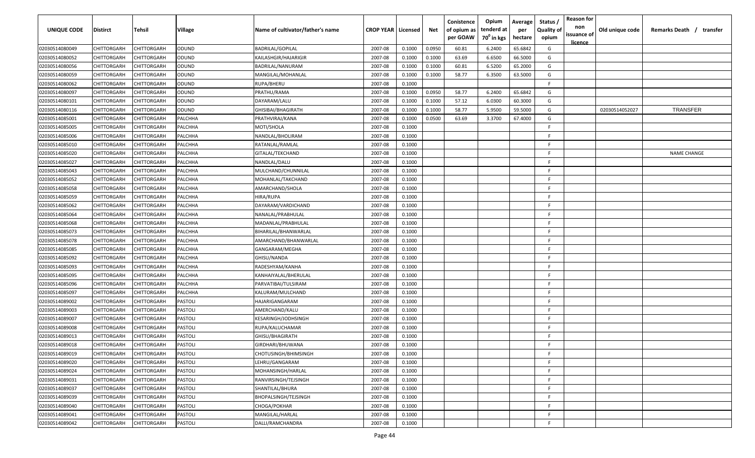| UNIQUE CODE | Distirct | Tehsil | Village | Name of cultivator/father's name | CROP YEAR | Licensed | Net | Conistence of opium as per GOAW | Opium tenderd at 70⁰ in kgs | Average per hectare | Status / Quality of opium | Reason for non issuance of licence | Old unique code | Remarks Death / transfer |
|---|---|---|---|---|---|---|---|---|---|---|---|---|---|---|
| 02030514080049 | CHITTORGARH | CHITTORGARH | ODUND | BADRILAL/GOPILAL | 2007-08 | 0.1000 | 0.0950 | 60.81 | 6.2400 | 65.6842 | G | | | |
| 02030514080052 | CHITTORGARH | CHITTORGARH | ODUND | KAILASHGIR/HAJARIGIR | 2007-08 | 0.1000 | 0.1000 | 63.69 | 6.6500 | 66.5000 | G | | | |
| 02030514080056 | CHITTORGARH | CHITTORGARH | ODUND | BADRILAL/NANURAM | 2007-08 | 0.1000 | 0.1000 | 60.81 | 6.5200 | 65.2000 | G | | | |
| 02030514080059 | CHITTORGARH | CHITTORGARH | ODUND | MANGILAL/MOHANLAL | 2007-08 | 0.1000 | 0.1000 | 58.77 | 6.3500 | 63.5000 | G | | | |
| 02030514080062 | CHITTORGARH | CHITTORGARH | ODUND | RUPA/BHERU | 2007-08 | 0.1000 | | | | | F | | | |
| 02030514080097 | CHITTORGARH | CHITTORGARH | ODUND | PRATHU/RAMA | 2007-08 | 0.1000 | 0.0950 | 58.77 | 6.2400 | 65.6842 | G | | | |
| 02030514080101 | CHITTORGARH | CHITTORGARH | ODUND | DAYARAM/LALU | 2007-08 | 0.1000 | 0.1000 | 57.12 | 6.0300 | 60.3000 | G | | | |
| 02030514080116 | CHITTORGARH | CHITTORGARH | ODUND | GHISIBAI/BHAGIRATH | 2007-08 | 0.1000 | 0.1000 | 58.77 | 5.9500 | 59.5000 | G | | 02030514052027 | TRANSFER |
| 02030514085001 | CHITTORGARH | CHITTORGARH | PALCHHA | PRATHVIRAJ/KANA | 2007-08 | 0.1000 | 0.0500 | 63.69 | 3.3700 | 67.4000 | G | | | |
| 02030514085005 | CHITTORGARH | CHITTORGARH | PALCHHA | MOTI/SHOLA | 2007-08 | 0.1000 | | | | | F | | | |
| 02030514085006 | CHITTORGARH | CHITTORGARH | PALCHHA | NANDLAL/BHOLIRAM | 2007-08 | 0.1000 | | | | | F | | | |
| 02030514085010 | CHITTORGARH | CHITTORGARH | PALCHHA | RATANLAL/RAMLAL | 2007-08 | 0.1000 | | | | | F | | | |
| 02030514085020 | CHITTORGARH | CHITTORGARH | PALCHHA | GITALAL/TEKCHAND | 2007-08 | 0.1000 | | | | | F | | | NAME CHANGE |
| 02030514085027 | CHITTORGARH | CHITTORGARH | PALCHHA | NANDLAL/DALU | 2007-08 | 0.1000 | | | | | F | | | |
| 02030514085043 | CHITTORGARH | CHITTORGARH | PALCHHA | MULCHAND/CHUNNILAL | 2007-08 | 0.1000 | | | | | F | | | |
| 02030514085052 | CHITTORGARH | CHITTORGARH | PALCHHA | MOHANLAL/TAKCHAND | 2007-08 | 0.1000 | | | | | F | | | |
| 02030514085058 | CHITTORGARH | CHITTORGARH | PALCHHA | AMARCHAND/SHOLA | 2007-08 | 0.1000 | | | | | F | | | |
| 02030514085059 | CHITTORGARH | CHITTORGARH | PALCHHA | HIRA/RUPA | 2007-08 | 0.1000 | | | | | F | | | |
| 02030514085062 | CHITTORGARH | CHITTORGARH | PALCHHA | DAYARAM/VARDICHAND | 2007-08 | 0.1000 | | | | | F | | | |
| 02030514085064 | CHITTORGARH | CHITTORGARH | PALCHHA | NANALAL/PRABHULAL | 2007-08 | 0.1000 | | | | | F | | | |
| 02030514085068 | CHITTORGARH | CHITTORGARH | PALCHHA | MADANLAL/PRABHULAL | 2007-08 | 0.1000 | | | | | F | | | |
| 02030514085073 | CHITTORGARH | CHITTORGARH | PALCHHA | BIHARILAL/BHANWARLAL | 2007-08 | 0.1000 | | | | | F | | | |
| 02030514085078 | CHITTORGARH | CHITTORGARH | PALCHHA | AMARCHAND/BHANWARLAL | 2007-08 | 0.1000 | | | | | F | | | |
| 02030514085085 | CHITTORGARH | CHITTORGARH | PALCHHA | GANGARAM/MEGHA | 2007-08 | 0.1000 | | | | | F | | | |
| 02030514085092 | CHITTORGARH | CHITTORGARH | PALCHHA | GHISU/NANDA | 2007-08 | 0.1000 | | | | | F | | | |
| 02030514085093 | CHITTORGARH | CHITTORGARH | PALCHHA | RADESHYAM/KANHA | 2007-08 | 0.1000 | | | | | F | | | |
| 02030514085095 | CHITTORGARH | CHITTORGARH | PALCHHA | KANHAIYALAL/BHERULAL | 2007-08 | 0.1000 | | | | | F | | | |
| 02030514085096 | CHITTORGARH | CHITTORGARH | PALCHHA | PARVATIBAI/TULSIRAM | 2007-08 | 0.1000 | | | | | F | | | |
| 02030514085097 | CHITTORGARH | CHITTORGARH | PALCHHA | KALURAM/MULCHAND | 2007-08 | 0.1000 | | | | | F | | | |
| 02030514089002 | CHITTORGARH | CHITTORGARH | PASTOLI | HAJARIGANGARAM | 2007-08 | 0.1000 | | | | | F | | | |
| 02030514089003 | CHITTORGARH | CHITTORGARH | PASTOLI | AMERCHAND/KALU | 2007-08 | 0.1000 | | | | | F | | | |
| 02030514089007 | CHITTORGARH | CHITTORGARH | PASTOLI | KESARINGH/JODHSINGH | 2007-08 | 0.1000 | | | | | F | | | |
| 02030514089008 | CHITTORGARH | CHITTORGARH | PASTOLI | RUPA/KALUCHAMAR | 2007-08 | 0.1000 | | | | | F | | | |
| 02030514089013 | CHITTORGARH | CHITTORGARH | PASTOLI | GHISU/BHAGIRATH | 2007-08 | 0.1000 | | | | | F | | | |
| 02030514089018 | CHITTORGARH | CHITTORGARH | PASTOLI | GIRDHARI/BHUWANA | 2007-08 | 0.1000 | | | | | F | | | |
| 02030514089019 | CHITTORGARH | CHITTORGARH | PASTOLI | CHOTUSINGH/BHIMSINGH | 2007-08 | 0.1000 | | | | | F | | | |
| 02030514089020 | CHITTORGARH | CHITTORGARH | PASTOLI | LEHRU/GANGARAM | 2007-08 | 0.1000 | | | | | F | | | |
| 02030514089024 | CHITTORGARH | CHITTORGARH | PASTOLI | MOHANSINGH/HARLAL | 2007-08 | 0.1000 | | | | | F | | | |
| 02030514089031 | CHITTORGARH | CHITTORGARH | PASTOLI | RANVIRSINGH/TEJSINGH | 2007-08 | 0.1000 | | | | | F | | | |
| 02030514089037 | CHITTORGARH | CHITTORGARH | PASTOLI | SHANTILAL/BHURA | 2007-08 | 0.1000 | | | | | F | | | |
| 02030514089039 | CHITTORGARH | CHITTORGARH | PASTOLI | BHOPALSINGH/TEJSINGH | 2007-08 | 0.1000 | | | | | F | | | |
| 02030514089040 | CHITTORGARH | CHITTORGARH | PASTOLI | CHOGA/POKHAR | 2007-08 | 0.1000 | | | | | F | | | |
| 02030514089041 | CHITTORGARH | CHITTORGARH | PASTOLI | MANGILAL/HARLAL | 2007-08 | 0.1000 | | | | | F | | | |
| 02030514089042 | CHITTORGARH | CHITTORGARH | PASTOLI | DALLI/RAMCHANDRA | 2007-08 | 0.1000 | | | | | F | | | |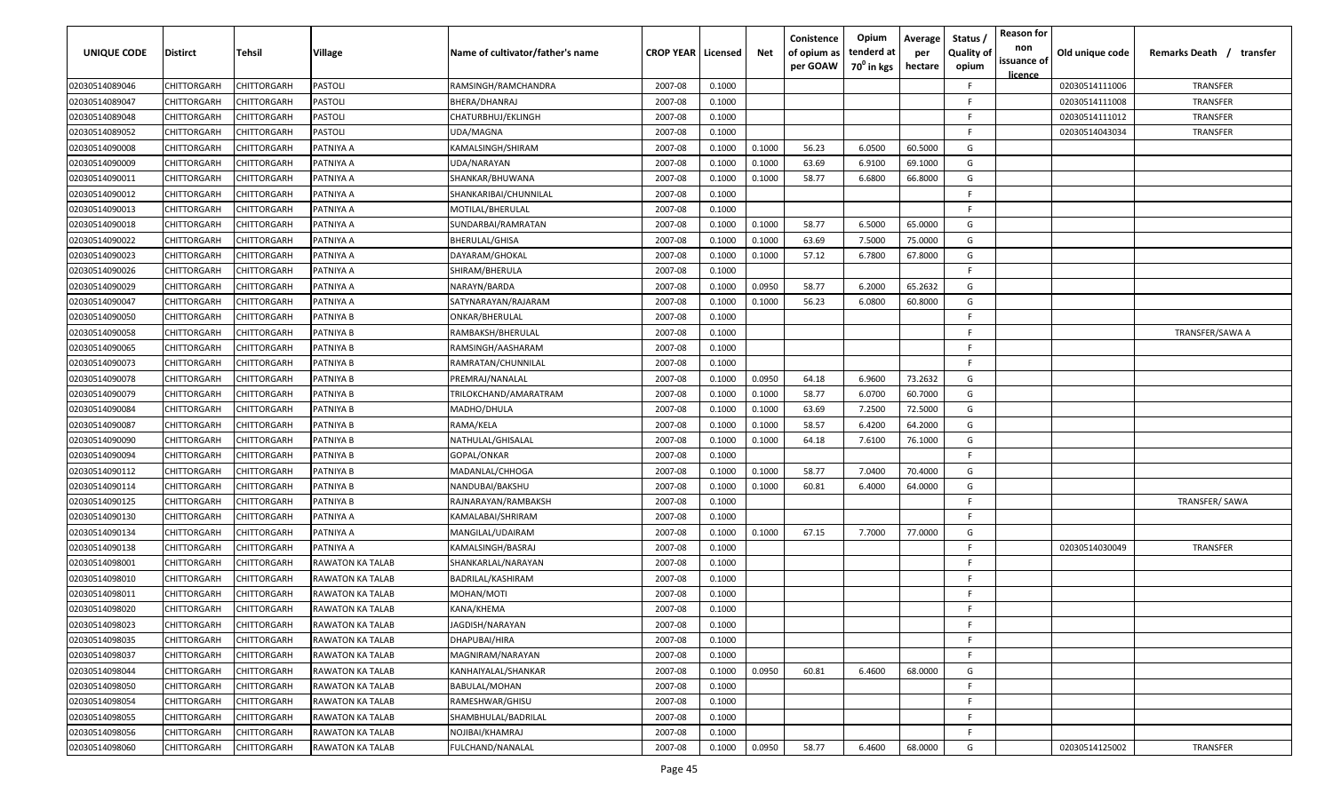| UNIQUE CODE | Distirct | Tehsil | Village | Name of cultivator/father's name | CROP YEAR | Licensed | Net | Conistence of opium as per GOAW | Opium tenderd at $70^0$ in kgs | Average per hectare | Status / Quality of opium | Reason for non issuance of licence | Old unique code | Remarks Death / transfer |
|---|---|---|---|---|---|---|---|---|---|---|---|---|---|---|
| 02030514089046 | CHITTORGARH | CHITTORGARH | PASTOLI | RAMSINGH/RAMCHANDRA | 2007-08 | 0.1000 | | | | | F | | 02030514111006 | TRANSFER |
| 02030514089047 | CHITTORGARH | CHITTORGARH | PASTOLI | BHERA/DHANRAJ | 2007-08 | 0.1000 | | | | | F | | 02030514111008 | TRANSFER |
| 02030514089048 | CHITTORGARH | CHITTORGARH | PASTOLI | CHATURBHUJ/EKLINGH | 2007-08 | 0.1000 | | | | | F | | 02030514111012 | TRANSFER |
| 02030514089052 | CHITTORGARH | CHITTORGARH | PASTOLI | UDA/MAGNA | 2007-08 | 0.1000 | | | | | F | | 02030514043034 | TRANSFER |
| 02030514090008 | CHITTORGARH | CHITTORGARH | PATNIYA A | KAMALSINGH/SHIRAM | 2007-08 | 0.1000 | 0.1000 | 56.23 | 6.0500 | 60.5000 | G | | | |
| 02030514090009 | CHITTORGARH | CHITTORGARH | PATNIYA A | UDA/NARAYAN | 2007-08 | 0.1000 | 0.1000 | 63.69 | 6.9100 | 69.1000 | G | | | |
| 02030514090011 | CHITTORGARH | CHITTORGARH | PATNIYA A | SHANKAR/BHUWANA | 2007-08 | 0.1000 | 0.1000 | 58.77 | 6.6800 | 66.8000 | G | | | |
| 02030514090012 | CHITTORGARH | CHITTORGARH | PATNIYA A | SHANKARIBAI/CHUNNILAL | 2007-08 | 0.1000 | | | | | F | | | |
| 02030514090013 | CHITTORGARH | CHITTORGARH | PATNIYA A | MOTILAL/BHERULAL | 2007-08 | 0.1000 | | | | | F | | | |
| 02030514090018 | CHITTORGARH | CHITTORGARH | PATNIYA A | SUNDARBAI/RAMRATAN | 2007-08 | 0.1000 | 0.1000 | 58.77 | 6.5000 | 65.0000 | G | | | |
| 02030514090022 | CHITTORGARH | CHITTORGARH | PATNIYA A | BHERULAL/GHISA | 2007-08 | 0.1000 | 0.1000 | 63.69 | 7.5000 | 75.0000 | G | | | |
| 02030514090023 | CHITTORGARH | CHITTORGARH | PATNIYA A | DAYARAM/GHOKAL | 2007-08 | 0.1000 | 0.1000 | 57.12 | 6.7800 | 67.8000 | G | | | |
| 02030514090026 | CHITTORGARH | CHITTORGARH | PATNIYA A | SHIRAM/BHERULA | 2007-08 | 0.1000 | | | | | F | | | |
| 02030514090029 | CHITTORGARH | CHITTORGARH | PATNIYA A | NARAYN/BARDA | 2007-08 | 0.1000 | 0.0950 | 58.77 | 6.2000 | 65.2632 | G | | | |
| 02030514090047 | CHITTORGARH | CHITTORGARH | PATNIYA A | SATYNARAYAN/RAJARAM | 2007-08 | 0.1000 | 0.1000 | 56.23 | 6.0800 | 60.8000 | G | | | |
| 02030514090050 | CHITTORGARH | CHITTORGARH | PATNIYA B | ONKAR/BHERULAL | 2007-08 | 0.1000 | | | | | F | | | |
| 02030514090058 | CHITTORGARH | CHITTORGARH | PATNIYA B | RAMBAKSH/BHERULAL | 2007-08 | 0.1000 | | | | | F | | | TRANSFER/SAWA A |
| 02030514090065 | CHITTORGARH | CHITTORGARH | PATNIYA B | RAMSINGH/AASHARAM | 2007-08 | 0.1000 | | | | | F | | | |
| 02030514090073 | CHITTORGARH | CHITTORGARH | PATNIYA B | RAMRATAN/CHUNNILAL | 2007-08 | 0.1000 | | | | | F | | | |
| 02030514090078 | CHITTORGARH | CHITTORGARH | PATNIYA B | PREMRAJ/NANALAL | 2007-08 | 0.1000 | 0.0950 | 64.18 | 6.9600 | 73.2632 | G | | | |
| 02030514090079 | CHITTORGARH | CHITTORGARH | PATNIYA B | TRILOKCHAND/AMARATRAM | 2007-08 | 0.1000 | 0.1000 | 58.77 | 6.0700 | 60.7000 | G | | | |
| 02030514090084 | CHITTORGARH | CHITTORGARH | PATNIYA B | MADHO/DHULA | 2007-08 | 0.1000 | 0.1000 | 63.69 | 7.2500 | 72.5000 | G | | | |
| 02030514090087 | CHITTORGARH | CHITTORGARH | PATNIYA B | RAMA/KELA | 2007-08 | 0.1000 | 0.1000 | 58.57 | 6.4200 | 64.2000 | G | | | |
| 02030514090090 | CHITTORGARH | CHITTORGARH | PATNIYA B | NATHULAL/GHISALAL | 2007-08 | 0.1000 | 0.1000 | 64.18 | 7.6100 | 76.1000 | G | | | |
| 02030514090094 | CHITTORGARH | CHITTORGARH | PATNIYA B | GOPAL/ONKAR | 2007-08 | 0.1000 | | | | | F | | | |
| 02030514090112 | CHITTORGARH | CHITTORGARH | PATNIYA B | MADANLAL/CHHOGA | 2007-08 | 0.1000 | 0.1000 | 58.77 | 7.0400 | 70.4000 | G | | | |
| 02030514090114 | CHITTORGARH | CHITTORGARH | PATNIYA B | NANDUBAI/BAKSHU | 2007-08 | 0.1000 | 0.1000 | 60.81 | 6.4000 | 64.0000 | G | | | |
| 02030514090125 | CHITTORGARH | CHITTORGARH | PATNIYA B | RAJNARAYAN/RAMBAKSH | 2007-08 | 0.1000 | | | | | F | | | TRANSFER/ SAWA |
| 02030514090130 | CHITTORGARH | CHITTORGARH | PATNIYA A | KAMALABAI/SHRIRAM | 2007-08 | 0.1000 | | | | | F | | | |
| 02030514090134 | CHITTORGARH | CHITTORGARH | PATNIYA A | MANGILAL/UDAIRAM | 2007-08 | 0.1000 | 0.1000 | 67.15 | 7.7000 | 77.0000 | G | | | |
| 02030514090138 | CHITTORGARH | CHITTORGARH | PATNIYA A | KAMALSINGH/BASRAJ | 2007-08 | 0.1000 | | | | | F | | 02030514030049 | TRANSFER |
| 02030514098001 | CHITTORGARH | CHITTORGARH | RAWATON KA TALAB | SHANKARLAL/NARAYAN | 2007-08 | 0.1000 | | | | | F | | | |
| 02030514098010 | CHITTORGARH | CHITTORGARH | RAWATON KA TALAB | BADRILAL/KASHIRAM | 2007-08 | 0.1000 | | | | | F | | | |
| 02030514098011 | CHITTORGARH | CHITTORGARH | RAWATON KA TALAB | MOHAN/MOTI | 2007-08 | 0.1000 | | | | | F | | | |
| 02030514098020 | CHITTORGARH | CHITTORGARH | RAWATON KA TALAB | KANA/KHEMA | 2007-08 | 0.1000 | | | | | F | | | |
| 02030514098023 | CHITTORGARH | CHITTORGARH | RAWATON KA TALAB | JAGDISH/NARAYAN | 2007-08 | 0.1000 | | | | | F | | | |
| 02030514098035 | CHITTORGARH | CHITTORGARH | RAWATON KA TALAB | DHAPUBAI/HIRA | 2007-08 | 0.1000 | | | | | F | | | |
| 02030514098037 | CHITTORGARH | CHITTORGARH | RAWATON KA TALAB | MAGNIRAM/NARAYAN | 2007-08 | 0.1000 | | | | | F | | | |
| 02030514098044 | CHITTORGARH | CHITTORGARH | RAWATON KA TALAB | KANHAIYALAL/SHANKAR | 2007-08 | 0.1000 | 0.0950 | 60.81 | 6.4600 | 68.0000 | G | | | |
| 02030514098050 | CHITTORGARH | CHITTORGARH | RAWATON KA TALAB | BABULAL/MOHAN | 2007-08 | 0.1000 | | | | | F | | | |
| 02030514098054 | CHITTORGARH | CHITTORGARH | RAWATON KA TALAB | RAMESHWAR/GHISU | 2007-08 | 0.1000 | | | | | F | | | |
| 02030514098055 | CHITTORGARH | CHITTORGARH | RAWATON KA TALAB | SHAMBHULAL/BADRILAL | 2007-08 | 0.1000 | | | | | F | | | |
| 02030514098056 | CHITTORGARH | CHITTORGARH | RAWATON KA TALAB | NOJIBAI/KHAMRAJ | 2007-08 | 0.1000 | | | | | F | | | |
| 02030514098060 | CHITTORGARH | CHITTORGARH | RAWATON KA TALAB | FULCHAND/NANALAL | 2007-08 | 0.1000 | 0.0950 | 58.77 | 6.4600 | 68.0000 | G | | 02030514125002 | TRANSFER |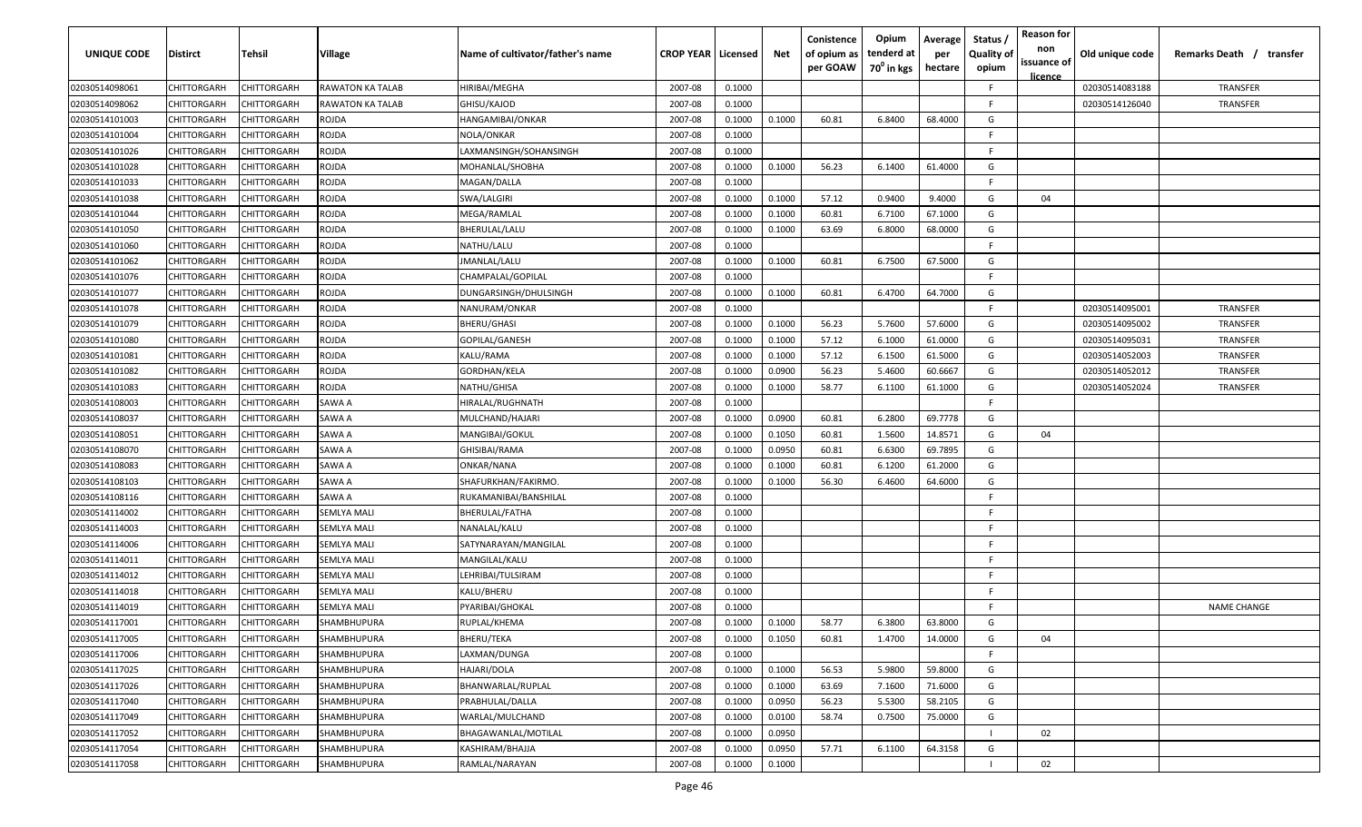| UNIQUE CODE | Distirct | Tehsil | Village | Name of cultivator/father's name | CROP YEAR | Licensed | Net | Conistence of opium as per GOAW | Opium tenderd at 70⁰ in kgs | Average per hectare | Status / Quality of opium | Reason for non issuance of licence | Old unique code | Remarks Death / transfer |
|---|---|---|---|---|---|---|---|---|---|---|---|---|---|---|
| 02030514098061 | CHITTORGARH | CHITTORGARH | RAWATON KA TALAB | HIRIBAI/MEGHA | 2007-08 | 0.1000 | | | | | F | | 02030514083188 | TRANSFER |
| 02030514098062 | CHITTORGARH | CHITTORGARH | RAWATON KA TALAB | GHISU/KAJOD | 2007-08 | 0.1000 | | | | | F | | 02030514126040 | TRANSFER |
| 02030514101003 | CHITTORGARH | CHITTORGARH | ROJDA | HANGAMIBAI/ONKAR | 2007-08 | 0.1000 | 0.1000 | 60.81 | 6.8400 | 68.4000 | G | | | |
| 02030514101004 | CHITTORGARH | CHITTORGARH | ROJDA | NOLA/ONKAR | 2007-08 | 0.1000 | | | | | F | | | |
| 02030514101026 | CHITTORGARH | CHITTORGARH | ROJDA | LAXMANSINGH/SOHANSINGH | 2007-08 | 0.1000 | | | | | F | | | |
| 02030514101028 | CHITTORGARH | CHITTORGARH | ROJDA | MOHANLAL/SHOBHA | 2007-08 | 0.1000 | 0.1000 | 56.23 | 6.1400 | 61.4000 | G | | | |
| 02030514101033 | CHITTORGARH | CHITTORGARH | ROJDA | MAGAN/DALLA | 2007-08 | 0.1000 | | | | | F | | | |
| 02030514101038 | CHITTORGARH | CHITTORGARH | ROJDA | SWA/LALGIRI | 2007-08 | 0.1000 | 0.1000 | 57.12 | 0.9400 | 9.4000 | G | 04 | | |
| 02030514101044 | CHITTORGARH | CHITTORGARH | ROJDA | MEGA/RAMLAL | 2007-08 | 0.1000 | 0.1000 | 60.81 | 6.7100 | 67.1000 | G | | | |
| 02030514101050 | CHITTORGARH | CHITTORGARH | ROJDA | BHERULAL/LALU | 2007-08 | 0.1000 | 0.1000 | 63.69 | 6.8000 | 68.0000 | G | | | |
| 02030514101060 | CHITTORGARH | CHITTORGARH | ROJDA | NATHU/LALU | 2007-08 | 0.1000 | | | | | F | | | |
| 02030514101062 | CHITTORGARH | CHITTORGARH | ROJDA | JMANLAL/LALU | 2007-08 | 0.1000 | 0.1000 | 60.81 | 6.7500 | 67.5000 | G | | | |
| 02030514101076 | CHITTORGARH | CHITTORGARH | ROJDA | CHAMPALAL/GOPILAL | 2007-08 | 0.1000 | | | | | F | | | |
| 02030514101077 | CHITTORGARH | CHITTORGARH | ROJDA | DUNGARSINGH/DHULSINGH | 2007-08 | 0.1000 | 0.1000 | 60.81 | 6.4700 | 64.7000 | G | | | |
| 02030514101078 | CHITTORGARH | CHITTORGARH | ROJDA | NANURAM/ONKAR | 2007-08 | 0.1000 | | | | | F | | 02030514095001 | TRANSFER |
| 02030514101079 | CHITTORGARH | CHITTORGARH | ROJDA | BHERU/GHASI | 2007-08 | 0.1000 | 0.1000 | 56.23 | 5.7600 | 57.6000 | G | | 02030514095002 | TRANSFER |
| 02030514101080 | CHITTORGARH | CHITTORGARH | ROJDA | GOPILAL/GANESH | 2007-08 | 0.1000 | 0.1000 | 57.12 | 6.1000 | 61.0000 | G | | 02030514095031 | TRANSFER |
| 02030514101081 | CHITTORGARH | CHITTORGARH | ROJDA | KALU/RAMA | 2007-08 | 0.1000 | 0.1000 | 57.12 | 6.1500 | 61.5000 | G | | 02030514052003 | TRANSFER |
| 02030514101082 | CHITTORGARH | CHITTORGARH | ROJDA | GORDHAN/KELA | 2007-08 | 0.1000 | 0.0900 | 56.23 | 5.4600 | 60.6667 | G | | 02030514052012 | TRANSFER |
| 02030514101083 | CHITTORGARH | CHITTORGARH | ROJDA | NATHU/GHISA | 2007-08 | 0.1000 | 0.1000 | 58.77 | 6.1100 | 61.1000 | G | | 02030514052024 | TRANSFER |
| 02030514108003 | CHITTORGARH | CHITTORGARH | SAWA A | HIRALAL/RUGHNATH | 2007-08 | 0.1000 | | | | | F | | | |
| 02030514108037 | CHITTORGARH | CHITTORGARH | SAWA A | MULCHAND/HAJARI | 2007-08 | 0.1000 | 0.0900 | 60.81 | 6.2800 | 69.7778 | G | | | |
| 02030514108051 | CHITTORGARH | CHITTORGARH | SAWA A | MANGIBAI/GOKUL | 2007-08 | 0.1000 | 0.1050 | 60.81 | 1.5600 | 14.8571 | G | 04 | | |
| 02030514108070 | CHITTORGARH | CHITTORGARH | SAWA A | GHISIBAI/RAMA | 2007-08 | 0.1000 | 0.0950 | 60.81 | 6.6300 | 69.7895 | G | | | |
| 02030514108083 | CHITTORGARH | CHITTORGARH | SAWA A | ONKAR/NANA | 2007-08 | 0.1000 | 0.1000 | 60.81 | 6.1200 | 61.2000 | G | | | |
| 02030514108103 | CHITTORGARH | CHITTORGARH | SAWA A | SHAFURKHAN/FAKIRMO. | 2007-08 | 0.1000 | 0.1000 | 56.30 | 6.4600 | 64.6000 | G | | | |
| 02030514108116 | CHITTORGARH | CHITTORGARH | SAWA A | RUKAMANIBAI/BANSHILAL | 2007-08 | 0.1000 | | | | | F | | | |
| 02030514114002 | CHITTORGARH | CHITTORGARH | SEMLYA MALI | BHERULAL/FATHA | 2007-08 | 0.1000 | | | | | F | | | |
| 02030514114003 | CHITTORGARH | CHITTORGARH | SEMLYA MALI | NANALAL/KALU | 2007-08 | 0.1000 | | | | | F | | | |
| 02030514114006 | CHITTORGARH | CHITTORGARH | SEMLYA MALI | SATYNARAYAN/MANGILAL | 2007-08 | 0.1000 | | | | | F | | | |
| 02030514114011 | CHITTORGARH | CHITTORGARH | SEMLYA MALI | MANGILAL/KALU | 2007-08 | 0.1000 | | | | | F | | | |
| 02030514114012 | CHITTORGARH | CHITTORGARH | SEMLYA MALI | LEHRIBAI/TULSIRAM | 2007-08 | 0.1000 | | | | | F | | | |
| 02030514114018 | CHITTORGARH | CHITTORGARH | SEMLYA MALI | KALU/BHERU | 2007-08 | 0.1000 | | | | | F | | | |
| 02030514114019 | CHITTORGARH | CHITTORGARH | SEMLYA MALI | PYARIBAI/GHOKAL | 2007-08 | 0.1000 | | | | | F | | | NAME CHANGE |
| 02030514117001 | CHITTORGARH | CHITTORGARH | SHAMBHUPURA | RUPLAL/KHEMA | 2007-08 | 0.1000 | 0.1000 | 58.77 | 6.3800 | 63.8000 | G | | | |
| 02030514117005 | CHITTORGARH | CHITTORGARH | SHAMBHUPURA | BHERU/TEKA | 2007-08 | 0.1000 | 0.1050 | 60.81 | 1.4700 | 14.0000 | G | 04 | | |
| 02030514117006 | CHITTORGARH | CHITTORGARH | SHAMBHUPURA | LAXMAN/DUNGA | 2007-08 | 0.1000 | | | | | F | | | |
| 02030514117025 | CHITTORGARH | CHITTORGARH | SHAMBHUPURA | HAJARI/DOLA | 2007-08 | 0.1000 | 0.1000 | 56.53 | 5.9800 | 59.8000 | G | | | |
| 02030514117026 | CHITTORGARH | CHITTORGARH | SHAMBHUPURA | BHANWARLAL/RUPLAL | 2007-08 | 0.1000 | 0.1000 | 63.69 | 7.1600 | 71.6000 | G | | | |
| 02030514117040 | CHITTORGARH | CHITTORGARH | SHAMBHUPURA | PRABHULAL/DALLA | 2007-08 | 0.1000 | 0.0950 | 56.23 | 5.5300 | 58.2105 | G | | | |
| 02030514117049 | CHITTORGARH | CHITTORGARH | SHAMBHUPURA | WARLAL/MULCHAND | 2007-08 | 0.1000 | 0.0100 | 58.74 | 0.7500 | 75.0000 | G | | | |
| 02030514117052 | CHITTORGARH | CHITTORGARH | SHAMBHUPURA | BHAGAWANLAL/MOTILAL | 2007-08 | 0.1000 | 0.0950 | | | | I | 02 | | |
| 02030514117054 | CHITTORGARH | CHITTORGARH | SHAMBHUPURA | KASHIRAM/BHAJJA | 2007-08 | 0.1000 | 0.0950 | 57.71 | 6.1100 | 64.3158 | G | | | |
| 02030514117058 | CHITTORGARH | CHITTORGARH | SHAMBHUPURA | RAMLAL/NARAYAN | 2007-08 | 0.1000 | 0.1000 | | | | I | 02 | | |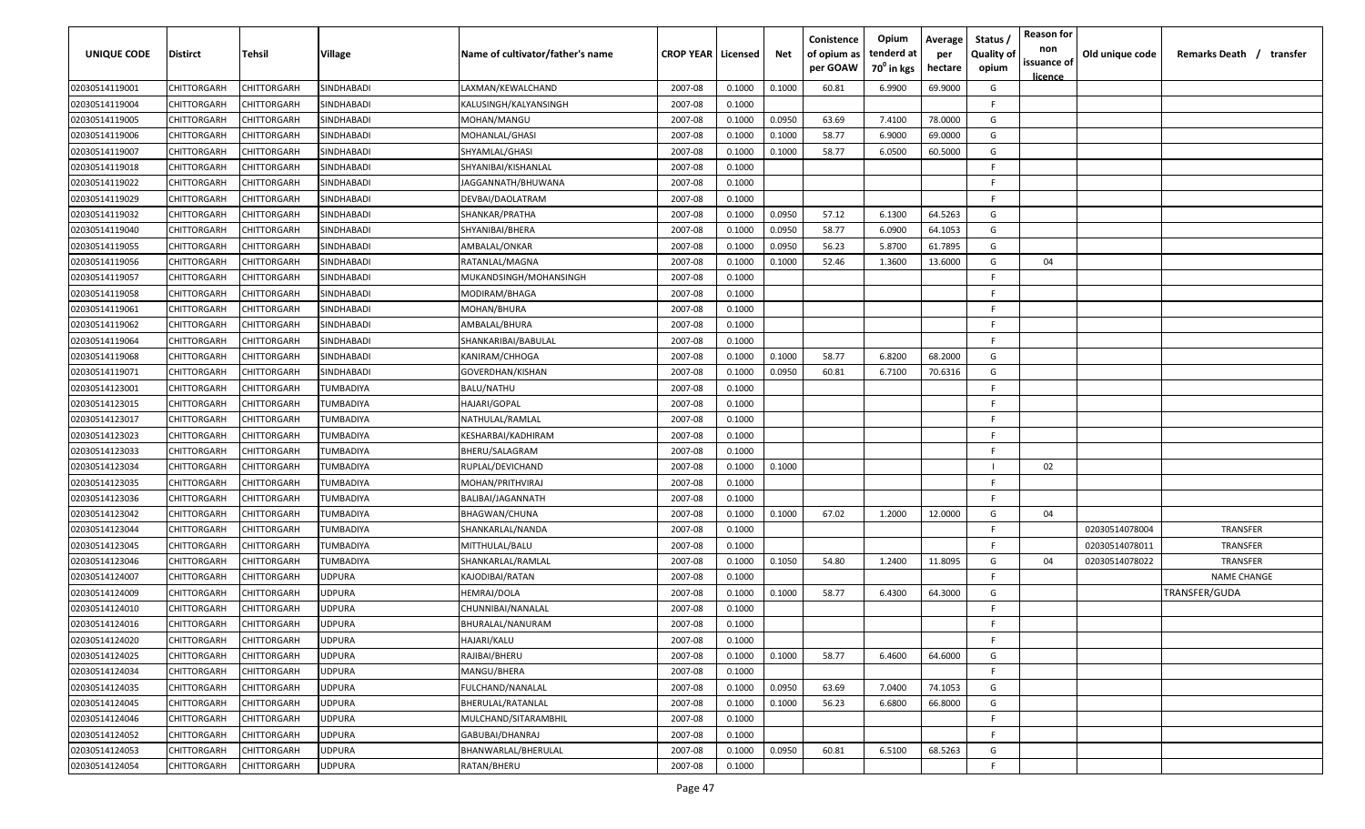| UNIQUE CODE | Distirct | Tehsil | Village | Name of cultivator/father's name | CROP YEAR | Licensed | Net | Conistence of opium as per GOAW | Opium tenderd at $70^0$ in kgs | Average per hectare | Status / Quality of opium | Reason for non issuance of licence | Old unique code | Remarks Death / transfer |
|---|---|---|---|---|---|---|---|---|---|---|---|---|---|---|
| 02030514119001 | CHITTORGARH | CHITTORGARH | SINDHABADI | LAXMAN/KEWALCHAND | 2007-08 | 0.1000 | 0.1000 | 60.81 | 6.9900 | 69.9000 | G | | | |
| 02030514119004 | CHITTORGARH | CHITTORGARH | SINDHABADI | KALUSINGH/KALYANSINGH | 2007-08 | 0.1000 | | | | | F | | | |
| 02030514119005 | CHITTORGARH | CHITTORGARH | SINDHABADI | MOHAN/MANGU | 2007-08 | 0.1000 | 0.0950 | 63.69 | 7.4100 | 78.0000 | G | | | |
| 02030514119006 | CHITTORGARH | CHITTORGARH | SINDHABADI | MOHANLAL/GHASI | 2007-08 | 0.1000 | 0.1000 | 58.77 | 6.9000 | 69.0000 | G | | | |
| 02030514119007 | CHITTORGARH | CHITTORGARH | SINDHABADI | SHYAMLAL/GHASI | 2007-08 | 0.1000 | 0.1000 | 58.77 | 6.0500 | 60.5000 | G | | | |
| 02030514119018 | CHITTORGARH | CHITTORGARH | SINDHABADI | SHYANIBAI/KISHANLAL | 2007-08 | 0.1000 | | | | | F | | | |
| 02030514119022 | CHITTORGARH | CHITTORGARH | SINDHABADI | JAGGANNATH/BHUWANA | 2007-08 | 0.1000 | | | | | F | | | |
| 02030514119029 | CHITTORGARH | CHITTORGARH | SINDHABADI | DEVBAI/DAOLATRAM | 2007-08 | 0.1000 | | | | | F | | | |
| 02030514119032 | CHITTORGARH | CHITTORGARH | SINDHABADI | SHANKAR/PRATHA | 2007-08 | 0.1000 | 0.0950 | 57.12 | 6.1300 | 64.5263 | G | | | |
| 02030514119040 | CHITTORGARH | CHITTORGARH | SINDHABADI | SHYANIBAI/BHERA | 2007-08 | 0.1000 | 0.0950 | 58.77 | 6.0900 | 64.1053 | G | | | |
| 02030514119055 | CHITTORGARH | CHITTORGARH | SINDHABADI | AMBALAL/ONKAR | 2007-08 | 0.1000 | 0.0950 | 56.23 | 5.8700 | 61.7895 | G | | | |
| 02030514119056 | CHITTORGARH | CHITTORGARH | SINDHABADI | RATANLAL/MAGNA | 2007-08 | 0.1000 | 0.1000 | 52.46 | 1.3600 | 13.6000 | G | 04 | | |
| 02030514119057 | CHITTORGARH | CHITTORGARH | SINDHABADI | MUKANDSINGH/MOHANSINGH | 2007-08 | 0.1000 | | | | | F | | | |
| 02030514119058 | CHITTORGARH | CHITTORGARH | SINDHABADI | MODIRAM/BHAGA | 2007-08 | 0.1000 | | | | | F | | | |
| 02030514119061 | CHITTORGARH | CHITTORGARH | SINDHABADI | MOHAN/BHURA | 2007-08 | 0.1000 | | | | | F | | | |
| 02030514119062 | CHITTORGARH | CHITTORGARH | SINDHABADI | AMBALAL/BHURA | 2007-08 | 0.1000 | | | | | F | | | |
| 02030514119064 | CHITTORGARH | CHITTORGARH | SINDHABADI | SHANKARIBAI/BABULAL | 2007-08 | 0.1000 | | | | | F | | | |
| 02030514119068 | CHITTORGARH | CHITTORGARH | SINDHABADI | KANIRAM/CHHOGA | 2007-08 | 0.1000 | 0.1000 | 58.77 | 6.8200 | 68.2000 | G | | | |
| 02030514119071 | CHITTORGARH | CHITTORGARH | SINDHABADI | GOVERDHAN/KISHAN | 2007-08 | 0.1000 | 0.0950 | 60.81 | 6.7100 | 70.6316 | G | | | |
| 02030514123001 | CHITTORGARH | CHITTORGARH | TUMBADIYA | BALU/NATHU | 2007-08 | 0.1000 | | | | | F | | | |
| 02030514123015 | CHITTORGARH | CHITTORGARH | TUMBADIYA | HAJARI/GOPAL | 2007-08 | 0.1000 | | | | | F | | | |
| 02030514123017 | CHITTORGARH | CHITTORGARH | TUMBADIYA | NATHULAL/RAMLAL | 2007-08 | 0.1000 | | | | | F | | | |
| 02030514123023 | CHITTORGARH | CHITTORGARH | TUMBADIYA | KESHARBAI/KADHIRAM | 2007-08 | 0.1000 | | | | | F | | | |
| 02030514123033 | CHITTORGARH | CHITTORGARH | TUMBADIYA | BHERU/SALAGRAM | 2007-08 | 0.1000 | | | | | F | | | |
| 02030514123034 | CHITTORGARH | CHITTORGARH | TUMBADIYA | RUPLAL/DEVICHAND | 2007-08 | 0.1000 | 0.1000 | | | | I | 02 | | |
| 02030514123035 | CHITTORGARH | CHITTORGARH | TUMBADIYA | MOHAN/PRITHVIRAJ | 2007-08 | 0.1000 | | | | | F | | | |
| 02030514123036 | CHITTORGARH | CHITTORGARH | TUMBADIYA | BALIBAI/JAGANNATH | 2007-08 | 0.1000 | | | | | F | | | |
| 02030514123042 | CHITTORGARH | CHITTORGARH | TUMBADIYA | BHAGWAN/CHUNA | 2007-08 | 0.1000 | 0.1000 | 67.02 | 1.2000 | 12.0000 | G | 04 | | |
| 02030514123044 | CHITTORGARH | CHITTORGARH | TUMBADIYA | SHANKARLAL/NANDA | 2007-08 | 0.1000 | | | | | F | | 02030514078004 | TRANSFER |
| 02030514123045 | CHITTORGARH | CHITTORGARH | TUMBADIYA | MITTHULAL/BALU | 2007-08 | 0.1000 | | | | | F | | 02030514078011 | TRANSFER |
| 02030514123046 | CHITTORGARH | CHITTORGARH | TUMBADIYA | SHANKARLAL/RAMLAL | 2007-08 | 0.1000 | 0.1050 | 54.80 | 1.2400 | 11.8095 | G | 04 | 02030514078022 | TRANSFER |
| 02030514124007 | CHITTORGARH | CHITTORGARH | UDPURA | KAJODIBAI/RATAN | 2007-08 | 0.1000 | | | | | F | | | NAME CHANGE |
| 02030514124009 | CHITTORGARH | CHITTORGARH | UDPURA | HEMRAJ/DOLA | 2007-08 | 0.1000 | 0.1000 | 58.77 | 6.4300 | 64.3000 | G | | | TRANSFER/GUDA |
| 02030514124010 | CHITTORGARH | CHITTORGARH | UDPURA | CHUNNIBAI/NANALAL | 2007-08 | 0.1000 | | | | | F | | | |
| 02030514124016 | CHITTORGARH | CHITTORGARH | UDPURA | BHURALAL/NANURAM | 2007-08 | 0.1000 | | | | | F | | | |
| 02030514124020 | CHITTORGARH | CHITTORGARH | UDPURA | HAJARI/KALU | 2007-08 | 0.1000 | | | | | F | | | |
| 02030514124025 | CHITTORGARH | CHITTORGARH | UDPURA | RAJIBAI/BHERU | 2007-08 | 0.1000 | 0.1000 | 58.77 | 6.4600 | 64.6000 | G | | | |
| 02030514124034 | CHITTORGARH | CHITTORGARH | UDPURA | MANGU/BHERA | 2007-08 | 0.1000 | | | | | F | | | |
| 02030514124035 | CHITTORGARH | CHITTORGARH | UDPURA | FULCHAND/NANALAL | 2007-08 | 0.1000 | 0.0950 | 63.69 | 7.0400 | 74.1053 | G | | | |
| 02030514124045 | CHITTORGARH | CHITTORGARH | UDPURA | BHERULAL/RATANLAL | 2007-08 | 0.1000 | 0.1000 | 56.23 | 6.6800 | 66.8000 | G | | | |
| 02030514124046 | CHITTORGARH | CHITTORGARH | UDPURA | MULCHAND/SITARAMBHIL | 2007-08 | 0.1000 | | | | | F | | | |
| 02030514124052 | CHITTORGARH | CHITTORGARH | UDPURA | GABUBAI/DHANRAJ | 2007-08 | 0.1000 | | | | | F | | | |
| 02030514124053 | CHITTORGARH | CHITTORGARH | UDPURA | BHANWARLAL/BHERULAL | 2007-08 | 0.1000 | 0.0950 | 60.81 | 6.5100 | 68.5263 | G | | | |
| 02030514124054 | CHITTORGARH | CHITTORGARH | UDPURA | RATAN/BHERU | 2007-08 | 0.1000 | | | | | F | | | |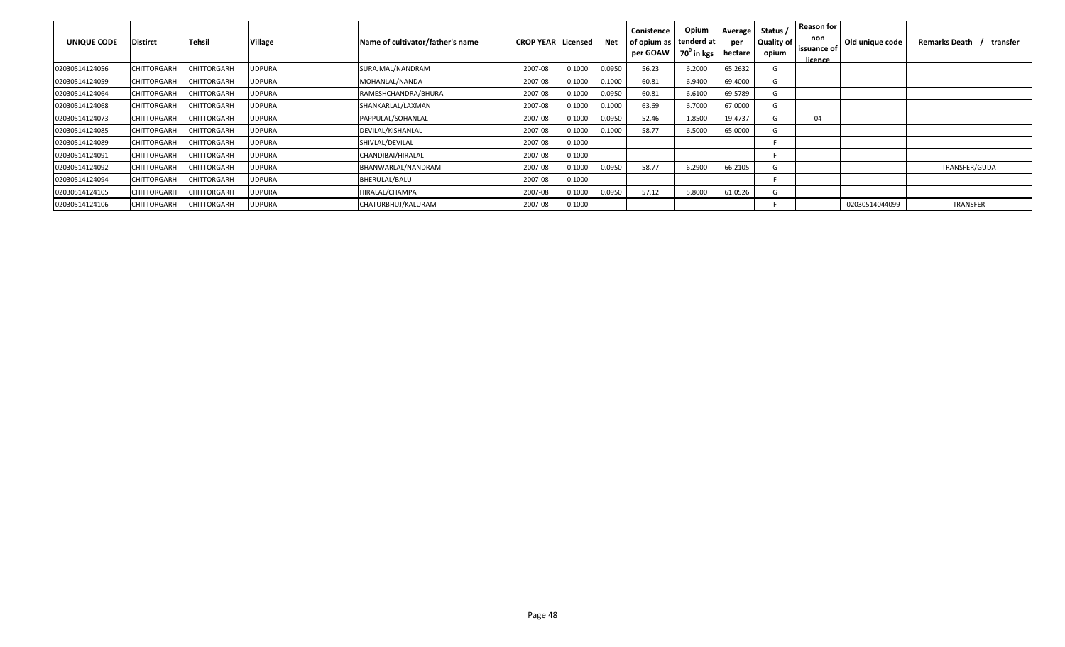| UNIQUE CODE | Distirct | Tehsil | Village | Name of cultivator/father's name | CROP YEAR | Licensed | Net | Conistence of opium as per GOAW | Opium tenderd at $70^0$ in kgs | Average per hectare | Status / Quality of opium | Reason for non issuance of licence | Old unique code | Remarks Death / transfer |
|---|---|---|---|---|---|---|---|---|---|---|---|---|---|---|
| 02030514124056 | CHITTORGARH | CHITTORGARH | UDPURA | SURAJMAL/NANDRAM | 2007-08 | 0.1000 | 0.0950 | 56.23 | 6.2000 | 65.2632 | G | | | |
| 02030514124059 | CHITTORGARH | CHITTORGARH | UDPURA | MOHANLAL/NANDA | 2007-08 | 0.1000 | 0.1000 | 60.81 | 6.9400 | 69.4000 | G | | | |
| 02030514124064 | CHITTORGARH | CHITTORGARH | UDPURA | RAMESHCHANDRA/BHURA | 2007-08 | 0.1000 | 0.0950 | 60.81 | 6.6100 | 69.5789 | G | | | |
| 02030514124068 | CHITTORGARH | CHITTORGARH | UDPURA | SHANKARLAL/LAXMAN | 2007-08 | 0.1000 | 0.1000 | 63.69 | 6.7000 | 67.0000 | G | | | |
| 02030514124073 | CHITTORGARH | CHITTORGARH | UDPURA | PAPPULAL/SOHANLAL | 2007-08 | 0.1000 | 0.0950 | 52.46 | 1.8500 | 19.4737 | G | 04 | | |
| 02030514124085 | CHITTORGARH | CHITTORGARH | UDPURA | DEVILAL/KISHANLAL | 2007-08 | 0.1000 | 0.1000 | 58.77 | 6.5000 | 65.0000 | G | | | |
| 02030514124089 | CHITTORGARH | CHITTORGARH | UDPURA | SHIVLAL/DEVILAL | 2007-08 | 0.1000 | | | | | F | | | |
| 02030514124091 | CHITTORGARH | CHITTORGARH | UDPURA | CHANDIBAI/HIRALAL | 2007-08 | 0.1000 | | | | | F | | | |
| 02030514124092 | CHITTORGARH | CHITTORGARH | UDPURA | BHANWARLAL/NANDRAM | 2007-08 | 0.1000 | 0.0950 | 58.77 | 6.2900 | 66.2105 | G | | | TRANSFER/GUDA |
| 02030514124094 | CHITTORGARH | CHITTORGARH | UDPURA | BHERULAL/BALU | 2007-08 | 0.1000 | | | | | F | | | |
| 02030514124105 | CHITTORGARH | CHITTORGARH | UDPURA | HIRALAL/CHAMPA | 2007-08 | 0.1000 | 0.0950 | 57.12 | 5.8000 | 61.0526 | G | | | |
| 02030514124106 | CHITTORGARH | CHITTORGARH | UDPURA | CHATURBHUJ/KALURAM | 2007-08 | 0.1000 | | | | | F | | 02030514044099 | TRANSFER |